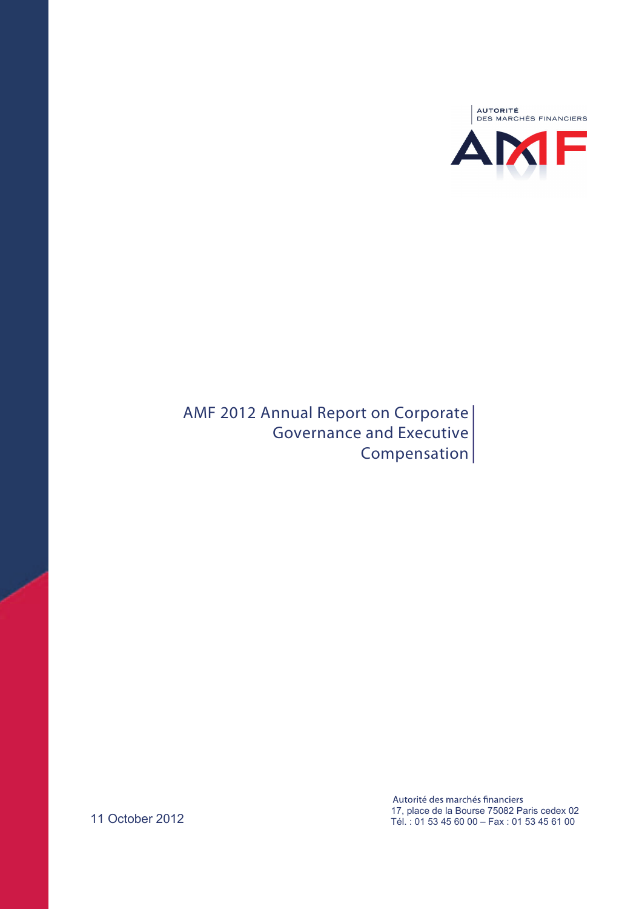AUTORITÉ DES MARCHÉS FINANCIERS

AMF

# AMF 2012 Annual Report on Corporate Governance and Executive Compensation

11 October 2012

Autorité des marchés financiers
17, place de la Bourse 75082 Paris cedex 02
Tél. : 01 53 45 60 00 – Fax : 01 53 45 61 00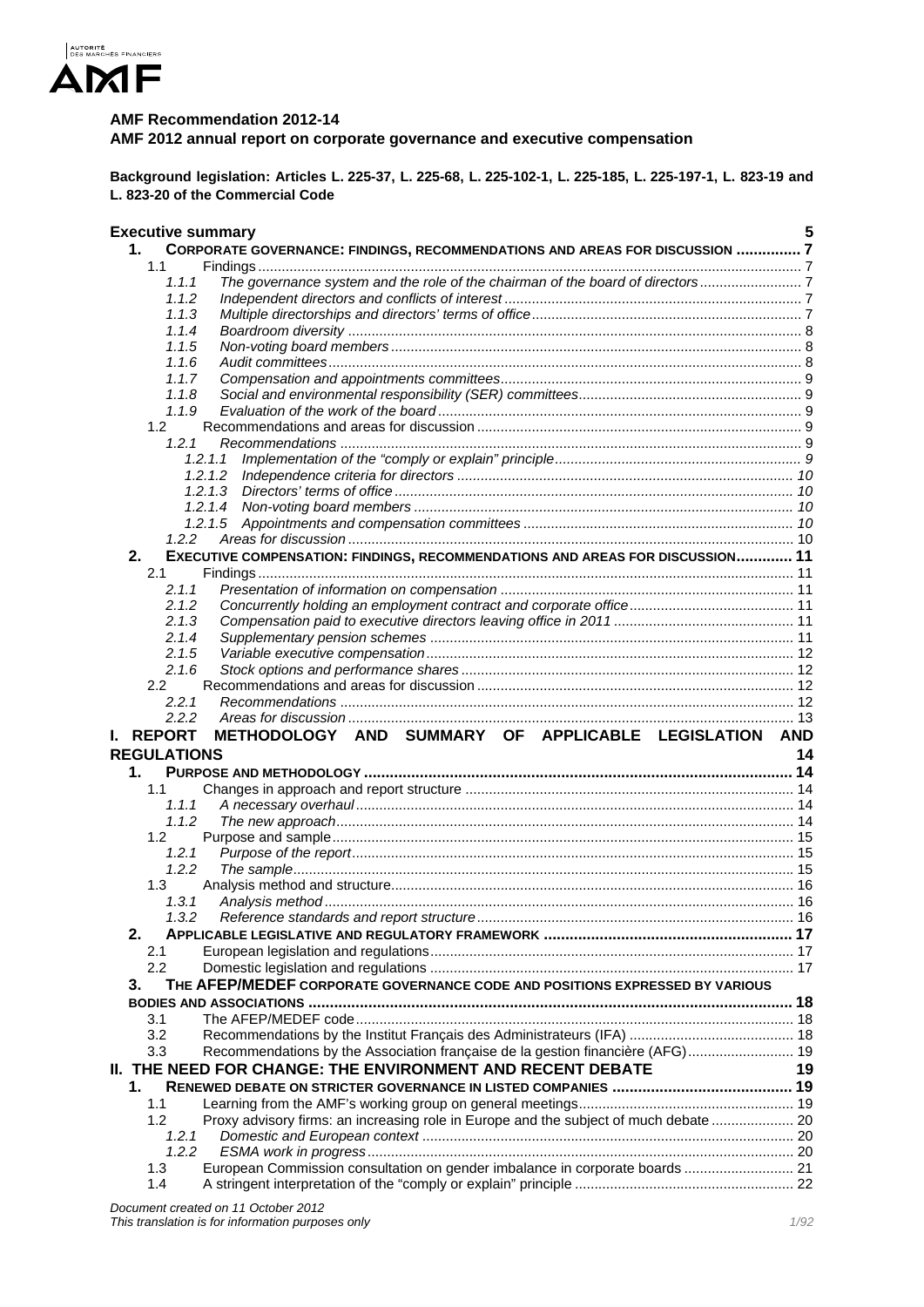**AMF Recommendation 2012-14**

**AMF 2012 annual report on corporate governance and executive compensation**

**Background legislation: Articles L. 225-37, L. 225-68, L. 225-102-1, L. 225-185, L. 225-197-1, L. 823-19 and L. 823-20 of the Commercial Code**

**Executive summary** 5

1. CORPORATE GOVERNANCE: FINDINGS, RECOMMENDATIONS AND AREAS FOR DISCUSSION ............... 7
   - 1.1 Findings ........ 7
     - *1.1.1 The governance system and the role of the chairman of the board of directors* ........ 7
     - *1.1.2 Independent directors and conflicts of interest* ........ 7
     - *1.1.3 Multiple directorships and directors' terms of office* ........ 7
     - *1.1.4 Boardroom diversity* ........ 8
     - *1.1.5 Non-voting board members* ........ 8
     - *1.1.6 Audit committees* ........ 8
     - *1.1.7 Compensation and appointments committees* ........ 9
     - *1.1.8 Social and environmental responsibility (SER) committees* ........ 9
     - *1.1.9 Evaluation of the work of the board* ........ 9
   - 1.2 Recommendations and areas for discussion ........ 9
     - *1.2.1 Recommendations* ........ 9
       - *1.2.1.1 Implementation of the "comply or explain" principle* ........ 9
       - *1.2.1.2 Independence criteria for directors* ........ 10
       - *1.2.1.3 Directors' terms of office* ........ 10
       - *1.2.1.4 Non-voting board members* ........ 10
       - *1.2.1.5 Appointments and compensation committees* ........ 10
     - *1.2.2 Areas for discussion* ........ 10
2. EXECUTIVE COMPENSATION: FINDINGS, RECOMMENDATIONS AND AREAS FOR DISCUSSION............. 11
   - 2.1 Findings ........ 11
     - *2.1.1 Presentation of information on compensation* ........ 11
     - *2.1.2 Concurrently holding an employment contract and corporate office* ........ 11
     - *2.1.3 Compensation paid to executive directors leaving office in 2011* ........ 11
     - *2.1.4 Supplementary pension schemes* ........ 11
     - *2.1.5 Variable executive compensation* ........ 12
     - *2.1.6 Stock options and performance shares* ........ 12
   - 2.2 Recommendations and areas for discussion ........ 12
     - *2.2.1 Recommendations* ........ 12
     - *2.2.2 Areas for discussion* ........ 13

**I. REPORT METHODOLOGY AND SUMMARY OF APPLICABLE LEGISLATION AND REGULATIONS** 14

1. PURPOSE AND METHODOLOGY ........ 14
   - 1.1 Changes in approach and report structure ........ 14
     - *1.1.1 A necessary overhaul* ........ 14
     - *1.1.2 The new approach* ........ 14
   - 1.2 Purpose and sample ........ 15
     - *1.2.1 Purpose of the report* ........ 15
     - *1.2.2 The sample* ........ 15
   - 1.3 Analysis method and structure ........ 16
     - *1.3.1 Analysis method* ........ 16
     - *1.3.2 Reference standards and report structure* ........ 16
2. APPLICABLE LEGISLATIVE AND REGULATORY FRAMEWORK ........ 17
   - 2.1 European legislation and regulations ........ 17
   - 2.2 Domestic legislation and regulations ........ 17
3. THE AFEP/MEDEF CORPORATE GOVERNANCE CODE AND POSITIONS EXPRESSED BY VARIOUS BODIES AND ASSOCIATIONS ........ 18
   - 3.1 The AFEP/MEDEF code ........ 18
   - 3.2 Recommendations by the Institut Français des Administrateurs (IFA) ........ 18
   - 3.3 Recommendations by the Association française de la gestion financière (AFG) ........ 19

**II. THE NEED FOR CHANGE: THE ENVIRONMENT AND RECENT DEBATE** 19

1. RENEWED DEBATE ON STRICTER GOVERNANCE IN LISTED COMPANIES ........ 19
   - 1.1 Learning from the AMF's working group on general meetings ........ 19
   - 1.2 Proxy advisory firms: an increasing role in Europe and the subject of much debate ........ 20
     - *1.2.1 Domestic and European context* ........ 20
     - *1.2.2 ESMA work in progress* ........ 20
   - 1.3 European Commission consultation on gender imbalance in corporate boards ........ 21
   - 1.4 A stringent interpretation of the "comply or explain" principle ........ 22

*Document created on 11 October 2012*
*This translation is for information purposes only*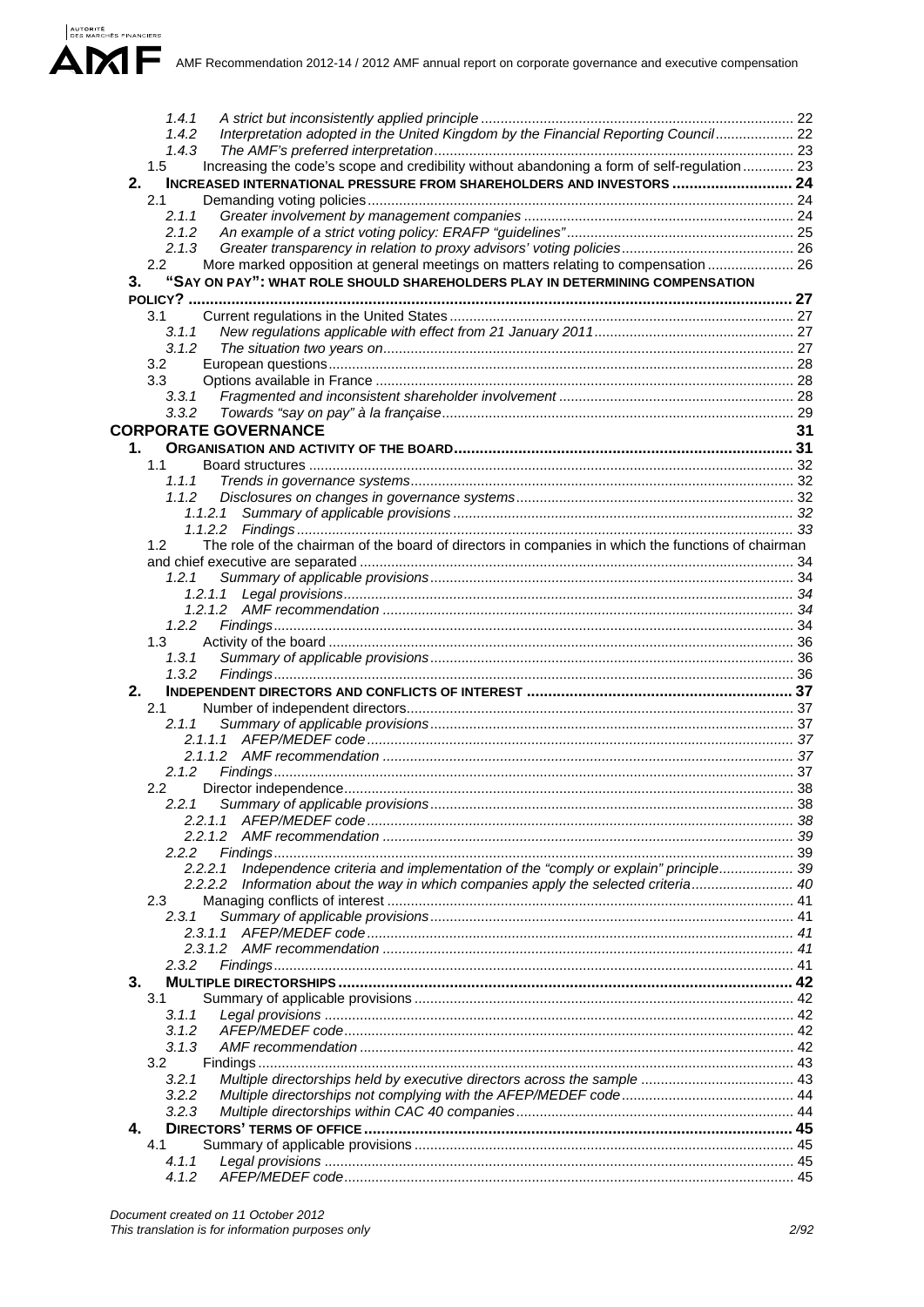- 1.4.1 *A strict but inconsistently applied principle* ... 22
- 1.4.2 *Interpretation adopted in the United Kingdom by the Financial Reporting Council* ... 22
- 1.4.3 *The AMF's preferred interpretation* ... 23
- 1.5 Increasing the code's scope and credibility without abandoning a form of self-regulation ... 23

**2. INCREASED INTERNATIONAL PRESSURE FROM SHAREHOLDERS AND INVESTORS ... 24**

- 2.1 Demanding voting policies ... 24
  - 2.1.1 *Greater involvement by management companies* ... 24
  - 2.1.2 *An example of a strict voting policy: ERAFP "guidelines"* ... 25
  - 2.1.3 *Greater transparency in relation to proxy advisors' voting policies* ... 26
- 2.2 More marked opposition at general meetings on matters relating to compensation ... 26

**3. "SAY ON PAY": WHAT ROLE SHOULD SHAREHOLDERS PLAY IN DETERMINING COMPENSATION POLICY? ... 27**

- 3.1 Current regulations in the United States ... 27
  - 3.1.1 *New regulations applicable with effect from 21 January 2011* ... 27
  - 3.1.2 *The situation two years on* ... 27
- 3.2 European questions ... 28
- 3.3 Options available in France ... 28
  - 3.3.1 *Fragmented and inconsistent shareholder involvement* ... 28
  - 3.3.2 *Towards "say on pay" à la française* ... 29

## CORPORATE GOVERNANCE ... 31

**1. ORGANISATION AND ACTIVITY OF THE BOARD ... 31**

- 1.1 Board structures ... 32
  - 1.1.1 *Trends in governance systems* ... 32
  - 1.1.2 *Disclosures on changes in governance systems* ... 32
    - 1.1.2.1 *Summary of applicable provisions* ... 32
    - 1.1.2.2 *Findings* ... 33
- 1.2 The role of the chairman of the board of directors in companies in which the functions of chairman and chief executive are separated ... 34
  - 1.2.1 *Summary of applicable provisions* ... 34
    - 1.2.1.1 *Legal provisions* ... 34
    - 1.2.1.2 *AMF recommendation* ... 34
  - 1.2.2 *Findings* ... 34
- 1.3 Activity of the board ... 36
  - 1.3.1 *Summary of applicable provisions* ... 36
  - 1.3.2 *Findings* ... 36

**2. INDEPENDENT DIRECTORS AND CONFLICTS OF INTEREST ... 37**

- 2.1 Number of independent directors ... 37
  - 2.1.1 *Summary of applicable provisions* ... 37
    - 2.1.1.1 *AFEP/MEDEF code* ... 37
    - 2.1.1.2 *AMF recommendation* ... 37
  - 2.1.2 *Findings* ... 37
- 2.2 Director independence ... 38
  - 2.2.1 *Summary of applicable provisions* ... 38
    - 2.2.1.1 *AFEP/MEDEF code* ... 38
    - 2.2.1.2 *AMF recommendation* ... 39
  - 2.2.2 *Findings* ... 39
    - 2.2.2.1 *Independence criteria and implementation of the "comply or explain" principle* ... 39
    - 2.2.2.2 *Information about the way in which companies apply the selected criteria* ... 40
- 2.3 Managing conflicts of interest ... 41
  - 2.3.1 *Summary of applicable provisions* ... 41
    - 2.3.1.1 *AFEP/MEDEF code* ... 41
    - 2.3.1.2 *AMF recommendation* ... 41
  - 2.3.2 *Findings* ... 41

**3. MULTIPLE DIRECTORSHIPS ... 42**

- 3.1 Summary of applicable provisions ... 42
  - 3.1.1 *Legal provisions* ... 42
  - 3.1.2 *AFEP/MEDEF code* ... 42
  - 3.1.3 *AMF recommendation* ... 42
- 3.2 Findings ... 43
  - 3.2.1 *Multiple directorships held by executive directors across the sample* ... 43
  - 3.2.2 *Multiple directorships not complying with the AFEP/MEDEF code* ... 44
  - 3.2.3 *Multiple directorships within CAC 40 companies* ... 44

**4. DIRECTORS' TERMS OF OFFICE ... 45**

- 4.1 Summary of applicable provisions ... 45
  - 4.1.1 *Legal provisions* ... 45
  - 4.1.2 *AFEP/MEDEF code* ... 45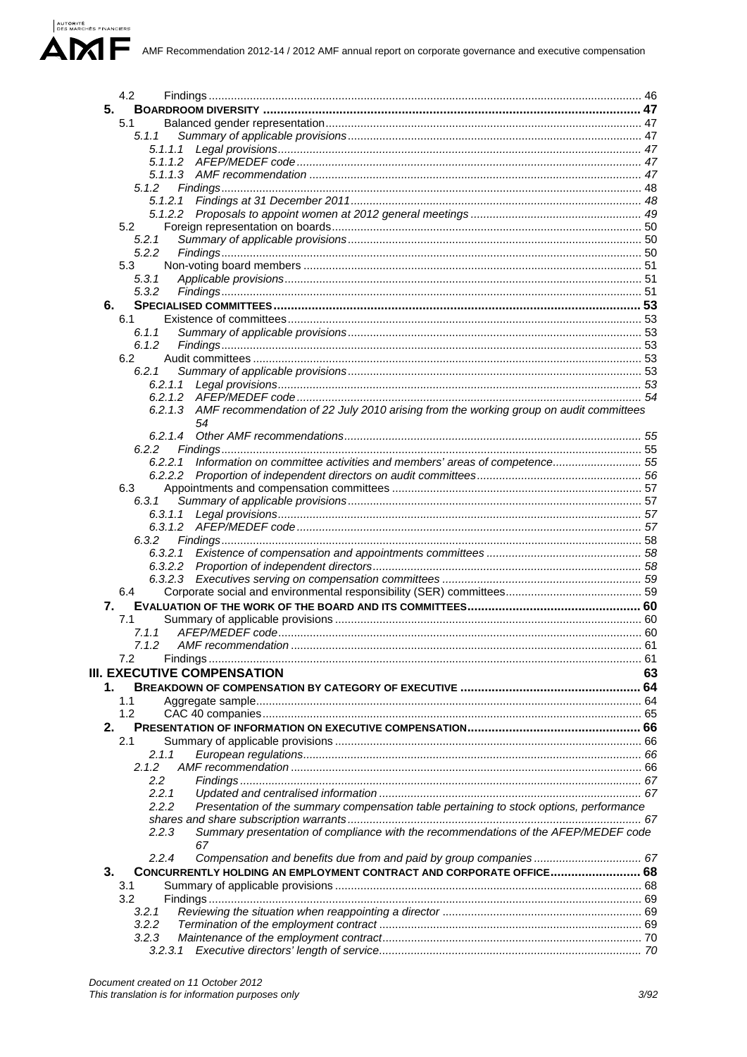4.2 Findings ........................................................................................................................................ 46

**5. BOARDROOM DIVERSITY** ........................................................................................................... 47

5.1 Balanced gender representation .................................................................................................... 47

*5.1.1 Summary of applicable provisions* ............................................................................................ 47

*5.1.1.1 Legal provisions* .................................................................................................................. 47

*5.1.1.2 AFEP/MEDEF code* ............................................................................................................ 47

*5.1.1.3 AMF recommendation* ........................................................................................................ 47

*5.1.2 Findings* .................................................................................................................................... 48

*5.1.2.1 Findings at 31 December 2011* ........................................................................................... 48

*5.1.2.2 Proposals to appoint women at 2012 general meetings* ..................................................... 49

5.2 Foreign representation on boards ................................................................................................. 50

*5.2.1 Summary of applicable provisions* ............................................................................................ 50

*5.2.2 Findings* .................................................................................................................................... 50

5.3 Non-voting board members .......................................................................................................... 51

*5.3.1 Applicable provisions* ................................................................................................................ 51

*5.3.2 Findings* .................................................................................................................................... 51

**6. SPECIALISED COMMITTEES** ......................................................................................................... 53

6.1 Existence of committees ............................................................................................................... 53

*6.1.1 Summary of applicable provisions* ............................................................................................ 53

*6.1.2 Findings* .................................................................................................................................... 53

6.2 Audit committees .......................................................................................................................... 53

*6.2.1 Summary of applicable provisions* ............................................................................................ 53

*6.2.1.1 Legal provisions* .................................................................................................................. 53

*6.2.1.2 AFEP/MEDEF code* ............................................................................................................ 54

*6.2.1.3 AMF recommendation of 22 July 2010 arising from the working group on audit committees* 54

*6.2.1.4 Other AMF recommendations* ............................................................................................. 55

*6.2.2 Findings* .................................................................................................................................... 55

*6.2.2.1 Information on committee activities and members' areas of competence* ........................... 55

*6.2.2.2 Proportion of independent directors on audit committees* ................................................... 56

6.3 Appointments and compensation committees ............................................................................... 57

*6.3.1 Summary of applicable provisions* ............................................................................................ 57

*6.3.1.1 Legal provisions* .................................................................................................................. 57

*6.3.1.2 AFEP/MEDEF code* ............................................................................................................ 57

*6.3.2 Findings* .................................................................................................................................... 58

*6.3.2.1 Existence of compensation and appointments committees* ................................................ 58

*6.3.2.2 Proportion of independent directors* .................................................................................... 58

*6.3.2.3 Executives serving on compensation committees* ............................................................... 59

6.4 Corporate social and environmental responsibility (SER) committees ........................................... 59

**7. EVALUATION OF THE WORK OF THE BOARD AND ITS COMMITTEES** ................................................. 60

7.1 Summary of applicable provisions ................................................................................................. 60

*7.1.1 AFEP/MEDEF code* .................................................................................................................. 60

*7.1.2 AMF recommendation* .............................................................................................................. 61

7.2 Findings ........................................................................................................................................ 61

**III. EXECUTIVE COMPENSATION** 63

**1. BREAKDOWN OF COMPENSATION BY CATEGORY OF EXECUTIVE** .................................................... 64

1.1 Aggregate sample .......................................................................................................................... 64

1.2 CAC 40 companies ........................................................................................................................ 65

**2. PRESENTATION OF INFORMATION ON EXECUTIVE COMPENSATION** ................................................. 66

2.1 Summary of applicable provisions ................................................................................................. 66

*2.1.1 European regulations* ................................................................................................................ 66

*2.1.2 AMF recommendation* .............................................................................................................. 66

*2.2 Findings* ........................................................................................................................................ 67

*2.2.1 Updated and centralised information* ........................................................................................ 67

*2.2.2 Presentation of the summary compensation table pertaining to stock options, performance shares and share subscription warrants* ............................................................................................ 67

*2.2.3 Summary presentation of compliance with the recommendations of the AFEP/MEDEF code* 67

*2.2.4 Compensation and benefits due from and paid by group companies* ....................................... 67

**3. CONCURRENTLY HOLDING AN EMPLOYMENT CONTRACT AND CORPORATE OFFICE** .......................... 68

3.1 Summary of applicable provisions ................................................................................................. 68

3.2 Findings ........................................................................................................................................ 69

*3.2.1 Reviewing the situation when reappointing a director* ............................................................... 69

*3.2.2 Termination of the employment contract* .................................................................................. 69

*3.2.3 Maintenance of the employment contract* ................................................................................. 70

*3.2.3.1 Executive directors' length of service* ................................................................................... 70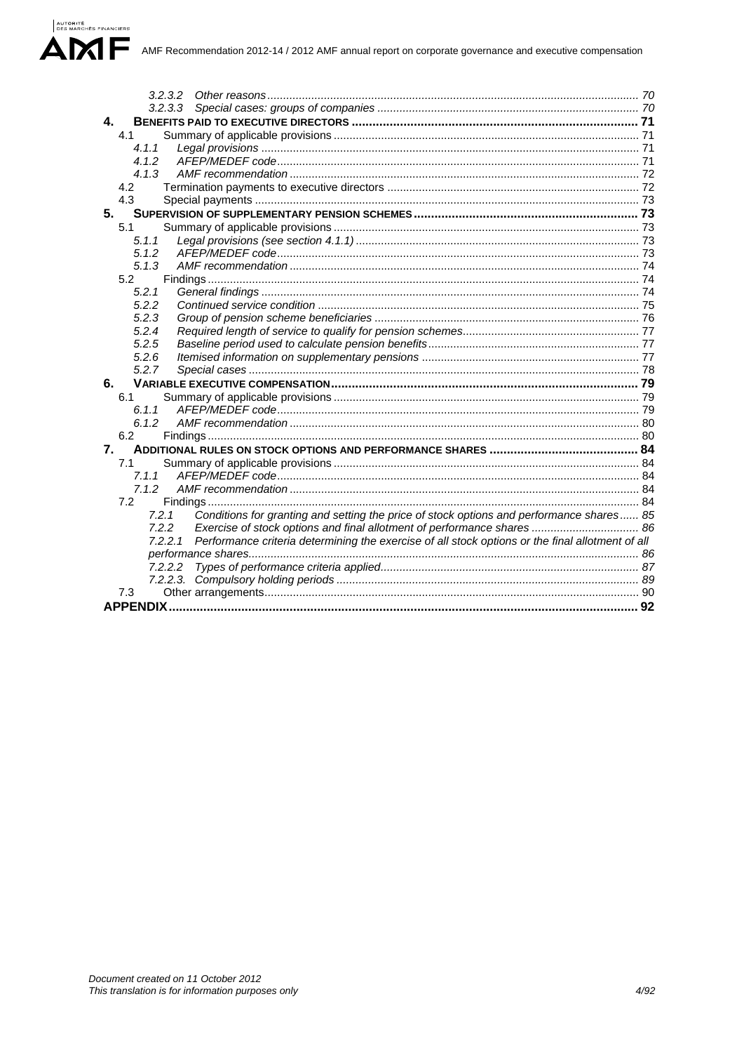3.2.3.2 Other reasons ..... 70
3.2.3.3 Special cases: groups of companies ..... 70

**4. BENEFITS PAID TO EXECUTIVE DIRECTORS ..... 71**

4.1 Summary of applicable provisions ..... 71
*4.1.1 Legal provisions ..... 71*
*4.1.2 AFEP/MEDEF code ..... 71*
*4.1.3 AMF recommendation ..... 72*
4.2 Termination payments to executive directors ..... 72
4.3 Special payments ..... 73

**5. SUPERVISION OF SUPPLEMENTARY PENSION SCHEMES ..... 73**

5.1 Summary of applicable provisions ..... 73
*5.1.1 Legal provisions (see section 4.1.1) ..... 73*
*5.1.2 AFEP/MEDEF code ..... 73*
*5.1.3 AMF recommendation ..... 74*
5.2 Findings ..... 74
*5.2.1 General findings ..... 74*
*5.2.2 Continued service condition ..... 75*
*5.2.3 Group of pension scheme beneficiaries ..... 76*
*5.2.4 Required length of service to qualify for pension schemes ..... 77*
*5.2.5 Baseline period used to calculate pension benefits ..... 77*
*5.2.6 Itemised information on supplementary pensions ..... 77*
*5.2.7 Special cases ..... 78*

**6. VARIABLE EXECUTIVE COMPENSATION ..... 79**

6.1 Summary of applicable provisions ..... 79
*6.1.1 AFEP/MEDEF code ..... 79*
*6.1.2 AMF recommendation ..... 80*
6.2 Findings ..... 80

**7. ADDITIONAL RULES ON STOCK OPTIONS AND PERFORMANCE SHARES ..... 84**

7.1 Summary of applicable provisions ..... 84
*7.1.1 AFEP/MEDEF code ..... 84*
*7.1.2 AMF recommendation ..... 84*
7.2 Findings ..... 84
*7.2.1 Conditions for granting and setting the price of stock options and performance shares ..... 85*
*7.2.2 Exercise of stock options and final allotment of performance shares ..... 86*
*7.2.2.1 Performance criteria determining the exercise of all stock options or the final allotment of all performance shares ..... 86*
*7.2.2.2 Types of performance criteria applied ..... 87*
*7.2.2.3. Compulsory holding periods ..... 89*
7.3 Other arrangements ..... 90

**APPENDIX ..... 92**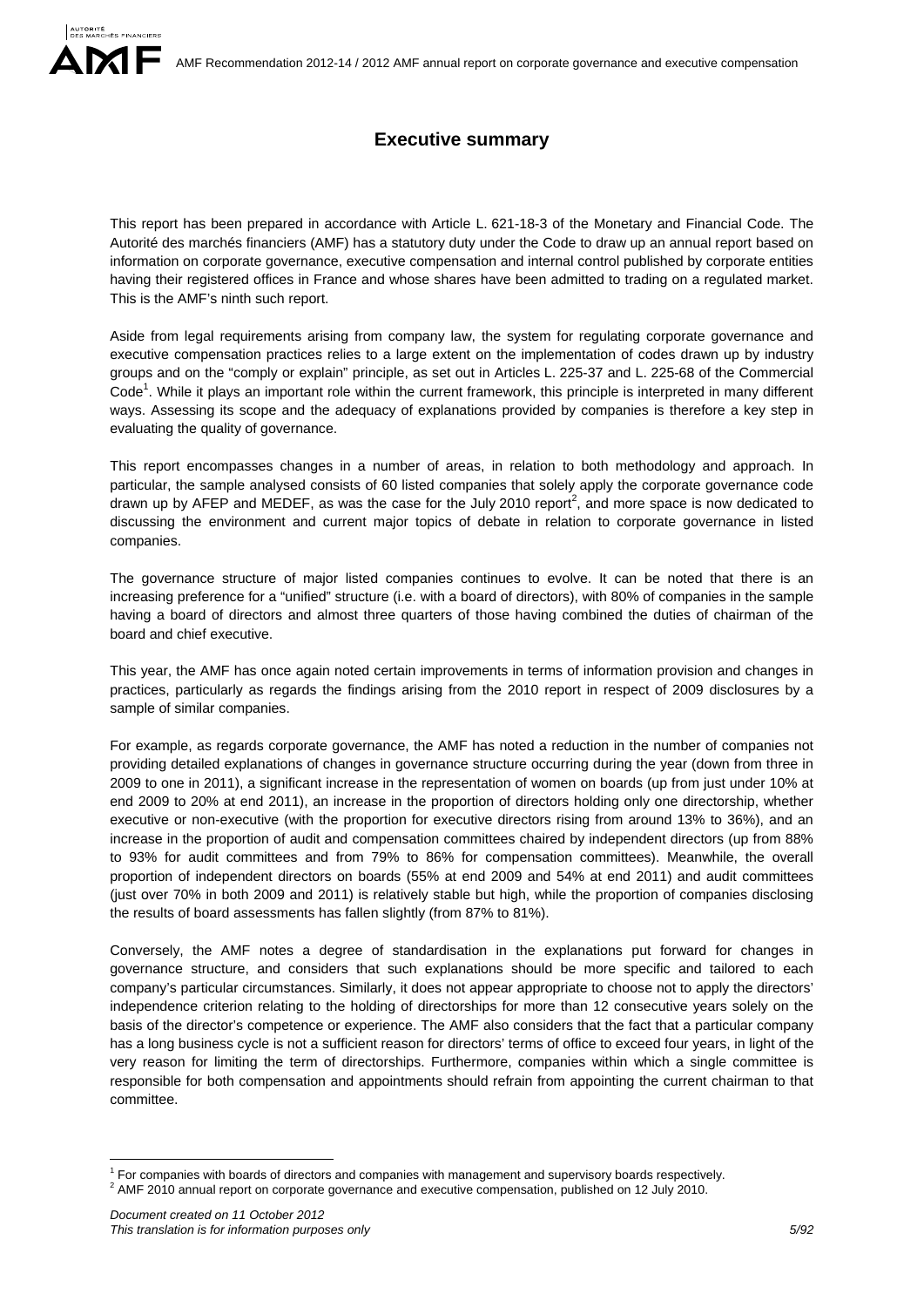# Executive summary

This report has been prepared in accordance with Article L. 621-18-3 of the Monetary and Financial Code. The Autorité des marchés financiers (AMF) has a statutory duty under the Code to draw up an annual report based on information on corporate governance, executive compensation and internal control published by corporate entities having their registered offices in France and whose shares have been admitted to trading on a regulated market. This is the AMF's ninth such report.

Aside from legal requirements arising from company law, the system for regulating corporate governance and executive compensation practices relies to a large extent on the implementation of codes drawn up by industry groups and on the "comply or explain" principle, as set out in Articles L. 225-37 and L. 225-68 of the Commercial Code[1]. While it plays an important role within the current framework, this principle is interpreted in many different ways. Assessing its scope and the adequacy of explanations provided by companies is therefore a key step in evaluating the quality of governance.

This report encompasses changes in a number of areas, in relation to both methodology and approach. In particular, the sample analysed consists of 60 listed companies that solely apply the corporate governance code drawn up by AFEP and MEDEF, as was the case for the July 2010 report[2], and more space is now dedicated to discussing the environment and current major topics of debate in relation to corporate governance in listed companies.

The governance structure of major listed companies continues to evolve. It can be noted that there is an increasing preference for a "unified" structure (i.e. with a board of directors), with 80% of companies in the sample having a board of directors and almost three quarters of those having combined the duties of chairman of the board and chief executive.

This year, the AMF has once again noted certain improvements in terms of information provision and changes in practices, particularly as regards the findings arising from the 2010 report in respect of 2009 disclosures by a sample of similar companies.

For example, as regards corporate governance, the AMF has noted a reduction in the number of companies not providing detailed explanations of changes in governance structure occurring during the year (down from three in 2009 to one in 2011), a significant increase in the representation of women on boards (up from just under 10% at end 2009 to 20% at end 2011), an increase in the proportion of directors holding only one directorship, whether executive or non-executive (with the proportion for executive directors rising from around 13% to 36%), and an increase in the proportion of audit and compensation committees chaired by independent directors (up from 88% to 93% for audit committees and from 79% to 86% for compensation committees). Meanwhile, the overall proportion of independent directors on boards (55% at end 2009 and 54% at end 2011) and audit committees (just over 70% in both 2009 and 2011) is relatively stable but high, while the proportion of companies disclosing the results of board assessments has fallen slightly (from 87% to 81%).

Conversely, the AMF notes a degree of standardisation in the explanations put forward for changes in governance structure, and considers that such explanations should be more specific and tailored to each company's particular circumstances. Similarly, it does not appear appropriate to choose not to apply the directors' independence criterion relating to the holding of directorships for more than 12 consecutive years solely on the basis of the director's competence or experience. The AMF also considers that the fact that a particular company has a long business cycle is not a sufficient reason for directors' terms of office to exceed four years, in light of the very reason for limiting the term of directorships. Furthermore, companies within which a single committee is responsible for both compensation and appointments should refrain from appointing the current chairman to that committee.

---

[1] For companies with boards of directors and companies with management and supervisory boards respectively.
[2] AMF 2010 annual report on corporate governance and executive compensation, published on 12 July 2010.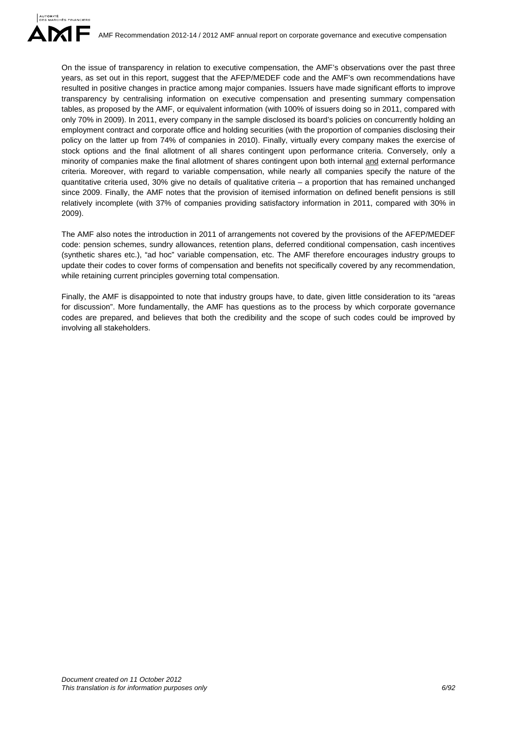On the issue of transparency in relation to executive compensation, the AMF's observations over the past three years, as set out in this report, suggest that the AFEP/MEDEF code and the AMF's own recommendations have resulted in positive changes in practice among major companies. Issuers have made significant efforts to improve transparency by centralising information on executive compensation and presenting summary compensation tables, as proposed by the AMF, or equivalent information (with 100% of issuers doing so in 2011, compared with only 70% in 2009). In 2011, every company in the sample disclosed its board's policies on concurrently holding an employment contract and corporate office and holding securities (with the proportion of companies disclosing their policy on the latter up from 74% of companies in 2010). Finally, virtually every company makes the exercise of stock options and the final allotment of all shares contingent upon performance criteria. Conversely, only a minority of companies make the final allotment of shares contingent upon both internal and external performance criteria. Moreover, with regard to variable compensation, while nearly all companies specify the nature of the quantitative criteria used, 30% give no details of qualitative criteria – a proportion that has remained unchanged since 2009. Finally, the AMF notes that the provision of itemised information on defined benefit pensions is still relatively incomplete (with 37% of companies providing satisfactory information in 2011, compared with 30% in 2009).

The AMF also notes the introduction in 2011 of arrangements not covered by the provisions of the AFEP/MEDEF code: pension schemes, sundry allowances, retention plans, deferred conditional compensation, cash incentives (synthetic shares etc.), "ad hoc" variable compensation, etc. The AMF therefore encourages industry groups to update their codes to cover forms of compensation and benefits not specifically covered by any recommendation, while retaining current principles governing total compensation.

Finally, the AMF is disappointed to note that industry groups have, to date, given little consideration to its "areas for discussion". More fundamentally, the AMF has questions as to the process by which corporate governance codes are prepared, and believes that both the credibility and the scope of such codes could be improved by involving all stakeholders.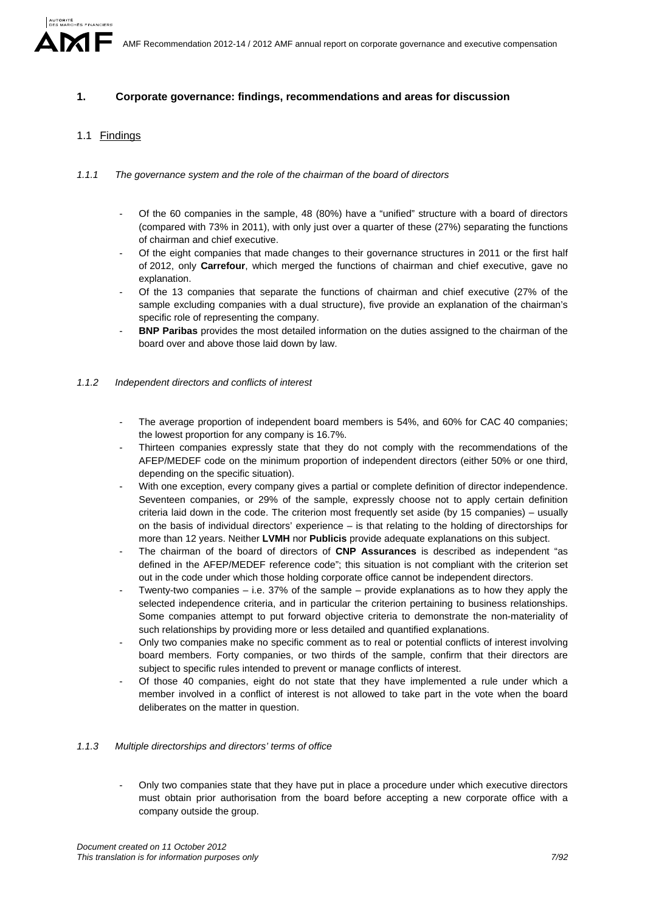# 1. Corporate governance: findings, recommendations and areas for discussion

## 1.1 Findings

### *1.1.1 The governance system and the role of the chairman of the board of directors*

- Of the 60 companies in the sample, 48 (80%) have a “unified” structure with a board of directors (compared with 73% in 2011), with only just over a quarter of these (27%) separating the functions of chairman and chief executive.
- Of the eight companies that made changes to their governance structures in 2011 or the first half of 2012, only **Carrefour**, which merged the functions of chairman and chief executive, gave no explanation.
- Of the 13 companies that separate the functions of chairman and chief executive (27% of the sample excluding companies with a dual structure), five provide an explanation of the chairman’s specific role of representing the company.
- **BNP Paribas** provides the most detailed information on the duties assigned to the chairman of the board over and above those laid down by law.

### *1.1.2 Independent directors and conflicts of interest*

- The average proportion of independent board members is 54%, and 60% for CAC 40 companies; the lowest proportion for any company is 16.7%.
- Thirteen companies expressly state that they do not comply with the recommendations of the AFEP/MEDEF code on the minimum proportion of independent directors (either 50% or one third, depending on the specific situation).
- With one exception, every company gives a partial or complete definition of director independence. Seventeen companies, or 29% of the sample, expressly choose not to apply certain definition criteria laid down in the code. The criterion most frequently set aside (by 15 companies) – usually on the basis of individual directors’ experience – is that relating to the holding of directorships for more than 12 years. Neither **LVMH** nor **Publicis** provide adequate explanations on this subject.
- The chairman of the board of directors of **CNP Assurances** is described as independent “as defined in the AFEP/MEDEF reference code”; this situation is not compliant with the criterion set out in the code under which those holding corporate office cannot be independent directors.
- Twenty-two companies – i.e. 37% of the sample – provide explanations as to how they apply the selected independence criteria, and in particular the criterion pertaining to business relationships. Some companies attempt to put forward objective criteria to demonstrate the non-materiality of such relationships by providing more or less detailed and quantified explanations.
- Only two companies make no specific comment as to real or potential conflicts of interest involving board members. Forty companies, or two thirds of the sample, confirm that their directors are subject to specific rules intended to prevent or manage conflicts of interest.
- Of those 40 companies, eight do not state that they have implemented a rule under which a member involved in a conflict of interest is not allowed to take part in the vote when the board deliberates on the matter in question.

### *1.1.3 Multiple directorships and directors’ terms of office*

- Only two companies state that they have put in place a procedure under which executive directors must obtain prior authorisation from the board before accepting a new corporate office with a company outside the group.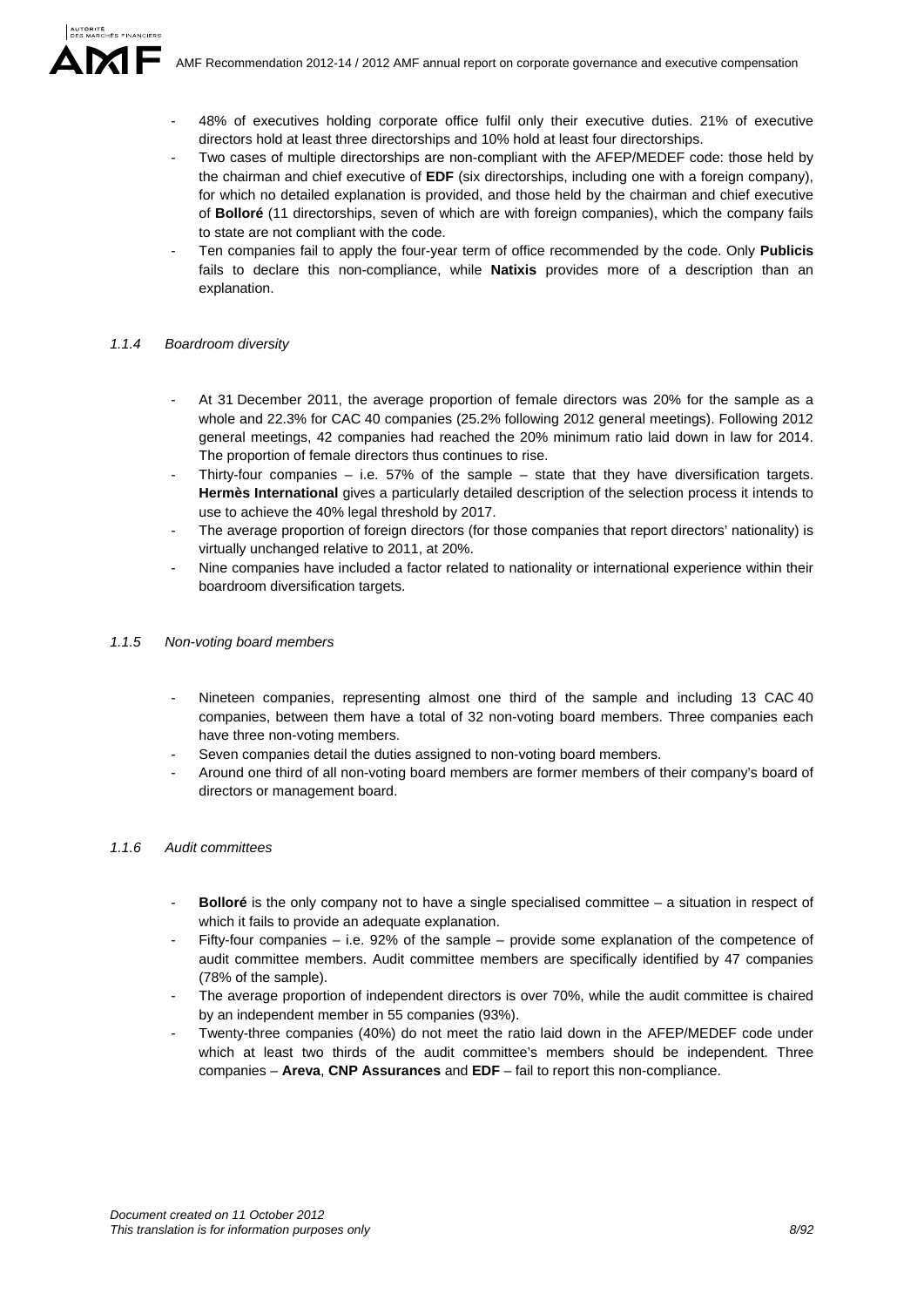- 48% of executives holding corporate office fulfil only their executive duties. 21% of executive directors hold at least three directorships and 10% hold at least four directorships.
- Two cases of multiple directorships are non-compliant with the AFEP/MEDEF code: those held by the chairman and chief executive of **EDF** (six directorships, including one with a foreign company), for which no detailed explanation is provided, and those held by the chairman and chief executive of **Bolloré** (11 directorships, seven of which are with foreign companies), which the company fails to state are not compliant with the code.
- Ten companies fail to apply the four-year term of office recommended by the code. Only **Publicis** fails to declare this non-compliance, while **Natixis** provides more of a description than an explanation.

### *1.1.4 Boardroom diversity*

- At 31 December 2011, the average proportion of female directors was 20% for the sample as a whole and 22.3% for CAC 40 companies (25.2% following 2012 general meetings). Following 2012 general meetings, 42 companies had reached the 20% minimum ratio laid down in law for 2014. The proportion of female directors thus continues to rise.
- Thirty-four companies – i.e. 57% of the sample – state that they have diversification targets. **Hermès International** gives a particularly detailed description of the selection process it intends to use to achieve the 40% legal threshold by 2017.
- The average proportion of foreign directors (for those companies that report directors' nationality) is virtually unchanged relative to 2011, at 20%.
- Nine companies have included a factor related to nationality or international experience within their boardroom diversification targets.

### *1.1.5 Non-voting board members*

- Nineteen companies, representing almost one third of the sample and including 13 CAC 40 companies, between them have a total of 32 non-voting board members. Three companies each have three non-voting members.
- Seven companies detail the duties assigned to non-voting board members.
- Around one third of all non-voting board members are former members of their company's board of directors or management board.

### *1.1.6 Audit committees*

- **Bolloré** is the only company not to have a single specialised committee – a situation in respect of which it fails to provide an adequate explanation.
- Fifty-four companies – i.e. 92% of the sample – provide some explanation of the competence of audit committee members. Audit committee members are specifically identified by 47 companies (78% of the sample).
- The average proportion of independent directors is over 70%, while the audit committee is chaired by an independent member in 55 companies (93%).
- Twenty-three companies (40%) do not meet the ratio laid down in the AFEP/MEDEF code under which at least two thirds of the audit committee's members should be independent. Three companies – **Areva**, **CNP Assurances** and **EDF** – fail to report this non-compliance.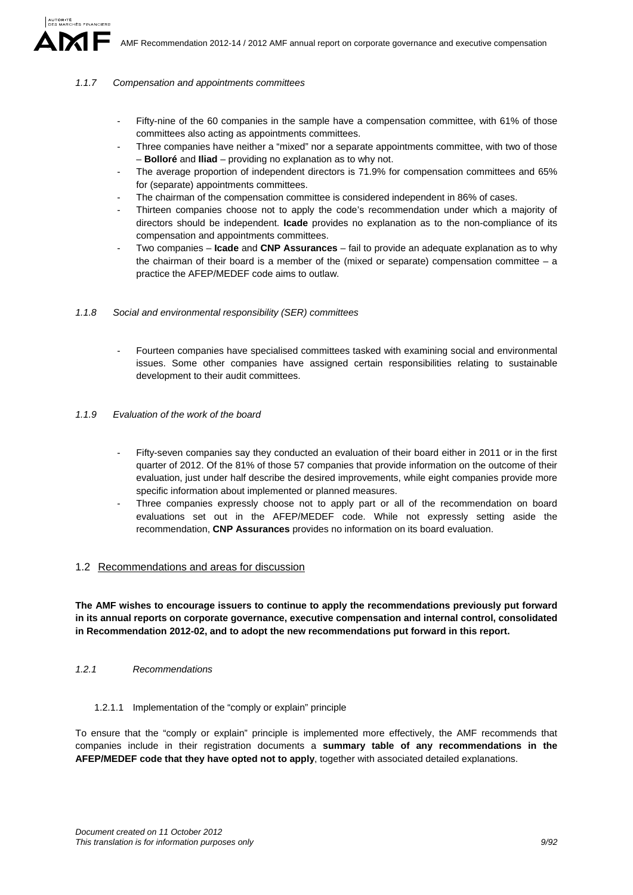#### *1.1.7 Compensation and appointments committees*

- Fifty-nine of the 60 companies in the sample have a compensation committee, with 61% of those committees also acting as appointments committees.
- Three companies have neither a "mixed" nor a separate appointments committee, with two of those – **Bolloré** and **Iliad** – providing no explanation as to why not.
- The average proportion of independent directors is 71.9% for compensation committees and 65% for (separate) appointments committees.
- The chairman of the compensation committee is considered independent in 86% of cases.
- Thirteen companies choose not to apply the code's recommendation under which a majority of directors should be independent. **Icade** provides no explanation as to the non-compliance of its compensation and appointments committees.
- Two companies – **Icade** and **CNP Assurances** – fail to provide an adequate explanation as to why the chairman of their board is a member of the (mixed or separate) compensation committee – a practice the AFEP/MEDEF code aims to outlaw.

#### *1.1.8 Social and environmental responsibility (SER) committees*

- Fourteen companies have specialised committees tasked with examining social and environmental issues. Some other companies have assigned certain responsibilities relating to sustainable development to their audit committees.

#### *1.1.9 Evaluation of the work of the board*

- Fifty-seven companies say they conducted an evaluation of their board either in 2011 or in the first quarter of 2012. Of the 81% of those 57 companies that provide information on the outcome of their evaluation, just under half describe the desired improvements, while eight companies provide more specific information about implemented or planned measures.
- Three companies expressly choose not to apply part or all of the recommendation on board evaluations set out in the AFEP/MEDEF code. While not expressly setting aside the recommendation, **CNP Assurances** provides no information on its board evaluation.

## 1.2 Recommendations and areas for discussion

**The AMF wishes to encourage issuers to continue to apply the recommendations previously put forward in its annual reports on corporate governance, executive compensation and internal control, consolidated in Recommendation 2012-02, and to adopt the new recommendations put forward in this report.**

### *1.2.1 Recommendations*

#### 1.2.1.1 Implementation of the "comply or explain" principle

To ensure that the "comply or explain" principle is implemented more effectively, the AMF recommends that companies include in their registration documents a **summary table of any recommendations in the AFEP/MEDEF code that they have opted not to apply**, together with associated detailed explanations.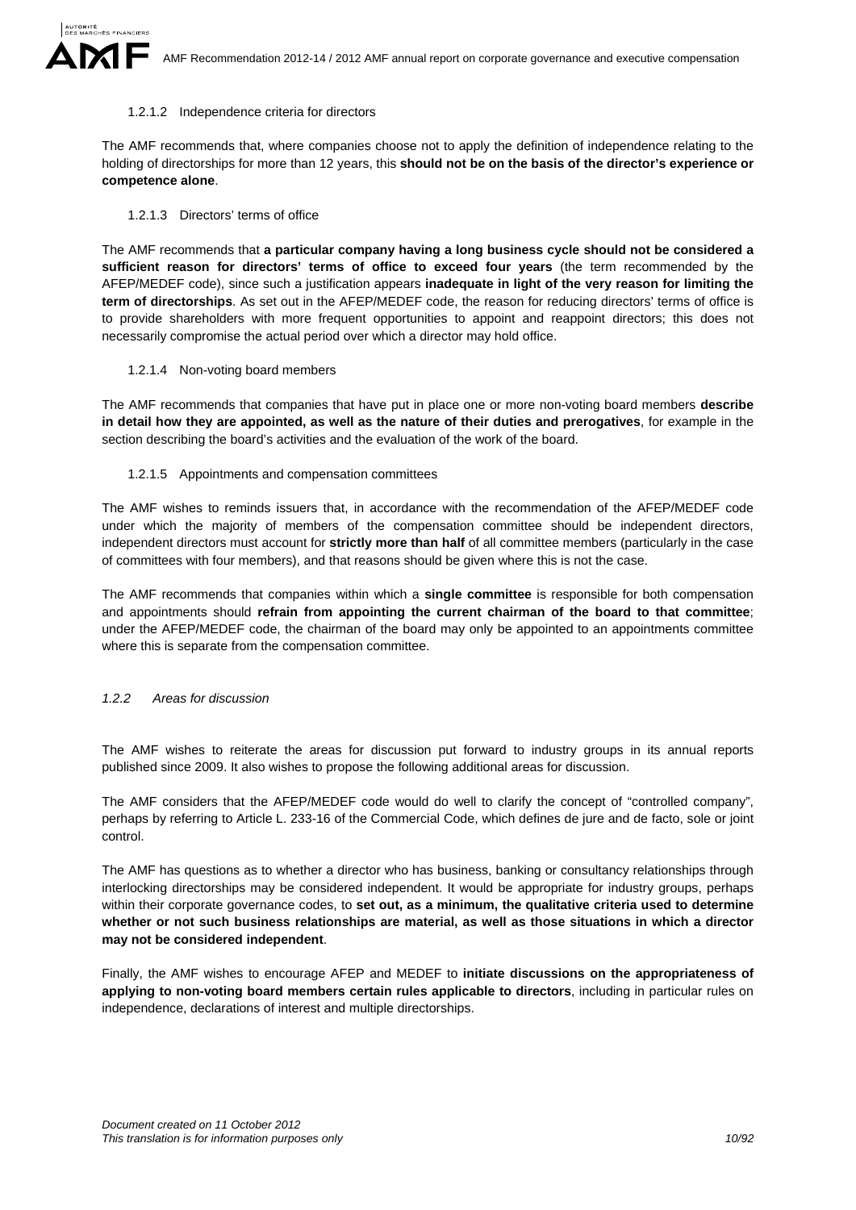#### 1.2.1.2 Independence criteria for directors

The AMF recommends that, where companies choose not to apply the definition of independence relating to the holding of directorships for more than 12 years, this **should not be on the basis of the director's experience or competence alone**.

#### 1.2.1.3 Directors' terms of office

The AMF recommends that **a particular company having a long business cycle should not be considered a sufficient reason for directors' terms of office to exceed four years** (the term recommended by the AFEP/MEDEF code), since such a justification appears **inadequate in light of the very reason for limiting the term of directorships**. As set out in the AFEP/MEDEF code, the reason for reducing directors' terms of office is to provide shareholders with more frequent opportunities to appoint and reappoint directors; this does not necessarily compromise the actual period over which a director may hold office.

#### 1.2.1.4 Non-voting board members

The AMF recommends that companies that have put in place one or more non-voting board members **describe in detail how they are appointed, as well as the nature of their duties and prerogatives**, for example in the section describing the board's activities and the evaluation of the work of the board.

#### 1.2.1.5 Appointments and compensation committees

The AMF wishes to reminds issuers that, in accordance with the recommendation of the AFEP/MEDEF code under which the majority of members of the compensation committee should be independent directors, independent directors must account for **strictly more than half** of all committee members (particularly in the case of committees with four members), and that reasons should be given where this is not the case.

The AMF recommends that companies within which a **single committee** is responsible for both compensation and appointments should **refrain from appointing the current chairman of the board to that committee**; under the AFEP/MEDEF code, the chairman of the board may only be appointed to an appointments committee where this is separate from the compensation committee.

### *1.2.2 Areas for discussion*

The AMF wishes to reiterate the areas for discussion put forward to industry groups in its annual reports published since 2009. It also wishes to propose the following additional areas for discussion.

The AMF considers that the AFEP/MEDEF code would do well to clarify the concept of "controlled company", perhaps by referring to Article L. 233-16 of the Commercial Code, which defines de jure and de facto, sole or joint control.

The AMF has questions as to whether a director who has business, banking or consultancy relationships through interlocking directorships may be considered independent. It would be appropriate for industry groups, perhaps within their corporate governance codes, to **set out, as a minimum, the qualitative criteria used to determine whether or not such business relationships are material, as well as those situations in which a director may not be considered independent**.

Finally, the AMF wishes to encourage AFEP and MEDEF to **initiate discussions on the appropriateness of applying to non-voting board members certain rules applicable to directors**, including in particular rules on independence, declarations of interest and multiple directorships.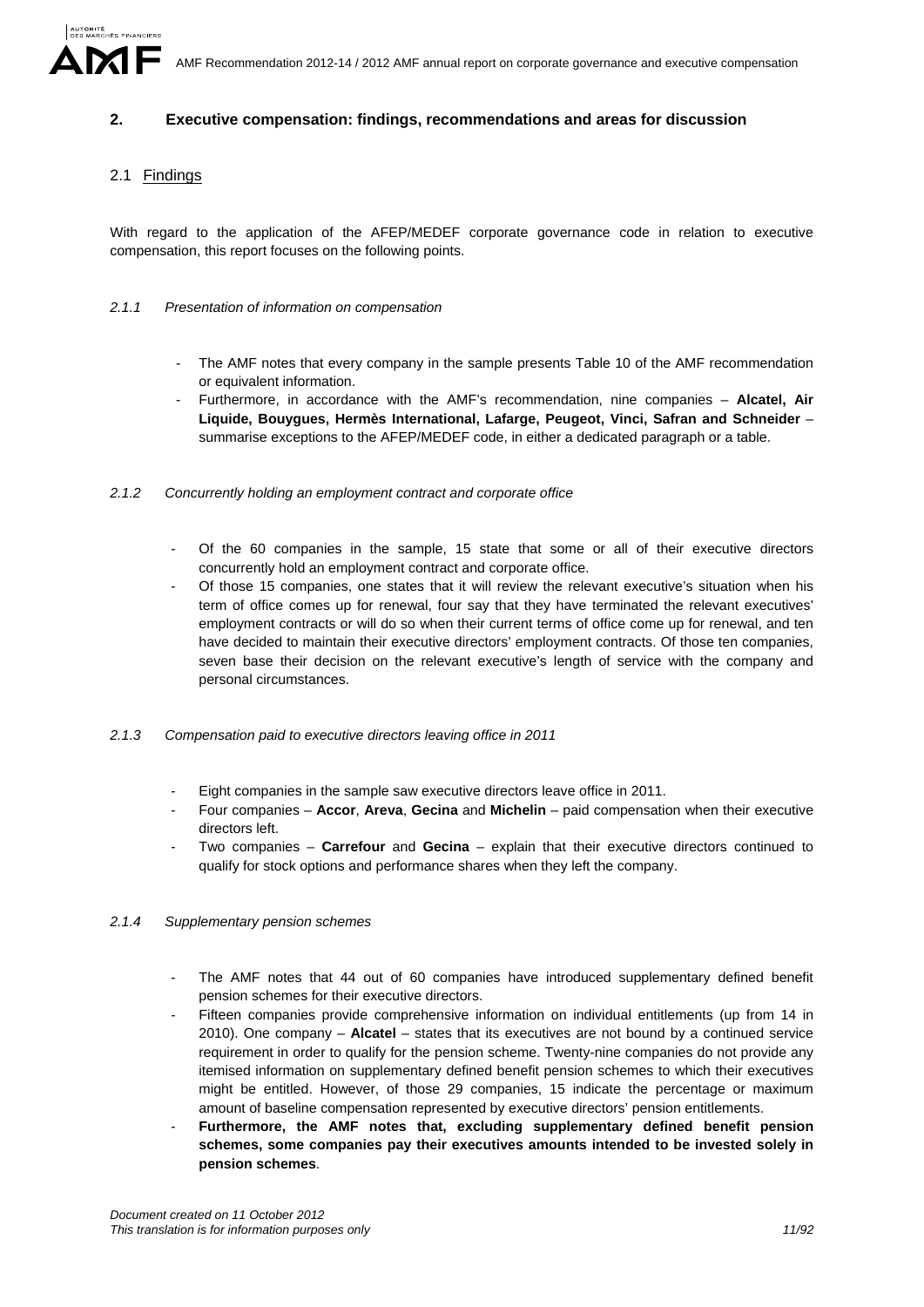## 2. Executive compensation: findings, recommendations and areas for discussion

### 2.1 Findings

With regard to the application of the AFEP/MEDEF corporate governance code in relation to executive compensation, this report focuses on the following points.

#### *2.1.1 Presentation of information on compensation*

- The AMF notes that every company in the sample presents Table 10 of the AMF recommendation or equivalent information.
- Furthermore, in accordance with the AMF's recommendation, nine companies – **Alcatel, Air Liquide, Bouygues, Hermès International, Lafarge, Peugeot, Vinci, Safran and Schneider** – summarise exceptions to the AFEP/MEDEF code, in either a dedicated paragraph or a table.

#### *2.1.2 Concurrently holding an employment contract and corporate office*

- Of the 60 companies in the sample, 15 state that some or all of their executive directors concurrently hold an employment contract and corporate office.
- Of those 15 companies, one states that it will review the relevant executive's situation when his term of office comes up for renewal, four say that they have terminated the relevant executives' employment contracts or will do so when their current terms of office come up for renewal, and ten have decided to maintain their executive directors' employment contracts. Of those ten companies, seven base their decision on the relevant executive's length of service with the company and personal circumstances.

#### *2.1.3 Compensation paid to executive directors leaving office in 2011*

- Eight companies in the sample saw executive directors leave office in 2011.
- Four companies – **Accor**, **Areva**, **Gecina** and **Michelin** – paid compensation when their executive directors left.
- Two companies – **Carrefour** and **Gecina** – explain that their executive directors continued to qualify for stock options and performance shares when they left the company.

#### *2.1.4 Supplementary pension schemes*

- The AMF notes that 44 out of 60 companies have introduced supplementary defined benefit pension schemes for their executive directors.
- Fifteen companies provide comprehensive information on individual entitlements (up from 14 in 2010). One company – **Alcatel** – states that its executives are not bound by a continued service requirement in order to qualify for the pension scheme. Twenty-nine companies do not provide any itemised information on supplementary defined benefit pension schemes to which their executives might be entitled. However, of those 29 companies, 15 indicate the percentage or maximum amount of baseline compensation represented by executive directors' pension entitlements.
- **Furthermore, the AMF notes that, excluding supplementary defined benefit pension schemes, some companies pay their executives amounts intended to be invested solely in pension schemes**.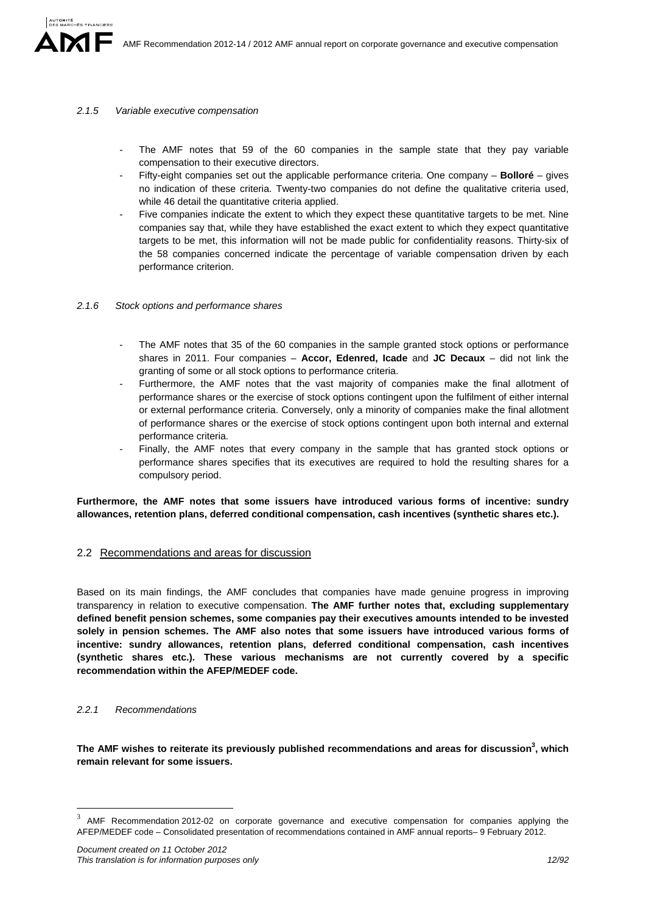#### *2.1.5 Variable executive compensation*

- The AMF notes that 59 of the 60 companies in the sample state that they pay variable compensation to their executive directors.
- Fifty-eight companies set out the applicable performance criteria. One company – **Bolloré** – gives no indication of these criteria. Twenty-two companies do not define the qualitative criteria used, while 46 detail the quantitative criteria applied.
- Five companies indicate the extent to which they expect these quantitative targets to be met. Nine companies say that, while they have established the exact extent to which they expect quantitative targets to be met, this information will not be made public for confidentiality reasons. Thirty-six of the 58 companies concerned indicate the percentage of variable compensation driven by each performance criterion.

#### *2.1.6 Stock options and performance shares*

- The AMF notes that 35 of the 60 companies in the sample granted stock options or performance shares in 2011. Four companies – **Accor, Edenred, Icade** and **JC Decaux** – did not link the granting of some or all stock options to performance criteria.
- Furthermore, the AMF notes that the vast majority of companies make the final allotment of performance shares or the exercise of stock options contingent upon the fulfilment of either internal or external performance criteria. Conversely, only a minority of companies make the final allotment of performance shares or the exercise of stock options contingent upon both internal and external performance criteria.
- Finally, the AMF notes that every company in the sample that has granted stock options or performance shares specifies that its executives are required to hold the resulting shares for a compulsory period.

**Furthermore, the AMF notes that some issuers have introduced various forms of incentive: sundry allowances, retention plans, deferred conditional compensation, cash incentives (synthetic shares etc.).**

### 2.2 Recommendations and areas for discussion

Based on its main findings, the AMF concludes that companies have made genuine progress in improving transparency in relation to executive compensation. **The AMF further notes that, excluding supplementary defined benefit pension schemes, some companies pay their executives amounts intended to be invested solely in pension schemes. The AMF also notes that some issuers have introduced various forms of incentive: sundry allowances, retention plans, deferred conditional compensation, cash incentives (synthetic shares etc.). These various mechanisms are not currently covered by a specific recommendation within the AFEP/MEDEF code.**

#### *2.2.1 Recommendations*

**The AMF wishes to reiterate its previously published recommendations and areas for discussion[3], which remain relevant for some issuers.**

---

[3] AMF Recommendation 2012-02 on corporate governance and executive compensation for companies applying the AFEP/MEDEF code – Consolidated presentation of recommendations contained in AMF annual reports– 9 February 2012.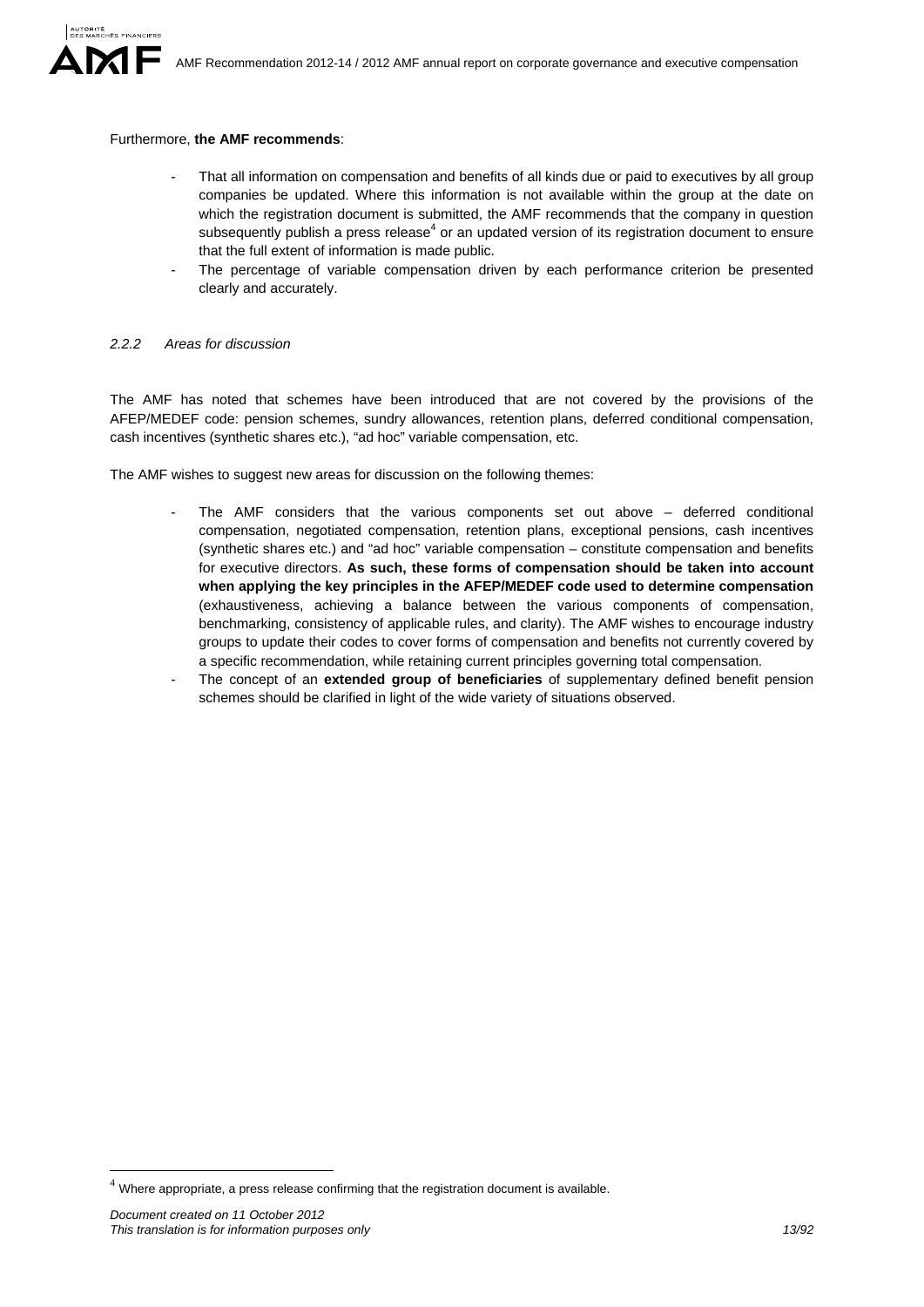Furthermore, **the AMF recommends**:

- That all information on compensation and benefits of all kinds due or paid to executives by all group companies be updated. Where this information is not available within the group at the date on which the registration document is submitted, the AMF recommends that the company in question subsequently publish a press release[4] or an updated version of its registration document to ensure that the full extent of information is made public.
- The percentage of variable compensation driven by each performance criterion be presented clearly and accurately.

### *2.2.2 Areas for discussion*

The AMF has noted that schemes have been introduced that are not covered by the provisions of the AFEP/MEDEF code: pension schemes, sundry allowances, retention plans, deferred conditional compensation, cash incentives (synthetic shares etc.), "ad hoc" variable compensation, etc.

The AMF wishes to suggest new areas for discussion on the following themes:

- The AMF considers that the various components set out above – deferred conditional compensation, negotiated compensation, retention plans, exceptional pensions, cash incentives (synthetic shares etc.) and "ad hoc" variable compensation – constitute compensation and benefits for executive directors. **As such, these forms of compensation should be taken into account when applying the key principles in the AFEP/MEDEF code used to determine compensation** (exhaustiveness, achieving a balance between the various components of compensation, benchmarking, consistency of applicable rules, and clarity). The AMF wishes to encourage industry groups to update their codes to cover forms of compensation and benefits not currently covered by a specific recommendation, while retaining current principles governing total compensation.
- The concept of an **extended group of beneficiaries** of supplementary defined benefit pension schemes should be clarified in light of the wide variety of situations observed.

---

[4] Where appropriate, a press release confirming that the registration document is available.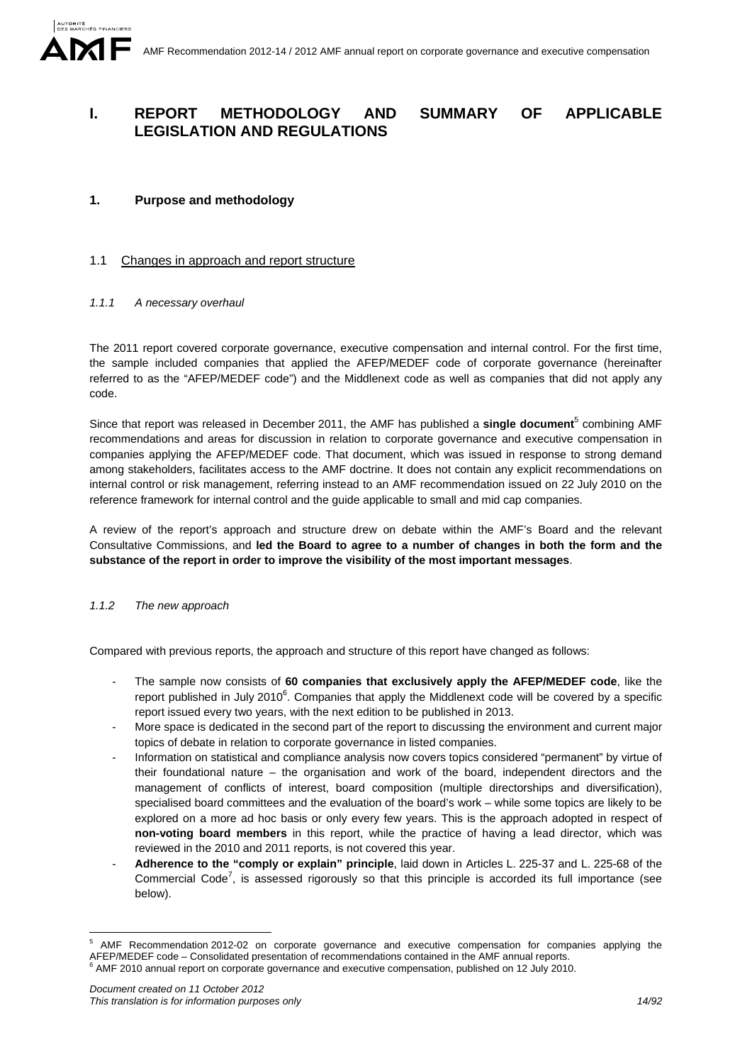# I. REPORT METHODOLOGY AND SUMMARY OF APPLICABLE LEGISLATION AND REGULATIONS

## 1. Purpose and methodology

### 1.1 Changes in approach and report structure

#### *1.1.1 A necessary overhaul*

The 2011 report covered corporate governance, executive compensation and internal control. For the first time, the sample included companies that applied the AFEP/MEDEF code of corporate governance (hereinafter referred to as the "AFEP/MEDEF code") and the Middlenext code as well as companies that did not apply any code.

Since that report was released in December 2011, the AMF has published a **single document**[5] combining AMF recommendations and areas for discussion in relation to corporate governance and executive compensation in companies applying the AFEP/MEDEF code. That document, which was issued in response to strong demand among stakeholders, facilitates access to the AMF doctrine. It does not contain any explicit recommendations on internal control or risk management, referring instead to an AMF recommendation issued on 22 July 2010 on the reference framework for internal control and the guide applicable to small and mid cap companies.

A review of the report's approach and structure drew on debate within the AMF's Board and the relevant Consultative Commissions, and **led the Board to agree to a number of changes in both the form and the substance of the report in order to improve the visibility of the most important messages**.

#### *1.1.2 The new approach*

Compared with previous reports, the approach and structure of this report have changed as follows:

- The sample now consists of **60 companies that exclusively apply the AFEP/MEDEF code**, like the report published in July 2010[6]. Companies that apply the Middlenext code will be covered by a specific report issued every two years, with the next edition to be published in 2013.
- More space is dedicated in the second part of the report to discussing the environment and current major topics of debate in relation to corporate governance in listed companies.
- Information on statistical and compliance analysis now covers topics considered "permanent" by virtue of their foundational nature – the organisation and work of the board, independent directors and the management of conflicts of interest, board composition (multiple directorships and diversification), specialised board committees and the evaluation of the board's work – while some topics are likely to be explored on a more ad hoc basis or only every few years. This is the approach adopted in respect of **non-voting board members** in this report, while the practice of having a lead director, which was reviewed in the 2010 and 2011 reports, is not covered this year.
- **Adherence to the "comply or explain" principle**, laid down in Articles L. 225-37 and L. 225-68 of the Commercial Code[7], is assessed rigorously so that this principle is accorded its full importance (see below).

---

[5] AMF Recommendation 2012-02 on corporate governance and executive compensation for companies applying the AFEP/MEDEF code – Consolidated presentation of recommendations contained in the AMF annual reports.

[6] AMF 2010 annual report on corporate governance and executive compensation, published on 12 July 2010.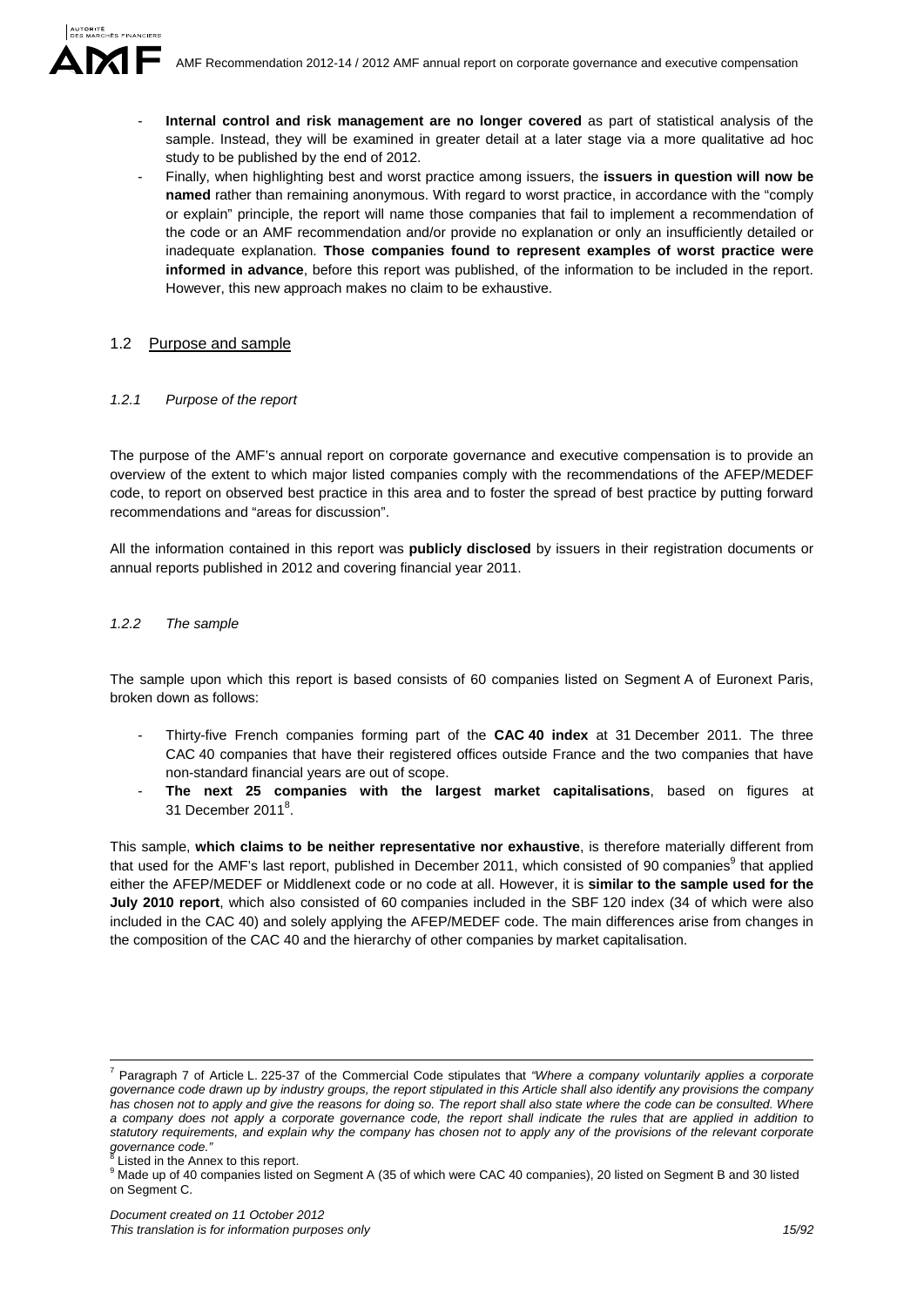- **Internal control and risk management are no longer covered** as part of statistical analysis of the sample. Instead, they will be examined in greater detail at a later stage via a more qualitative ad hoc study to be published by the end of 2012.
- Finally, when highlighting best and worst practice among issuers, the **issuers in question will now be named** rather than remaining anonymous. With regard to worst practice, in accordance with the "comply or explain" principle, the report will name those companies that fail to implement a recommendation of the code or an AMF recommendation and/or provide no explanation or only an insufficiently detailed or inadequate explanation. **Those companies found to represent examples of worst practice were informed in advance**, before this report was published, of the information to be included in the report. However, this new approach makes no claim to be exhaustive.

## 1.2 Purpose and sample

### *1.2.1 Purpose of the report*

The purpose of the AMF's annual report on corporate governance and executive compensation is to provide an overview of the extent to which major listed companies comply with the recommendations of the AFEP/MEDEF code, to report on observed best practice in this area and to foster the spread of best practice by putting forward recommendations and "areas for discussion".

All the information contained in this report was **publicly disclosed** by issuers in their registration documents or annual reports published in 2012 and covering financial year 2011.

### *1.2.2 The sample*

The sample upon which this report is based consists of 60 companies listed on Segment A of Euronext Paris, broken down as follows:

- Thirty-five French companies forming part of the **CAC 40 index** at 31 December 2011. The three CAC 40 companies that have their registered offices outside France and the two companies that have non-standard financial years are out of scope.
- **The next 25 companies with the largest market capitalisations**, based on figures at 31 December 2011[8].

This sample, **which claims to be neither representative nor exhaustive**, is therefore materially different from that used for the AMF's last report, published in December 2011, which consisted of 90 companies[9] that applied either the AFEP/MEDEF or Middlenext code or no code at all. However, it is **similar to the sample used for the July 2010 report**, which also consisted of 60 companies included in the SBF 120 index (34 of which were also included in the CAC 40) and solely applying the AFEP/MEDEF code. The main differences arise from changes in the composition of the CAC 40 and the hierarchy of other companies by market capitalisation.

---

[7] Paragraph 7 of Article L. 225-37 of the Commercial Code stipulates that *"Where a company voluntarily applies a corporate governance code drawn up by industry groups, the report stipulated in this Article shall also identify any provisions the company has chosen not to apply and give the reasons for doing so. The report shall also state where the code can be consulted. Where a company does not apply a corporate governance code, the report shall indicate the rules that are applied in addition to statutory requirements, and explain why the company has chosen not to apply any of the provisions of the relevant corporate governance code."*

[8] Listed in the Annex to this report.

[9] Made up of 40 companies listed on Segment A (35 of which were CAC 40 companies), 20 listed on Segment B and 30 listed on Segment C.

*Document created on 11 October 2012*
*This translation is for information purposes only*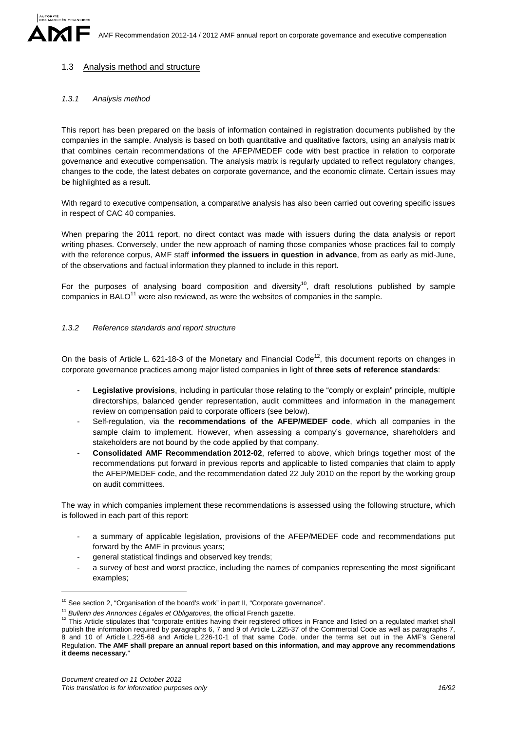## 1.3 Analysis method and structure

### *1.3.1 Analysis method*

This report has been prepared on the basis of information contained in registration documents published by the companies in the sample. Analysis is based on both quantitative and qualitative factors, using an analysis matrix that combines certain recommendations of the AFEP/MEDEF code with best practice in relation to corporate governance and executive compensation. The analysis matrix is regularly updated to reflect regulatory changes, changes to the code, the latest debates on corporate governance, and the economic climate. Certain issues may be highlighted as a result.

With regard to executive compensation, a comparative analysis has also been carried out covering specific issues in respect of CAC 40 companies.

When preparing the 2011 report, no direct contact was made with issuers during the data analysis or report writing phases. Conversely, under the new approach of naming those companies whose practices fail to comply with the reference corpus, AMF staff **informed the issuers in question in advance**, from as early as mid-June, of the observations and factual information they planned to include in this report.

For the purposes of analysing board composition and diversity[10], draft resolutions published by sample companies in BALO[11] were also reviewed, as were the websites of companies in the sample.

### *1.3.2 Reference standards and report structure*

On the basis of Article L. 621-18-3 of the Monetary and Financial Code[12], this document reports on changes in corporate governance practices among major listed companies in light of **three sets of reference standards**:

- **Legislative provisions**, including in particular those relating to the "comply or explain" principle, multiple directorships, balanced gender representation, audit committees and information in the management review on compensation paid to corporate officers (see below).
- Self-regulation, via the **recommendations of the AFEP/MEDEF code**, which all companies in the sample claim to implement. However, when assessing a company's governance, shareholders and stakeholders are not bound by the code applied by that company.
- **Consolidated AMF Recommendation 2012-02**, referred to above, which brings together most of the recommendations put forward in previous reports and applicable to listed companies that claim to apply the AFEP/MEDEF code, and the recommendation dated 22 July 2010 on the report by the working group on audit committees.

The way in which companies implement these recommendations is assessed using the following structure, which is followed in each part of this report:

- a summary of applicable legislation, provisions of the AFEP/MEDEF code and recommendations put forward by the AMF in previous years;
- general statistical findings and observed key trends;
- a survey of best and worst practice, including the names of companies representing the most significant examples;

---

[10] See section 2, "Organisation of the board's work" in part II, "Corporate governance".

[11] *Bulletin des Annonces Légales et Obligatoires*, the official French gazette.

[12] This Article stipulates that "corporate entities having their registered offices in France and listed on a regulated market shall publish the information required by paragraphs 6, 7 and 9 of Article L.225-37 of the Commercial Code as well as paragraphs 7, 8 and 10 of Article L.225-68 and Article L.226-10-1 of that same Code, under the terms set out in the AMF's General Regulation. **The AMF shall prepare an annual report based on this information, and may approve any recommendations it deems necessary.**"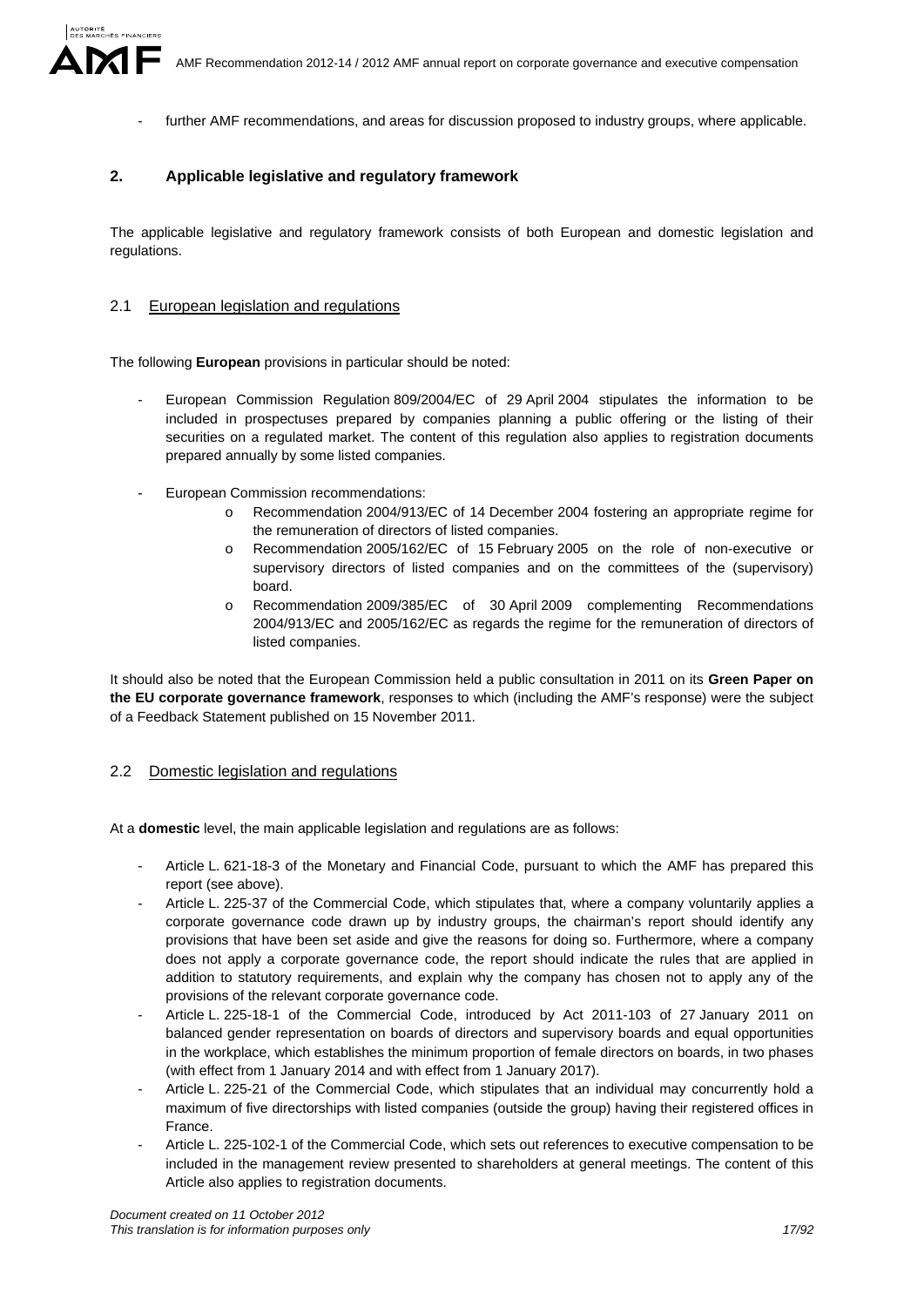- further AMF recommendations, and areas for discussion proposed to industry groups, where applicable.

## 2. Applicable legislative and regulatory framework

The applicable legislative and regulatory framework consists of both European and domestic legislation and regulations.

### 2.1 European legislation and regulations

The following **European** provisions in particular should be noted:

- European Commission Regulation 809/2004/EC of 29 April 2004 stipulates the information to be included in prospectuses prepared by companies planning a public offering or the listing of their securities on a regulated market. The content of this regulation also applies to registration documents prepared annually by some listed companies.
- European Commission recommendations:
  - Recommendation 2004/913/EC of 14 December 2004 fostering an appropriate regime for the remuneration of directors of listed companies.
  - Recommendation 2005/162/EC of 15 February 2005 on the role of non-executive or supervisory directors of listed companies and on the committees of the (supervisory) board.
  - Recommendation 2009/385/EC of 30 April 2009 complementing Recommendations 2004/913/EC and 2005/162/EC as regards the regime for the remuneration of directors of listed companies.

It should also be noted that the European Commission held a public consultation in 2011 on its **Green Paper on the EU corporate governance framework**, responses to which (including the AMF's response) were the subject of a Feedback Statement published on 15 November 2011.

### 2.2 Domestic legislation and regulations

At a **domestic** level, the main applicable legislation and regulations are as follows:

- Article L. 621-18-3 of the Monetary and Financial Code, pursuant to which the AMF has prepared this report (see above).
- Article L. 225-37 of the Commercial Code, which stipulates that, where a company voluntarily applies a corporate governance code drawn up by industry groups, the chairman's report should identify any provisions that have been set aside and give the reasons for doing so. Furthermore, where a company does not apply a corporate governance code, the report should indicate the rules that are applied in addition to statutory requirements, and explain why the company has chosen not to apply any of the provisions of the relevant corporate governance code.
- Article L. 225-18-1 of the Commercial Code, introduced by Act 2011-103 of 27 January 2011 on balanced gender representation on boards of directors and supervisory boards and equal opportunities in the workplace, which establishes the minimum proportion of female directors on boards, in two phases (with effect from 1 January 2014 and with effect from 1 January 2017).
- Article L. 225-21 of the Commercial Code, which stipulates that an individual may concurrently hold a maximum of five directorships with listed companies (outside the group) having their registered offices in France.
- Article L. 225-102-1 of the Commercial Code, which sets out references to executive compensation to be included in the management review presented to shareholders at general meetings. The content of this Article also applies to registration documents.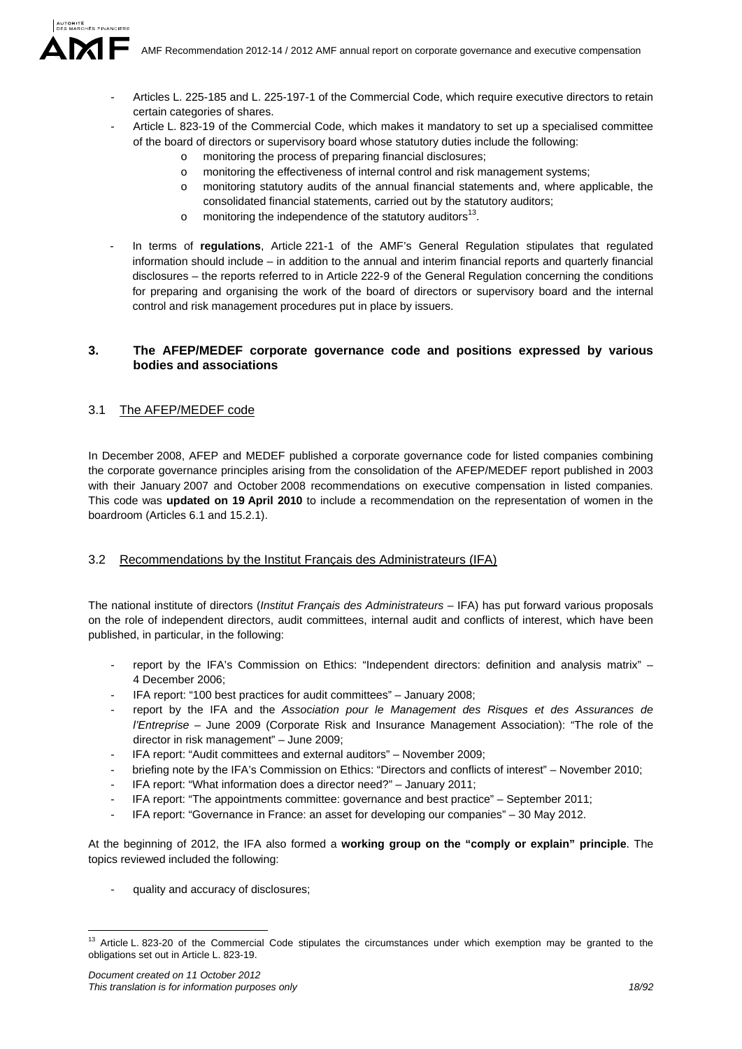- Articles L. 225-185 and L. 225-197-1 of the Commercial Code, which require executive directors to retain certain categories of shares.
- Article L. 823-19 of the Commercial Code, which makes it mandatory to set up a specialised committee of the board of directors or supervisory board whose statutory duties include the following:
  - monitoring the process of preparing financial disclosures;
  - monitoring the effectiveness of internal control and risk management systems;
  - monitoring statutory audits of the annual financial statements and, where applicable, the consolidated financial statements, carried out by the statutory auditors;
  - monitoring the independence of the statutory auditors[13].
- In terms of **regulations**, Article 221-1 of the AMF's General Regulation stipulates that regulated information should include – in addition to the annual and interim financial reports and quarterly financial disclosures – the reports referred to in Article 222-9 of the General Regulation concerning the conditions for preparing and organising the work of the board of directors or supervisory board and the internal control and risk management procedures put in place by issuers.

## 3. The AFEP/MEDEF corporate governance code and positions expressed by various bodies and associations

### 3.1 The AFEP/MEDEF code

In December 2008, AFEP and MEDEF published a corporate governance code for listed companies combining the corporate governance principles arising from the consolidation of the AFEP/MEDEF report published in 2003 with their January 2007 and October 2008 recommendations on executive compensation in listed companies. This code was **updated on 19 April 2010** to include a recommendation on the representation of women in the boardroom (Articles 6.1 and 15.2.1).

### 3.2 Recommendations by the Institut Français des Administrateurs (IFA)

The national institute of directors (*Institut Français des Administrateurs* – IFA) has put forward various proposals on the role of independent directors, audit committees, internal audit and conflicts of interest, which have been published, in particular, in the following:

- report by the IFA's Commission on Ethics: "Independent directors: definition and analysis matrix" – 4 December 2006;
- IFA report: "100 best practices for audit committees" – January 2008;
- report by the IFA and the *Association pour le Management des Risques et des Assurances de l'Entreprise* – June 2009 (Corporate Risk and Insurance Management Association): "The role of the director in risk management" – June 2009;
- IFA report: "Audit committees and external auditors" – November 2009;
- briefing note by the IFA's Commission on Ethics: "Directors and conflicts of interest" – November 2010;
- IFA report: "What information does a director need?" – January 2011;
- IFA report: "The appointments committee: governance and best practice" – September 2011;
- IFA report: "Governance in France: an asset for developing our companies" – 30 May 2012.

At the beginning of 2012, the IFA also formed a **working group on the "comply or explain" principle**. The topics reviewed included the following:

- quality and accuracy of disclosures;

[13] Article L. 823-20 of the Commercial Code stipulates the circumstances under which exemption may be granted to the obligations set out in Article L. 823-19.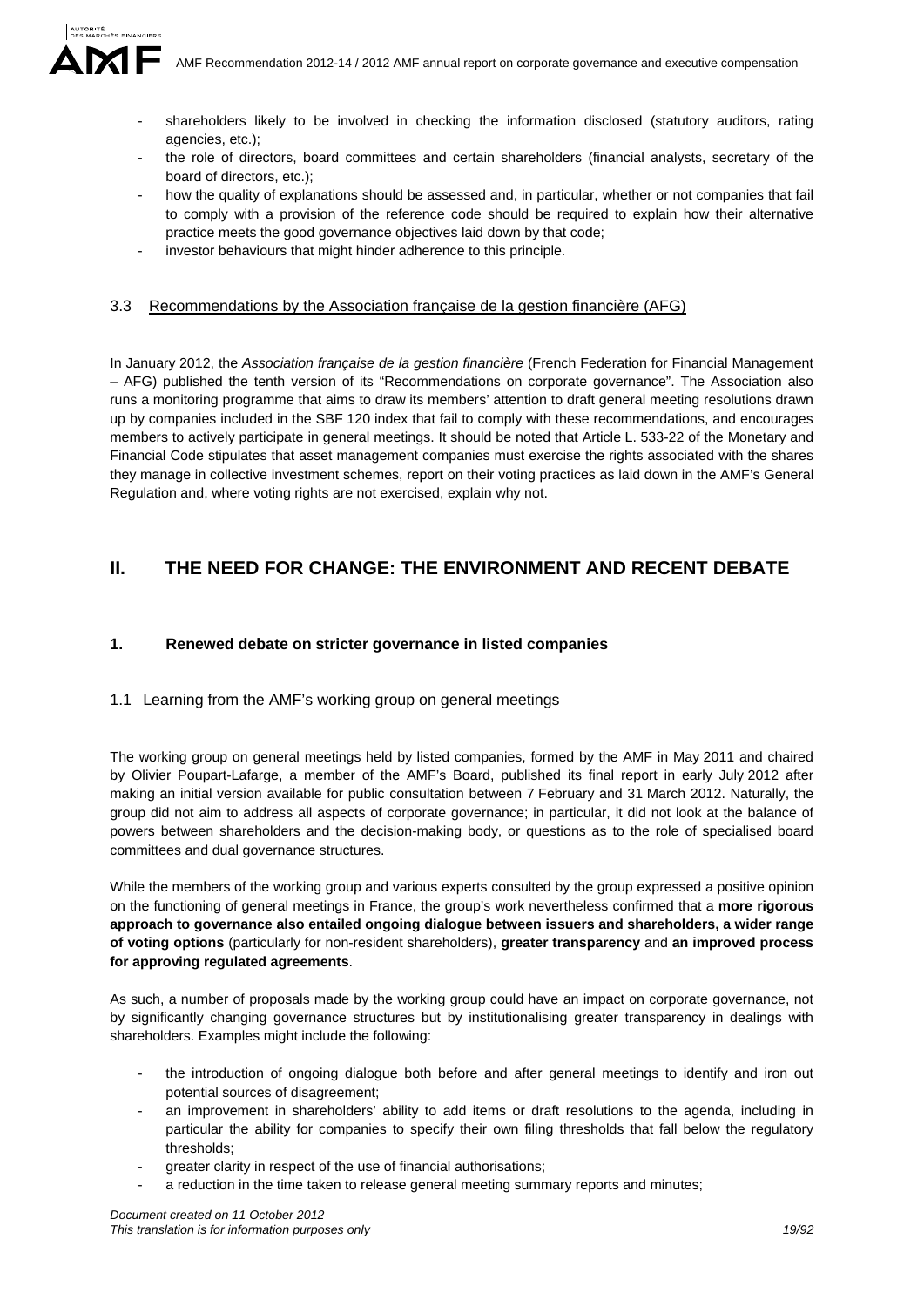- shareholders likely to be involved in checking the information disclosed (statutory auditors, rating agencies, etc.);
- the role of directors, board committees and certain shareholders (financial analysts, secretary of the board of directors, etc.);
- how the quality of explanations should be assessed and, in particular, whether or not companies that fail to comply with a provision of the reference code should be required to explain how their alternative practice meets the good governance objectives laid down by that code;
- investor behaviours that might hinder adherence to this principle.

### 3.3 Recommendations by the Association française de la gestion financière (AFG)

In January 2012, the *Association française de la gestion financière* (French Federation for Financial Management – AFG) published the tenth version of its "Recommendations on corporate governance". The Association also runs a monitoring programme that aims to draw its members' attention to draft general meeting resolutions drawn up by companies included in the SBF 120 index that fail to comply with these recommendations, and encourages members to actively participate in general meetings. It should be noted that Article L. 533-22 of the Monetary and Financial Code stipulates that asset management companies must exercise the rights associated with the shares they manage in collective investment schemes, report on their voting practices as laid down in the AMF's General Regulation and, where voting rights are not exercised, explain why not.

# II. THE NEED FOR CHANGE: THE ENVIRONMENT AND RECENT DEBATE

## 1. Renewed debate on stricter governance in listed companies

### 1.1 Learning from the AMF's working group on general meetings

The working group on general meetings held by listed companies, formed by the AMF in May 2011 and chaired by Olivier Poupart-Lafarge, a member of the AMF's Board, published its final report in early July 2012 after making an initial version available for public consultation between 7 February and 31 March 2012. Naturally, the group did not aim to address all aspects of corporate governance; in particular, it did not look at the balance of powers between shareholders and the decision-making body, or questions as to the role of specialised board committees and dual governance structures.

While the members of the working group and various experts consulted by the group expressed a positive opinion on the functioning of general meetings in France, the group's work nevertheless confirmed that a **more rigorous approach to governance also entailed ongoing dialogue between issuers and shareholders, a wider range of voting options** (particularly for non-resident shareholders), **greater transparency** and **an improved process for approving regulated agreements**.

As such, a number of proposals made by the working group could have an impact on corporate governance, not by significantly changing governance structures but by institutionalising greater transparency in dealings with shareholders. Examples might include the following:

- the introduction of ongoing dialogue both before and after general meetings to identify and iron out potential sources of disagreement;
- an improvement in shareholders' ability to add items or draft resolutions to the agenda, including in particular the ability for companies to specify their own filing thresholds that fall below the regulatory thresholds;
- greater clarity in respect of the use of financial authorisations;
- a reduction in the time taken to release general meeting summary reports and minutes;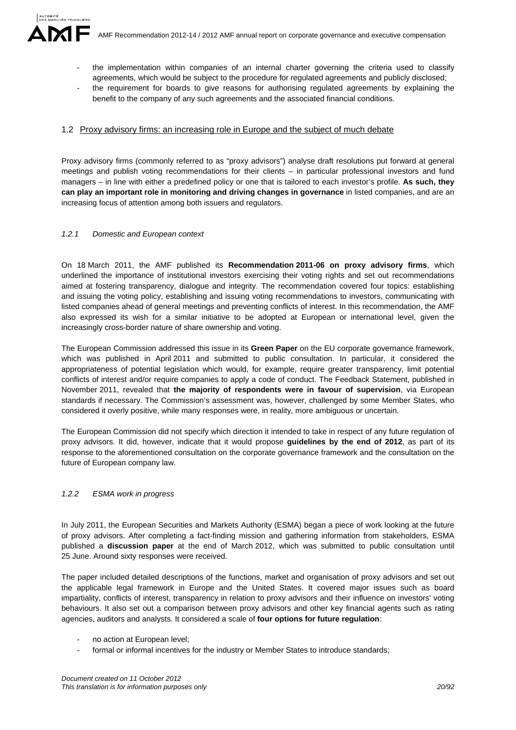- the implementation within companies of an internal charter governing the criteria used to classify agreements, which would be subject to the procedure for regulated agreements and publicly disclosed;
- the requirement for boards to give reasons for authorising regulated agreements by explaining the benefit to the company of any such agreements and the associated financial conditions.

## 1.2 Proxy advisory firms: an increasing role in Europe and the subject of much debate

Proxy advisory firms (commonly referred to as "proxy advisors") analyse draft resolutions put forward at general meetings and publish voting recommendations for their clients – in particular professional investors and fund managers – in line with either a predefined policy or one that is tailored to each investor's profile. **As such, they can play an important role in monitoring and driving changes in governance** in listed companies, and are an increasing focus of attention among both issuers and regulators.

### *1.2.1 Domestic and European context*

On 18 March 2011, the AMF published its **Recommendation 2011-06 on proxy advisory firms**, which underlined the importance of institutional investors exercising their voting rights and set out recommendations aimed at fostering transparency, dialogue and integrity. The recommendation covered four topics: establishing and issuing the voting policy, establishing and issuing voting recommendations to investors, communicating with listed companies ahead of general meetings and preventing conflicts of interest. In this recommendation, the AMF also expressed its wish for a similar initiative to be adopted at European or international level, given the increasingly cross-border nature of share ownership and voting.

The European Commission addressed this issue in its **Green Paper** on the EU corporate governance framework, which was published in April 2011 and submitted to public consultation. In particular, it considered the appropriateness of potential legislation which would, for example, require greater transparency, limit potential conflicts of interest and/or require companies to apply a code of conduct. The Feedback Statement, published in November 2011, revealed that **the majority of respondents were in favour of supervision**, via European standards if necessary. The Commission's assessment was, however, challenged by some Member States, who considered it overly positive, while many responses were, in reality, more ambiguous or uncertain.

The European Commission did not specify which direction it intended to take in respect of any future regulation of proxy advisors. It did, however, indicate that it would propose **guidelines by the end of 2012**, as part of its response to the aforementioned consultation on the corporate governance framework and the consultation on the future of European company law.

### *1.2.2 ESMA work in progress*

In July 2011, the European Securities and Markets Authority (ESMA) began a piece of work looking at the future of proxy advisors. After completing a fact-finding mission and gathering information from stakeholders, ESMA published a **discussion paper** at the end of March 2012, which was submitted to public consultation until 25 June. Around sixty responses were received.

The paper included detailed descriptions of the functions, market and organisation of proxy advisors and set out the applicable legal framework in Europe and the United States. It covered major issues such as board impartiality, conflicts of interest, transparency in relation to proxy advisors and their influence on investors' voting behaviours. It also set out a comparison between proxy advisors and other key financial agents such as rating agencies, auditors and analysts. It considered a scale of **four options for future regulation**:

- no action at European level;
- formal or informal incentives for the industry or Member States to introduce standards;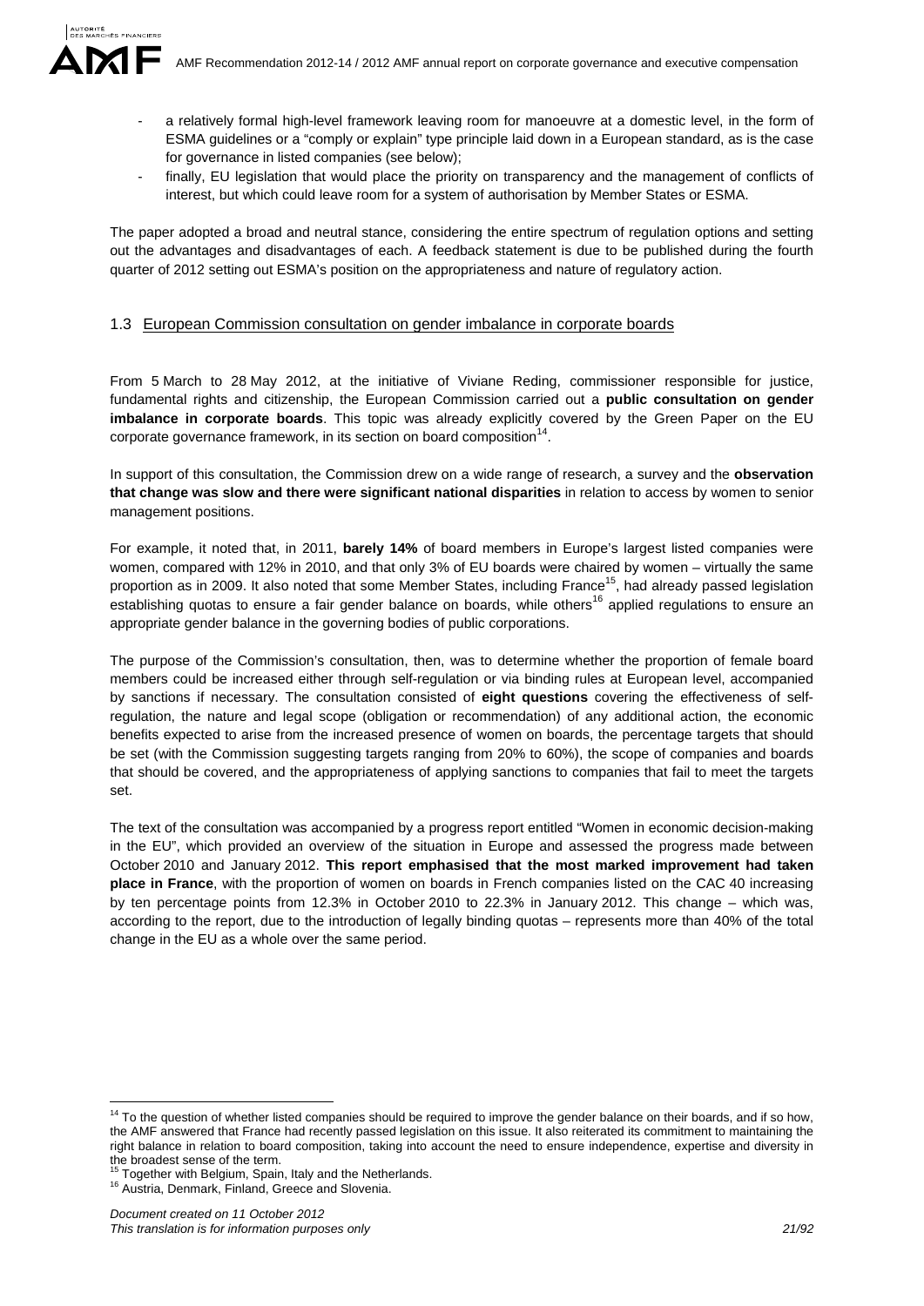- a relatively formal high-level framework leaving room for manoeuvre at a domestic level, in the form of ESMA guidelines or a "comply or explain" type principle laid down in a European standard, as is the case for governance in listed companies (see below);
- finally, EU legislation that would place the priority on transparency and the management of conflicts of interest, but which could leave room for a system of authorisation by Member States or ESMA.

The paper adopted a broad and neutral stance, considering the entire spectrum of regulation options and setting out the advantages and disadvantages of each. A feedback statement is due to be published during the fourth quarter of 2012 setting out ESMA's position on the appropriateness and nature of regulatory action.

### 1.3 European Commission consultation on gender imbalance in corporate boards

From 5 March to 28 May 2012, at the initiative of Viviane Reding, commissioner responsible for justice, fundamental rights and citizenship, the European Commission carried out a **public consultation on gender imbalance in corporate boards**. This topic was already explicitly covered by the Green Paper on the EU corporate governance framework, in its section on board composition[14].

In support of this consultation, the Commission drew on a wide range of research, a survey and the **observation that change was slow and there were significant national disparities** in relation to access by women to senior management positions.

For example, it noted that, in 2011, **barely 14%** of board members in Europe's largest listed companies were women, compared with 12% in 2010, and that only 3% of EU boards were chaired by women – virtually the same proportion as in 2009. It also noted that some Member States, including France[15], had already passed legislation establishing quotas to ensure a fair gender balance on boards, while others[16] applied regulations to ensure an appropriate gender balance in the governing bodies of public corporations.

The purpose of the Commission's consultation, then, was to determine whether the proportion of female board members could be increased either through self-regulation or via binding rules at European level, accompanied by sanctions if necessary. The consultation consisted of **eight questions** covering the effectiveness of self-regulation, the nature and legal scope (obligation or recommendation) of any additional action, the economic benefits expected to arise from the increased presence of women on boards, the percentage targets that should be set (with the Commission suggesting targets ranging from 20% to 60%), the scope of companies and boards that should be covered, and the appropriateness of applying sanctions to companies that fail to meet the targets set.

The text of the consultation was accompanied by a progress report entitled "Women in economic decision-making in the EU", which provided an overview of the situation in Europe and assessed the progress made between October 2010 and January 2012. **This report emphasised that the most marked improvement had taken place in France**, with the proportion of women on boards in French companies listed on the CAC 40 increasing by ten percentage points from 12.3% in October 2010 to 22.3% in January 2012. This change – which was, according to the report, due to the introduction of legally binding quotas – represents more than 40% of the total change in the EU as a whole over the same period.

---

[14] To the question of whether listed companies should be required to improve the gender balance on their boards, and if so how, the AMF answered that France had recently passed legislation on this issue. It also reiterated its commitment to maintaining the right balance in relation to board composition, taking into account the need to ensure independence, expertise and diversity in the broadest sense of the term.

[15] Together with Belgium, Spain, Italy and the Netherlands.

[16] Austria, Denmark, Finland, Greece and Slovenia.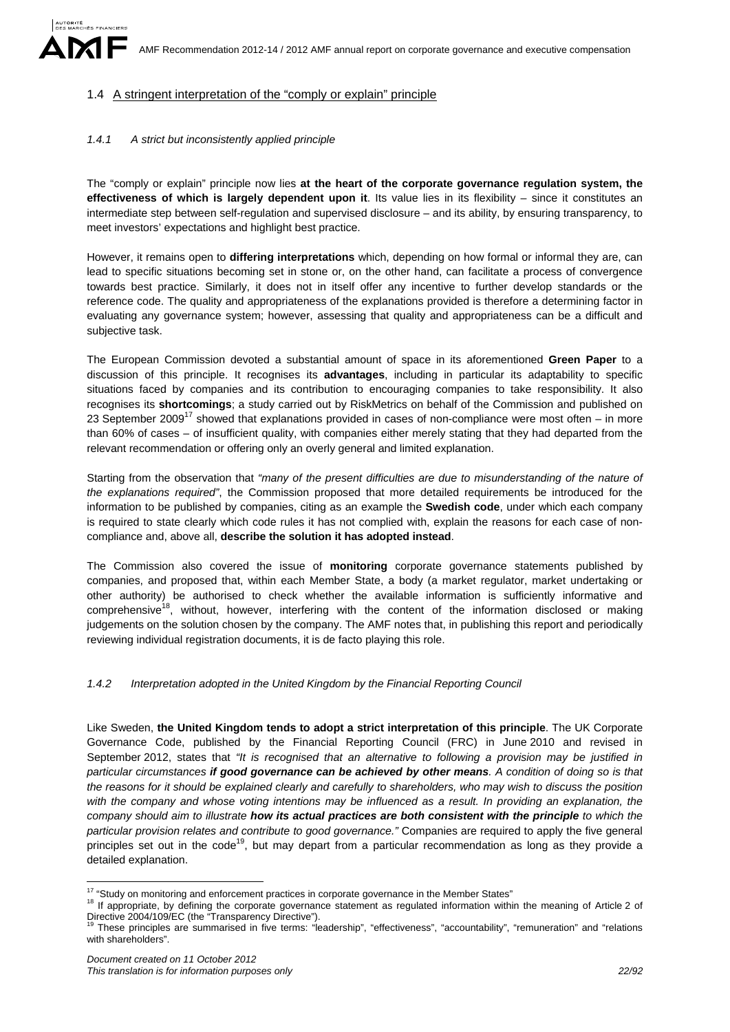### 1.4 A stringent interpretation of the "comply or explain" principle

#### *1.4.1 A strict but inconsistently applied principle*

The "comply or explain" principle now lies **at the heart of the corporate governance regulation system, the effectiveness of which is largely dependent upon it**. Its value lies in its flexibility – since it constitutes an intermediate step between self-regulation and supervised disclosure – and its ability, by ensuring transparency, to meet investors' expectations and highlight best practice.

However, it remains open to **differing interpretations** which, depending on how formal or informal they are, can lead to specific situations becoming set in stone or, on the other hand, can facilitate a process of convergence towards best practice. Similarly, it does not in itself offer any incentive to further develop standards or the reference code. The quality and appropriateness of the explanations provided is therefore a determining factor in evaluating any governance system; however, assessing that quality and appropriateness can be a difficult and subjective task.

The European Commission devoted a substantial amount of space in its aforementioned **Green Paper** to a discussion of this principle. It recognises its **advantages**, including in particular its adaptability to specific situations faced by companies and its contribution to encouraging companies to take responsibility. It also recognises its **shortcomings**; a study carried out by RiskMetrics on behalf of the Commission and published on 23 September 2009[17] showed that explanations provided in cases of non-compliance were most often – in more than 60% of cases – of insufficient quality, with companies either merely stating that they had departed from the relevant recommendation or offering only an overly general and limited explanation.

Starting from the observation that *"many of the present difficulties are due to misunderstanding of the nature of the explanations required"*, the Commission proposed that more detailed requirements be introduced for the information to be published by companies, citing as an example the **Swedish code**, under which each company is required to state clearly which code rules it has not complied with, explain the reasons for each case of non-compliance and, above all, **describe the solution it has adopted instead**.

The Commission also covered the issue of **monitoring** corporate governance statements published by companies, and proposed that, within each Member State, a body (a market regulator, market undertaking or other authority) be authorised to check whether the available information is sufficiently informative and comprehensive[18], without, however, interfering with the content of the information disclosed or making judgements on the solution chosen by the company. The AMF notes that, in publishing this report and periodically reviewing individual registration documents, it is de facto playing this role.

#### *1.4.2 Interpretation adopted in the United Kingdom by the Financial Reporting Council*

Like Sweden, **the United Kingdom tends to adopt a strict interpretation of this principle**. The UK Corporate Governance Code, published by the Financial Reporting Council (FRC) in June 2010 and revised in September 2012, states that *"It is recognised that an alternative to following a provision may be justified in particular circumstances **if good governance can be achieved by other means**. A condition of doing so is that the reasons for it should be explained clearly and carefully to shareholders, who may wish to discuss the position with the company and whose voting intentions may be influenced as a result. In providing an explanation, the company should aim to illustrate **how its actual practices are both consistent with the principle** to which the particular provision relates and contribute to good governance."* Companies are required to apply the five general principles set out in the code[19], but may depart from a particular recommendation as long as they provide a detailed explanation.

---

[17] "Study on monitoring and enforcement practices in corporate governance in the Member States"

[18] If appropriate, by defining the corporate governance statement as regulated information within the meaning of Article 2 of Directive 2004/109/EC (the "Transparency Directive").

[19] These principles are summarised in five terms: "leadership", "effectiveness", "accountability", "remuneration" and "relations with shareholders".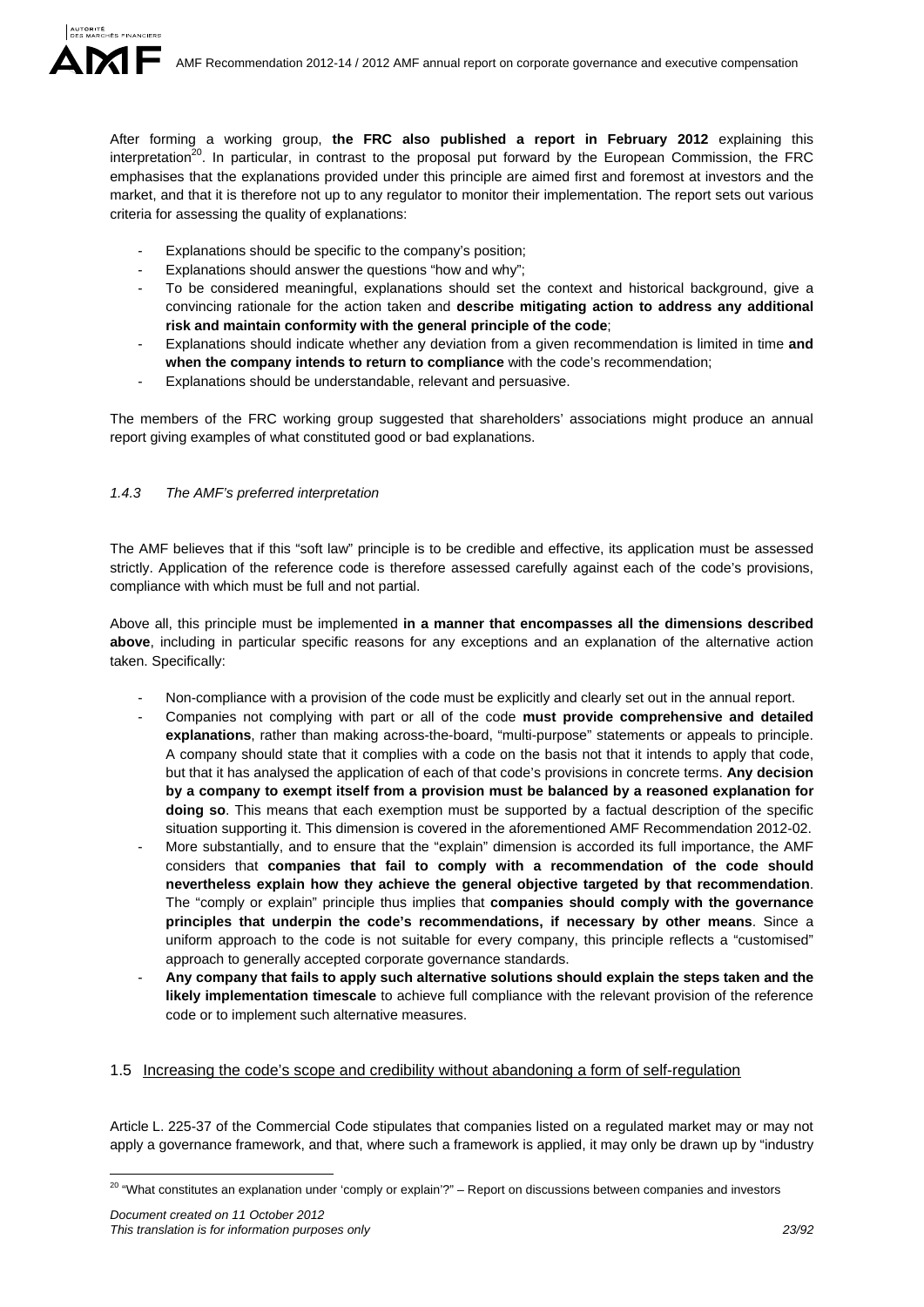After forming a working group, **the FRC also published a report in February 2012** explaining this interpretation[20]. In particular, in contrast to the proposal put forward by the European Commission, the FRC emphasises that the explanations provided under this principle are aimed first and foremost at investors and the market, and that it is therefore not up to any regulator to monitor their implementation. The report sets out various criteria for assessing the quality of explanations:

- Explanations should be specific to the company's position;
- Explanations should answer the questions "how and why";
- To be considered meaningful, explanations should set the context and historical background, give a convincing rationale for the action taken and **describe mitigating action to address any additional risk and maintain conformity with the general principle of the code**;
- Explanations should indicate whether any deviation from a given recommendation is limited in time **and when the company intends to return to compliance** with the code's recommendation;
- Explanations should be understandable, relevant and persuasive.

The members of the FRC working group suggested that shareholders' associations might produce an annual report giving examples of what constituted good or bad explanations.

### *1.4.3 The AMF's preferred interpretation*

The AMF believes that if this "soft law" principle is to be credible and effective, its application must be assessed strictly. Application of the reference code is therefore assessed carefully against each of the code's provisions, compliance with which must be full and not partial.

Above all, this principle must be implemented **in a manner that encompasses all the dimensions described above**, including in particular specific reasons for any exceptions and an explanation of the alternative action taken. Specifically:

- Non-compliance with a provision of the code must be explicitly and clearly set out in the annual report.
- Companies not complying with part or all of the code **must provide comprehensive and detailed explanations**, rather than making across-the-board, "multi-purpose" statements or appeals to principle. A company should state that it complies with a code on the basis not that it intends to apply that code, but that it has analysed the application of each of that code's provisions in concrete terms. **Any decision by a company to exempt itself from a provision must be balanced by a reasoned explanation for doing so**. This means that each exemption must be supported by a factual description of the specific situation supporting it. This dimension is covered in the aforementioned AMF Recommendation 2012-02.
- More substantially, and to ensure that the "explain" dimension is accorded its full importance, the AMF considers that **companies that fail to comply with a recommendation of the code should nevertheless explain how they achieve the general objective targeted by that recommendation**. The "comply or explain" principle thus implies that **companies should comply with the governance principles that underpin the code's recommendations, if necessary by other means**. Since a uniform approach to the code is not suitable for every company, this principle reflects a "customised" approach to generally accepted corporate governance standards.
- **Any company that fails to apply such alternative solutions should explain the steps taken and the likely implementation timescale** to achieve full compliance with the relevant provision of the reference code or to implement such alternative measures.

## 1.5 Increasing the code's scope and credibility without abandoning a form of self-regulation

Article L. 225-37 of the Commercial Code stipulates that companies listed on a regulated market may or may not apply a governance framework, and that, where such a framework is applied, it may only be drawn up by "industry

---

[20] "What constitutes an explanation under 'comply or explain'?" – Report on discussions between companies and investors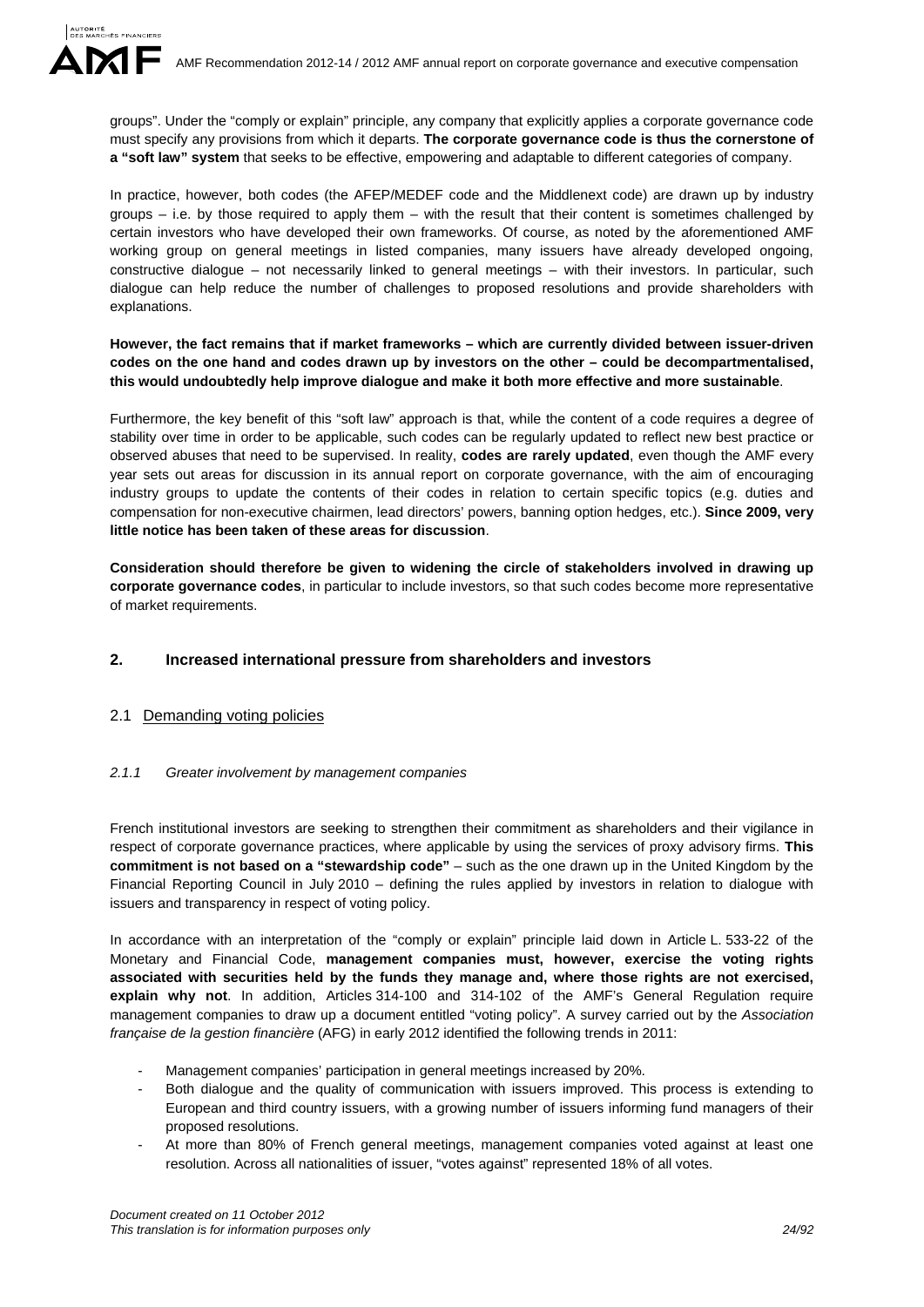groups". Under the "comply or explain" principle, any company that explicitly applies a corporate governance code must specify any provisions from which it departs. **The corporate governance code is thus the cornerstone of a "soft law" system** that seeks to be effective, empowering and adaptable to different categories of company.

In practice, however, both codes (the AFEP/MEDEF code and the Middlenext code) are drawn up by industry groups – i.e. by those required to apply them – with the result that their content is sometimes challenged by certain investors who have developed their own frameworks. Of course, as noted by the aforementioned AMF working group on general meetings in listed companies, many issuers have already developed ongoing, constructive dialogue – not necessarily linked to general meetings – with their investors. In particular, such dialogue can help reduce the number of challenges to proposed resolutions and provide shareholders with explanations.

**However, the fact remains that if market frameworks – which are currently divided between issuer-driven codes on the one hand and codes drawn up by investors on the other – could be decompartmentalised, this would undoubtedly help improve dialogue and make it both more effective and more sustainable**.

Furthermore, the key benefit of this "soft law" approach is that, while the content of a code requires a degree of stability over time in order to be applicable, such codes can be regularly updated to reflect new best practice or observed abuses that need to be supervised. In reality, **codes are rarely updated**, even though the AMF every year sets out areas for discussion in its annual report on corporate governance, with the aim of encouraging industry groups to update the contents of their codes in relation to certain specific topics (e.g. duties and compensation for non-executive chairmen, lead directors' powers, banning option hedges, etc.). **Since 2009, very little notice has been taken of these areas for discussion**.

**Consideration should therefore be given to widening the circle of stakeholders involved in drawing up corporate governance codes**, in particular to include investors, so that such codes become more representative of market requirements.

## 2. Increased international pressure from shareholders and investors

### 2.1 Demanding voting policies

#### *2.1.1 Greater involvement by management companies*

French institutional investors are seeking to strengthen their commitment as shareholders and their vigilance in respect of corporate governance practices, where applicable by using the services of proxy advisory firms. **This commitment is not based on a "stewardship code"** – such as the one drawn up in the United Kingdom by the Financial Reporting Council in July 2010 – defining the rules applied by investors in relation to dialogue with issuers and transparency in respect of voting policy.

In accordance with an interpretation of the "comply or explain" principle laid down in Article L. 533-22 of the Monetary and Financial Code, **management companies must, however, exercise the voting rights associated with securities held by the funds they manage and, where those rights are not exercised, explain why not**. In addition, Articles 314-100 and 314-102 of the AMF's General Regulation require management companies to draw up a document entitled "voting policy". A survey carried out by the *Association française de la gestion financière* (AFG) in early 2012 identified the following trends in 2011:

- Management companies' participation in general meetings increased by 20%.
- Both dialogue and the quality of communication with issuers improved. This process is extending to European and third country issuers, with a growing number of issuers informing fund managers of their proposed resolutions.
- At more than 80% of French general meetings, management companies voted against at least one resolution. Across all nationalities of issuer, "votes against" represented 18% of all votes.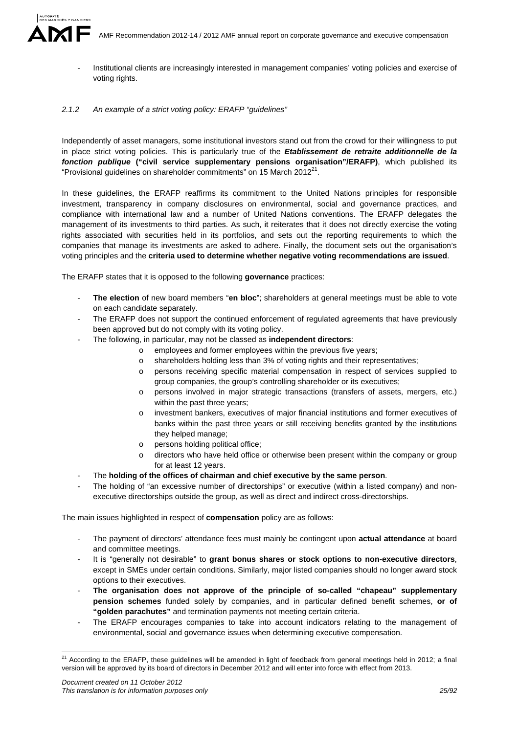- Institutional clients are increasingly interested in management companies' voting policies and exercise of voting rights.

### *2.1.2 An example of a strict voting policy: ERAFP "guidelines"*

Independently of asset managers, some institutional investors stand out from the crowd for their willingness to put in place strict voting policies. This is particularly true of the ***Etablissement de retraite additionnelle de la fonction publique*** **("civil service supplementary pensions organisation"/ERAFP)**, which published its "Provisional guidelines on shareholder commitments" on 15 March 2012[21].

In these guidelines, the ERAFP reaffirms its commitment to the United Nations principles for responsible investment, transparency in company disclosures on environmental, social and governance practices, and compliance with international law and a number of United Nations conventions. The ERAFP delegates the management of its investments to third parties. As such, it reiterates that it does not directly exercise the voting rights associated with securities held in its portfolios, and sets out the reporting requirements to which the companies that manage its investments are asked to adhere. Finally, the document sets out the organisation's voting principles and the **criteria used to determine whether negative voting recommendations are issued**.

The ERAFP states that it is opposed to the following **governance** practices:

- **The election** of new board members "**en bloc**"; shareholders at general meetings must be able to vote on each candidate separately.
- The ERAFP does not support the continued enforcement of regulated agreements that have previously been approved but do not comply with its voting policy.
- The following, in particular, may not be classed as **independent directors**:
  - employees and former employees within the previous five years;
  - shareholders holding less than 3% of voting rights and their representatives;
  - persons receiving specific material compensation in respect of services supplied to group companies, the group's controlling shareholder or its executives;
  - persons involved in major strategic transactions (transfers of assets, mergers, etc.) within the past three years;
  - investment bankers, executives of major financial institutions and former executives of banks within the past three years or still receiving benefits granted by the institutions they helped manage;
  - persons holding political office;
  - directors who have held office or otherwise been present within the company or group for at least 12 years.
- The **holding of the offices of chairman and chief executive by the same person**.
- The holding of "an excessive number of directorships" or executive (within a listed company) and non-executive directorships outside the group, as well as direct and indirect cross-directorships.

The main issues highlighted in respect of **compensation** policy are as follows:

- The payment of directors' attendance fees must mainly be contingent upon **actual attendance** at board and committee meetings.
- It is "generally not desirable" to **grant bonus shares or stock options to non-executive directors**, except in SMEs under certain conditions. Similarly, major listed companies should no longer award stock options to their executives.
- **The organisation does not approve of the principle of so-called "chapeau" supplementary pension schemes** funded solely by companies, and in particular defined benefit schemes, **or of "golden parachutes"** and termination payments not meeting certain criteria.
- The ERAFP encourages companies to take into account indicators relating to the management of environmental, social and governance issues when determining executive compensation.

---

[21] According to the ERAFP, these guidelines will be amended in light of feedback from general meetings held in 2012; a final version will be approved by its board of directors in December 2012 and will enter into force with effect from 2013.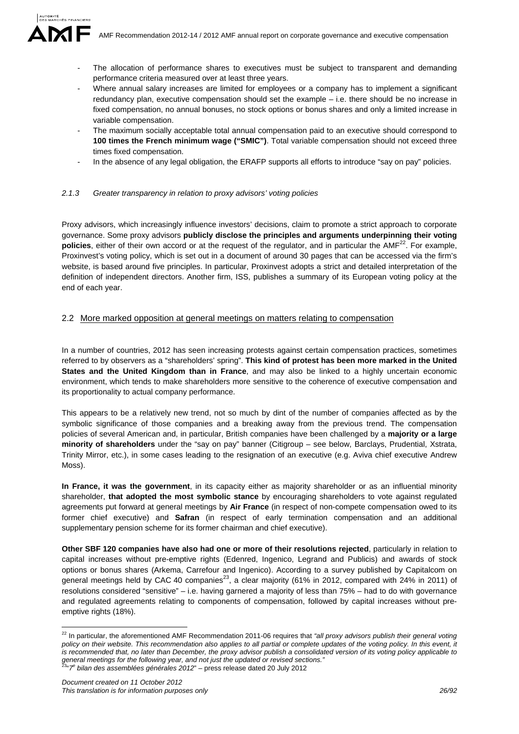- The allocation of performance shares to executives must be subject to transparent and demanding performance criteria measured over at least three years.
- Where annual salary increases are limited for employees or a company has to implement a significant redundancy plan, executive compensation should set the example – i.e. there should be no increase in fixed compensation, no annual bonuses, no stock options or bonus shares and only a limited increase in variable compensation.
- The maximum socially acceptable total annual compensation paid to an executive should correspond to **100 times the French minimum wage ("SMIC")**. Total variable compensation should not exceed three times fixed compensation.
- In the absence of any legal obligation, the ERAFP supports all efforts to introduce "say on pay" policies.

### *2.1.3 Greater transparency in relation to proxy advisors' voting policies*

Proxy advisors, which increasingly influence investors' decisions, claim to promote a strict approach to corporate governance. Some proxy advisors **publicly disclose the principles and arguments underpinning their voting policies**, either of their own accord or at the request of the regulator, and in particular the AMF[22]. For example, Proxinvest's voting policy, which is set out in a document of around 30 pages that can be accessed via the firm's website, is based around five principles. In particular, Proxinvest adopts a strict and detailed interpretation of the definition of independent directors. Another firm, ISS, publishes a summary of its European voting policy at the end of each year.

## 2.2 More marked opposition at general meetings on matters relating to compensation

In a number of countries, 2012 has seen increasing protests against certain compensation practices, sometimes referred to by observers as a "shareholders' spring". **This kind of protest has been more marked in the United States and the United Kingdom than in France**, and may also be linked to a highly uncertain economic environment, which tends to make shareholders more sensitive to the coherence of executive compensation and its proportionality to actual company performance.

This appears to be a relatively new trend, not so much by dint of the number of companies affected as by the symbolic significance of those companies and a breaking away from the previous trend. The compensation policies of several American and, in particular, British companies have been challenged by a **majority or a large minority of shareholders** under the "say on pay" banner (Citigroup – see below, Barclays, Prudential, Xstrata, Trinity Mirror, etc.), in some cases leading to the resignation of an executive (e.g. Aviva chief executive Andrew Moss).

**In France, it was the government**, in its capacity either as majority shareholder or as an influential minority shareholder, **that adopted the most symbolic stance** by encouraging shareholders to vote against regulated agreements put forward at general meetings by **Air France** (in respect of non-compete compensation owed to its former chief executive) and **Safran** (in respect of early termination compensation and an additional supplementary pension scheme for its former chairman and chief executive).

**Other SBF 120 companies have also had one or more of their resolutions rejected**, particularly in relation to capital increases without pre-emptive rights (Edenred, Ingenico, Legrand and Publicis) and awards of stock options or bonus shares (Arkema, Carrefour and Ingenico). According to a survey published by Capitalcom on general meetings held by CAC 40 companies[23], a clear majority (61% in 2012, compared with 24% in 2011) of resolutions considered "sensitive" – i.e. having garnered a majority of less than 75% – had to do with governance and regulated agreements relating to components of compensation, followed by capital increases without pre-emptive rights (18%).

---

[22] In particular, the aforementioned AMF Recommendation 2011-06 requires that *"all proxy advisors publish their general voting policy on their website. This recommendation also applies to all partial or complete updates of the voting policy. In this event, it is recommended that, no later than December, the proxy advisor publish a consolidated version of its voting policy applicable to general meetings for the following year, and not just the updated or revised sections."*

[23] "*7e bilan des assemblées générales 2012*" – press release dated 20 July 2012

*Document created on 11 October 2012*
*This translation is for information purposes only*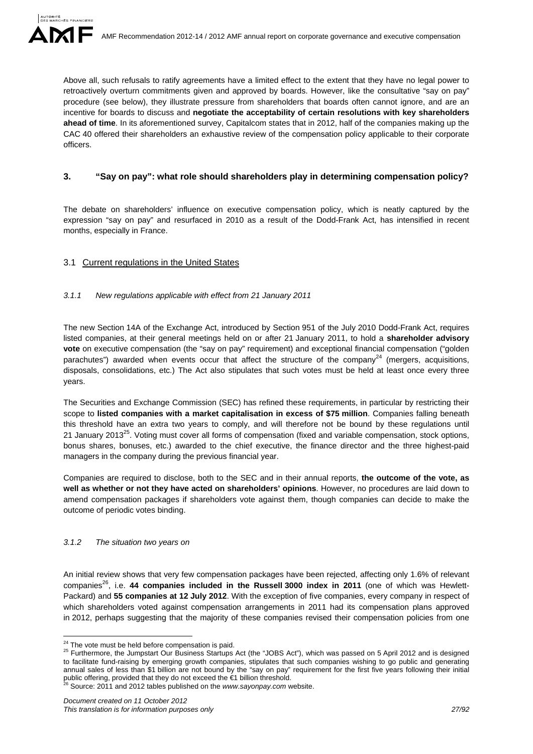Above all, such refusals to ratify agreements have a limited effect to the extent that they have no legal power to retroactively overturn commitments given and approved by boards. However, like the consultative "say on pay" procedure (see below), they illustrate pressure from shareholders that boards often cannot ignore, and are an incentive for boards to discuss and **negotiate the acceptability of certain resolutions with key shareholders ahead of time**. In its aforementioned survey, Capitalcom states that in 2012, half of the companies making up the CAC 40 offered their shareholders an exhaustive review of the compensation policy applicable to their corporate officers.

## 3. "Say on pay": what role should shareholders play in determining compensation policy?

The debate on shareholders' influence on executive compensation policy, which is neatly captured by the expression "say on pay" and resurfaced in 2010 as a result of the Dodd-Frank Act, has intensified in recent months, especially in France.

### 3.1 Current regulations in the United States

#### *3.1.1 New regulations applicable with effect from 21 January 2011*

The new Section 14A of the Exchange Act, introduced by Section 951 of the July 2010 Dodd-Frank Act, requires listed companies, at their general meetings held on or after 21 January 2011, to hold a **shareholder advisory vote** on executive compensation (the "say on pay" requirement) and exceptional financial compensation ("golden parachutes") awarded when events occur that affect the structure of the company[24] (mergers, acquisitions, disposals, consolidations, etc.) The Act also stipulates that such votes must be held at least once every three years.

The Securities and Exchange Commission (SEC) has refined these requirements, in particular by restricting their scope to **listed companies with a market capitalisation in excess of $75 million**. Companies falling beneath this threshold have an extra two years to comply, and will therefore not be bound by these regulations until 21 January 2013[25]. Voting must cover all forms of compensation (fixed and variable compensation, stock options, bonus shares, bonuses, etc.) awarded to the chief executive, the finance director and the three highest-paid managers in the company during the previous financial year.

Companies are required to disclose, both to the SEC and in their annual reports, **the outcome of the vote, as well as whether or not they have acted on shareholders' opinions**. However, no procedures are laid down to amend compensation packages if shareholders vote against them, though companies can decide to make the outcome of periodic votes binding.

#### *3.1.2 The situation two years on*

An initial review shows that very few compensation packages have been rejected, affecting only 1.6% of relevant companies[26], i.e. **44 companies included in the Russell 3000 index in 2011** (one of which was Hewlett-Packard) and **55 companies at 12 July 2012**. With the exception of five companies, every company in respect of which shareholders voted against compensation arrangements in 2011 had its compensation plans approved in 2012, perhaps suggesting that the majority of these companies revised their compensation policies from one

---

[24] The vote must be held before compensation is paid.

[25] Furthermore, the Jumpstart Our Business Startups Act (the "JOBS Act"), which was passed on 5 April 2012 and is designed to facilitate fund-raising by emerging growth companies, stipulates that such companies wishing to go public and generating annual sales of less than $1 billion are not bound by the "say on pay" requirement for the first five years following their initial public offering, provided that they do not exceed the €1 billion threshold.

[26] Source: 2011 and 2012 tables published on the *www.sayonpay.com* website.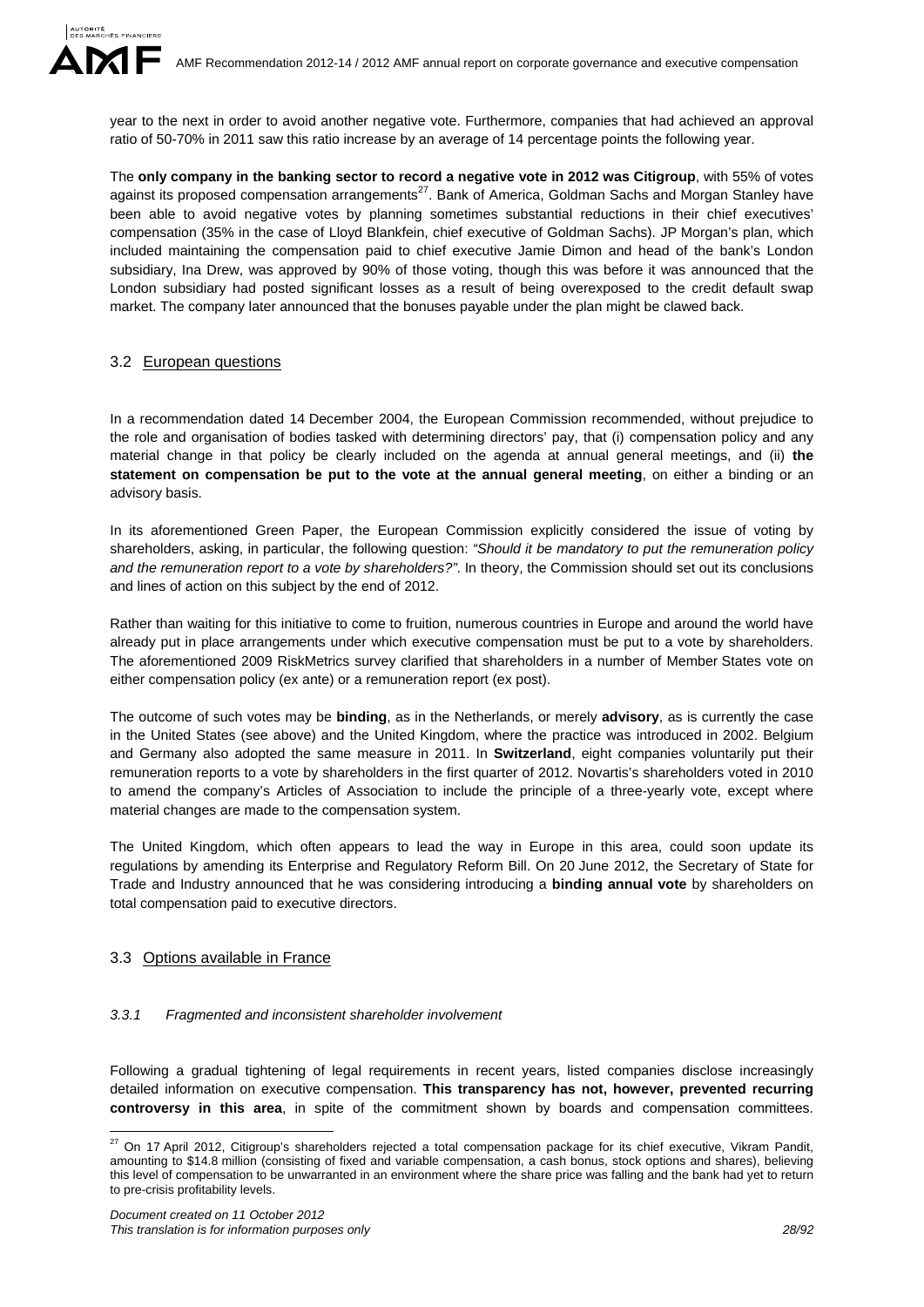year to the next in order to avoid another negative vote. Furthermore, companies that had achieved an approval ratio of 50-70% in 2011 saw this ratio increase by an average of 14 percentage points the following year.

The **only company in the banking sector to record a negative vote in 2012 was Citigroup**, with 55% of votes against its proposed compensation arrangements[27]. Bank of America, Goldman Sachs and Morgan Stanley have been able to avoid negative votes by planning sometimes substantial reductions in their chief executives' compensation (35% in the case of Lloyd Blankfein, chief executive of Goldman Sachs). JP Morgan's plan, which included maintaining the compensation paid to chief executive Jamie Dimon and head of the bank's London subsidiary, Ina Drew, was approved by 90% of those voting, though this was before it was announced that the London subsidiary had posted significant losses as a result of being overexposed to the credit default swap market. The company later announced that the bonuses payable under the plan might be clawed back.

## 3.2 European questions

In a recommendation dated 14 December 2004, the European Commission recommended, without prejudice to the role and organisation of bodies tasked with determining directors' pay, that (i) compensation policy and any material change in that policy be clearly included on the agenda at annual general meetings, and (ii) **the statement on compensation be put to the vote at the annual general meeting**, on either a binding or an advisory basis.

In its aforementioned Green Paper, the European Commission explicitly considered the issue of voting by shareholders, asking, in particular, the following question: *"Should it be mandatory to put the remuneration policy and the remuneration report to a vote by shareholders?"*. In theory, the Commission should set out its conclusions and lines of action on this subject by the end of 2012.

Rather than waiting for this initiative to come to fruition, numerous countries in Europe and around the world have already put in place arrangements under which executive compensation must be put to a vote by shareholders. The aforementioned 2009 RiskMetrics survey clarified that shareholders in a number of Member States vote on either compensation policy (ex ante) or a remuneration report (ex post).

The outcome of such votes may be **binding**, as in the Netherlands, or merely **advisory**, as is currently the case in the United States (see above) and the United Kingdom, where the practice was introduced in 2002. Belgium and Germany also adopted the same measure in 2011. In **Switzerland**, eight companies voluntarily put their remuneration reports to a vote by shareholders in the first quarter of 2012. Novartis's shareholders voted in 2010 to amend the company's Articles of Association to include the principle of a three-yearly vote, except where material changes are made to the compensation system.

The United Kingdom, which often appears to lead the way in Europe in this area, could soon update its regulations by amending its Enterprise and Regulatory Reform Bill. On 20 June 2012, the Secretary of State for Trade and Industry announced that he was considering introducing a **binding annual vote** by shareholders on total compensation paid to executive directors.

## 3.3 Options available in France

### *3.3.1 Fragmented and inconsistent shareholder involvement*

Following a gradual tightening of legal requirements in recent years, listed companies disclose increasingly detailed information on executive compensation. **This transparency has not, however, prevented recurring controversy in this area**, in spite of the commitment shown by boards and compensation committees.

[27] On 17 April 2012, Citigroup's shareholders rejected a total compensation package for its chief executive, Vikram Pandit, amounting to $14.8 million (consisting of fixed and variable compensation, a cash bonus, stock options and shares), believing this level of compensation to be unwarranted in an environment where the share price was falling and the bank had yet to return to pre-crisis profitability levels.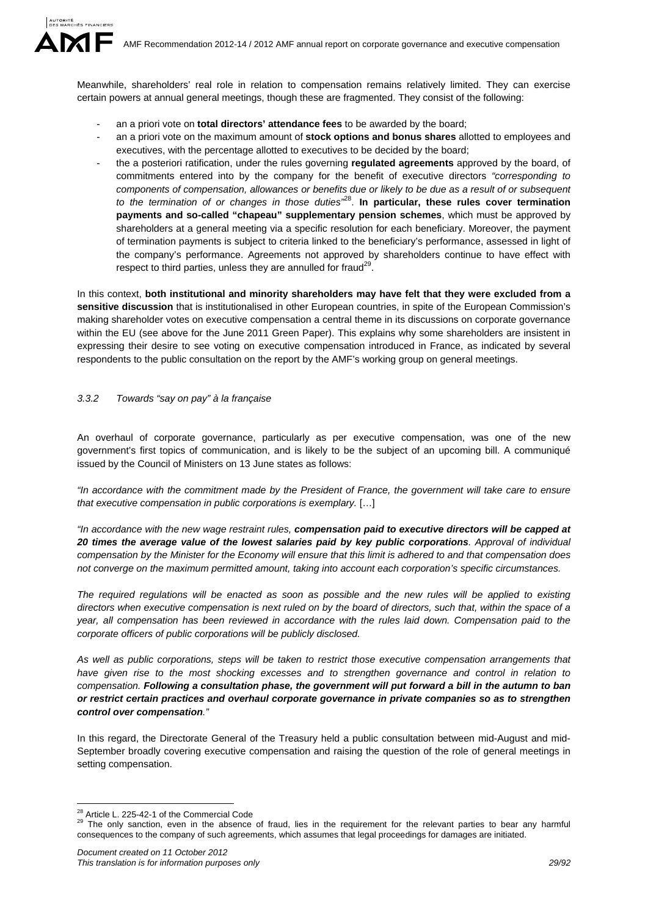Meanwhile, shareholders' real role in relation to compensation remains relatively limited. They can exercise certain powers at annual general meetings, though these are fragmented. They consist of the following:

- an a priori vote on **total directors' attendance fees** to be awarded by the board;
- an a priori vote on the maximum amount of **stock options and bonus shares** allotted to employees and executives, with the percentage allotted to executives to be decided by the board;
- the a posteriori ratification, under the rules governing **regulated agreements** approved by the board, of commitments entered into by the company for the benefit of executive directors *"corresponding to components of compensation, allowances or benefits due or likely to be due as a result of or subsequent to the termination of or changes in those duties"*[28]. **In particular, these rules cover termination payments and so-called "chapeau" supplementary pension schemes**, which must be approved by shareholders at a general meeting via a specific resolution for each beneficiary. Moreover, the payment of termination payments is subject to criteria linked to the beneficiary's performance, assessed in light of the company's performance. Agreements not approved by shareholders continue to have effect with respect to third parties, unless they are annulled for fraud[29].

In this context, **both institutional and minority shareholders may have felt that they were excluded from a sensitive discussion** that is institutionalised in other European countries, in spite of the European Commission's making shareholder votes on executive compensation a central theme in its discussions on corporate governance within the EU (see above for the June 2011 Green Paper). This explains why some shareholders are insistent in expressing their desire to see voting on executive compensation introduced in France, as indicated by several respondents to the public consultation on the report by the AMF's working group on general meetings.

### *3.3.2 Towards "say on pay" à la française*

An overhaul of corporate governance, particularly as per executive compensation, was one of the new government's first topics of communication, and is likely to be the subject of an upcoming bill. A communiqué issued by the Council of Ministers on 13 June states as follows:

*"In accordance with the commitment made by the President of France, the government will take care to ensure that executive compensation in public corporations is exemplary.* […]

*"In accordance with the new wage restraint rules, **compensation paid to executive directors will be capped at 20 times the average value of the lowest salaries paid by key public corporations**. Approval of individual compensation by the Minister for the Economy will ensure that this limit is adhered to and that compensation does not converge on the maximum permitted amount, taking into account each corporation's specific circumstances.*

*The required regulations will be enacted as soon as possible and the new rules will be applied to existing directors when executive compensation is next ruled on by the board of directors, such that, within the space of a year, all compensation has been reviewed in accordance with the rules laid down. Compensation paid to the corporate officers of public corporations will be publicly disclosed.*

*As well as public corporations, steps will be taken to restrict those executive compensation arrangements that have given rise to the most shocking excesses and to strengthen governance and control in relation to compensation. **Following a consultation phase, the government will put forward a bill in the autumn to ban or restrict certain practices and overhaul corporate governance in private companies so as to strengthen control over compensation**."*

In this regard, the Directorate General of the Treasury held a public consultation between mid-August and mid-September broadly covering executive compensation and raising the question of the role of general meetings in setting compensation.

---

[28] Article L. 225-42-1 of the Commercial Code

[29] The only sanction, even in the absence of fraud, lies in the requirement for the relevant parties to bear any harmful consequences to the company of such agreements, which assumes that legal proceedings for damages are initiated.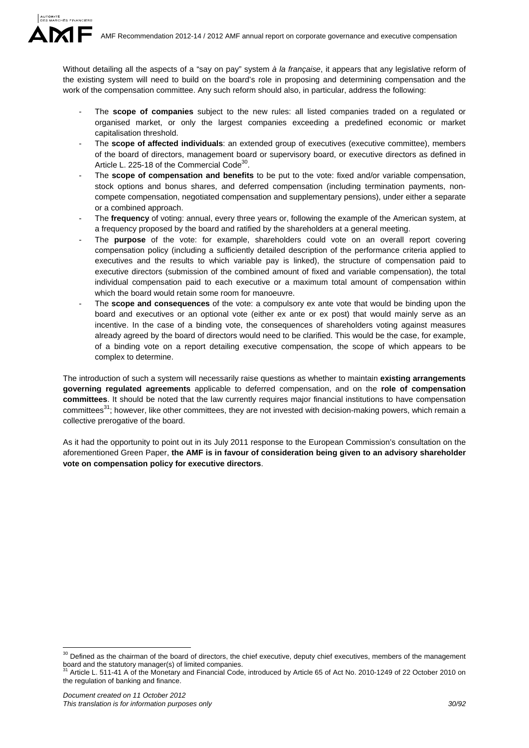Without detailing all the aspects of a "say on pay" system *à la française*, it appears that any legislative reform of the existing system will need to build on the board's role in proposing and determining compensation and the work of the compensation committee. Any such reform should also, in particular, address the following:

- The **scope of companies** subject to the new rules: all listed companies traded on a regulated or organised market, or only the largest companies exceeding a predefined economic or market capitalisation threshold.
- The **scope of affected individuals**: an extended group of executives (executive committee), members of the board of directors, management board or supervisory board, or executive directors as defined in Article L. 225-18 of the Commercial Code[30].
- The **scope of compensation and benefits** to be put to the vote: fixed and/or variable compensation, stock options and bonus shares, and deferred compensation (including termination payments, non-compete compensation, negotiated compensation and supplementary pensions), under either a separate or a combined approach.
- The **frequency** of voting: annual, every three years or, following the example of the American system, at a frequency proposed by the board and ratified by the shareholders at a general meeting.
- The **purpose** of the vote: for example, shareholders could vote on an overall report covering compensation policy (including a sufficiently detailed description of the performance criteria applied to executives and the results to which variable pay is linked), the structure of compensation paid to executive directors (submission of the combined amount of fixed and variable compensation), the total individual compensation paid to each executive or a maximum total amount of compensation within which the board would retain some room for manoeuvre.
- The **scope and consequences** of the vote: a compulsory ex ante vote that would be binding upon the board and executives or an optional vote (either ex ante or ex post) that would mainly serve as an incentive. In the case of a binding vote, the consequences of shareholders voting against measures already agreed by the board of directors would need to be clarified. This would be the case, for example, of a binding vote on a report detailing executive compensation, the scope of which appears to be complex to determine.

The introduction of such a system will necessarily raise questions as whether to maintain **existing arrangements governing regulated agreements** applicable to deferred compensation, and on the **role of compensation committees**. It should be noted that the law currently requires major financial institutions to have compensation committees[31]; however, like other committees, they are not invested with decision-making powers, which remain a collective prerogative of the board.

As it had the opportunity to point out in its July 2011 response to the European Commission's consultation on the aforementioned Green Paper, **the AMF is in favour of consideration being given to an advisory shareholder vote on compensation policy for executive directors**.

---

[30] Defined as the chairman of the board of directors, the chief executive, deputy chief executives, members of the management board and the statutory manager(s) of limited companies.

[31] Article L. 511-41 A of the Monetary and Financial Code, introduced by Article 65 of Act No. 2010-1249 of 22 October 2010 on the regulation of banking and finance.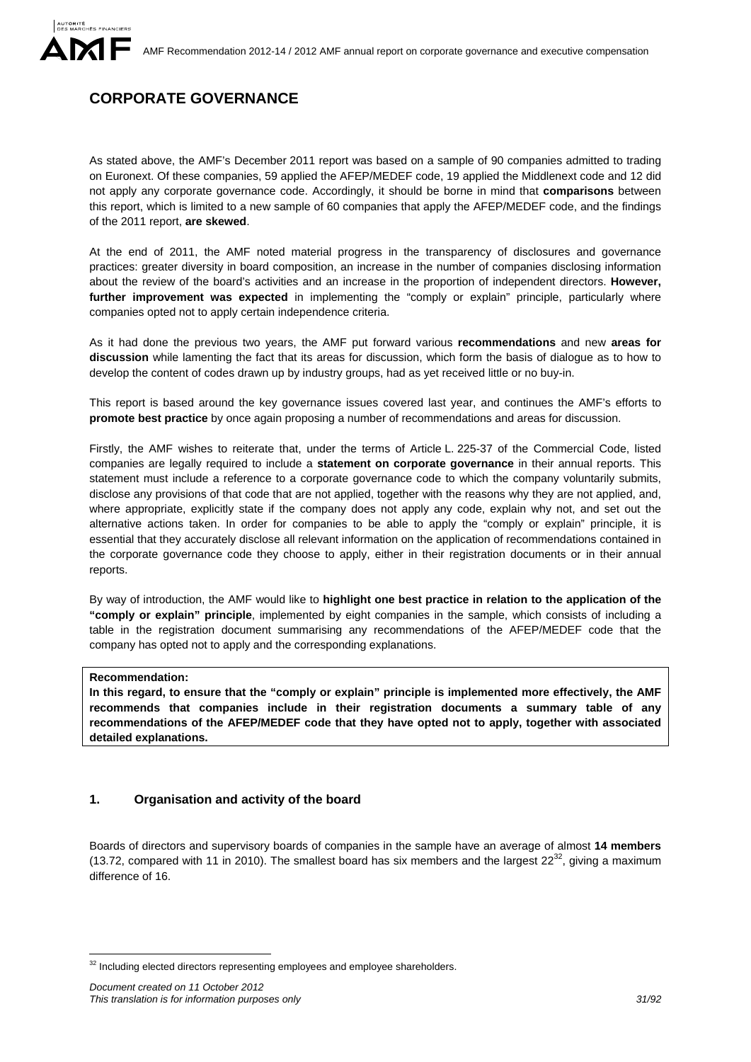# CORPORATE GOVERNANCE

As stated above, the AMF's December 2011 report was based on a sample of 90 companies admitted to trading on Euronext. Of these companies, 59 applied the AFEP/MEDEF code, 19 applied the Middlenext code and 12 did not apply any corporate governance code. Accordingly, it should be borne in mind that **comparisons** between this report, which is limited to a new sample of 60 companies that apply the AFEP/MEDEF code, and the findings of the 2011 report, **are skewed**.

At the end of 2011, the AMF noted material progress in the transparency of disclosures and governance practices: greater diversity in board composition, an increase in the number of companies disclosing information about the review of the board's activities and an increase in the proportion of independent directors. **However, further improvement was expected** in implementing the "comply or explain" principle, particularly where companies opted not to apply certain independence criteria.

As it had done the previous two years, the AMF put forward various **recommendations** and new **areas for discussion** while lamenting the fact that its areas for discussion, which form the basis of dialogue as to how to develop the content of codes drawn up by industry groups, had as yet received little or no buy-in.

This report is based around the key governance issues covered last year, and continues the AMF's efforts to **promote best practice** by once again proposing a number of recommendations and areas for discussion.

Firstly, the AMF wishes to reiterate that, under the terms of Article L. 225-37 of the Commercial Code, listed companies are legally required to include a **statement on corporate governance** in their annual reports. This statement must include a reference to a corporate governance code to which the company voluntarily submits, disclose any provisions of that code that are not applied, together with the reasons why they are not applied, and, where appropriate, explicitly state if the company does not apply any code, explain why not, and set out the alternative actions taken. In order for companies to be able to apply the "comply or explain" principle, it is essential that they accurately disclose all relevant information on the application of recommendations contained in the corporate governance code they choose to apply, either in their registration documents or in their annual reports.

By way of introduction, the AMF would like to **highlight one best practice in relation to the application of the "comply or explain" principle**, implemented by eight companies in the sample, which consists of including a table in the registration document summarising any recommendations of the AFEP/MEDEF code that the company has opted not to apply and the corresponding explanations.

> **Recommendation:**
> **In this regard, to ensure that the "comply or explain" principle is implemented more effectively, the AMF recommends that companies include in their registration documents a summary table of any recommendations of the AFEP/MEDEF code that they have opted not to apply, together with associated detailed explanations.**

## 1. Organisation and activity of the board

Boards of directors and supervisory boards of companies in the sample have an average of almost **14 members** (13.72, compared with 11 in 2010). The smallest board has six members and the largest 22[32], giving a maximum difference of 16.

[32] Including elected directors representing employees and employee shareholders.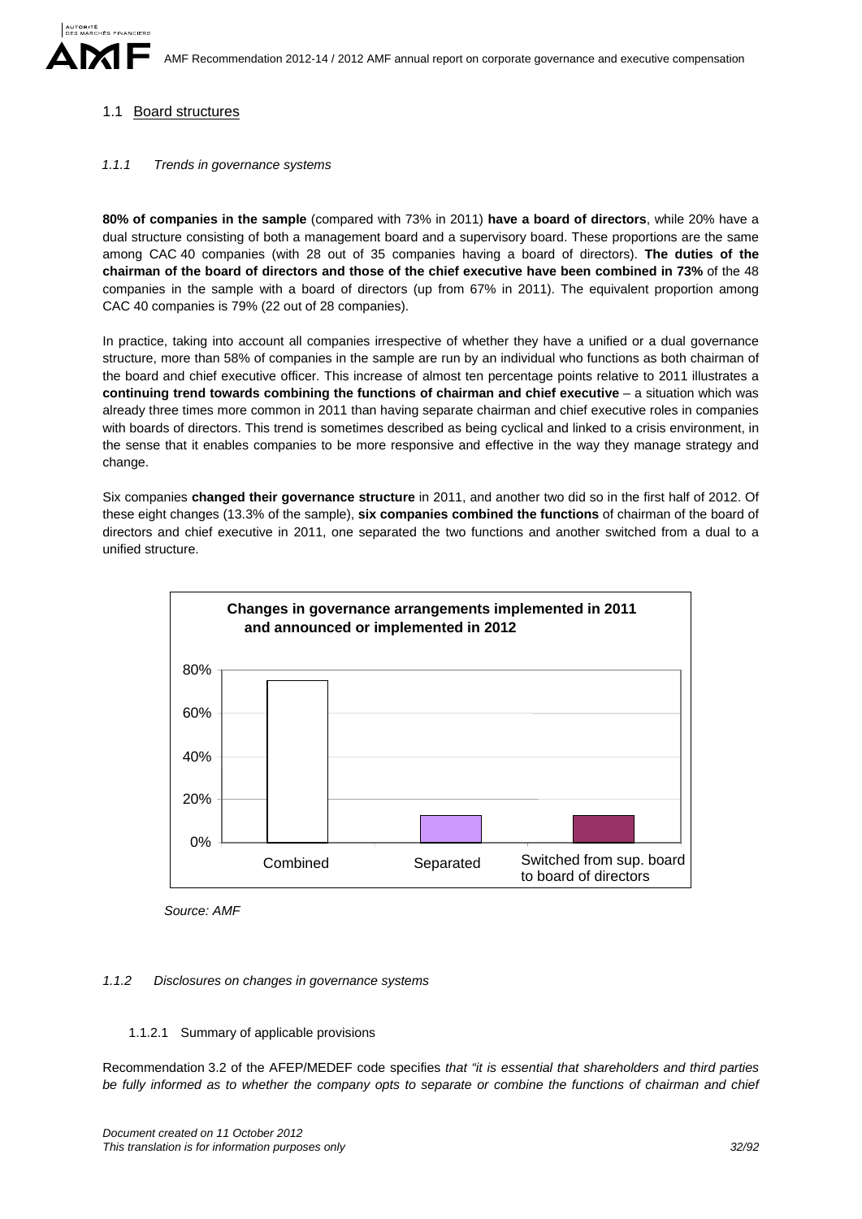## 1.1 Board structures

### *1.1.1 Trends in governance systems*

**80% of companies in the sample** (compared with 73% in 2011) **have a board of directors**, while 20% have a dual structure consisting of both a management board and a supervisory board. These proportions are the same among CAC 40 companies (with 28 out of 35 companies having a board of directors). **The duties of the chairman of the board of directors and those of the chief executive have been combined in 73%** of the 48 companies in the sample with a board of directors (up from 67% in 2011). The equivalent proportion among CAC 40 companies is 79% (22 out of 28 companies).

In practice, taking into account all companies irrespective of whether they have a unified or a dual governance structure, more than 58% of companies in the sample are run by an individual who functions as both chairman of the board and chief executive officer. This increase of almost ten percentage points relative to 2011 illustrates a **continuing trend towards combining the functions of chairman and chief executive** – a situation which was already three times more common in 2011 than having separate chairman and chief executive roles in companies with boards of directors. This trend is sometimes described as being cyclical and linked to a crisis environment, in the sense that it enables companies to be more responsive and effective in the way they manage strategy and change.

Six companies **changed their governance structure** in 2011, and another two did so in the first half of 2012. Of these eight changes (13.3% of the sample), **six companies combined the functions** of chairman of the board of directors and chief executive in 2011, one separated the two functions and another switched from a dual to a unified structure.

**Changes in governance arrangements implemented in 2011 and announced or implemented in 2012**

| | Combined | Separated | Switched from sup. board to board of directors |
|---|---|---|---|
| Share | 75% | 12.5% | 12.5% |

*Source: AMF*

### *1.1.2 Disclosures on changes in governance systems*

#### 1.1.2.1 Summary of applicable provisions

Recommendation 3.2 of the AFEP/MEDEF code specifies *that "it is essential that shareholders and third parties be fully informed as to whether the company opts to separate or combine the functions of chairman and chief*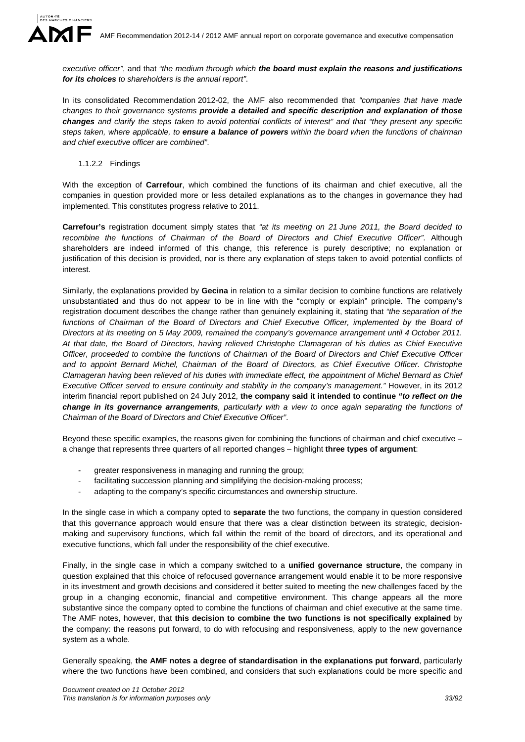*executive officer"*, and that *"the medium through which **the board must explain the reasons and justifications for its choices** to shareholders is the annual report"*.

In its consolidated Recommendation 2012-02, the AMF also recommended that *"companies that have made changes to their governance systems **provide a detailed and specific description and explanation of those changes** and clarify the steps taken to avoid potential conflicts of interest" and that "they present any specific steps taken, where applicable, to **ensure a balance of powers** within the board when the functions of chairman and chief executive officer are combined"*.

#### 1.1.2.2 Findings

With the exception of **Carrefour**, which combined the functions of its chairman and chief executive, all the companies in question provided more or less detailed explanations as to the changes in governance they had implemented. This constitutes progress relative to 2011.

**Carrefour's** registration document simply states that *"at its meeting on 21 June 2011, the Board decided to recombine the functions of Chairman of the Board of Directors and Chief Executive Officer"*. Although shareholders are indeed informed of this change, this reference is purely descriptive; no explanation or justification of this decision is provided, nor is there any explanation of steps taken to avoid potential conflicts of interest.

Similarly, the explanations provided by **Gecina** in relation to a similar decision to combine functions are relatively unsubstantiated and thus do not appear to be in line with the "comply or explain" principle. The company's registration document describes the change rather than genuinely explaining it, stating that *"the separation of the functions of Chairman of the Board of Directors and Chief Executive Officer, implemented by the Board of Directors at its meeting on 5 May 2009, remained the company's governance arrangement until 4 October 2011. At that date, the Board of Directors, having relieved Christophe Clamageran of his duties as Chief Executive Officer, proceeded to combine the functions of Chairman of the Board of Directors and Chief Executive Officer and to appoint Bernard Michel, Chairman of the Board of Directors, as Chief Executive Officer. Christophe Clamageran having been relieved of his duties with immediate effect, the appointment of Michel Bernard as Chief Executive Officer served to ensure continuity and stability in the company's management."* However, in its 2012 interim financial report published on 24 July 2012, **the company said it intended to continue *"to reflect on the change in its governance arrangements***, *particularly with a view to once again separating the functions of Chairman of the Board of Directors and Chief Executive Officer"*.

Beyond these specific examples, the reasons given for combining the functions of chairman and chief executive – a change that represents three quarters of all reported changes – highlight **three types of argument**:

- greater responsiveness in managing and running the group;
- facilitating succession planning and simplifying the decision-making process;
- adapting to the company's specific circumstances and ownership structure.

In the single case in which a company opted to **separate** the two functions, the company in question considered that this governance approach would ensure that there was a clear distinction between its strategic, decision-making and supervisory functions, which fall within the remit of the board of directors, and its operational and executive functions, which fall under the responsibility of the chief executive.

Finally, in the single case in which a company switched to a **unified governance structure**, the company in question explained that this choice of refocused governance arrangement would enable it to be more responsive in its investment and growth decisions and considered it better suited to meeting the new challenges faced by the group in a changing economic, financial and competitive environment. This change appears all the more substantive since the company opted to combine the functions of chairman and chief executive at the same time. The AMF notes, however, that **this decision to combine the two functions is not specifically explained** by the company: the reasons put forward, to do with refocusing and responsiveness, apply to the new governance system as a whole.

Generally speaking, **the AMF notes a degree of standardisation in the explanations put forward**, particularly where the two functions have been combined, and considers that such explanations could be more specific and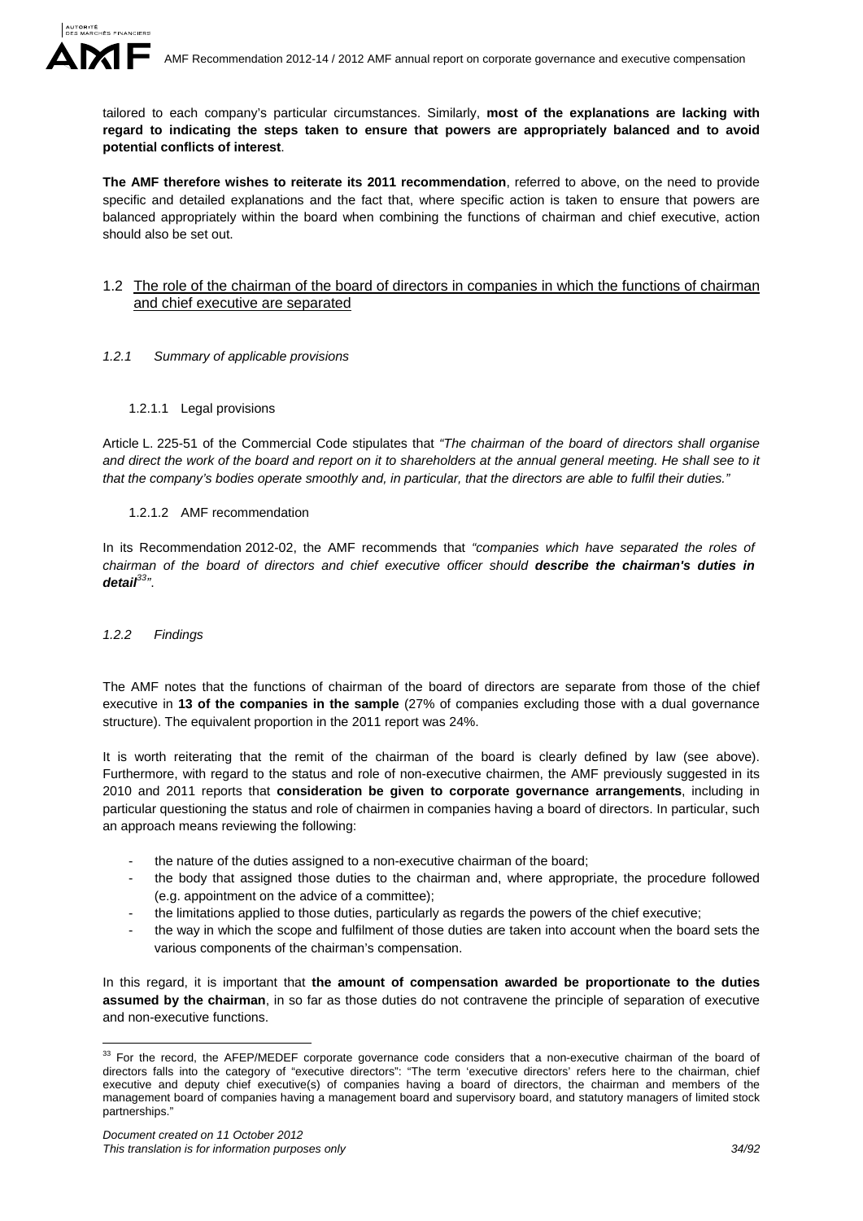tailored to each company's particular circumstances. Similarly, **most of the explanations are lacking with regard to indicating the steps taken to ensure that powers are appropriately balanced and to avoid potential conflicts of interest**.

**The AMF therefore wishes to reiterate its 2011 recommendation**, referred to above, on the need to provide specific and detailed explanations and the fact that, where specific action is taken to ensure that powers are balanced appropriately within the board when combining the functions of chairman and chief executive, action should also be set out.

## 1.2 The role of the chairman of the board of directors in companies in which the functions of chairman and chief executive are separated

### *1.2.1 Summary of applicable provisions*

#### 1.2.1.1 Legal provisions

Article L. 225-51 of the Commercial Code stipulates that *"The chairman of the board of directors shall organise and direct the work of the board and report on it to shareholders at the annual general meeting. He shall see to it that the company's bodies operate smoothly and, in particular, that the directors are able to fulfil their duties."*

#### 1.2.1.2 AMF recommendation

In its Recommendation 2012-02, the AMF recommends that *"companies which have separated the roles of chairman of the board of directors and chief executive officer should* ***describe the chairman's duties in detail***[33]*"*.

### *1.2.2 Findings*

The AMF notes that the functions of chairman of the board of directors are separate from those of the chief executive in **13 of the companies in the sample** (27% of companies excluding those with a dual governance structure). The equivalent proportion in the 2011 report was 24%.

It is worth reiterating that the remit of the chairman of the board is clearly defined by law (see above). Furthermore, with regard to the status and role of non-executive chairmen, the AMF previously suggested in its 2010 and 2011 reports that **consideration be given to corporate governance arrangements**, including in particular questioning the status and role of chairmen in companies having a board of directors. In particular, such an approach means reviewing the following:

- the nature of the duties assigned to a non-executive chairman of the board;
- the body that assigned those duties to the chairman and, where appropriate, the procedure followed (e.g. appointment on the advice of a committee);
- the limitations applied to those duties, particularly as regards the powers of the chief executive;
- the way in which the scope and fulfilment of those duties are taken into account when the board sets the various components of the chairman's compensation.

In this regard, it is important that **the amount of compensation awarded be proportionate to the duties assumed by the chairman**, in so far as those duties do not contravene the principle of separation of executive and non-executive functions.

---

[33] For the record, the AFEP/MEDEF corporate governance code considers that a non-executive chairman of the board of directors falls into the category of "executive directors": "The term 'executive directors' refers here to the chairman, chief executive and deputy chief executive(s) of companies having a board of directors, the chairman and members of the management board of companies having a management board and supervisory board, and statutory managers of limited stock partnerships."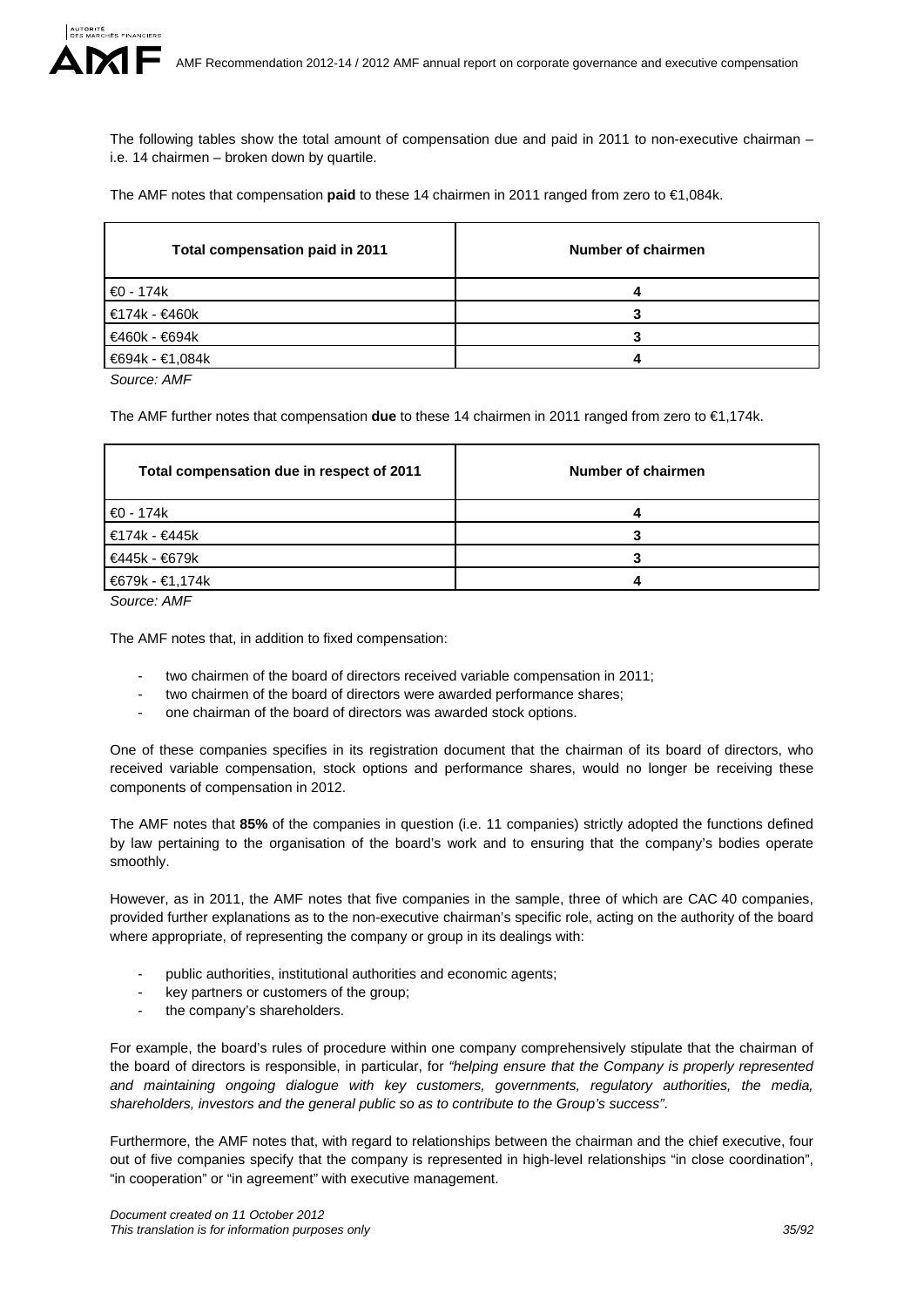The following tables show the total amount of compensation due and paid in 2011 to non-executive chairman – i.e. 14 chairmen – broken down by quartile.

The AMF notes that compensation **paid** to these 14 chairmen in 2011 ranged from zero to €1,084k.

| Total compensation paid in 2011 | Number of chairmen |
|---|---|
| €0 - 174k | 4 |
| €174k - €460k | 3 |
| €460k - €694k | 3 |
| €694k - €1,084k | 4 |

*Source: AMF*

The AMF further notes that compensation **due** to these 14 chairmen in 2011 ranged from zero to €1,174k.

| Total compensation due in respect of 2011 | Number of chairmen |
|---|---|
| €0 - 174k | 4 |
| €174k - €445k | 3 |
| €445k - €679k | 3 |
| €679k - €1,174k | 4 |

*Source: AMF*

The AMF notes that, in addition to fixed compensation:

- two chairmen of the board of directors received variable compensation in 2011;
- two chairmen of the board of directors were awarded performance shares;
- one chairman of the board of directors was awarded stock options.

One of these companies specifies in its registration document that the chairman of its board of directors, who received variable compensation, stock options and performance shares, would no longer be receiving these components of compensation in 2012.

The AMF notes that **85%** of the companies in question (i.e. 11 companies) strictly adopted the functions defined by law pertaining to the organisation of the board's work and to ensuring that the company's bodies operate smoothly.

However, as in 2011, the AMF notes that five companies in the sample, three of which are CAC 40 companies, provided further explanations as to the non-executive chairman's specific role, acting on the authority of the board where appropriate, of representing the company or group in its dealings with:

- public authorities, institutional authorities and economic agents;
- key partners or customers of the group;
- the company's shareholders.

For example, the board's rules of procedure within one company comprehensively stipulate that the chairman of the board of directors is responsible, in particular, for *"helping ensure that the Company is properly represented and maintaining ongoing dialogue with key customers, governments, regulatory authorities, the media, shareholders, investors and the general public so as to contribute to the Group's success"*.

Furthermore, the AMF notes that, with regard to relationships between the chairman and the chief executive, four out of five companies specify that the company is represented in high-level relationships "in close coordination", "in cooperation" or "in agreement" with executive management.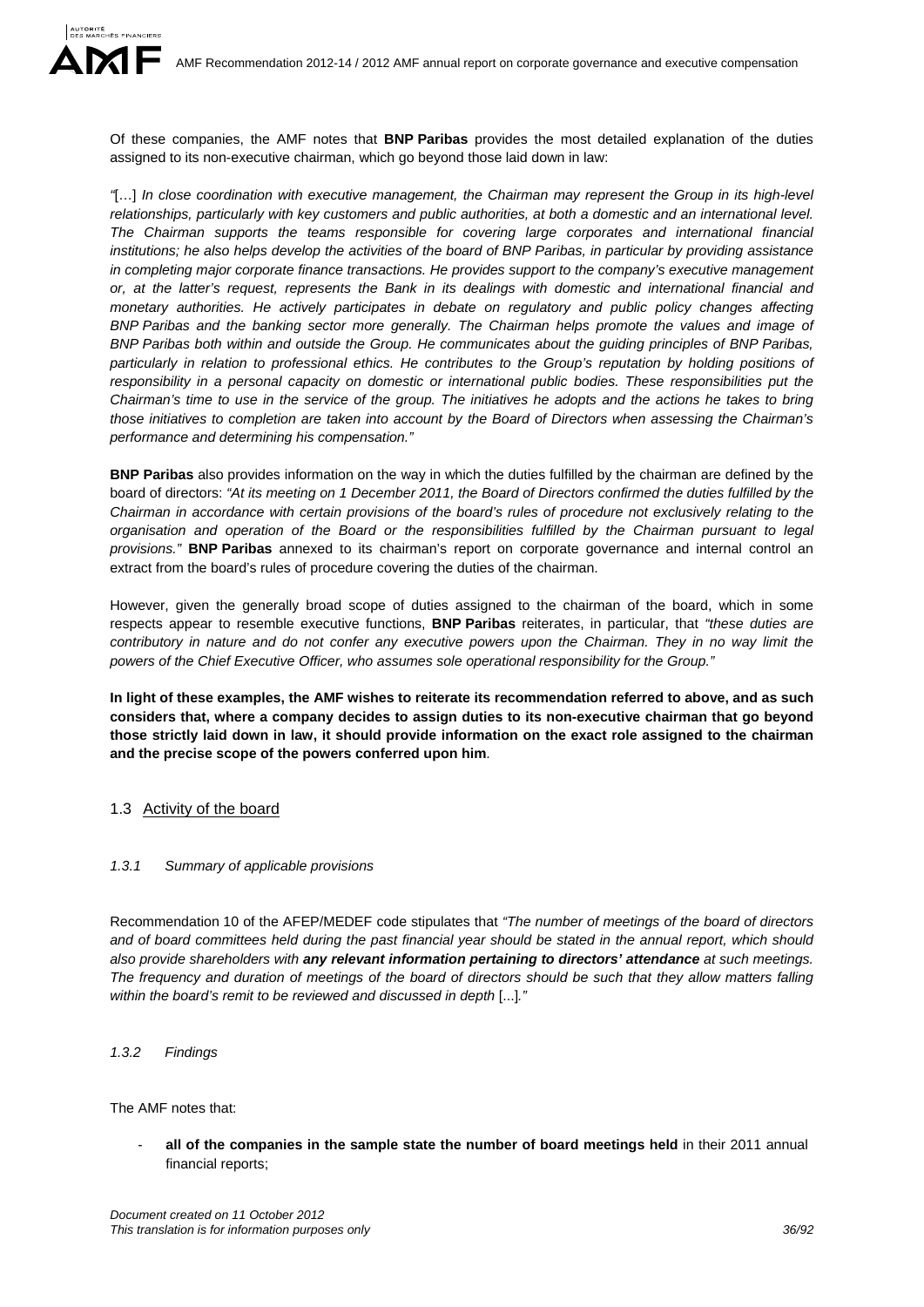Of these companies, the AMF notes that **BNP Paribas** provides the most detailed explanation of the duties assigned to its non-executive chairman, which go beyond those laid down in law:

*"[…] In close coordination with executive management, the Chairman may represent the Group in its high-level relationships, particularly with key customers and public authorities, at both a domestic and an international level. The Chairman supports the teams responsible for covering large corporates and international financial institutions; he also helps develop the activities of the board of BNP Paribas, in particular by providing assistance in completing major corporate finance transactions. He provides support to the company's executive management or, at the latter's request, represents the Bank in its dealings with domestic and international financial and monetary authorities. He actively participates in debate on regulatory and public policy changes affecting BNP Paribas and the banking sector more generally. The Chairman helps promote the values and image of BNP Paribas both within and outside the Group. He communicates about the guiding principles of BNP Paribas, particularly in relation to professional ethics. He contributes to the Group's reputation by holding positions of responsibility in a personal capacity on domestic or international public bodies. These responsibilities put the Chairman's time to use in the service of the group. The initiatives he adopts and the actions he takes to bring those initiatives to completion are taken into account by the Board of Directors when assessing the Chairman's performance and determining his compensation."*

**BNP Paribas** also provides information on the way in which the duties fulfilled by the chairman are defined by the board of directors: *"At its meeting on 1 December 2011, the Board of Directors confirmed the duties fulfilled by the Chairman in accordance with certain provisions of the board's rules of procedure not exclusively relating to the organisation and operation of the Board or the responsibilities fulfilled by the Chairman pursuant to legal provisions."* **BNP Paribas** annexed to its chairman's report on corporate governance and internal control an extract from the board's rules of procedure covering the duties of the chairman.

However, given the generally broad scope of duties assigned to the chairman of the board, which in some respects appear to resemble executive functions, **BNP Paribas** reiterates, in particular, that *"these duties are contributory in nature and do not confer any executive powers upon the Chairman. They in no way limit the powers of the Chief Executive Officer, who assumes sole operational responsibility for the Group."*

**In light of these examples, the AMF wishes to reiterate its recommendation referred to above, and as such considers that, where a company decides to assign duties to its non-executive chairman that go beyond those strictly laid down in law, it should provide information on the exact role assigned to the chairman and the precise scope of the powers conferred upon him**.

## 1.3 Activity of the board

### *1.3.1 Summary of applicable provisions*

Recommendation 10 of the AFEP/MEDEF code stipulates that *"The number of meetings of the board of directors and of board committees held during the past financial year should be stated in the annual report, which should also provide shareholders with* ***any relevant information pertaining to directors' attendance*** *at such meetings. The frequency and duration of meetings of the board of directors should be such that they allow matters falling within the board's remit to be reviewed and discussed in depth [...]."*

### *1.3.2 Findings*

The AMF notes that:

- **all of the companies in the sample state the number of board meetings held** in their 2011 annual financial reports;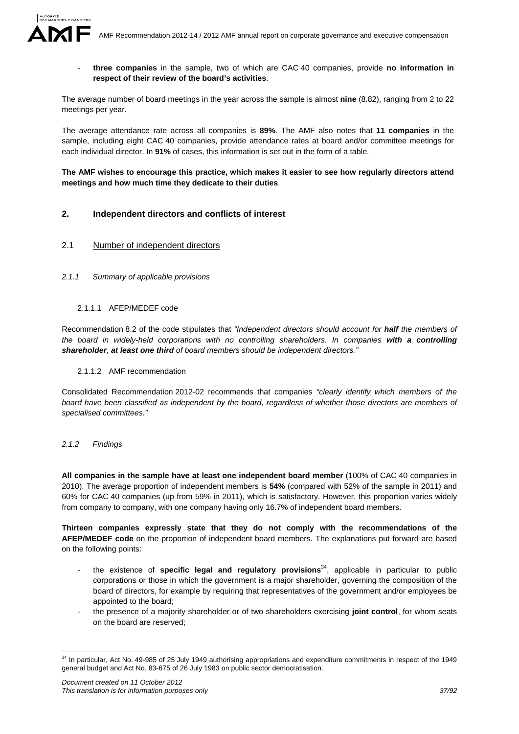- **three companies** in the sample, two of which are CAC 40 companies, provide **no information in respect of their review of the board's activities**.

The average number of board meetings in the year across the sample is almost **nine** (8.82), ranging from 2 to 22 meetings per year.

The average attendance rate across all companies is **89%**. The AMF also notes that **11 companies** in the sample, including eight CAC 40 companies, provide attendance rates at board and/or committee meetings for each individual director. In **91%** of cases, this information is set out in the form of a table.

**The AMF wishes to encourage this practice, which makes it easier to see how regularly directors attend meetings and how much time they dedicate to their duties**.

## 2. Independent directors and conflicts of interest

### 2.1 Number of independent directors

#### *2.1.1 Summary of applicable provisions*

##### 2.1.1.1 AFEP/MEDEF code

Recommendation 8.2 of the code stipulates that *"Independent directors should account for **half** the members of the board in widely-held corporations with no controlling shareholders. In companies **with a controlling shareholder**, **at least one third** of board members should be independent directors."*

##### 2.1.1.2 AMF recommendation

Consolidated Recommendation 2012-02 recommends that companies *"clearly identify which members of the board have been classified as independent by the board, regardless of whether those directors are members of specialised committees."*

#### *2.1.2 Findings*

**All companies in the sample have at least one independent board member** (100% of CAC 40 companies in 2010). The average proportion of independent members is **54%** (compared with 52% of the sample in 2011) and 60% for CAC 40 companies (up from 59% in 2011), which is satisfactory. However, this proportion varies widely from company to company, with one company having only 16.7% of independent board members.

**Thirteen companies expressly state that they do not comply with the recommendations of the AFEP/MEDEF code** on the proportion of independent board members. The explanations put forward are based on the following points:

- the existence of **specific legal and regulatory provisions**[34], applicable in particular to public corporations or those in which the government is a major shareholder, governing the composition of the board of directors, for example by requiring that representatives of the government and/or employees be appointed to the board;
- the presence of a majority shareholder or of two shareholders exercising **joint control**, for whom seats on the board are reserved;

---

[34] In particular, Act No. 49-985 of 25 July 1949 authorising appropriations and expenditure commitments in respect of the 1949 general budget and Act No. 83-675 of 26 July 1983 on public sector democratisation.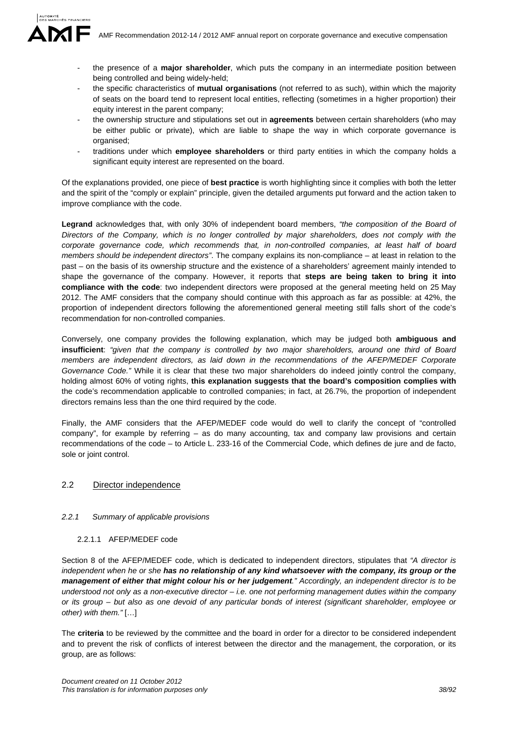- the presence of a **major shareholder**, which puts the company in an intermediate position between being controlled and being widely-held;
- the specific characteristics of **mutual organisations** (not referred to as such), within which the majority of seats on the board tend to represent local entities, reflecting (sometimes in a higher proportion) their equity interest in the parent company;
- the ownership structure and stipulations set out in **agreements** between certain shareholders (who may be either public or private), which are liable to shape the way in which corporate governance is organised;
- traditions under which **employee shareholders** or third party entities in which the company holds a significant equity interest are represented on the board.

Of the explanations provided, one piece of **best practice** is worth highlighting since it complies with both the letter and the spirit of the "comply or explain" principle, given the detailed arguments put forward and the action taken to improve compliance with the code.

**Legrand** acknowledges that, with only 30% of independent board members, *"the composition of the Board of Directors of the Company, which is no longer controlled by major shareholders, does not comply with the corporate governance code, which recommends that, in non-controlled companies, at least half of board members should be independent directors"*. The company explains its non-compliance – at least in relation to the past – on the basis of its ownership structure and the existence of a shareholders' agreement mainly intended to shape the governance of the company. However, it reports that **steps are being taken to bring it into compliance with the code**: two independent directors were proposed at the general meeting held on 25 May 2012. The AMF considers that the company should continue with this approach as far as possible: at 42%, the proportion of independent directors following the aforementioned general meeting still falls short of the code's recommendation for non-controlled companies.

Conversely, one company provides the following explanation, which may be judged both **ambiguous and insufficient**: *"given that the company is controlled by two major shareholders, around one third of Board members are independent directors, as laid down in the recommendations of the AFEP/MEDEF Corporate Governance Code."* While it is clear that these two major shareholders do indeed jointly control the company, holding almost 60% of voting rights, **this explanation suggests that the board's composition complies with** the code's recommendation applicable to controlled companies; in fact, at 26.7%, the proportion of independent directors remains less than the one third required by the code.

Finally, the AMF considers that the AFEP/MEDEF code would do well to clarify the concept of "controlled company", for example by referring – as do many accounting, tax and company law provisions and certain recommendations of the code – to Article L. 233-16 of the Commercial Code, which defines de jure and de facto, sole or joint control.

## 2.2 Director independence

### *2.2.1 Summary of applicable provisions*

#### 2.2.1.1 AFEP/MEDEF code

Section 8 of the AFEP/MEDEF code, which is dedicated to independent directors, stipulates that *"A director is independent when he or she **has no relationship of any kind whatsoever with the company, its group or the management of either that might colour his or her judgement**." Accordingly, an independent director is to be understood not only as a non-executive director – i.e. one not performing management duties within the company or its group – but also as one devoid of any particular bonds of interest (significant shareholder, employee or other) with them."* […]

The **criteria** to be reviewed by the committee and the board in order for a director to be considered independent and to prevent the risk of conflicts of interest between the director and the management, the corporation, or its group, are as follows: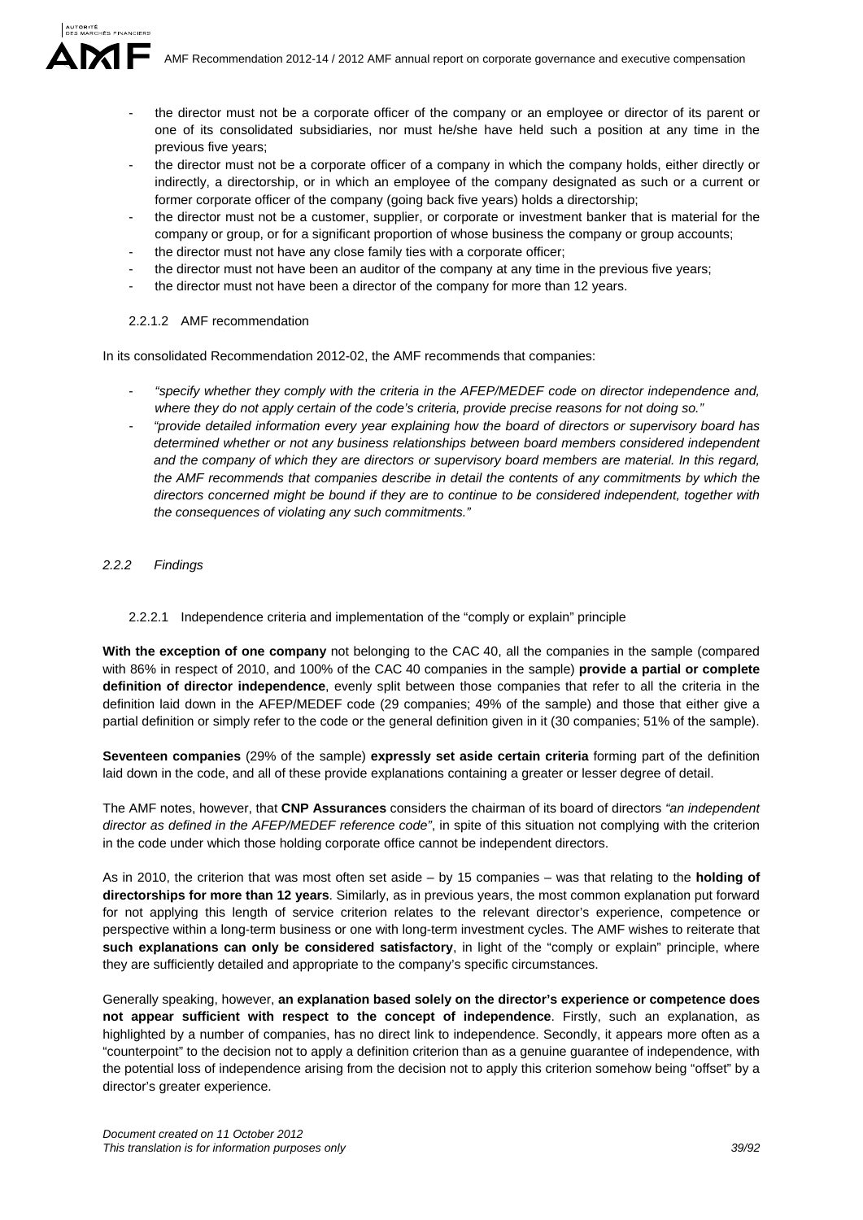- the director must not be a corporate officer of the company or an employee or director of its parent or one of its consolidated subsidiaries, nor must he/she have held such a position at any time in the previous five years;
- the director must not be a corporate officer of a company in which the company holds, either directly or indirectly, a directorship, or in which an employee of the company designated as such or a current or former corporate officer of the company (going back five years) holds a directorship;
- the director must not be a customer, supplier, or corporate or investment banker that is material for the company or group, or for a significant proportion of whose business the company or group accounts;
- the director must not have any close family ties with a corporate officer;
- the director must not have been an auditor of the company at any time in the previous five years;
- the director must not have been a director of the company for more than 12 years.

#### 2.2.1.2 AMF recommendation

In its consolidated Recommendation 2012-02, the AMF recommends that companies:

- *"specify whether they comply with the criteria in the AFEP/MEDEF code on director independence and, where they do not apply certain of the code's criteria, provide precise reasons for not doing so."*
- *"provide detailed information every year explaining how the board of directors or supervisory board has determined whether or not any business relationships between board members considered independent and the company of which they are directors or supervisory board members are material. In this regard, the AMF recommends that companies describe in detail the contents of any commitments by which the directors concerned might be bound if they are to continue to be considered independent, together with the consequences of violating any such commitments."*

### *2.2.2 Findings*

#### 2.2.2.1 Independence criteria and implementation of the "comply or explain" principle

**With the exception of one company** not belonging to the CAC 40, all the companies in the sample (compared with 86% in respect of 2010, and 100% of the CAC 40 companies in the sample) **provide a partial or complete definition of director independence**, evenly split between those companies that refer to all the criteria in the definition laid down in the AFEP/MEDEF code (29 companies; 49% of the sample) and those that either give a partial definition or simply refer to the code or the general definition given in it (30 companies; 51% of the sample).

**Seventeen companies** (29% of the sample) **expressly set aside certain criteria** forming part of the definition laid down in the code, and all of these provide explanations containing a greater or lesser degree of detail.

The AMF notes, however, that **CNP Assurances** considers the chairman of its board of directors *"an independent director as defined in the AFEP/MEDEF reference code"*, in spite of this situation not complying with the criterion in the code under which those holding corporate office cannot be independent directors.

As in 2010, the criterion that was most often set aside – by 15 companies – was that relating to the **holding of directorships for more than 12 years**. Similarly, as in previous years, the most common explanation put forward for not applying this length of service criterion relates to the relevant director's experience, competence or perspective within a long-term business or one with long-term investment cycles. The AMF wishes to reiterate that **such explanations can only be considered satisfactory**, in light of the "comply or explain" principle, where they are sufficiently detailed and appropriate to the company's specific circumstances.

Generally speaking, however, **an explanation based solely on the director's experience or competence does not appear sufficient with respect to the concept of independence**. Firstly, such an explanation, as highlighted by a number of companies, has no direct link to independence. Secondly, it appears more often as a "counterpoint" to the decision not to apply a definition criterion than as a genuine guarantee of independence, with the potential loss of independence arising from the decision not to apply this criterion somehow being "offset" by a director's greater experience.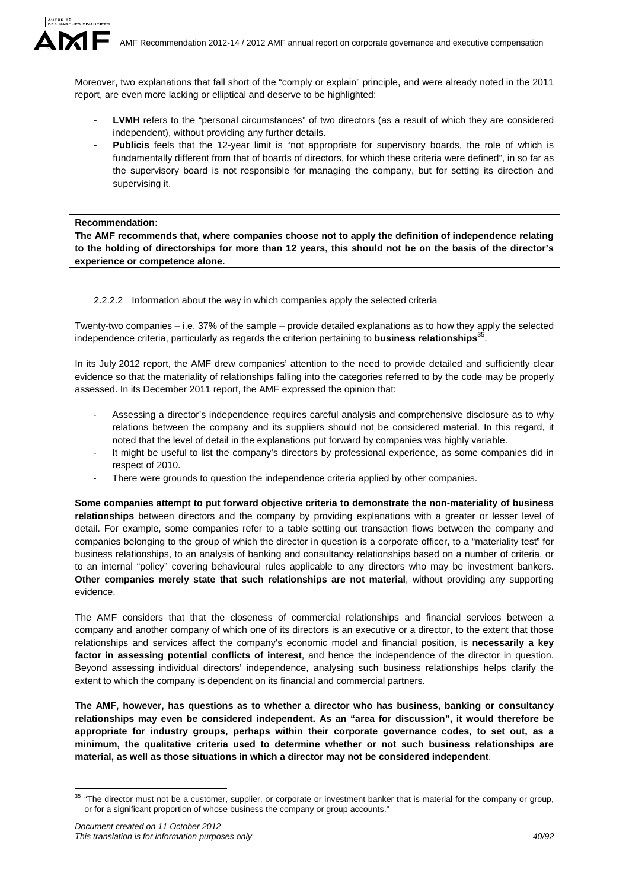Moreover, two explanations that fall short of the "comply or explain" principle, and were already noted in the 2011 report, are even more lacking or elliptical and deserve to be highlighted:

- **LVMH** refers to the "personal circumstances" of two directors (as a result of which they are considered independent), without providing any further details.
- **Publicis** feels that the 12-year limit is "not appropriate for supervisory boards, the role of which is fundamentally different from that of boards of directors, for which these criteria were defined", in so far as the supervisory board is not responsible for managing the company, but for setting its direction and supervising it.

**Recommendation:**
**The AMF recommends that, where companies choose not to apply the definition of independence relating to the holding of directorships for more than 12 years, this should not be on the basis of the director's experience or competence alone.**

#### 2.2.2.2 Information about the way in which companies apply the selected criteria

Twenty-two companies – i.e. 37% of the sample – provide detailed explanations as to how they apply the selected independence criteria, particularly as regards the criterion pertaining to **business relationships**[35].

In its July 2012 report, the AMF drew companies' attention to the need to provide detailed and sufficiently clear evidence so that the materiality of relationships falling into the categories referred to by the code may be properly assessed. In its December 2011 report, the AMF expressed the opinion that:

- Assessing a director's independence requires careful analysis and comprehensive disclosure as to why relations between the company and its suppliers should not be considered material. In this regard, it noted that the level of detail in the explanations put forward by companies was highly variable.
- It might be useful to list the company's directors by professional experience, as some companies did in respect of 2010.
- There were grounds to question the independence criteria applied by other companies.

**Some companies attempt to put forward objective criteria to demonstrate the non-materiality of business relationships** between directors and the company by providing explanations with a greater or lesser level of detail. For example, some companies refer to a table setting out transaction flows between the company and companies belonging to the group of which the director in question is a corporate officer, to a "materiality test" for business relationships, to an analysis of banking and consultancy relationships based on a number of criteria, or to an internal "policy" covering behavioural rules applicable to any directors who may be investment bankers. **Other companies merely state that such relationships are not material**, without providing any supporting evidence.

The AMF considers that that the closeness of commercial relationships and financial services between a company and another company of which one of its directors is an executive or a director, to the extent that those relationships and services affect the company's economic model and financial position, is **necessarily a key factor in assessing potential conflicts of interest**, and hence the independence of the director in question. Beyond assessing individual directors' independence, analysing such business relationships helps clarify the extent to which the company is dependent on its financial and commercial partners.

**The AMF, however, has questions as to whether a director who has business, banking or consultancy relationships may even be considered independent. As an "area for discussion", it would therefore be appropriate for industry groups, perhaps within their corporate governance codes, to set out, as a minimum, the qualitative criteria used to determine whether or not such business relationships are material, as well as those situations in which a director may not be considered independent**.

[35] "The director must not be a customer, supplier, or corporate or investment banker that is material for the company or group, or for a significant proportion of whose business the company or group accounts."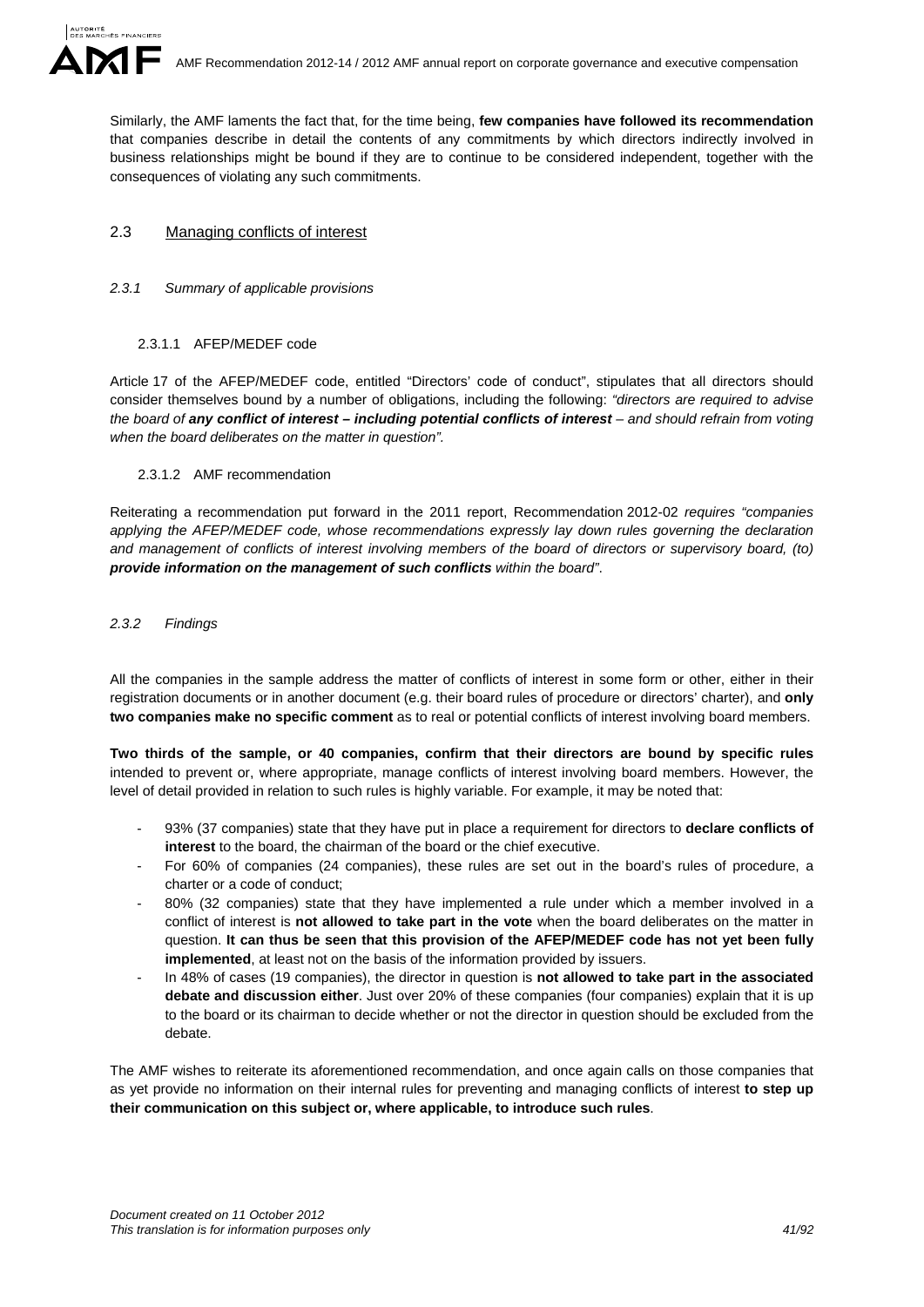Similarly, the AMF laments the fact that, for the time being, **few companies have followed its recommendation** that companies describe in detail the contents of any commitments by which directors indirectly involved in business relationships might be bound if they are to continue to be considered independent, together with the consequences of violating any such commitments.

## 2.3 Managing conflicts of interest

### *2.3.1 Summary of applicable provisions*

#### 2.3.1.1 AFEP/MEDEF code

Article 17 of the AFEP/MEDEF code, entitled "Directors' code of conduct", stipulates that all directors should consider themselves bound by a number of obligations, including the following: *"directors are required to advise the board of* ***any conflict of interest – including potential conflicts of interest*** *– and should refrain from voting when the board deliberates on the matter in question".*

#### 2.3.1.2 AMF recommendation

Reiterating a recommendation put forward in the 2011 report, Recommendation 2012-02 *requires "companies applying the AFEP/MEDEF code, whose recommendations expressly lay down rules governing the declaration and management of conflicts of interest involving members of the board of directors or supervisory board, (to)* ***provide information on the management of such conflicts*** *within the board"*.

### *2.3.2 Findings*

All the companies in the sample address the matter of conflicts of interest in some form or other, either in their registration documents or in another document (e.g. their board rules of procedure or directors' charter), and **only two companies make no specific comment** as to real or potential conflicts of interest involving board members.

**Two thirds of the sample, or 40 companies, confirm that their directors are bound by specific rules** intended to prevent or, where appropriate, manage conflicts of interest involving board members. However, the level of detail provided in relation to such rules is highly variable. For example, it may be noted that:

- 93% (37 companies) state that they have put in place a requirement for directors to **declare conflicts of interest** to the board, the chairman of the board or the chief executive.
- For 60% of companies (24 companies), these rules are set out in the board's rules of procedure, a charter or a code of conduct;
- 80% (32 companies) state that they have implemented a rule under which a member involved in a conflict of interest is **not allowed to take part in the vote** when the board deliberates on the matter in question. **It can thus be seen that this provision of the AFEP/MEDEF code has not yet been fully implemented**, at least not on the basis of the information provided by issuers.
- In 48% of cases (19 companies), the director in question is **not allowed to take part in the associated debate and discussion either**. Just over 20% of these companies (four companies) explain that it is up to the board or its chairman to decide whether or not the director in question should be excluded from the debate.

The AMF wishes to reiterate its aforementioned recommendation, and once again calls on those companies that as yet provide no information on their internal rules for preventing and managing conflicts of interest **to step up their communication on this subject or, where applicable, to introduce such rules**.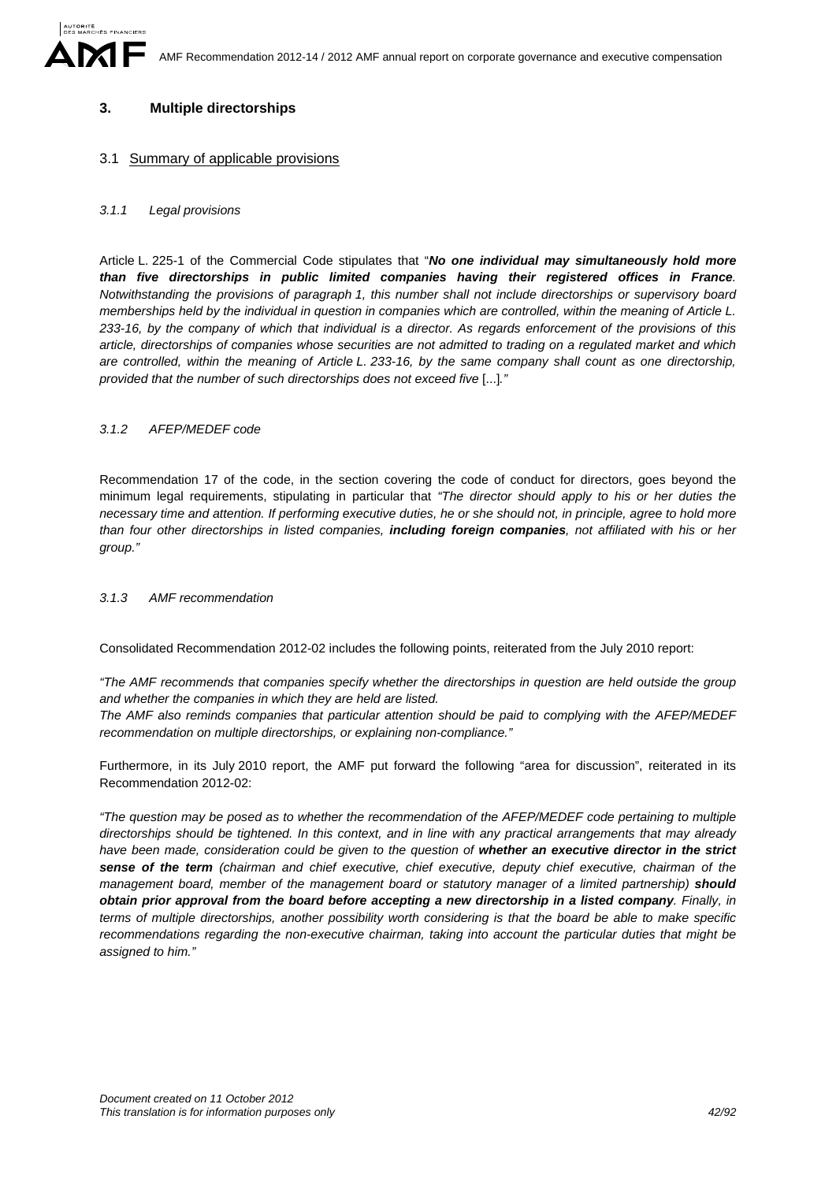## 3. Multiple directorships

### 3.1 Summary of applicable provisions

#### *3.1.1 Legal provisions*

Article L. 225-1 of the Commercial Code stipulates that "***No one individual may simultaneously hold more than five directorships in public limited companies having their registered offices in France**. Notwithstanding the provisions of paragraph 1, this number shall not include directorships or supervisory board memberships held by the individual in question in companies which are controlled, within the meaning of Article L. 233-16, by the company of which that individual is a director. As regards enforcement of the provisions of this article, directorships of companies whose securities are not admitted to trading on a regulated market and which are controlled, within the meaning of Article L. 233-16, by the same company shall count as one directorship, provided that the number of such directorships does not exceed five* [...]*."*

#### *3.1.2 AFEP/MEDEF code*

Recommendation 17 of the code, in the section covering the code of conduct for directors, goes beyond the minimum legal requirements, stipulating in particular that *"The director should apply to his or her duties the necessary time and attention. If performing executive duties, he or she should not, in principle, agree to hold more than four other directorships in listed companies, **including foreign companies**, not affiliated with his or her group."*

#### *3.1.3 AMF recommendation*

Consolidated Recommendation 2012-02 includes the following points, reiterated from the July 2010 report:

*"The AMF recommends that companies specify whether the directorships in question are held outside the group and whether the companies in which they are held are listed.*
*The AMF also reminds companies that particular attention should be paid to complying with the AFEP/MEDEF recommendation on multiple directorships, or explaining non-compliance."*

Furthermore, in its July 2010 report, the AMF put forward the following "area for discussion", reiterated in its Recommendation 2012-02:

*"The question may be posed as to whether the recommendation of the AFEP/MEDEF code pertaining to multiple directorships should be tightened. In this context, and in line with any practical arrangements that may already have been made, consideration could be given to the question of **whether an executive director in the strict sense of the term** (chairman and chief executive, chief executive, deputy chief executive, chairman of the management board, member of the management board or statutory manager of a limited partnership) **should obtain prior approval from the board before accepting a new directorship in a listed company**. Finally, in terms of multiple directorships, another possibility worth considering is that the board be able to make specific recommendations regarding the non-executive chairman, taking into account the particular duties that might be assigned to him."*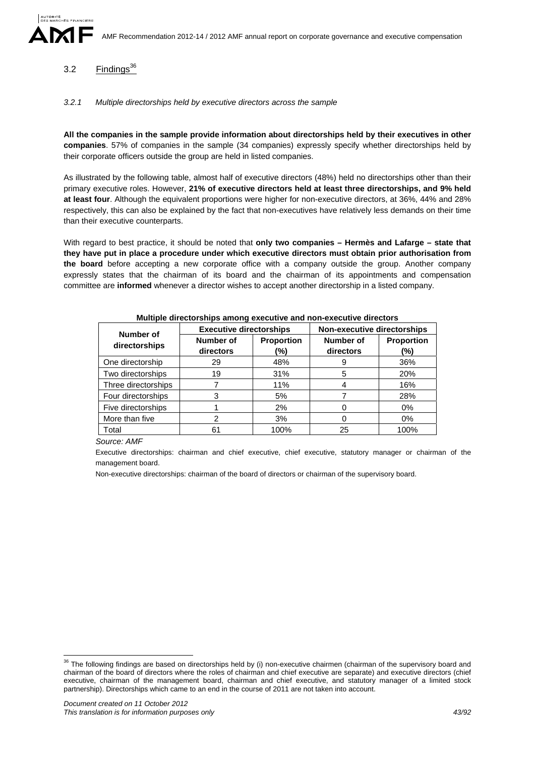## 3.2 Findings[36]

### *3.2.1 Multiple directorships held by executive directors across the sample*

**All the companies in the sample provide information about directorships held by their executives in other companies**. 57% of companies in the sample (34 companies) expressly specify whether directorships held by their corporate officers outside the group are held in listed companies.

As illustrated by the following table, almost half of executive directors (48%) held no directorships other than their primary executive roles. However, **21% of executive directors held at least three directorships, and 9% held at least four**. Although the equivalent proportions were higher for non-executive directors, at 36%, 44% and 28% respectively, this can also be explained by the fact that non-executives have relatively less demands on their time than their executive counterparts.

With regard to best practice, it should be noted that **only two companies – Hermès and Lafarge – state that they have put in place a procedure under which executive directors must obtain prior authorisation from the board** before accepting a new corporate office with a company outside the group. Another company expressly states that the chairman of its board and the chairman of its appointments and compensation committee are **informed** whenever a director wishes to accept another directorship in a listed company.

**Multiple directorships among executive and non-executive directors**

| Number of directorships | Executive directorships | | Non-executive directorships | |
|---|---|---|---|---|
| | Number of directors | Proportion (%) | Number of directors | Proportion (%) |
| One directorship | 29 | 48% | 9 | 36% |
| Two directorships | 19 | 31% | 5 | 20% |
| Three directorships | 7 | 11% | 4 | 16% |
| Four directorships | 3 | 5% | 7 | 28% |
| Five directorships | 1 | 2% | 0 | 0% |
| More than five | 2 | 3% | 0 | 0% |
| Total | 61 | 100% | 25 | 100% |

*Source: AMF*

Executive directorships: chairman and chief executive, chief executive, statutory manager or chairman of the management board.

Non-executive directorships: chairman of the board of directors or chairman of the supervisory board.

---

[36] The following findings are based on directorships held by (i) non-executive chairmen (chairman of the supervisory board and chairman of the board of directors where the roles of chairman and chief executive are separate) and executive directors (chief executive, chairman of the management board, chairman and chief executive, and statutory manager of a limited stock partnership). Directorships which came to an end in the course of 2011 are not taken into account.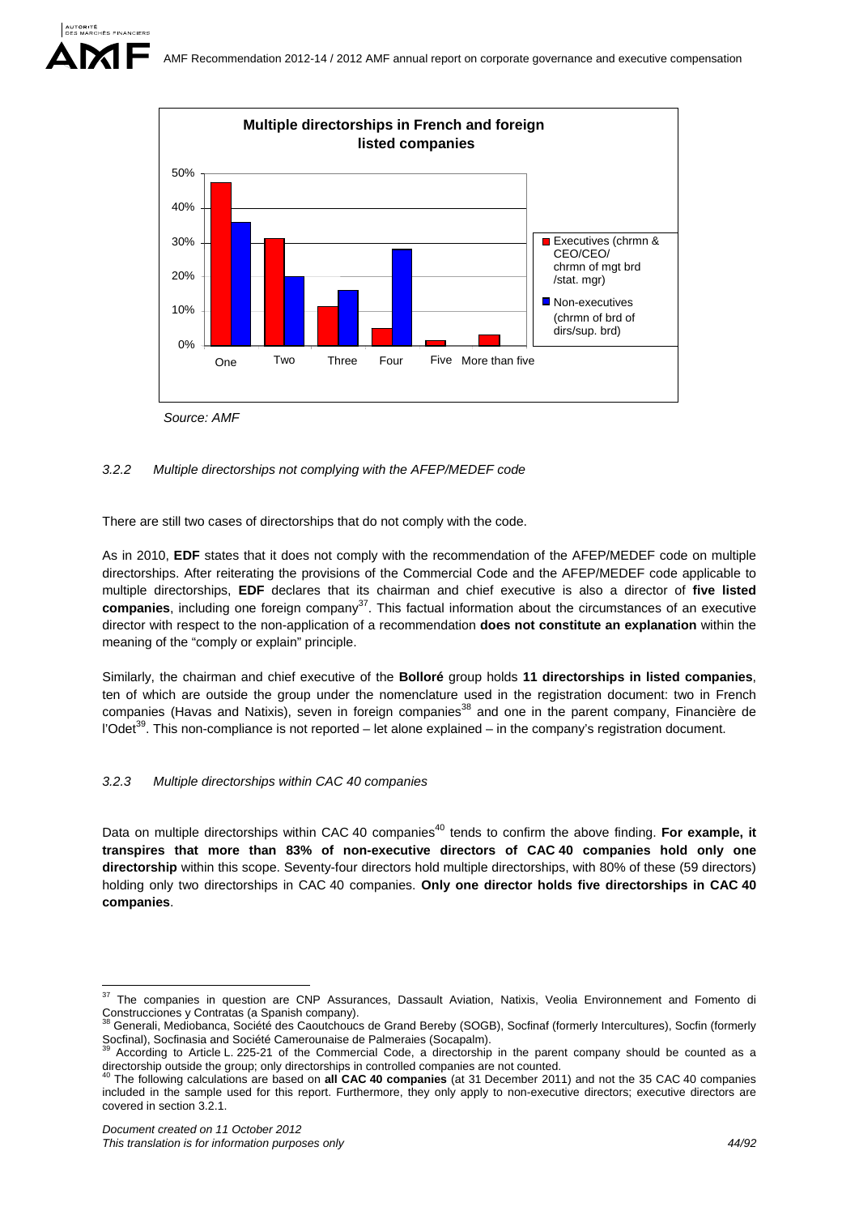**Multiple directorships in French and foreign listed companies**

| | One | Two | Three | Four | Five | More than five |
|---|---|---|---|---|---|---|
| Executives (chrmn & CEO/CEO/ chrmn of mgt brd /stat. mgr) | | | | | | |
| Non-executives (chrmn of brd of dirs/sup. brd) | | | | | | |

*Source: AMF*

### 3.2.2 Multiple directorships not complying with the AFEP/MEDEF code

There are still two cases of directorships that do not comply with the code.

As in 2010, **EDF** states that it does not comply with the recommendation of the AFEP/MEDEF code on multiple directorships. After reiterating the provisions of the Commercial Code and the AFEP/MEDEF code applicable to multiple directorships, **EDF** declares that its chairman and chief executive is also a director of **five listed companies**, including one foreign company[37]. This factual information about the circumstances of an executive director with respect to the non-application of a recommendation **does not constitute an explanation** within the meaning of the "comply or explain" principle.

Similarly, the chairman and chief executive of the **Bolloré** group holds **11 directorships in listed companies**, ten of which are outside the group under the nomenclature used in the registration document: two in French companies (Havas and Natixis), seven in foreign companies[38] and one in the parent company, Financière de l'Odet[39]. This non-compliance is not reported – let alone explained – in the company's registration document.

### 3.2.3 Multiple directorships within CAC 40 companies

Data on multiple directorships within CAC 40 companies[40] tends to confirm the above finding. **For example, it transpires that more than 83% of non-executive directors of CAC 40 companies hold only one directorship** within this scope. Seventy-four directors hold multiple directorships, with 80% of these (59 directors) holding only two directorships in CAC 40 companies. **Only one director holds five directorships in CAC 40 companies**.

---

[37] The companies in question are CNP Assurances, Dassault Aviation, Natixis, Veolia Environnement and Fomento di Construcciones y Contratas (a Spanish company).

[38] Generali, Mediobanca, Société des Caoutchoucs de Grand Bereby (SOGB), Socfinaf (formerly Intercultures), Socfin (formerly Socfinal), Socfinasia and Société Camerounaise de Palmeraies (Socapalm).

[39] According to Article L. 225-21 of the Commercial Code, a directorship in the parent company should be counted as a directorship outside the group; only directorships in controlled companies are not counted.

[40] The following calculations are based on **all CAC 40 companies** (at 31 December 2011) and not the 35 CAC 40 companies included in the sample used for this report. Furthermore, they only apply to non-executive directors; executive directors are covered in section 3.2.1.

*Document created on 11 October 2012*
*This translation is for information purposes only*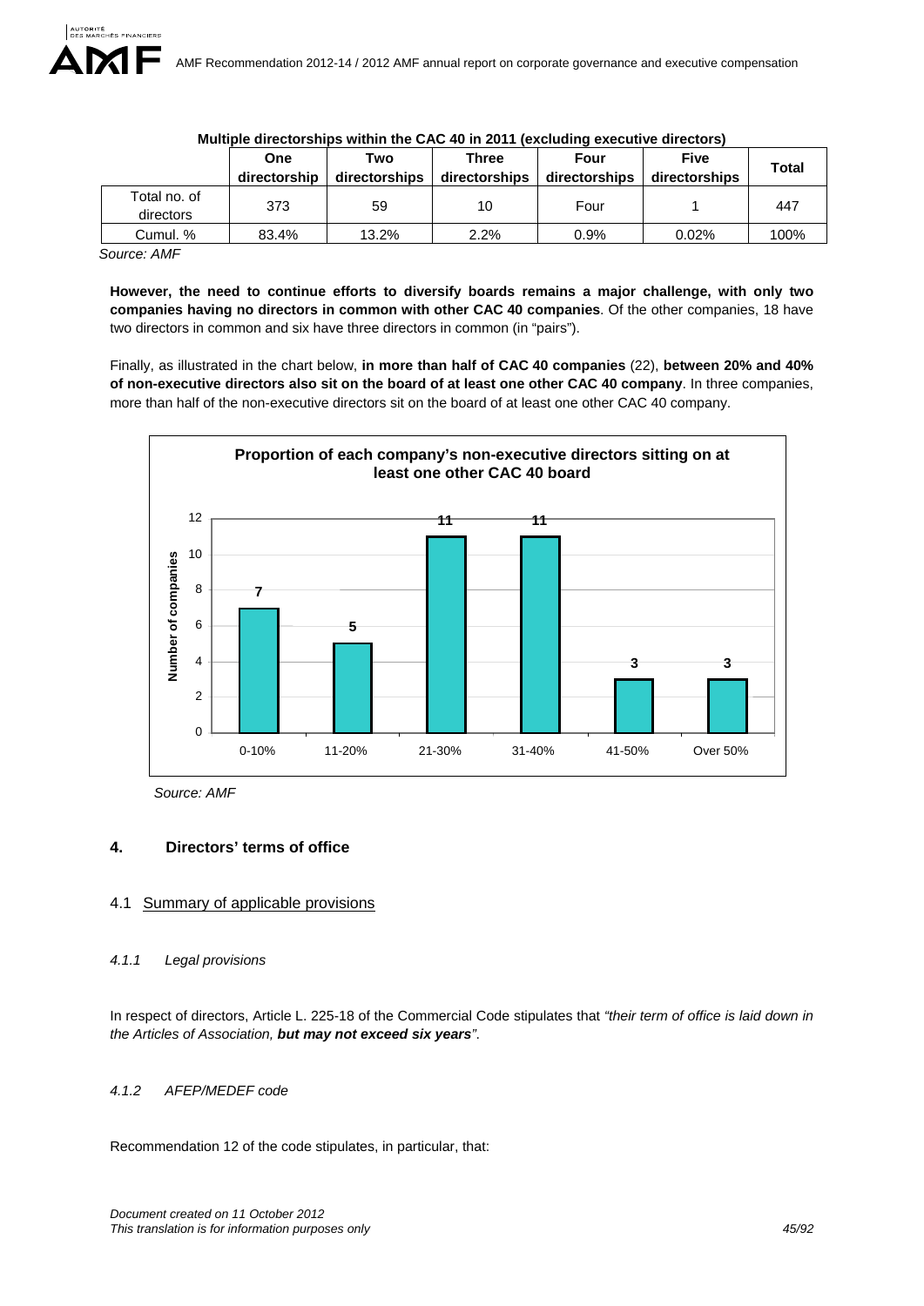**Multiple directorships within the CAC 40 in 2011 (excluding executive directors)**

| | One directorship | Two directorships | Three directorships | Four directorships | Five directorships | Total |
|---|---|---|---|---|---|---|
| Total no. of directors | 373 | 59 | 10 | Four | 1 | 447 |
| Cumul. % | 83.4% | 13.2% | 2.2% | 0.9% | 0.02% | 100% |

*Source: AMF*

**However, the need to continue efforts to diversify boards remains a major challenge, with only two companies having no directors in common with other CAC 40 companies**. Of the other companies, 18 have two directors in common and six have three directors in common (in "pairs").

Finally, as illustrated in the chart below, **in more than half of CAC 40 companies** (22), **between 20% and 40% of non-executive directors also sit on the board of at least one other CAC 40 company**. In three companies, more than half of the non-executive directors sit on the board of at least one other CAC 40 company.

**Proportion of each company's non-executive directors sitting on at least one other CAC 40 board**

| Proportion | Number of companies |
|---|---|
| 0-10% | 7 |
| 11-20% | 5 |
| 21-30% | 11 |
| 31-40% | 11 |
| 41-50% | 3 |
| Over 50% | 3 |

*Source: AMF*

## 4. Directors' terms of office

### 4.1 Summary of applicable provisions

#### *4.1.1 Legal provisions*

In respect of directors, Article L. 225-18 of the Commercial Code stipulates that *"their term of office is laid down in the Articles of Association, **but may not exceed six years**"*.

#### *4.1.2 AFEP/MEDEF code*

Recommendation 12 of the code stipulates, in particular, that: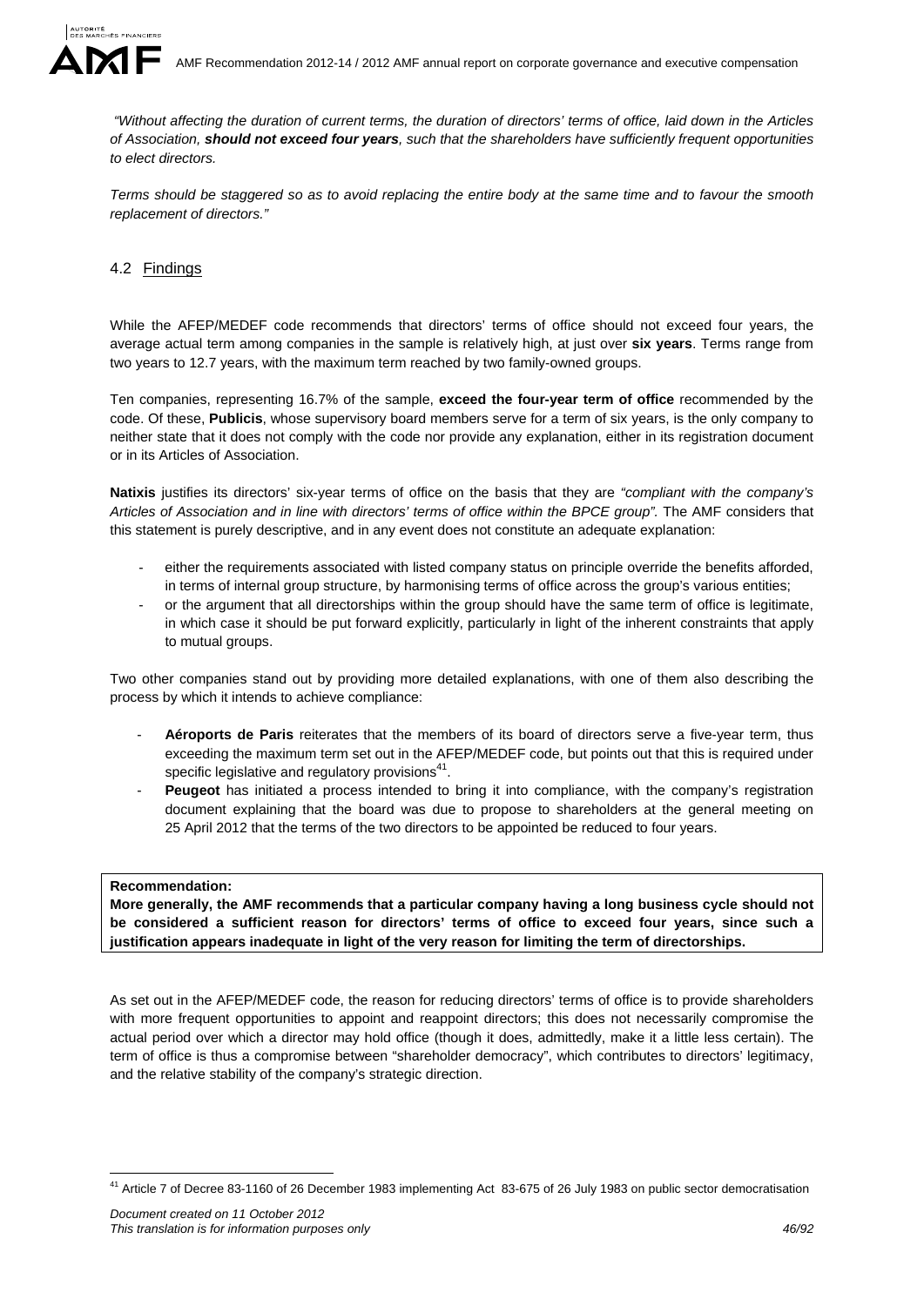*"Without affecting the duration of current terms, the duration of directors' terms of office, laid down in the Articles of Association, **should not exceed four years**, such that the shareholders have sufficiently frequent opportunities to elect directors.*

*Terms should be staggered so as to avoid replacing the entire body at the same time and to favour the smooth replacement of directors."*

## 4.2 Findings

While the AFEP/MEDEF code recommends that directors' terms of office should not exceed four years, the average actual term among companies in the sample is relatively high, at just over **six years**. Terms range from two years to 12.7 years, with the maximum term reached by two family-owned groups.

Ten companies, representing 16.7% of the sample, **exceed the four-year term of office** recommended by the code. Of these, **Publicis**, whose supervisory board members serve for a term of six years, is the only company to neither state that it does not comply with the code nor provide any explanation, either in its registration document or in its Articles of Association.

**Natixis** justifies its directors' six-year terms of office on the basis that they are *"compliant with the company's Articles of Association and in line with directors' terms of office within the BPCE group"*. The AMF considers that this statement is purely descriptive, and in any event does not constitute an adequate explanation:

- either the requirements associated with listed company status on principle override the benefits afforded, in terms of internal group structure, by harmonising terms of office across the group's various entities;
- or the argument that all directorships within the group should have the same term of office is legitimate, in which case it should be put forward explicitly, particularly in light of the inherent constraints that apply to mutual groups.

Two other companies stand out by providing more detailed explanations, with one of them also describing the process by which it intends to achieve compliance:

- **Aéroports de Paris** reiterates that the members of its board of directors serve a five-year term, thus exceeding the maximum term set out in the AFEP/MEDEF code, but points out that this is required under specific legislative and regulatory provisions[41].
- **Peugeot** has initiated a process intended to bring it into compliance, with the company's registration document explaining that the board was due to propose to shareholders at the general meeting on 25 April 2012 that the terms of the two directors to be appointed be reduced to four years.

**Recommendation:**
**More generally, the AMF recommends that a particular company having a long business cycle should not be considered a sufficient reason for directors' terms of office to exceed four years, since such a justification appears inadequate in light of the very reason for limiting the term of directorships.**

As set out in the AFEP/MEDEF code, the reason for reducing directors' terms of office is to provide shareholders with more frequent opportunities to appoint and reappoint directors; this does not necessarily compromise the actual period over which a director may hold office (though it does, admittedly, make it a little less certain). The term of office is thus a compromise between "shareholder democracy", which contributes to directors' legitimacy, and the relative stability of the company's strategic direction.

[41] Article 7 of Decree 83-1160 of 26 December 1983 implementing Act 83-675 of 26 July 1983 on public sector democratisation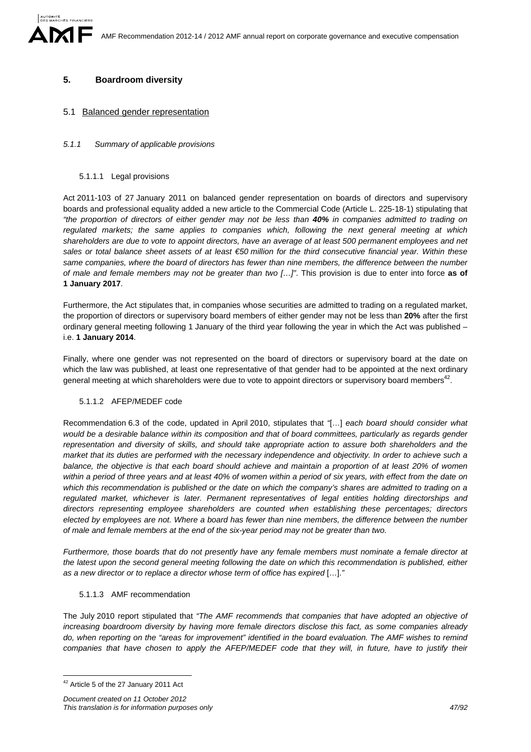## 5. Boardroom diversity

### 5.1 Balanced gender representation

#### *5.1.1 Summary of applicable provisions*

##### 5.1.1.1 Legal provisions

Act 2011-103 of 27 January 2011 on balanced gender representation on boards of directors and supervisory boards and professional equality added a new article to the Commercial Code (Article L. 225-18-1) stipulating that *"the proportion of directors of either gender may not be less than **40%** in companies admitted to trading on regulated markets; the same applies to companies which, following the next general meeting at which shareholders are due to vote to appoint directors, have an average of at least 500 permanent employees and net sales or total balance sheet assets of at least €50 million for the third consecutive financial year. Within these same companies, where the board of directors has fewer than nine members, the difference between the number of male and female members may not be greater than two […]"*. This provision is due to enter into force **as of 1 January 2017**.

Furthermore, the Act stipulates that, in companies whose securities are admitted to trading on a regulated market, the proportion of directors or supervisory board members of either gender may not be less than **20%** after the first ordinary general meeting following 1 January of the third year following the year in which the Act was published – i.e. **1 January 2014**.

Finally, where one gender was not represented on the board of directors or supervisory board at the date on which the law was published, at least one representative of that gender had to be appointed at the next ordinary general meeting at which shareholders were due to vote to appoint directors or supervisory board members[42].

##### 5.1.1.2 AFEP/MEDEF code

Recommendation 6.3 of the code, updated in April 2010, stipulates that "[…] *each board should consider what would be a desirable balance within its composition and that of board committees, particularly as regards gender representation and diversity of skills, and should take appropriate action to assure both shareholders and the market that its duties are performed with the necessary independence and objectivity. In order to achieve such a balance, the objective is that each board should achieve and maintain a proportion of at least 20% of women within a period of three years and at least 40% of women within a period of six years, with effect from the date on which this recommendation is published or the date on which the company's shares are admitted to trading on a regulated market, whichever is later. Permanent representatives of legal entities holding directorships and directors representing employee shareholders are counted when establishing these percentages; directors elected by employees are not. Where a board has fewer than nine members, the difference between the number of male and female members at the end of the six-year period may not be greater than two.*

*Furthermore, those boards that do not presently have any female members must nominate a female director at the latest upon the second general meeting following the date on which this recommendation is published, either as a new director or to replace a director whose term of office has expired* […]."

##### 5.1.1.3 AMF recommendation

The July 2010 report stipulated that *"The AMF recommends that companies that have adopted an objective of increasing boardroom diversity by having more female directors disclose this fact, as some companies already do, when reporting on the "areas for improvement" identified in the board evaluation. The AMF wishes to remind companies that have chosen to apply the AFEP/MEDEF code that they will, in future, have to justify their*

---

[42] Article 5 of the 27 January 2011 Act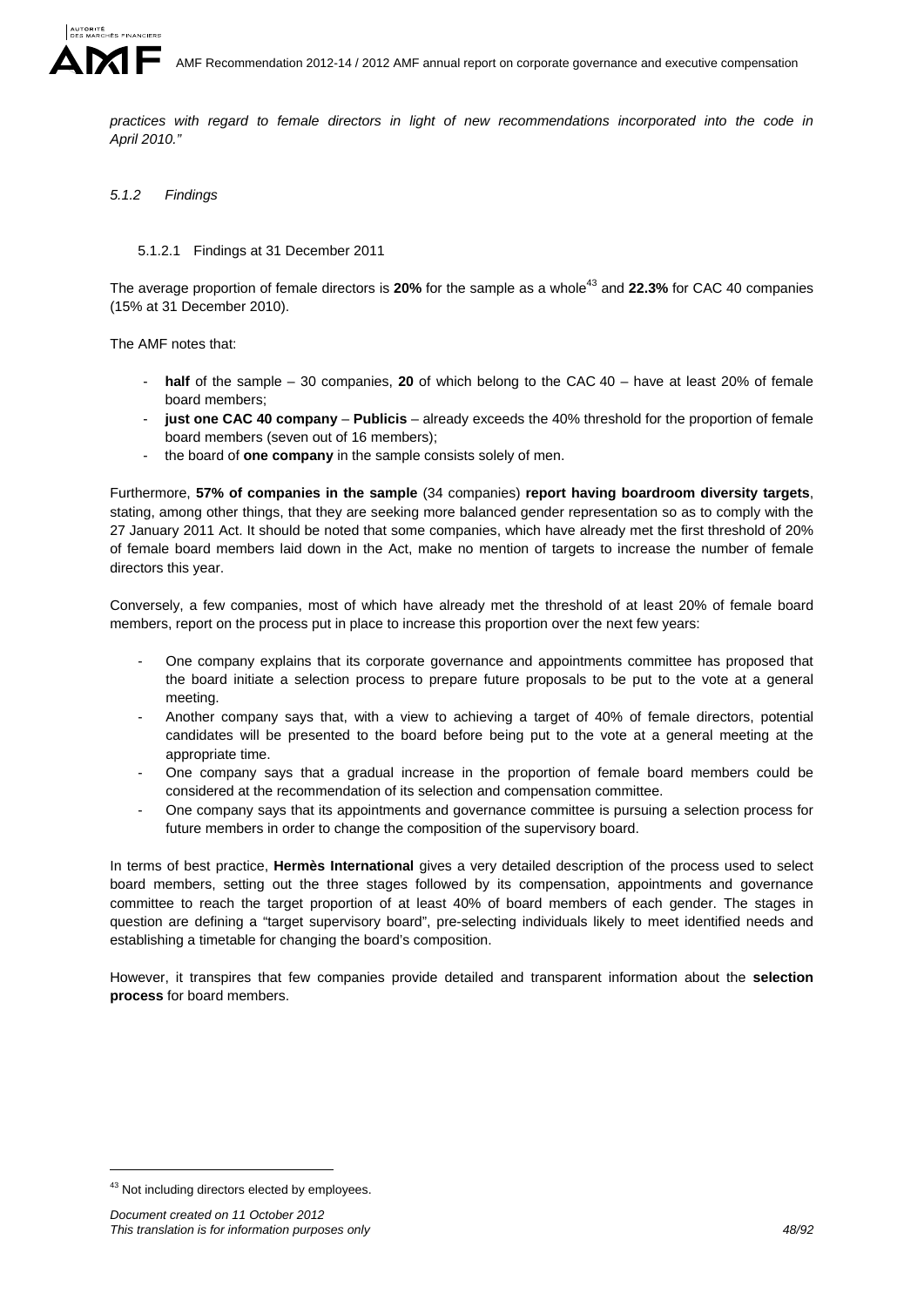*practices with regard to female directors in light of new recommendations incorporated into the code in April 2010."*

### *5.1.2 Findings*

#### 5.1.2.1 Findings at 31 December 2011

The average proportion of female directors is **20%** for the sample as a whole[43] and **22.3%** for CAC 40 companies (15% at 31 December 2010).

The AMF notes that:

- **half** of the sample – 30 companies, **20** of which belong to the CAC 40 – have at least 20% of female board members;
- **just one CAC 40 company** – **Publicis** – already exceeds the 40% threshold for the proportion of female board members (seven out of 16 members);
- the board of **one company** in the sample consists solely of men.

Furthermore, **57% of companies in the sample** (34 companies) **report having boardroom diversity targets**, stating, among other things, that they are seeking more balanced gender representation so as to comply with the 27 January 2011 Act. It should be noted that some companies, which have already met the first threshold of 20% of female board members laid down in the Act, make no mention of targets to increase the number of female directors this year.

Conversely, a few companies, most of which have already met the threshold of at least 20% of female board members, report on the process put in place to increase this proportion over the next few years:

- One company explains that its corporate governance and appointments committee has proposed that the board initiate a selection process to prepare future proposals to be put to the vote at a general meeting.
- Another company says that, with a view to achieving a target of 40% of female directors, potential candidates will be presented to the board before being put to the vote at a general meeting at the appropriate time.
- One company says that a gradual increase in the proportion of female board members could be considered at the recommendation of its selection and compensation committee.
- One company says that its appointments and governance committee is pursuing a selection process for future members in order to change the composition of the supervisory board.

In terms of best practice, **Hermès International** gives a very detailed description of the process used to select board members, setting out the three stages followed by its compensation, appointments and governance committee to reach the target proportion of at least 40% of board members of each gender. The stages in question are defining a "target supervisory board", pre-selecting individuals likely to meet identified needs and establishing a timetable for changing the board's composition.

However, it transpires that few companies provide detailed and transparent information about the **selection process** for board members.

---

[43] Not including directors elected by employees.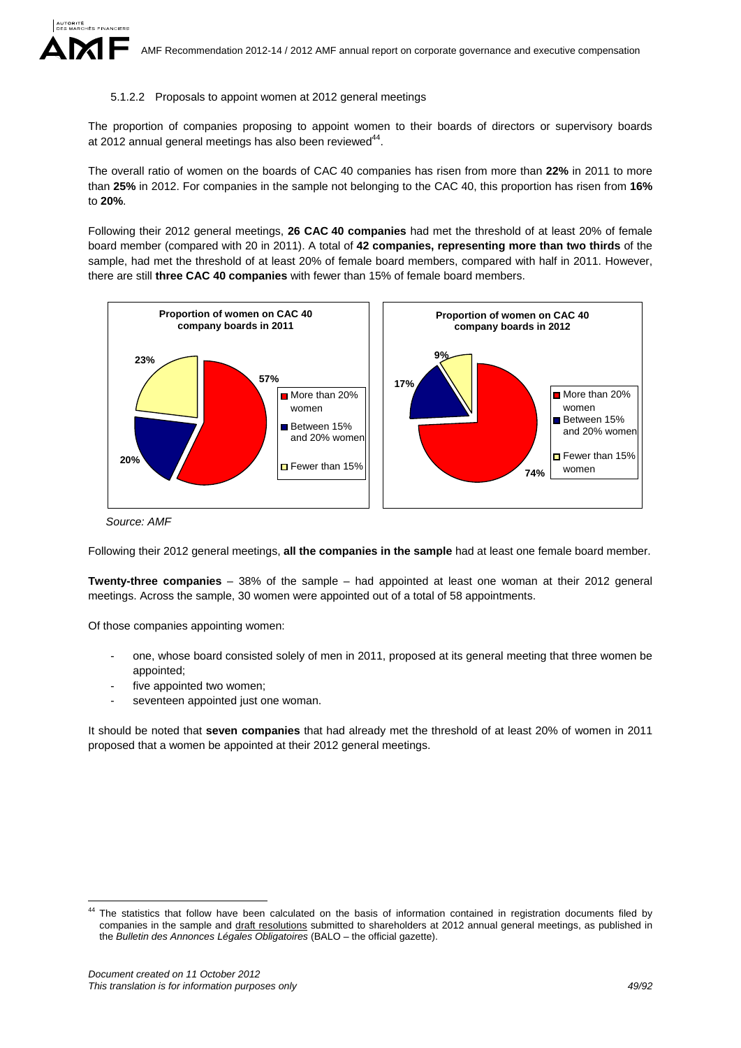#### 5.1.2.2 Proposals to appoint women at 2012 general meetings

The proportion of companies proposing to appoint women to their boards of directors or supervisory boards at 2012 annual general meetings has also been reviewed[44].

The overall ratio of women on the boards of CAC 40 companies has risen from more than **22%** in 2011 to more than **25%** in 2012. For companies in the sample not belonging to the CAC 40, this proportion has risen from **16%** to **20%**.

Following their 2012 general meetings, **26 CAC 40 companies** had met the threshold of at least 20% of female board member (compared with 20 in 2011). A total of **42 companies, representing more than two thirds** of the sample, had met the threshold of at least 20% of female board members, compared with half in 2011. However, there are still **three CAC 40 companies** with fewer than 15% of female board members.

**Proportion of women on CAC 40 company boards in 2011**

- More than 20% women: 57%
- Between 15% and 20% women: 20%
- Fewer than 15%: 23%

**Proportion of women on CAC 40 company boards in 2012**

- More than 20% women: 74%
- Between 15% and 20% women: 17%
- Fewer than 15% women: 9%

*Source: AMF*

Following their 2012 general meetings, **all the companies in the sample** had at least one female board member.

**Twenty-three companies** – 38% of the sample – had appointed at least one woman at their 2012 general meetings. Across the sample, 30 women were appointed out of a total of 58 appointments.

Of those companies appointing women:

- one, whose board consisted solely of men in 2011, proposed at its general meeting that three women be appointed;
- five appointed two women;
- seventeen appointed just one woman.

It should be noted that **seven companies** that had already met the threshold of at least 20% of women in 2011 proposed that a women be appointed at their 2012 general meetings.

---

[44] The statistics that follow have been calculated on the basis of information contained in registration documents filed by companies in the sample and draft resolutions submitted to shareholders at 2012 annual general meetings, as published in the *Bulletin des Annonces Légales Obligatoires* (BALO – the official gazette).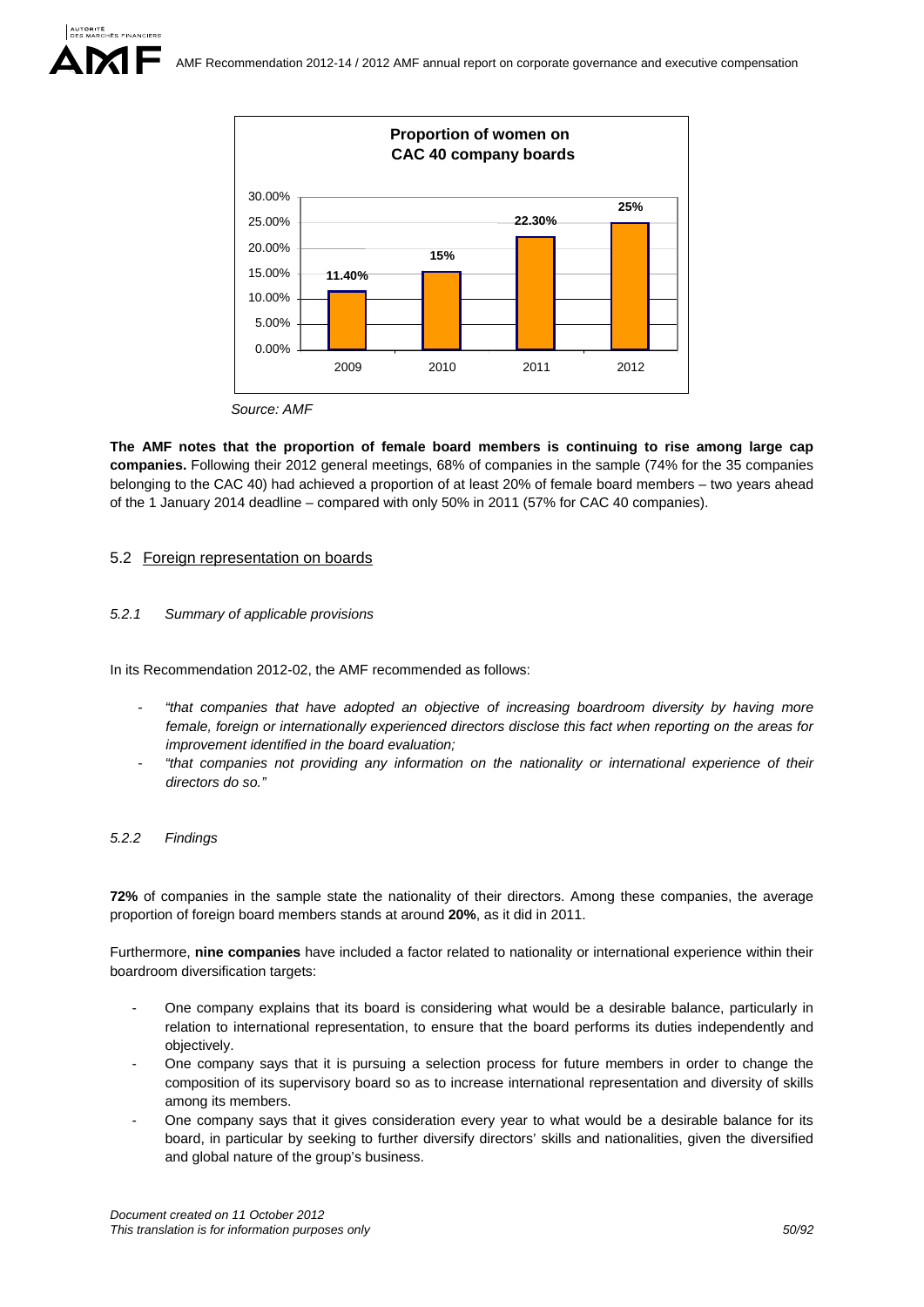**Proportion of women on CAC 40 company boards**

| Year | Proportion |
| --- | --- |
| 2009 | 11.40% |
| 2010 | 15% |
| 2011 | 22.30% |
| 2012 | 25% |

*Source: AMF*

**The AMF notes that the proportion of female board members is continuing to rise among large cap companies.** Following their 2012 general meetings, 68% of companies in the sample (74% for the 35 companies belonging to the CAC 40) had achieved a proportion of at least 20% of female board members – two years ahead of the 1 January 2014 deadline – compared with only 50% in 2011 (57% for CAC 40 companies).

## 5.2 Foreign representation on boards

### *5.2.1 Summary of applicable provisions*

In its Recommendation 2012-02, the AMF recommended as follows:

- *"that companies that have adopted an objective of increasing boardroom diversity by having more female, foreign or internationally experienced directors disclose this fact when reporting on the areas for improvement identified in the board evaluation;*
- *"that companies not providing any information on the nationality or international experience of their directors do so."*

### *5.2.2 Findings*

**72%** of companies in the sample state the nationality of their directors. Among these companies, the average proportion of foreign board members stands at around **20%**, as it did in 2011.

Furthermore, **nine companies** have included a factor related to nationality or international experience within their boardroom diversification targets:

- One company explains that its board is considering what would be a desirable balance, particularly in relation to international representation, to ensure that the board performs its duties independently and objectively.
- One company says that it is pursuing a selection process for future members in order to change the composition of its supervisory board so as to increase international representation and diversity of skills among its members.
- One company says that it gives consideration every year to what would be a desirable balance for its board, in particular by seeking to further diversify directors' skills and nationalities, given the diversified and global nature of the group's business.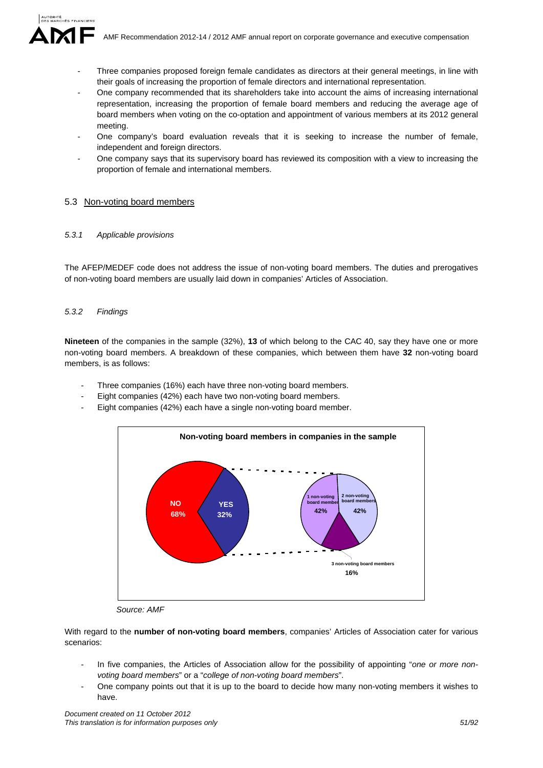- Three companies proposed foreign female candidates as directors at their general meetings, in line with their goals of increasing the proportion of female directors and international representation.
- One company recommended that its shareholders take into account the aims of increasing international representation, increasing the proportion of female board members and reducing the average age of board members when voting on the co-optation and appointment of various members at its 2012 general meeting.
- One company's board evaluation reveals that it is seeking to increase the number of female, independent and foreign directors.
- One company says that its supervisory board has reviewed its composition with a view to increasing the proportion of female and international members.

## 5.3 Non-voting board members

### *5.3.1 Applicable provisions*

The AFEP/MEDEF code does not address the issue of non-voting board members. The duties and prerogatives of non-voting board members are usually laid down in companies' Articles of Association.

### *5.3.2 Findings*

**Nineteen** of the companies in the sample (32%), **13** of which belong to the CAC 40, say they have one or more non-voting board members. A breakdown of these companies, which between them have **32** non-voting board members, is as follows:

- Three companies (16%) each have three non-voting board members.
- Eight companies (42%) each have two non-voting board members.
- Eight companies (42%) each have a single non-voting board member.

**Non-voting board members in companies in the sample**

NO 68%; YES 32%

1 non-voting board member 42%; 2 non-voting board members 42%; 3 non-voting board members 16%

*Source: AMF*

With regard to the **number of non-voting board members**, companies' Articles of Association cater for various scenarios:

- In five companies, the Articles of Association allow for the possibility of appointing "*one or more non-voting board members*" or a "*college of non-voting board members*".
- One company points out that it is up to the board to decide how many non-voting members it wishes to have.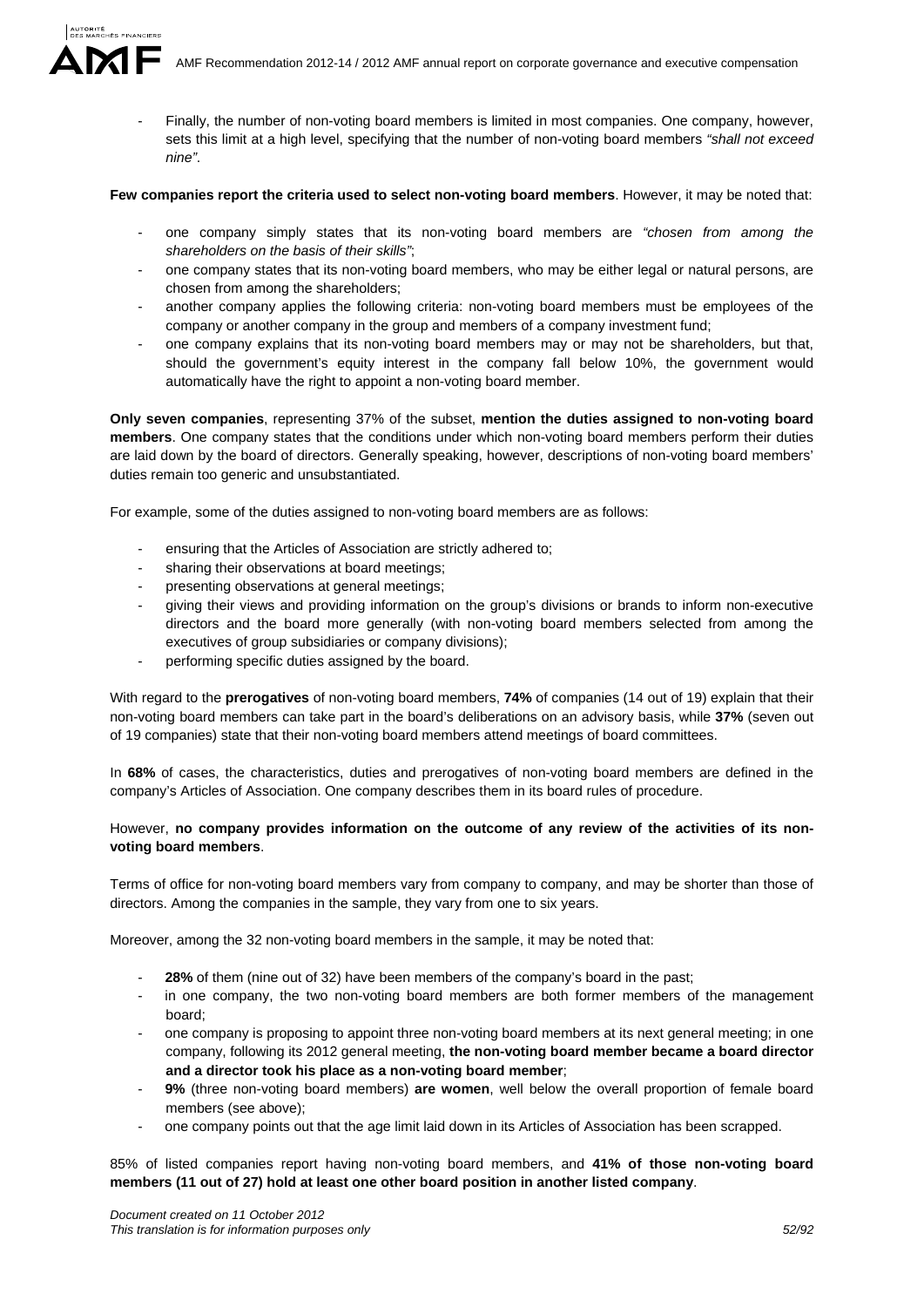- Finally, the number of non-voting board members is limited in most companies. One company, however, sets this limit at a high level, specifying that the number of non-voting board members *"shall not exceed nine"*.

**Few companies report the criteria used to select non-voting board members**. However, it may be noted that:

- one company simply states that its non-voting board members are *"chosen from among the shareholders on the basis of their skills"*;
- one company states that its non-voting board members, who may be either legal or natural persons, are chosen from among the shareholders;
- another company applies the following criteria: non-voting board members must be employees of the company or another company in the group and members of a company investment fund;
- one company explains that its non-voting board members may or may not be shareholders, but that, should the government's equity interest in the company fall below 10%, the government would automatically have the right to appoint a non-voting board member.

**Only seven companies**, representing 37% of the subset, **mention the duties assigned to non-voting board members**. One company states that the conditions under which non-voting board members perform their duties are laid down by the board of directors. Generally speaking, however, descriptions of non-voting board members' duties remain too generic and unsubstantiated.

For example, some of the duties assigned to non-voting board members are as follows:

- ensuring that the Articles of Association are strictly adhered to;
- sharing their observations at board meetings;
- presenting observations at general meetings;
- giving their views and providing information on the group's divisions or brands to inform non-executive directors and the board more generally (with non-voting board members selected from among the executives of group subsidiaries or company divisions);
- performing specific duties assigned by the board.

With regard to the **prerogatives** of non-voting board members, **74%** of companies (14 out of 19) explain that their non-voting board members can take part in the board's deliberations on an advisory basis, while **37%** (seven out of 19 companies) state that their non-voting board members attend meetings of board committees.

In **68%** of cases, the characteristics, duties and prerogatives of non-voting board members are defined in the company's Articles of Association. One company describes them in its board rules of procedure.

However, **no company provides information on the outcome of any review of the activities of its non-voting board members**.

Terms of office for non-voting board members vary from company to company, and may be shorter than those of directors. Among the companies in the sample, they vary from one to six years.

Moreover, among the 32 non-voting board members in the sample, it may be noted that:

- **28%** of them (nine out of 32) have been members of the company's board in the past;
- in one company, the two non-voting board members are both former members of the management board;
- one company is proposing to appoint three non-voting board members at its next general meeting; in one company, following its 2012 general meeting, **the non-voting board member became a board director and a director took his place as a non-voting board member**;
- **9%** (three non-voting board members) **are women**, well below the overall proportion of female board members (see above);
- one company points out that the age limit laid down in its Articles of Association has been scrapped.

85% of listed companies report having non-voting board members, and **41% of those non-voting board members (11 out of 27) hold at least one other board position in another listed company**.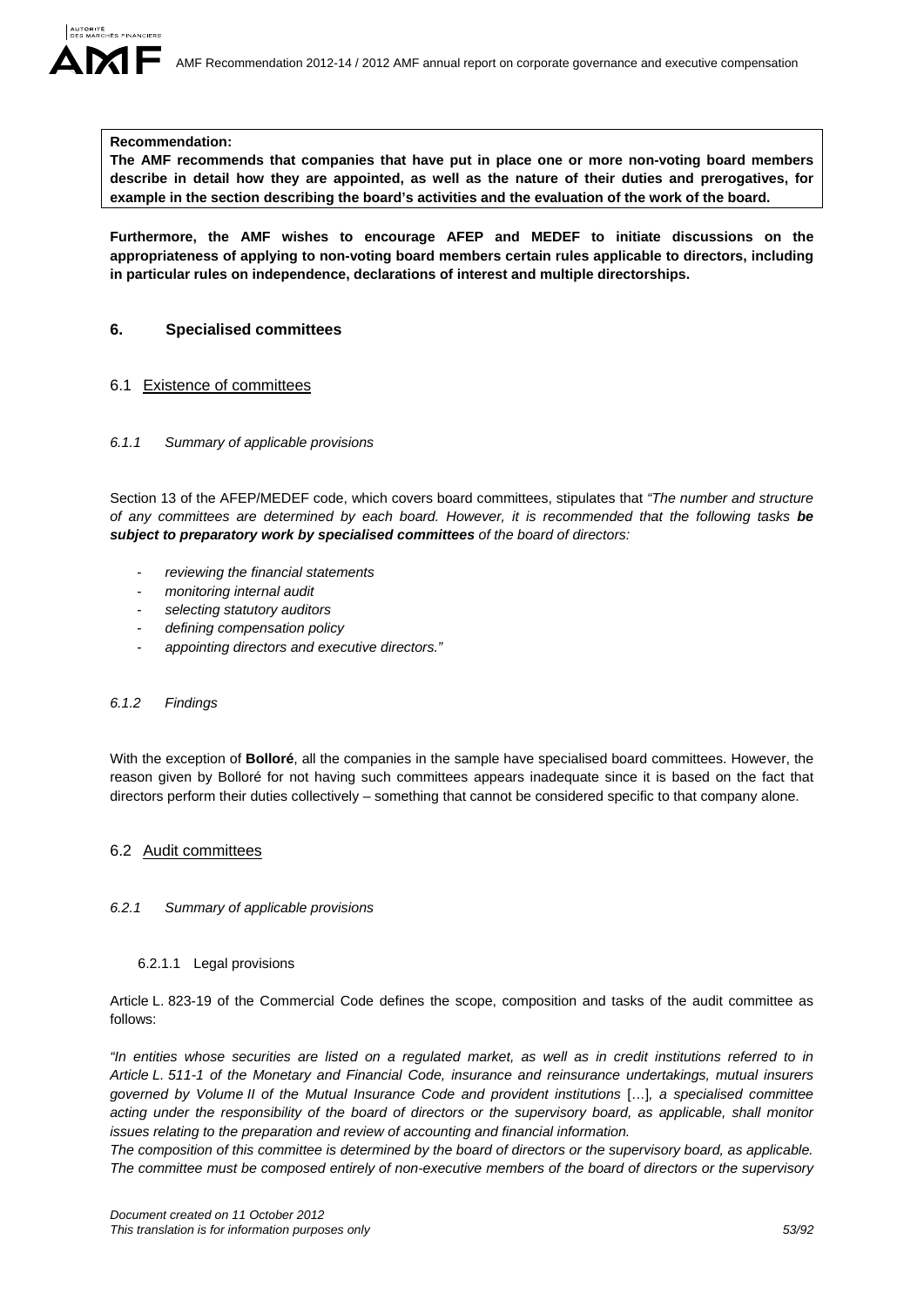**Recommendation:**
**The AMF recommends that companies that have put in place one or more non-voting board members describe in detail how they are appointed, as well as the nature of their duties and prerogatives, for example in the section describing the board's activities and the evaluation of the work of the board.**

**Furthermore, the AMF wishes to encourage AFEP and MEDEF to initiate discussions on the appropriateness of applying to non-voting board members certain rules applicable to directors, including in particular rules on independence, declarations of interest and multiple directorships.**

## 6. Specialised committees

### 6.1 Existence of committees

#### *6.1.1 Summary of applicable provisions*

Section 13 of the AFEP/MEDEF code, which covers board committees, stipulates that *"The number and structure of any committees are determined by each board. However, it is recommended that the following tasks **be subject to preparatory work by specialised committees** of the board of directors:*

- *reviewing the financial statements*
- *monitoring internal audit*
- *selecting statutory auditors*
- *defining compensation policy*
- *appointing directors and executive directors."*

#### *6.1.2 Findings*

With the exception of **Bolloré**, all the companies in the sample have specialised board committees. However, the reason given by Bolloré for not having such committees appears inadequate since it is based on the fact that directors perform their duties collectively – something that cannot be considered specific to that company alone.

### 6.2 Audit committees

#### *6.2.1 Summary of applicable provisions*

##### 6.2.1.1 Legal provisions

Article L. 823-19 of the Commercial Code defines the scope, composition and tasks of the audit committee as follows:

*"In entities whose securities are listed on a regulated market, as well as in credit institutions referred to in Article L. 511-1 of the Monetary and Financial Code, insurance and reinsurance undertakings, mutual insurers governed by Volume II of the Mutual Insurance Code and provident institutions* […]*, a specialised committee acting under the responsibility of the board of directors or the supervisory board, as applicable, shall monitor issues relating to the preparation and review of accounting and financial information.*
*The composition of this committee is determined by the board of directors or the supervisory board, as applicable. The committee must be composed entirely of non-executive members of the board of directors or the supervisory*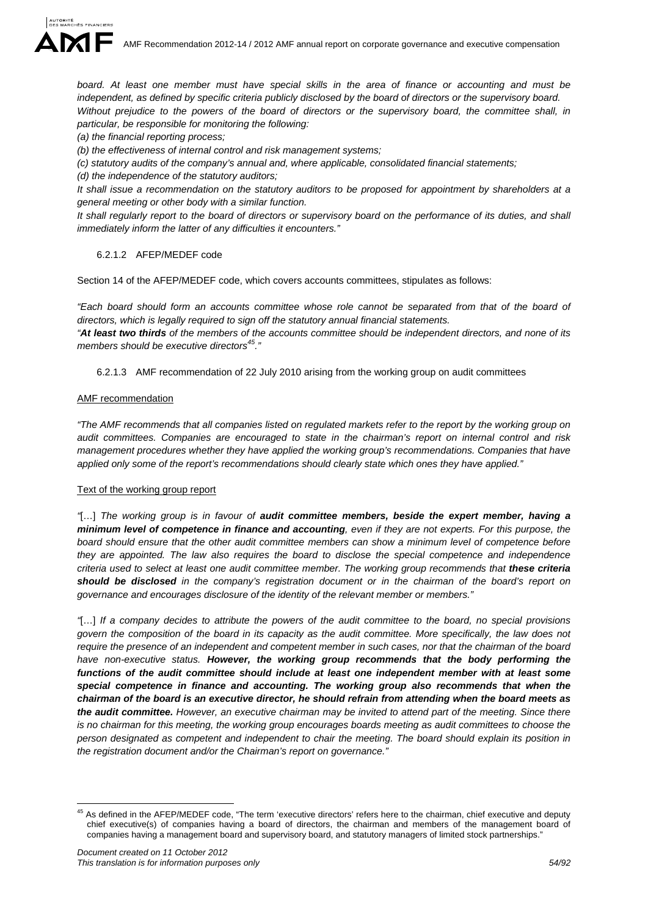*board. At least one member must have special skills in the area of finance or accounting and must be independent, as defined by specific criteria publicly disclosed by the board of directors or the supervisory board.*
*Without prejudice to the powers of the board of directors or the supervisory board, the committee shall, in particular, be responsible for monitoring the following:*
*(a) the financial reporting process;*
*(b) the effectiveness of internal control and risk management systems;*
*(c) statutory audits of the company's annual and, where applicable, consolidated financial statements;*
*(d) the independence of the statutory auditors;*
*It shall issue a recommendation on the statutory auditors to be proposed for appointment by shareholders at a general meeting or other body with a similar function.*
*It shall regularly report to the board of directors or supervisory board on the performance of its duties, and shall immediately inform the latter of any difficulties it encounters."*

#### 6.2.1.2 AFEP/MEDEF code

Section 14 of the AFEP/MEDEF code, which covers accounts committees, stipulates as follows:

*"Each board should form an accounts committee whose role cannot be separated from that of the board of directors, which is legally required to sign off the statutory annual financial statements.*
*"**At least two thirds** of the members of the accounts committee should be independent directors, and none of its members should be executive directors*[45]*."*

#### 6.2.1.3 AMF recommendation of 22 July 2010 arising from the working group on audit committees

AMF recommendation

*"The AMF recommends that all companies listed on regulated markets refer to the report by the working group on audit committees. Companies are encouraged to state in the chairman's report on internal control and risk management procedures whether they have applied the working group's recommendations. Companies that have applied only some of the report's recommendations should clearly state which ones they have applied."*

Text of the working group report

*"[…] The working group is in favour of **audit committee members, beside the expert member, having a minimum level of competence in finance and accounting**, even if they are not experts. For this purpose, the board should ensure that the other audit committee members can show a minimum level of competence before they are appointed. The law also requires the board to disclose the special competence and independence criteria used to select at least one audit committee member. The working group recommends that **these criteria should be disclosed** in the company's registration document or in the chairman of the board's report on governance and encourages disclosure of the identity of the relevant member or members."*

*"[…] If a company decides to attribute the powers of the audit committee to the board, no special provisions govern the composition of the board in its capacity as the audit committee. More specifically, the law does not require the presence of an independent and competent member in such cases, nor that the chairman of the board have non-executive status. **However, the working group recommends that the body performing the functions of the audit committee should include at least one independent member with at least some special competence in finance and accounting. The working group also recommends that when the chairman of the board is an executive director, he should refrain from attending when the board meets as the audit committee.** However, an executive chairman may be invited to attend part of the meeting. Since there is no chairman for this meeting, the working group encourages boards meeting as audit committees to choose the person designated as competent and independent to chair the meeting. The board should explain its position in the registration document and/or the Chairman's report on governance."*

---

[45] As defined in the AFEP/MEDEF code, "The term 'executive directors' refers here to the chairman, chief executive and deputy chief executive(s) of companies having a board of directors, the chairman and members of the management board of companies having a management board and supervisory board, and statutory managers of limited stock partnerships."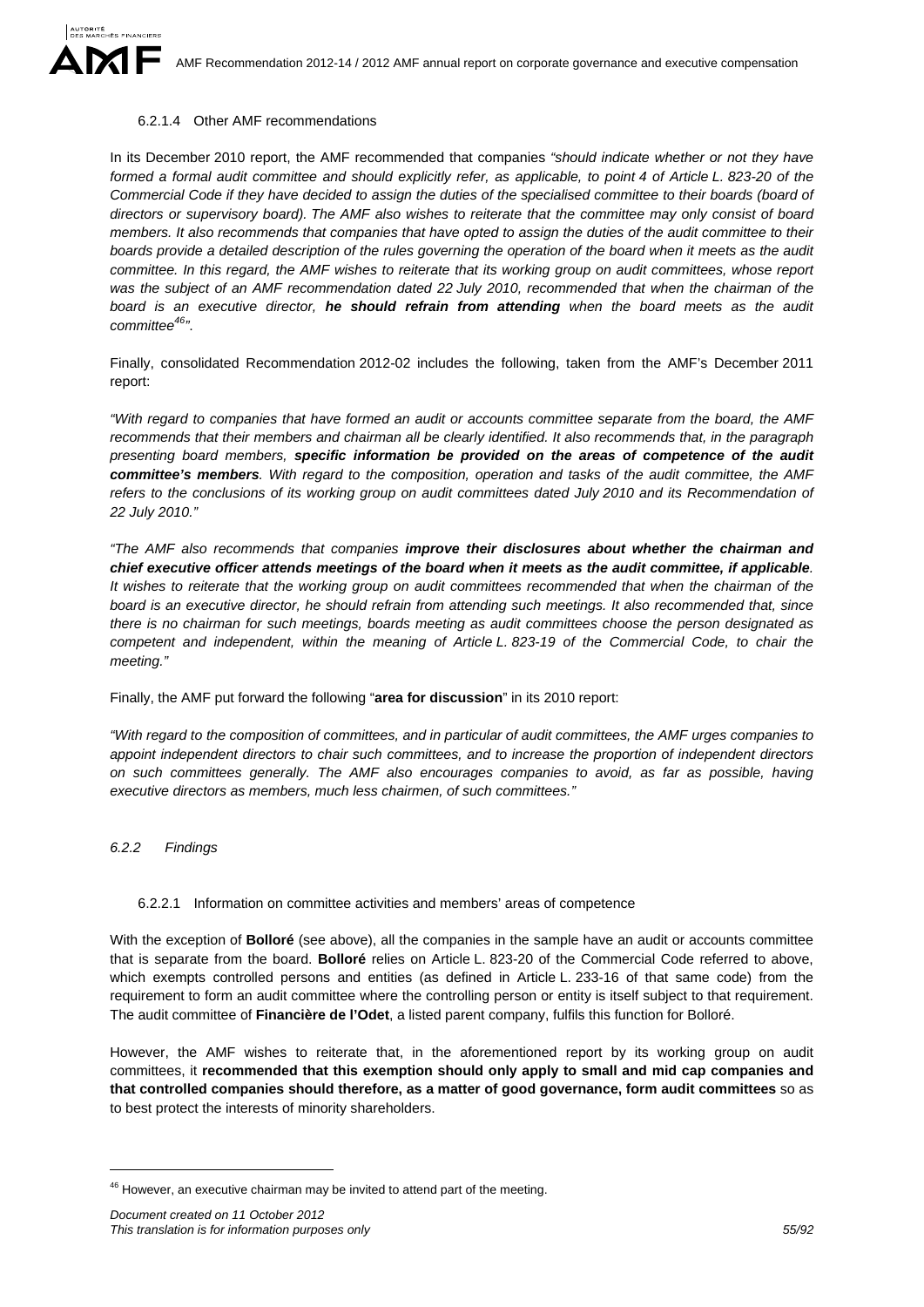#### 6.2.1.4 Other AMF recommendations

In its December 2010 report, the AMF recommended that companies *"should indicate whether or not they have formed a formal audit committee and should explicitly refer, as applicable, to point 4 of Article L. 823-20 of the Commercial Code if they have decided to assign the duties of the specialised committee to their boards (board of directors or supervisory board). The AMF also wishes to reiterate that the committee may only consist of board members. It also recommends that companies that have opted to assign the duties of the audit committee to their boards provide a detailed description of the rules governing the operation of the board when it meets as the audit committee. In this regard, the AMF wishes to reiterate that its working group on audit committees, whose report was the subject of an AMF recommendation dated 22 July 2010, recommended that when the chairman of the board is an executive director, **he should refrain from attending** when the board meets as the audit committee[46]"*.

Finally, consolidated Recommendation 2012-02 includes the following, taken from the AMF's December 2011 report:

*"With regard to companies that have formed an audit or accounts committee separate from the board, the AMF recommends that their members and chairman all be clearly identified. It also recommends that, in the paragraph presenting board members, **specific information be provided on the areas of competence of the audit committee's members**. With regard to the composition, operation and tasks of the audit committee, the AMF refers to the conclusions of its working group on audit committees dated July 2010 and its Recommendation of 22 July 2010."*

*"The AMF also recommends that companies **improve their disclosures about whether the chairman and chief executive officer attends meetings of the board when it meets as the audit committee, if applicable**. It wishes to reiterate that the working group on audit committees recommended that when the chairman of the board is an executive director, he should refrain from attending such meetings. It also recommended that, since there is no chairman for such meetings, boards meeting as audit committees choose the person designated as competent and independent, within the meaning of Article L. 823-19 of the Commercial Code, to chair the meeting."*

Finally, the AMF put forward the following "**area for discussion**" in its 2010 report:

*"With regard to the composition of committees, and in particular of audit committees, the AMF urges companies to appoint independent directors to chair such committees, and to increase the proportion of independent directors on such committees generally. The AMF also encourages companies to avoid, as far as possible, having executive directors as members, much less chairmen, of such committees."*

### *6.2.2 Findings*

#### 6.2.2.1 Information on committee activities and members' areas of competence

With the exception of **Bolloré** (see above), all the companies in the sample have an audit or accounts committee that is separate from the board. **Bolloré** relies on Article L. 823-20 of the Commercial Code referred to above, which exempts controlled persons and entities (as defined in Article L. 233-16 of that same code) from the requirement to form an audit committee where the controlling person or entity is itself subject to that requirement. The audit committee of **Financière de l'Odet**, a listed parent company, fulfils this function for Bolloré.

However, the AMF wishes to reiterate that, in the aforementioned report by its working group on audit committees, it **recommended that this exemption should only apply to small and mid cap companies and that controlled companies should therefore, as a matter of good governance, form audit committees** so as to best protect the interests of minority shareholders.

---

[46] However, an executive chairman may be invited to attend part of the meeting.

*Document created on 11 October 2012*
*This translation is for information purposes only*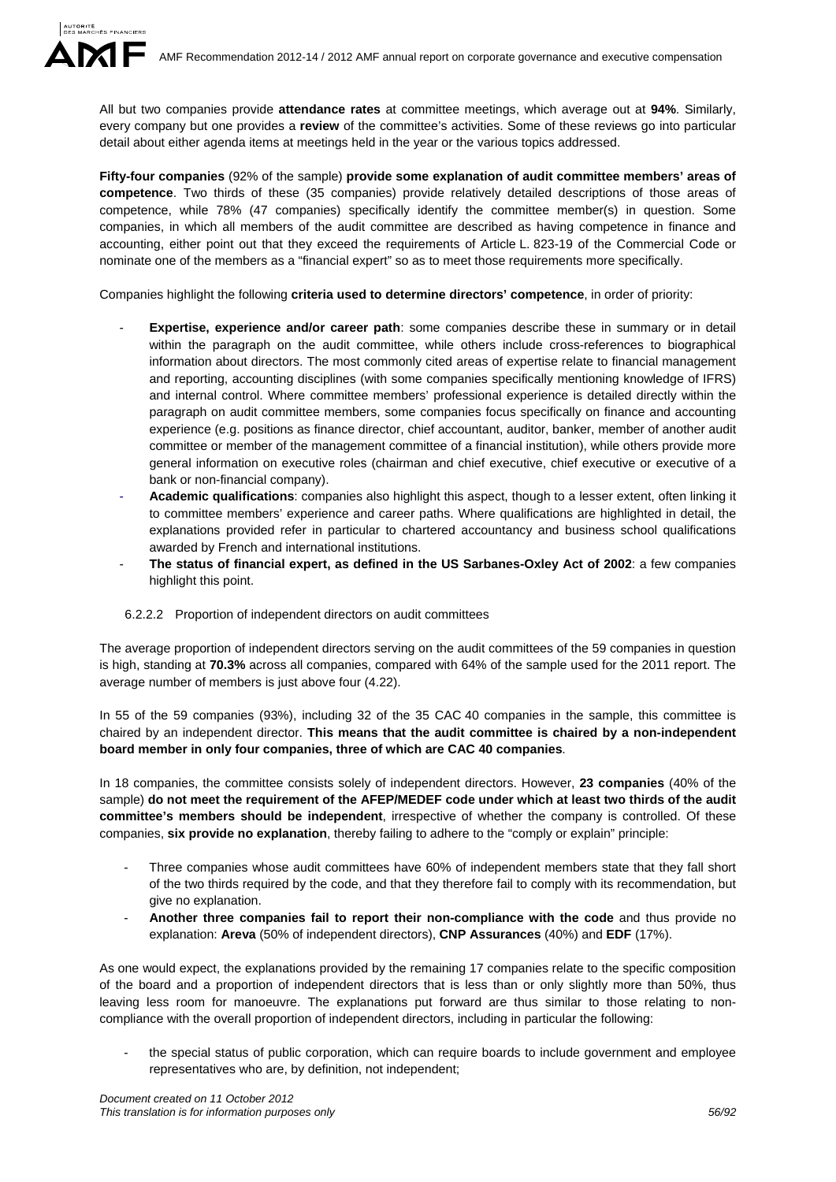All but two companies provide **attendance rates** at committee meetings, which average out at **94%**. Similarly, every company but one provides a **review** of the committee's activities. Some of these reviews go into particular detail about either agenda items at meetings held in the year or the various topics addressed.

**Fifty-four companies** (92% of the sample) **provide some explanation of audit committee members' areas of competence**. Two thirds of these (35 companies) provide relatively detailed descriptions of those areas of competence, while 78% (47 companies) specifically identify the committee member(s) in question. Some companies, in which all members of the audit committee are described as having competence in finance and accounting, either point out that they exceed the requirements of Article L. 823-19 of the Commercial Code or nominate one of the members as a "financial expert" so as to meet those requirements more specifically.

Companies highlight the following **criteria used to determine directors' competence**, in order of priority:

- **Expertise, experience and/or career path**: some companies describe these in summary or in detail within the paragraph on the audit committee, while others include cross-references to biographical information about directors. The most commonly cited areas of expertise relate to financial management and reporting, accounting disciplines (with some companies specifically mentioning knowledge of IFRS) and internal control. Where committee members' professional experience is detailed directly within the paragraph on audit committee members, some companies focus specifically on finance and accounting experience (e.g. positions as finance director, chief accountant, auditor, banker, member of another audit committee or member of the management committee of a financial institution), while others provide more general information on executive roles (chairman and chief executive, chief executive or executive of a bank or non-financial company).
- **Academic qualifications**: companies also highlight this aspect, though to a lesser extent, often linking it to committee members' experience and career paths. Where qualifications are highlighted in detail, the explanations provided refer in particular to chartered accountancy and business school qualifications awarded by French and international institutions.
- **The status of financial expert, as defined in the US Sarbanes-Oxley Act of 2002**: a few companies highlight this point.

#### 6.2.2.2 Proportion of independent directors on audit committees

The average proportion of independent directors serving on the audit committees of the 59 companies in question is high, standing at **70.3%** across all companies, compared with 64% of the sample used for the 2011 report. The average number of members is just above four (4.22).

In 55 of the 59 companies (93%), including 32 of the 35 CAC 40 companies in the sample, this committee is chaired by an independent director. **This means that the audit committee is chaired by a non-independent board member in only four companies, three of which are CAC 40 companies**.

In 18 companies, the committee consists solely of independent directors. However, **23 companies** (40% of the sample) **do not meet the requirement of the AFEP/MEDEF code under which at least two thirds of the audit committee's members should be independent**, irrespective of whether the company is controlled. Of these companies, **six provide no explanation**, thereby failing to adhere to the "comply or explain" principle:

- Three companies whose audit committees have 60% of independent members state that they fall short of the two thirds required by the code, and that they therefore fail to comply with its recommendation, but give no explanation.
- **Another three companies fail to report their non-compliance with the code** and thus provide no explanation: **Areva** (50% of independent directors), **CNP Assurances** (40%) and **EDF** (17%).

As one would expect, the explanations provided by the remaining 17 companies relate to the specific composition of the board and a proportion of independent directors that is less than or only slightly more than 50%, thus leaving less room for manoeuvre. The explanations put forward are thus similar to those relating to non-compliance with the overall proportion of independent directors, including in particular the following:

- the special status of public corporation, which can require boards to include government and employee representatives who are, by definition, not independent;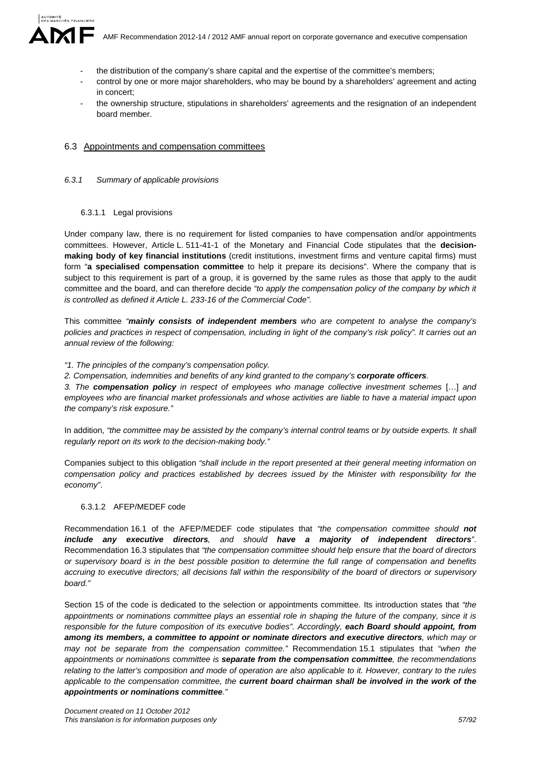- the distribution of the company's share capital and the expertise of the committee's members;
- control by one or more major shareholders, who may be bound by a shareholders' agreement and acting in concert;
- the ownership structure, stipulations in shareholders' agreements and the resignation of an independent board member.

## 6.3 Appointments and compensation committees

### *6.3.1 Summary of applicable provisions*

#### 6.3.1.1 Legal provisions

Under company law, there is no requirement for listed companies to have compensation and/or appointments committees. However, Article L. 511-41-1 of the Monetary and Financial Code stipulates that the **decision-making body of key financial institutions** (credit institutions, investment firms and venture capital firms) must form "**a specialised compensation committee** to help it prepare its decisions". Where the company that is subject to this requirement is part of a group, it is governed by the same rules as those that apply to the audit committee and the board, and can therefore decide *"to apply the compensation policy of the company by which it is controlled as defined it Article L. 233-16 of the Commercial Code"*.

This committee *"**mainly consists of independent members** who are competent to analyse the company's policies and practices in respect of compensation, including in light of the company's risk policy". It carries out an annual review of the following:*

*"1. The principles of the company's compensation policy.*

*2. Compensation, indemnities and benefits of any kind granted to the company's **corporate officers**.*

*3. The **compensation policy** in respect of employees who manage collective investment schemes* […] *and employees who are financial market professionals and whose activities are liable to have a material impact upon the company's risk exposure."*

In addition, *"the committee may be assisted by the company's internal control teams or by outside experts. It shall regularly report on its work to the decision-making body."*

Companies subject to this obligation *"shall include in the report presented at their general meeting information on compensation policy and practices established by decrees issued by the Minister with responsibility for the economy"*.

#### 6.3.1.2 AFEP/MEDEF code

Recommendation 16.1 of the AFEP/MEDEF code stipulates that *"the compensation committee should **not include any executive directors**, and should **have a majority of independent directors**"*. Recommendation 16.3 stipulates that *"the compensation committee should help ensure that the board of directors or supervisory board is in the best possible position to determine the full range of compensation and benefits accruing to executive directors; all decisions fall within the responsibility of the board of directors or supervisory board."*

Section 15 of the code is dedicated to the selection or appointments committee. Its introduction states that *"the appointments or nominations committee plays an essential role in shaping the future of the company, since it is responsible for the future composition of its executive bodies". Accordingly, **each Board should appoint, from among its members, a committee to appoint or nominate directors and executive directors**, which may or may not be separate from the compensation committee."* Recommendation 15.1 stipulates that *"when the appointments or nominations committee is **separate from the compensation committee**, the recommendations relating to the latter's composition and mode of operation are also applicable to it. However, contrary to the rules applicable to the compensation committee, the **current board chairman shall be involved in the work of the appointments or nominations committee**."*

*Document created on 11 October 2012*
*This translation is for information purposes only*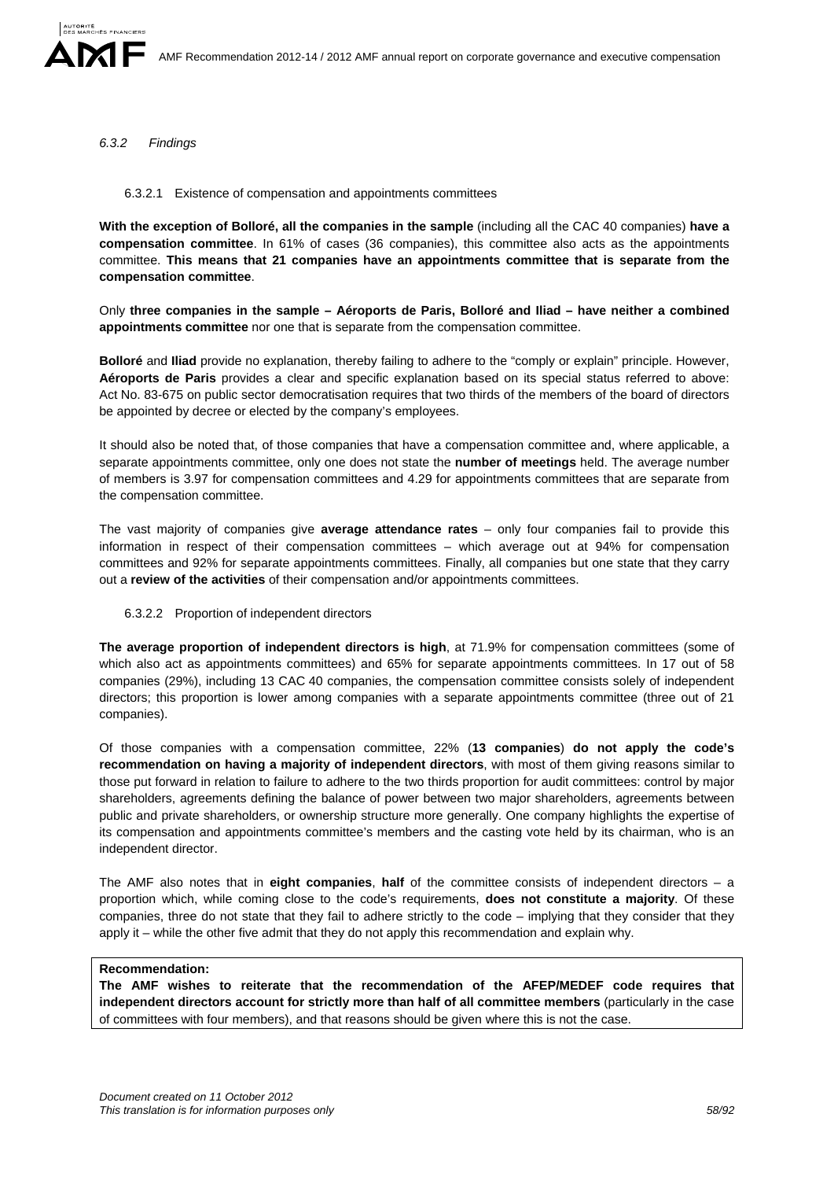### *6.3.2 Findings*

#### 6.3.2.1 Existence of compensation and appointments committees

**With the exception of Bolloré, all the companies in the sample** (including all the CAC 40 companies) **have a compensation committee**. In 61% of cases (36 companies), this committee also acts as the appointments committee. **This means that 21 companies have an appointments committee that is separate from the compensation committee**.

Only **three companies in the sample – Aéroports de Paris, Bolloré and Iliad – have neither a combined appointments committee** nor one that is separate from the compensation committee.

**Bolloré** and **Iliad** provide no explanation, thereby failing to adhere to the "comply or explain" principle. However, **Aéroports de Paris** provides a clear and specific explanation based on its special status referred to above: Act No. 83-675 on public sector democratisation requires that two thirds of the members of the board of directors be appointed by decree or elected by the company's employees.

It should also be noted that, of those companies that have a compensation committee and, where applicable, a separate appointments committee, only one does not state the **number of meetings** held. The average number of members is 3.97 for compensation committees and 4.29 for appointments committees that are separate from the compensation committee.

The vast majority of companies give **average attendance rates** – only four companies fail to provide this information in respect of their compensation committees – which average out at 94% for compensation committees and 92% for separate appointments committees. Finally, all companies but one state that they carry out a **review of the activities** of their compensation and/or appointments committees.

#### 6.3.2.2 Proportion of independent directors

**The average proportion of independent directors is high**, at 71.9% for compensation committees (some of which also act as appointments committees) and 65% for separate appointments committees. In 17 out of 58 companies (29%), including 13 CAC 40 companies, the compensation committee consists solely of independent directors; this proportion is lower among companies with a separate appointments committee (three out of 21 companies).

Of those companies with a compensation committee, 22% (**13 companies**) **do not apply the code's recommendation on having a majority of independent directors**, with most of them giving reasons similar to those put forward in relation to failure to adhere to the two thirds proportion for audit committees: control by major shareholders, agreements defining the balance of power between two major shareholders, agreements between public and private shareholders, or ownership structure more generally. One company highlights the expertise of its compensation and appointments committee's members and the casting vote held by its chairman, who is an independent director.

The AMF also notes that in **eight companies**, **half** of the committee consists of independent directors – a proportion which, while coming close to the code's requirements, **does not constitute a majority**. Of these companies, three do not state that they fail to adhere strictly to the code – implying that they consider that they apply it – while the other five admit that they do not apply this recommendation and explain why.

**Recommendation:**
**The AMF wishes to reiterate that the recommendation of the AFEP/MEDEF code requires that independent directors account for strictly more than half of all committee members** (particularly in the case of committees with four members), and that reasons should be given where this is not the case.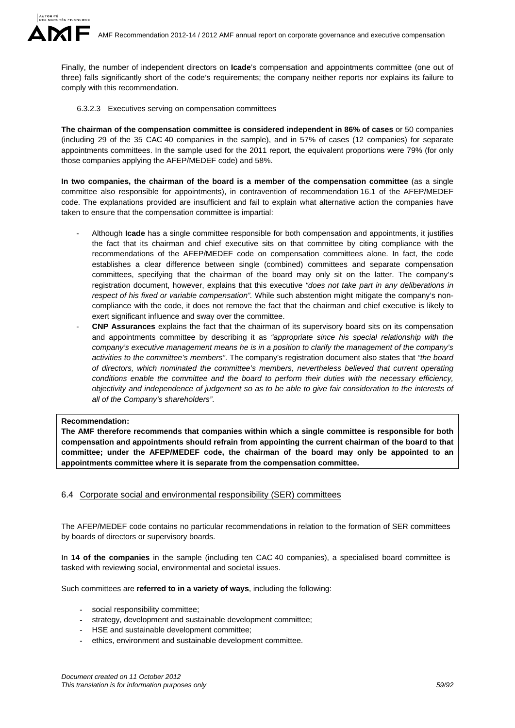Finally, the number of independent directors on **Icade**'s compensation and appointments committee (one out of three) falls significantly short of the code's requirements; the company neither reports nor explains its failure to comply with this recommendation.

#### 6.3.2.3 Executives serving on compensation committees

**The chairman of the compensation committee is considered independent in 86% of cases** or 50 companies (including 29 of the 35 CAC 40 companies in the sample), and in 57% of cases (12 companies) for separate appointments committees. In the sample used for the 2011 report, the equivalent proportions were 79% (for only those companies applying the AFEP/MEDEF code) and 58%.

**In two companies, the chairman of the board is a member of the compensation committee** (as a single committee also responsible for appointments), in contravention of recommendation 16.1 of the AFEP/MEDEF code. The explanations provided are insufficient and fail to explain what alternative action the companies have taken to ensure that the compensation committee is impartial:

- Although **Icade** has a single committee responsible for both compensation and appointments, it justifies the fact that its chairman and chief executive sits on that committee by citing compliance with the recommendations of the AFEP/MEDEF code on compensation committees alone. In fact, the code establishes a clear difference between single (combined) committees and separate compensation committees, specifying that the chairman of the board may only sit on the latter. The company's registration document, however, explains that this executive *"does not take part in any deliberations in respect of his fixed or variable compensation"*. While such abstention might mitigate the company's non-compliance with the code, it does not remove the fact that the chairman and chief executive is likely to exert significant influence and sway over the committee.
- **CNP Assurances** explains the fact that the chairman of its supervisory board sits on its compensation and appointments committee by describing it as *"appropriate since his special relationship with the company's executive management means he is in a position to clarify the management of the company's activities to the committee's members"*. The company's registration document also states that *"the board of directors, which nominated the committee's members, nevertheless believed that current operating conditions enable the committee and the board to perform their duties with the necessary efficiency, objectivity and independence of judgement so as to be able to give fair consideration to the interests of all of the Company's shareholders"*.

**Recommendation:**
**The AMF therefore recommends that companies within which a single committee is responsible for both compensation and appointments should refrain from appointing the current chairman of the board to that committee; under the AFEP/MEDEF code, the chairman of the board may only be appointed to an appointments committee where it is separate from the compensation committee.**

### 6.4 Corporate social and environmental responsibility (SER) committees

The AFEP/MEDEF code contains no particular recommendations in relation to the formation of SER committees by boards of directors or supervisory boards.

In **14 of the companies** in the sample (including ten CAC 40 companies), a specialised board committee is tasked with reviewing social, environmental and societal issues.

Such committees are **referred to in a variety of ways**, including the following:

- social responsibility committee;
- strategy, development and sustainable development committee;
- HSE and sustainable development committee;
- ethics, environment and sustainable development committee.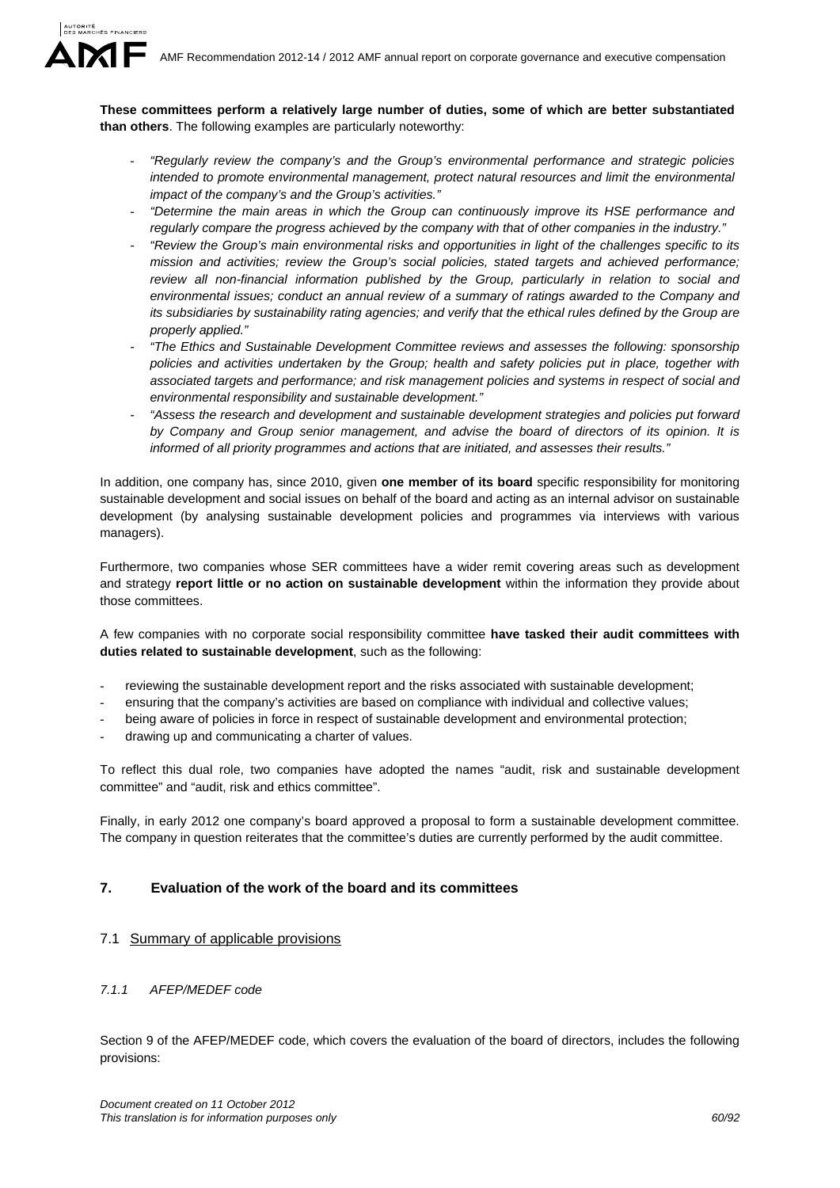**These committees perform a relatively large number of duties, some of which are better substantiated than others**. The following examples are particularly noteworthy:

- *"Regularly review the company's and the Group's environmental performance and strategic policies intended to promote environmental management, protect natural resources and limit the environmental impact of the company's and the Group's activities."*
- *"Determine the main areas in which the Group can continuously improve its HSE performance and regularly compare the progress achieved by the company with that of other companies in the industry."*
- *"Review the Group's main environmental risks and opportunities in light of the challenges specific to its mission and activities; review the Group's social policies, stated targets and achieved performance; review all non-financial information published by the Group, particularly in relation to social and environmental issues; conduct an annual review of a summary of ratings awarded to the Company and its subsidiaries by sustainability rating agencies; and verify that the ethical rules defined by the Group are properly applied."*
- *"The Ethics and Sustainable Development Committee reviews and assesses the following: sponsorship policies and activities undertaken by the Group; health and safety policies put in place, together with associated targets and performance; and risk management policies and systems in respect of social and environmental responsibility and sustainable development."*
- *"Assess the research and development and sustainable development strategies and policies put forward by Company and Group senior management, and advise the board of directors of its opinion. It is informed of all priority programmes and actions that are initiated, and assesses their results."*

In addition, one company has, since 2010, given **one member of its board** specific responsibility for monitoring sustainable development and social issues on behalf of the board and acting as an internal advisor on sustainable development (by analysing sustainable development policies and programmes via interviews with various managers).

Furthermore, two companies whose SER committees have a wider remit covering areas such as development and strategy **report little or no action on sustainable development** within the information they provide about those committees.

A few companies with no corporate social responsibility committee **have tasked their audit committees with duties related to sustainable development**, such as the following:

- reviewing the sustainable development report and the risks associated with sustainable development;
- ensuring that the company's activities are based on compliance with individual and collective values;
- being aware of policies in force in respect of sustainable development and environmental protection;
- drawing up and communicating a charter of values.

To reflect this dual role, two companies have adopted the names "audit, risk and sustainable development committee" and "audit, risk and ethics committee".

Finally, in early 2012 one company's board approved a proposal to form a sustainable development committee. The company in question reiterates that the committee's duties are currently performed by the audit committee.

## 7. Evaluation of the work of the board and its committees

### 7.1 Summary of applicable provisions

#### *7.1.1 AFEP/MEDEF code*

Section 9 of the AFEP/MEDEF code, which covers the evaluation of the board of directors, includes the following provisions: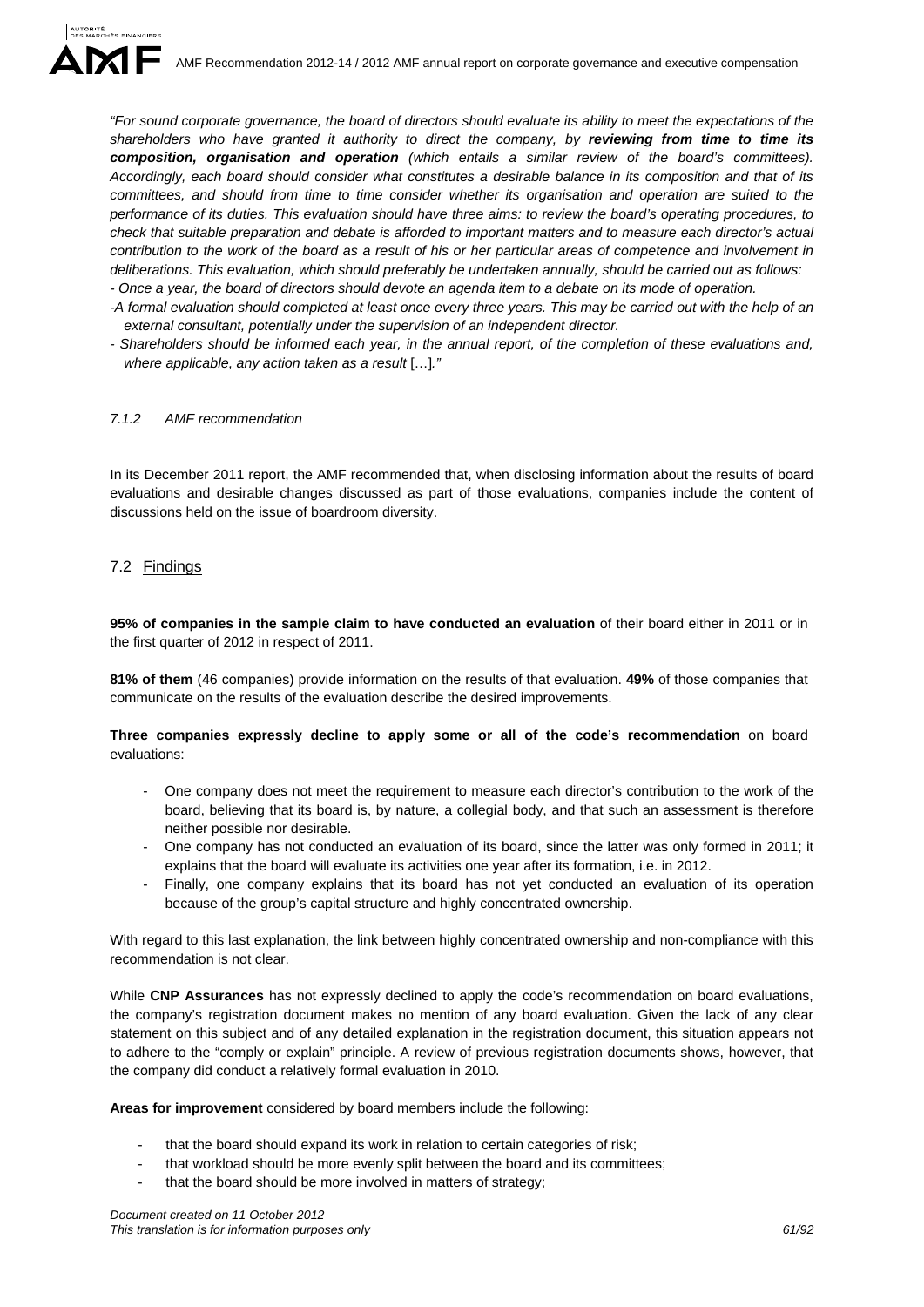*"For sound corporate governance, the board of directors should evaluate its ability to meet the expectations of the shareholders who have granted it authority to direct the company, by* ***reviewing from time to time its composition, organisation and operation*** *(which entails a similar review of the board's committees). Accordingly, each board should consider what constitutes a desirable balance in its composition and that of its committees, and should from time to time consider whether its organisation and operation are suited to the performance of its duties. This evaluation should have three aims: to review the board's operating procedures, to check that suitable preparation and debate is afforded to important matters and to measure each director's actual contribution to the work of the board as a result of his or her particular areas of competence and involvement in deliberations. This evaluation, which should preferably be undertaken annually, should be carried out as follows:*

*- Once a year, the board of directors should devote an agenda item to a debate on its mode of operation.*

*-A formal evaluation should completed at least once every three years. This may be carried out with the help of an external consultant, potentially under the supervision of an independent director.*

*- Shareholders should be informed each year, in the annual report, of the completion of these evaluations and, where applicable, any action taken as a result* […]*."*

#### *7.1.2 AMF recommendation*

In its December 2011 report, the AMF recommended that, when disclosing information about the results of board evaluations and desirable changes discussed as part of those evaluations, companies include the content of discussions held on the issue of boardroom diversity.

### 7.2 Findings

**95% of companies in the sample claim to have conducted an evaluation** of their board either in 2011 or in the first quarter of 2012 in respect of 2011.

**81% of them** (46 companies) provide information on the results of that evaluation. **49%** of those companies that communicate on the results of the evaluation describe the desired improvements.

**Three companies expressly decline to apply some or all of the code's recommendation** on board evaluations:

- One company does not meet the requirement to measure each director's contribution to the work of the board, believing that its board is, by nature, a collegial body, and that such an assessment is therefore neither possible nor desirable.
- One company has not conducted an evaluation of its board, since the latter was only formed in 2011; it explains that the board will evaluate its activities one year after its formation, i.e. in 2012.
- Finally, one company explains that its board has not yet conducted an evaluation of its operation because of the group's capital structure and highly concentrated ownership.

With regard to this last explanation, the link between highly concentrated ownership and non-compliance with this recommendation is not clear.

While **CNP Assurances** has not expressly declined to apply the code's recommendation on board evaluations, the company's registration document makes no mention of any board evaluation. Given the lack of any clear statement on this subject and of any detailed explanation in the registration document, this situation appears not to adhere to the "comply or explain" principle. A review of previous registration documents shows, however, that the company did conduct a relatively formal evaluation in 2010.

**Areas for improvement** considered by board members include the following:

- that the board should expand its work in relation to certain categories of risk;
- that workload should be more evenly split between the board and its committees;
- that the board should be more involved in matters of strategy;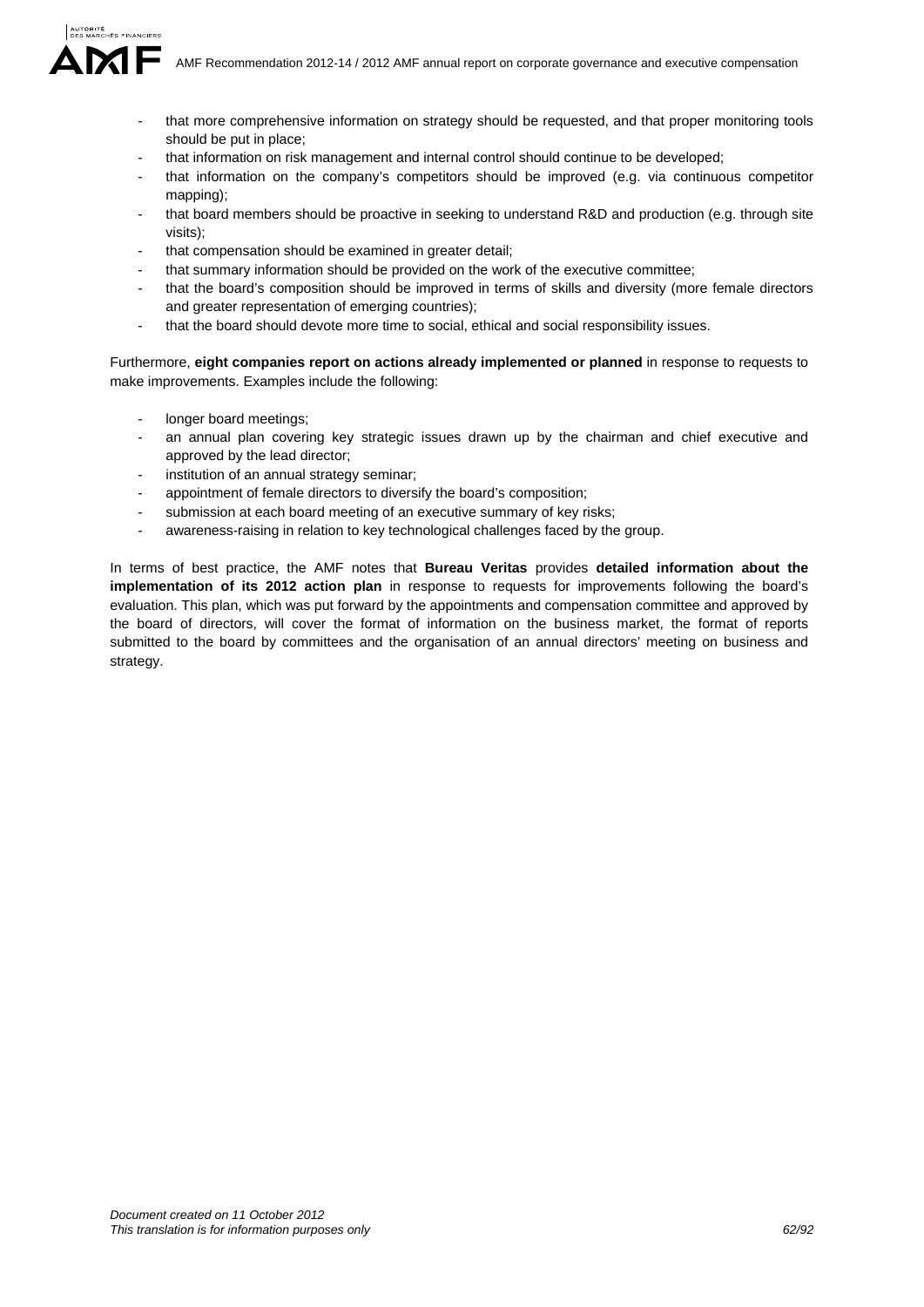- that more comprehensive information on strategy should be requested, and that proper monitoring tools should be put in place;
- that information on risk management and internal control should continue to be developed;
- that information on the company's competitors should be improved (e.g. via continuous competitor mapping);
- that board members should be proactive in seeking to understand R&D and production (e.g. through site visits);
- that compensation should be examined in greater detail;
- that summary information should be provided on the work of the executive committee;
- that the board's composition should be improved in terms of skills and diversity (more female directors and greater representation of emerging countries);
- that the board should devote more time to social, ethical and social responsibility issues.

Furthermore, **eight companies report on actions already implemented or planned** in response to requests to make improvements. Examples include the following:

- longer board meetings;
- an annual plan covering key strategic issues drawn up by the chairman and chief executive and approved by the lead director;
- institution of an annual strategy seminar;
- appointment of female directors to diversify the board's composition;
- submission at each board meeting of an executive summary of key risks;
- awareness-raising in relation to key technological challenges faced by the group.

In terms of best practice, the AMF notes that **Bureau Veritas** provides **detailed information about the implementation of its 2012 action plan** in response to requests for improvements following the board's evaluation. This plan, which was put forward by the appointments and compensation committee and approved by the board of directors, will cover the format of information on the business market, the format of reports submitted to the board by committees and the organisation of an annual directors' meeting on business and strategy.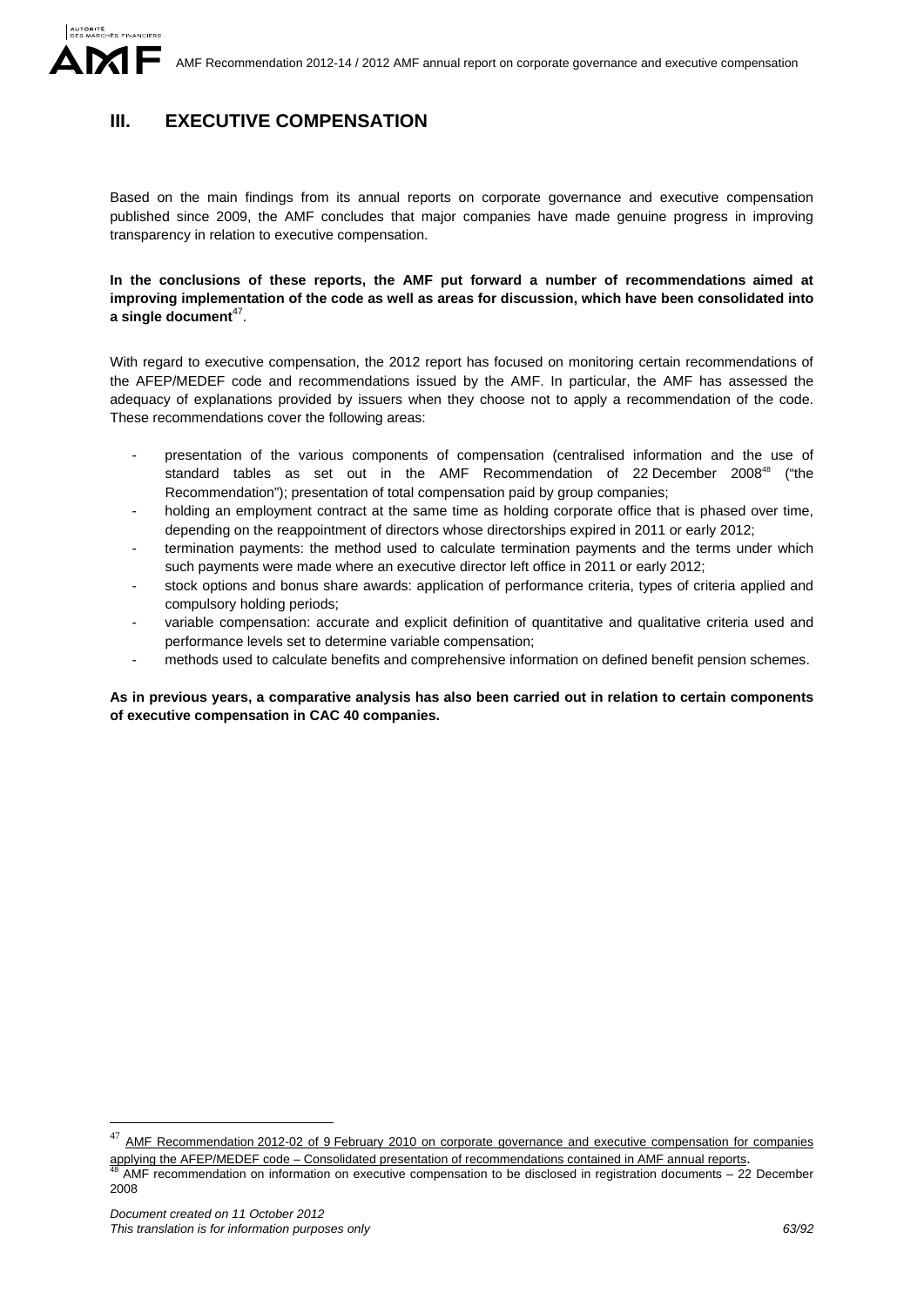## III. EXECUTIVE COMPENSATION

Based on the main findings from its annual reports on corporate governance and executive compensation published since 2009, the AMF concludes that major companies have made genuine progress in improving transparency in relation to executive compensation.

**In the conclusions of these reports, the AMF put forward a number of recommendations aimed at improving implementation of the code as well as areas for discussion, which have been consolidated into a single document**[47].

With regard to executive compensation, the 2012 report has focused on monitoring certain recommendations of the AFEP/MEDEF code and recommendations issued by the AMF. In particular, the AMF has assessed the adequacy of explanations provided by issuers when they choose not to apply a recommendation of the code. These recommendations cover the following areas:

- presentation of the various components of compensation (centralised information and the use of standard tables as set out in the AMF Recommendation of 22 December 2008[48] ("the Recommendation"); presentation of total compensation paid by group companies;
- holding an employment contract at the same time as holding corporate office that is phased over time, depending on the reappointment of directors whose directorships expired in 2011 or early 2012;
- termination payments: the method used to calculate termination payments and the terms under which such payments were made where an executive director left office in 2011 or early 2012;
- stock options and bonus share awards: application of performance criteria, types of criteria applied and compulsory holding periods;
- variable compensation: accurate and explicit definition of quantitative and qualitative criteria used and performance levels set to determine variable compensation;
- methods used to calculate benefits and comprehensive information on defined benefit pension schemes.

**As in previous years, a comparative analysis has also been carried out in relation to certain components of executive compensation in CAC 40 companies.**

[47] AMF Recommendation 2012-02 of 9 February 2010 on corporate governance and executive compensation for companies applying the AFEP/MEDEF code – Consolidated presentation of recommendations contained in AMF annual reports.

[48] AMF recommendation on information on executive compensation to be disclosed in registration documents – 22 December 2008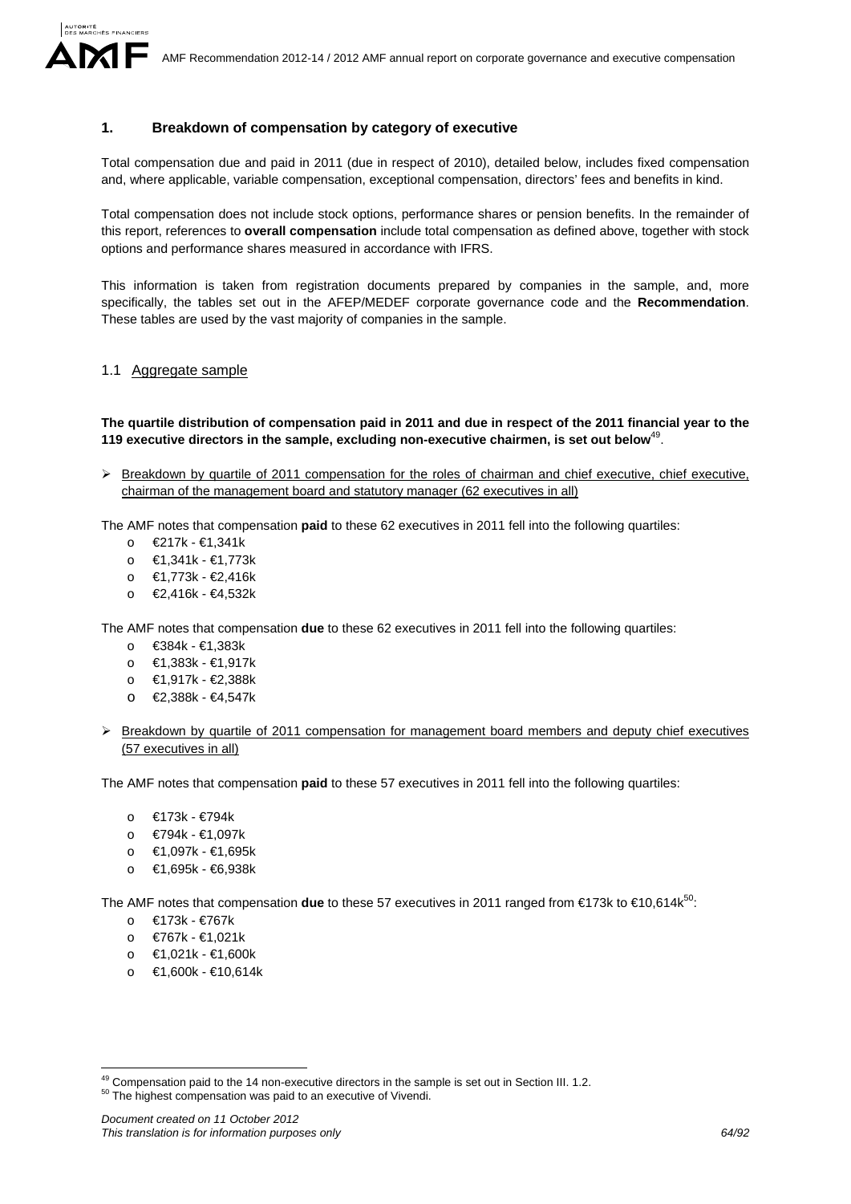## 1. Breakdown of compensation by category of executive

Total compensation due and paid in 2011 (due in respect of 2010), detailed below, includes fixed compensation and, where applicable, variable compensation, exceptional compensation, directors' fees and benefits in kind.

Total compensation does not include stock options, performance shares or pension benefits. In the remainder of this report, references to **overall compensation** include total compensation as defined above, together with stock options and performance shares measured in accordance with IFRS.

This information is taken from registration documents prepared by companies in the sample, and, more specifically, the tables set out in the AFEP/MEDEF corporate governance code and the **Recommendation**. These tables are used by the vast majority of companies in the sample.

### 1.1 Aggregate sample

**The quartile distribution of compensation paid in 2011 and due in respect of the 2011 financial year to the 119 executive directors in the sample, excluding non-executive chairmen, is set out below**[49].

➢ Breakdown by quartile of 2011 compensation for the roles of chairman and chief executive, chief executive, chairman of the management board and statutory manager (62 executives in all)

The AMF notes that compensation **paid** to these 62 executives in 2011 fell into the following quartiles:

- €217k - €1,341k
- €1,341k - €1,773k
- €1,773k - €2,416k
- €2,416k - €4,532k

The AMF notes that compensation **due** to these 62 executives in 2011 fell into the following quartiles:

- €384k - €1,383k
- €1,383k - €1,917k
- €1,917k - €2,388k
- €2,388k - €4,547k

➢ Breakdown by quartile of 2011 compensation for management board members and deputy chief executives (57 executives in all)

The AMF notes that compensation **paid** to these 57 executives in 2011 fell into the following quartiles:

- €173k - €794k
- €794k - €1,097k
- €1,097k - €1,695k
- €1,695k - €6,938k

The AMF notes that compensation **due** to these 57 executives in 2011 ranged from €173k to €10,614k[50]:

- €173k - €767k
- €767k - €1,021k
- €1,021k - €1,600k
- €1,600k - €10,614k

[49] Compensation paid to the 14 non-executive directors in the sample is set out in Section III. 1.2.
[50] The highest compensation was paid to an executive of Vivendi.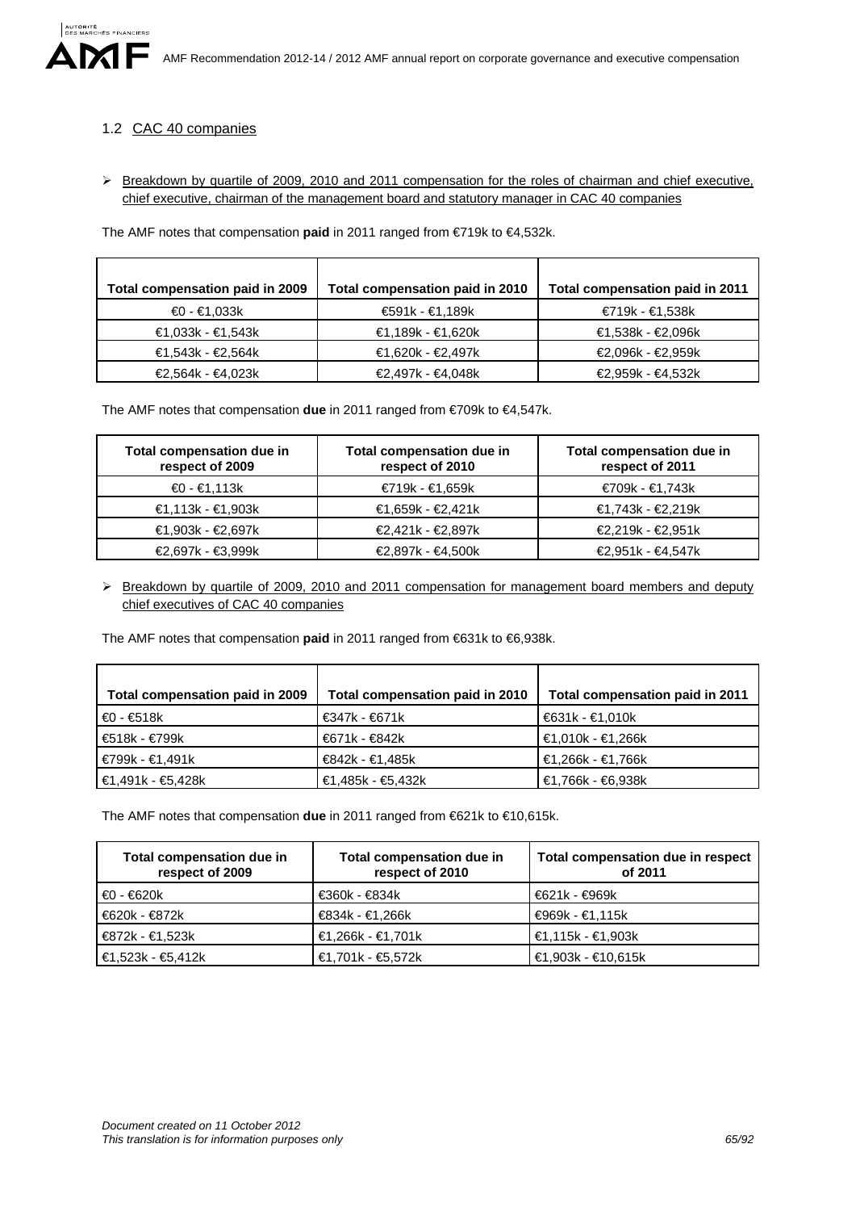## 1.2 CAC 40 companies

➢ Breakdown by quartile of 2009, 2010 and 2011 compensation for the roles of chairman and chief executive, chief executive, chairman of the management board and statutory manager in CAC 40 companies

The AMF notes that compensation **paid** in 2011 ranged from €719k to €4,532k.

| Total compensation paid in 2009 | Total compensation paid in 2010 | Total compensation paid in 2011 |
|---|---|---|
| €0 - €1,033k | €591k - €1,189k | €719k - €1,538k |
| €1,033k - €1,543k | €1,189k - €1,620k | €1,538k - €2,096k |
| €1,543k - €2,564k | €1,620k - €2,497k | €2,096k - €2,959k |
| €2,564k - €4,023k | €2,497k - €4,048k | €2,959k - €4,532k |

The AMF notes that compensation **due** in 2011 ranged from €709k to €4,547k.

| Total compensation due in respect of 2009 | Total compensation due in respect of 2010 | Total compensation due in respect of 2011 |
|---|---|---|
| €0 - €1,113k | €719k - €1,659k | €709k - €1,743k |
| €1,113k - €1,903k | €1,659k - €2,421k | €1,743k - €2,219k |
| €1,903k - €2,697k | €2,421k - €2,897k | €2,219k - €2,951k |
| €2,697k - €3,999k | €2,897k - €4,500k | €2,951k - €4,547k |

➢ Breakdown by quartile of 2009, 2010 and 2011 compensation for management board members and deputy chief executives of CAC 40 companies

The AMF notes that compensation **paid** in 2011 ranged from €631k to €6,938k.

| Total compensation paid in 2009 | Total compensation paid in 2010 | Total compensation paid in 2011 |
|---|---|---|
| €0 - €518k | €347k - €671k | €631k - €1,010k |
| €518k - €799k | €671k - €842k | €1,010k - €1,266k |
| €799k - €1,491k | €842k - €1,485k | €1,266k - €1,766k |
| €1,491k - €5,428k | €1,485k - €5,432k | €1,766k - €6,938k |

The AMF notes that compensation **due** in 2011 ranged from €621k to €10,615k.

| Total compensation due in respect of 2009 | Total compensation due in respect of 2010 | Total compensation due in respect of 2011 |
|---|---|---|
| €0 - €620k | €360k - €834k | €621k - €969k |
| €620k - €872k | €834k - €1,266k | €969k - €1,115k |
| €872k - €1,523k | €1,266k - €1,701k | €1,115k - €1,903k |
| €1,523k - €5,412k | €1,701k - €5,572k | €1,903k - €10,615k |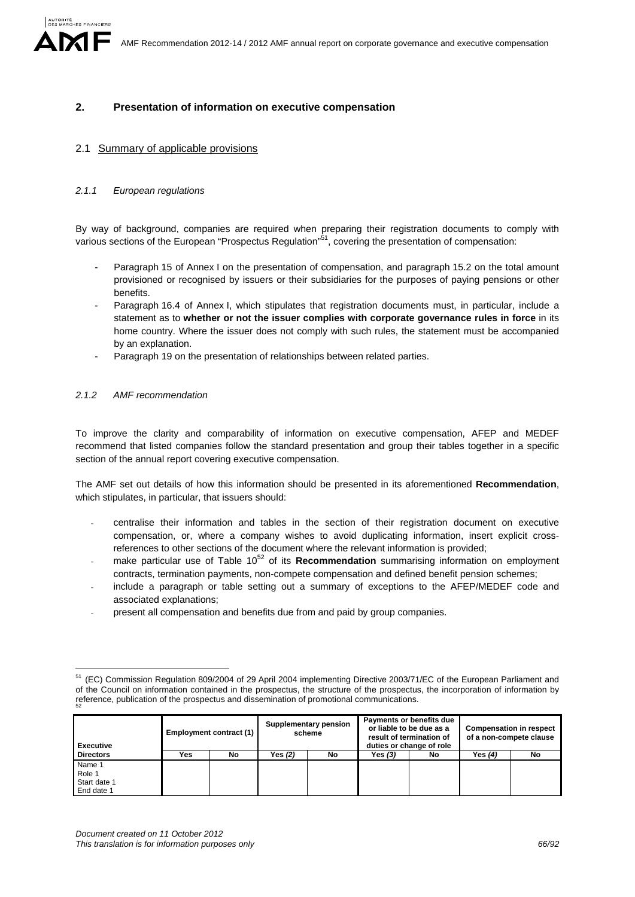## 2. Presentation of information on executive compensation

### 2.1 Summary of applicable provisions

#### *2.1.1 European regulations*

By way of background, companies are required when preparing their registration documents to comply with various sections of the European "Prospectus Regulation"[51], covering the presentation of compensation:

- Paragraph 15 of Annex I on the presentation of compensation, and paragraph 15.2 on the total amount provisioned or recognised by issuers or their subsidiaries for the purposes of paying pensions or other benefits.
- Paragraph 16.4 of Annex I, which stipulates that registration documents must, in particular, include a statement as to **whether or not the issuer complies with corporate governance rules in force** in its home country. Where the issuer does not comply with such rules, the statement must be accompanied by an explanation.
- Paragraph 19 on the presentation of relationships between related parties.

#### *2.1.2 AMF recommendation*

To improve the clarity and comparability of information on executive compensation, AFEP and MEDEF recommend that listed companies follow the standard presentation and group their tables together in a specific section of the annual report covering executive compensation.

The AMF set out details of how this information should be presented in its aforementioned **Recommendation**, which stipulates, in particular, that issuers should:

- centralise their information and tables in the section of their registration document on executive compensation, or, where a company wishes to avoid duplicating information, insert explicit cross-references to other sections of the document where the relevant information is provided;
- make particular use of Table 10[52] of its **Recommendation** summarising information on employment contracts, termination payments, non-compete compensation and defined benefit pension schemes;
- include a paragraph or table setting out a summary of exceptions to the AFEP/MEDEF code and associated explanations;
- present all compensation and benefits due from and paid by group companies.

---

[51] (EC) Commission Regulation 809/2004 of 29 April 2004 implementing Directive 2003/71/EC of the European Parliament and of the Council on information contained in the prospectus, the structure of the prospectus, the incorporation of information by reference, publication of the prospectus and dissemination of promotional communications.

[52]

| Executive Directors | Employment contract (1) | | Supplementary pension scheme | | Payments or benefits due or liable to be due as a result of termination of duties or change of role | | Compensation in respect of a non-compete clause | |
|---|---|---|---|---|---|---|---|---|
| | Yes | No | Yes *(2)* | No | Yes *(3)* | No | Yes *(4)* | No |
| Name 1<br>Role 1<br>Start date 1<br>End date 1 | | | | | | | | |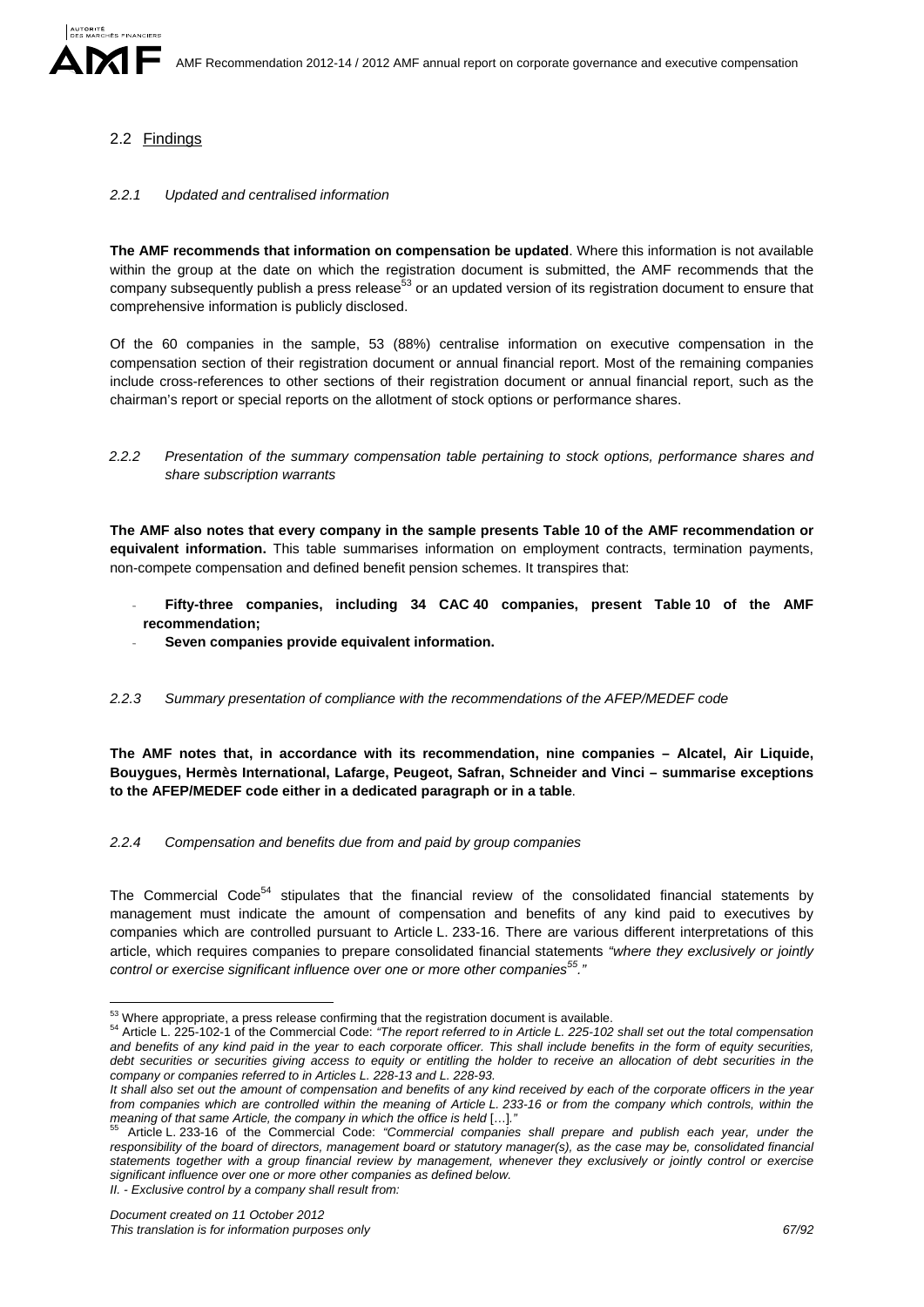## 2.2 Findings

### *2.2.1 Updated and centralised information*

**The AMF recommends that information on compensation be updated**. Where this information is not available within the group at the date on which the registration document is submitted, the AMF recommends that the company subsequently publish a press release[53] or an updated version of its registration document to ensure that comprehensive information is publicly disclosed.

Of the 60 companies in the sample, 53 (88%) centralise information on executive compensation in the compensation section of their registration document or annual financial report. Most of the remaining companies include cross-references to other sections of their registration document or annual financial report, such as the chairman's report or special reports on the allotment of stock options or performance shares.

### *2.2.2 Presentation of the summary compensation table pertaining to stock options, performance shares and share subscription warrants*

**The AMF also notes that every company in the sample presents Table 10 of the AMF recommendation or equivalent information.** This table summarises information on employment contracts, termination payments, non-compete compensation and defined benefit pension schemes. It transpires that:

- **Fifty-three companies, including 34 CAC 40 companies, present Table 10 of the AMF recommendation;**
- **Seven companies provide equivalent information.**

### *2.2.3 Summary presentation of compliance with the recommendations of the AFEP/MEDEF code*

**The AMF notes that, in accordance with its recommendation, nine companies – Alcatel, Air Liquide, Bouygues, Hermès International, Lafarge, Peugeot, Safran, Schneider and Vinci – summarise exceptions to the AFEP/MEDEF code either in a dedicated paragraph or in a table**.

### *2.2.4 Compensation and benefits due from and paid by group companies*

The Commercial Code[54] stipulates that the financial review of the consolidated financial statements by management must indicate the amount of compensation and benefits of any kind paid to executives by companies which are controlled pursuant to Article L. 233-16. There are various different interpretations of this article, which requires companies to prepare consolidated financial statements *"where they exclusively or jointly control or exercise significant influence over one or more other companies[55]."*

---

[53] Where appropriate, a press release confirming that the registration document is available.

[54] Article L. 225-102-1 of the Commercial Code: *"The report referred to in Article L. 225-102 shall set out the total compensation and benefits of any kind paid in the year to each corporate officer. This shall include benefits in the form of equity securities, debt securities or securities giving access to equity or entitling the holder to receive an allocation of debt securities in the company or companies referred to in Articles L. 228-13 and L. 228-93.*
*It shall also set out the amount of compensation and benefits of any kind received by each of the corporate officers in the year from companies which are controlled within the meaning of Article L. 233-16 or from the company which controls, within the meaning of that same Article, the company in which the office is held* […].*"*

[55] Article L. 233-16 of the Commercial Code: *"Commercial companies shall prepare and publish each year, under the responsibility of the board of directors, management board or statutory manager(s), as the case may be, consolidated financial statements together with a group financial review by management, whenever they exclusively or jointly control or exercise significant influence over one or more other companies as defined below.*
*II. - Exclusive control by a company shall result from:*

*Document created on 11 October 2012*
*This translation is for information purposes only*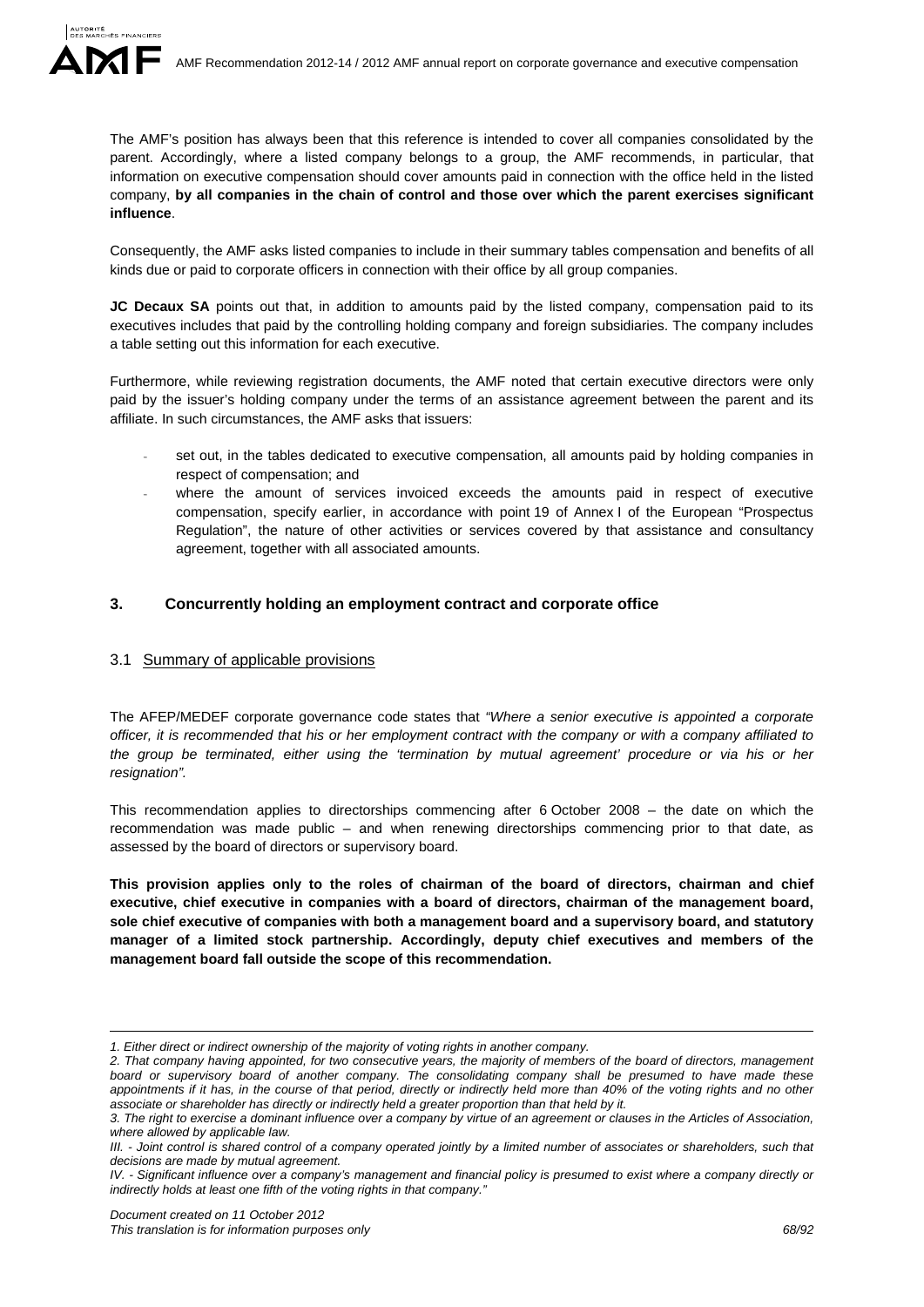The AMF's position has always been that this reference is intended to cover all companies consolidated by the parent. Accordingly, where a listed company belongs to a group, the AMF recommends, in particular, that information on executive compensation should cover amounts paid in connection with the office held in the listed company, **by all companies in the chain of control and those over which the parent exercises significant influence**.

Consequently, the AMF asks listed companies to include in their summary tables compensation and benefits of all kinds due or paid to corporate officers in connection with their office by all group companies.

**JC Decaux SA** points out that, in addition to amounts paid by the listed company, compensation paid to its executives includes that paid by the controlling holding company and foreign subsidiaries. The company includes a table setting out this information for each executive.

Furthermore, while reviewing registration documents, the AMF noted that certain executive directors were only paid by the issuer's holding company under the terms of an assistance agreement between the parent and its affiliate. In such circumstances, the AMF asks that issuers:

- set out, in the tables dedicated to executive compensation, all amounts paid by holding companies in respect of compensation; and
- where the amount of services invoiced exceeds the amounts paid in respect of executive compensation, specify earlier, in accordance with point 19 of Annex I of the European "Prospectus Regulation", the nature of other activities or services covered by that assistance and consultancy agreement, together with all associated amounts.

## 3. Concurrently holding an employment contract and corporate office

### 3.1 Summary of applicable provisions

The AFEP/MEDEF corporate governance code states that *"Where a senior executive is appointed a corporate officer, it is recommended that his or her employment contract with the company or with a company affiliated to the group be terminated, either using the 'termination by mutual agreement' procedure or via his or her resignation".*

This recommendation applies to directorships commencing after 6 October 2008 – the date on which the recommendation was made public – and when renewing directorships commencing prior to that date, as assessed by the board of directors or supervisory board.

**This provision applies only to the roles of chairman of the board of directors, chairman and chief executive, chief executive in companies with a board of directors, chairman of the management board, sole chief executive of companies with both a management board and a supervisory board, and statutory manager of a limited stock partnership. Accordingly, deputy chief executives and members of the management board fall outside the scope of this recommendation.**

---

*1. Either direct or indirect ownership of the majority of voting rights in another company.*

*2. That company having appointed, for two consecutive years, the majority of members of the board of directors, management board or supervisory board of another company. The consolidating company shall be presumed to have made these appointments if it has, in the course of that period, directly or indirectly held more than 40% of the voting rights and no other associate or shareholder has directly or indirectly held a greater proportion than that held by it.*

*3. The right to exercise a dominant influence over a company by virtue of an agreement or clauses in the Articles of Association, where allowed by applicable law.*

*III. - Joint control is shared control of a company operated jointly by a limited number of associates or shareholders, such that decisions are made by mutual agreement.*

*IV. - Significant influence over a company's management and financial policy is presumed to exist where a company directly or indirectly holds at least one fifth of the voting rights in that company."*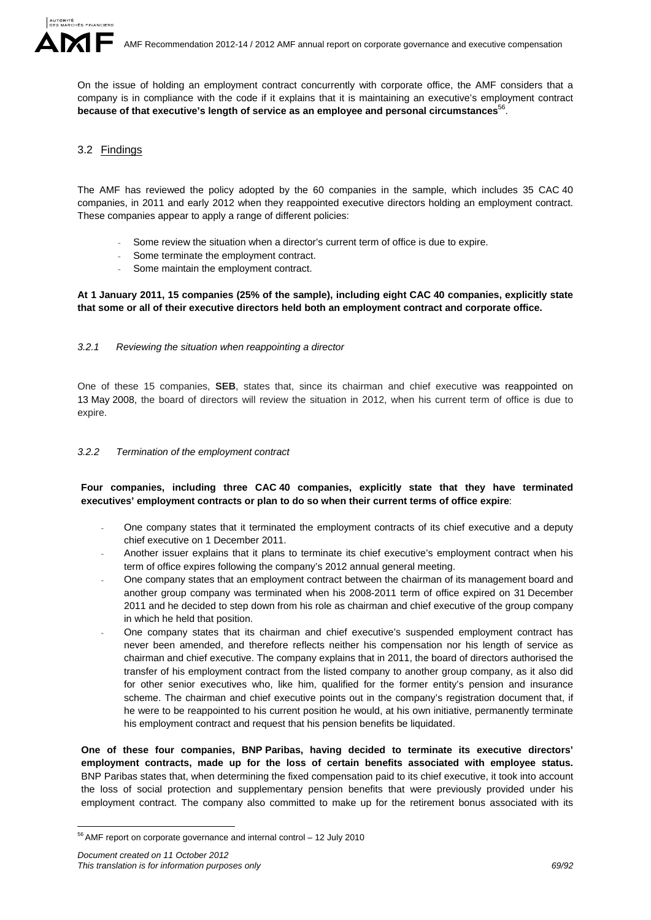On the issue of holding an employment contract concurrently with corporate office, the AMF considers that a company is in compliance with the code if it explains that it is maintaining an executive's employment contract **because of that executive's length of service as an employee and personal circumstances**[56].

## 3.2 Findings

The AMF has reviewed the policy adopted by the 60 companies in the sample, which includes 35 CAC 40 companies, in 2011 and early 2012 when they reappointed executive directors holding an employment contract. These companies appear to apply a range of different policies:

- Some review the situation when a director's current term of office is due to expire.
- Some terminate the employment contract.
- Some maintain the employment contract.

**At 1 January 2011, 15 companies (25% of the sample), including eight CAC 40 companies, explicitly state that some or all of their executive directors held both an employment contract and corporate office.**

### *3.2.1 Reviewing the situation when reappointing a director*

One of these 15 companies, **SEB**, states that, since its chairman and chief executive was reappointed on 13 May 2008, the board of directors will review the situation in 2012, when his current term of office is due to expire.

### *3.2.2 Termination of the employment contract*

**Four companies, including three CAC 40 companies, explicitly state that they have terminated executives' employment contracts or plan to do so when their current terms of office expire**:

- One company states that it terminated the employment contracts of its chief executive and a deputy chief executive on 1 December 2011.
- Another issuer explains that it plans to terminate its chief executive's employment contract when his term of office expires following the company's 2012 annual general meeting.
- One company states that an employment contract between the chairman of its management board and another group company was terminated when his 2008-2011 term of office expired on 31 December 2011 and he decided to step down from his role as chairman and chief executive of the group company in which he held that position.
- One company states that its chairman and chief executive's suspended employment contract has never been amended, and therefore reflects neither his compensation nor his length of service as chairman and chief executive. The company explains that in 2011, the board of directors authorised the transfer of his employment contract from the listed company to another group company, as it also did for other senior executives who, like him, qualified for the former entity's pension and insurance scheme. The chairman and chief executive points out in the company's registration document that, if he were to be reappointed to his current position he would, at his own initiative, permanently terminate his employment contract and request that his pension benefits be liquidated.

**One of these four companies, BNP Paribas, having decided to terminate its executive directors' employment contracts, made up for the loss of certain benefits associated with employee status.** BNP Paribas states that, when determining the fixed compensation paid to its chief executive, it took into account the loss of social protection and supplementary pension benefits that were previously provided under his employment contract. The company also committed to make up for the retirement bonus associated with its

[56] AMF report on corporate governance and internal control – 12 July 2010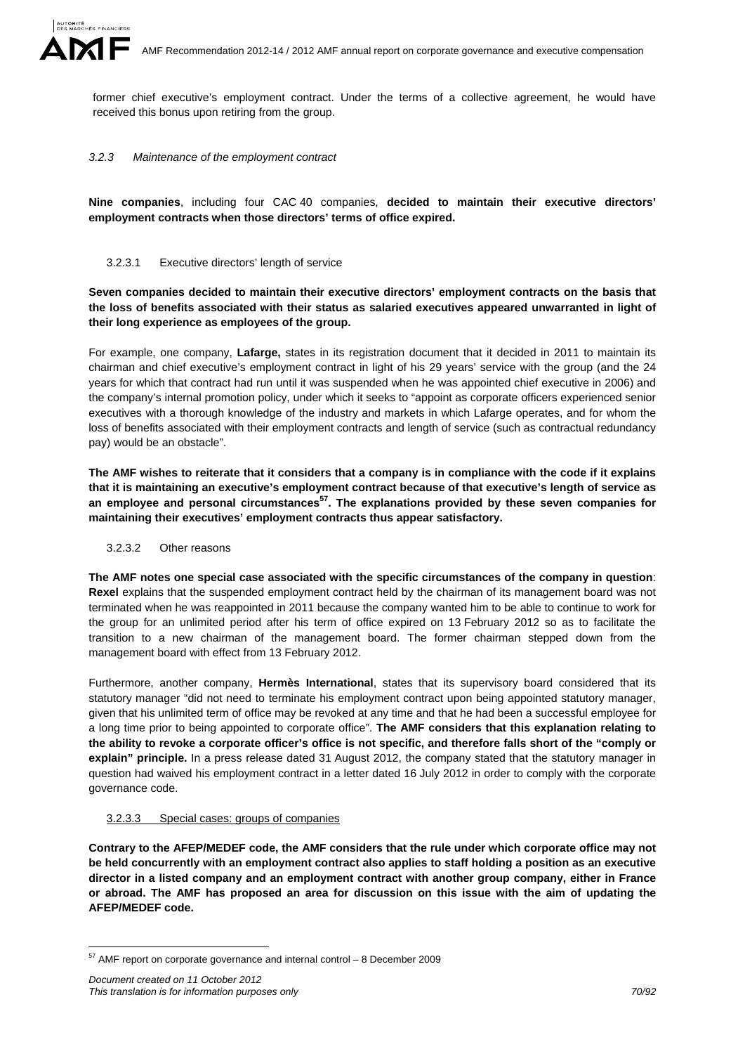former chief executive's employment contract. Under the terms of a collective agreement, he would have received this bonus upon retiring from the group.

### *3.2.3 Maintenance of the employment contract*

**Nine companies**, including four CAC 40 companies, **decided to maintain their executive directors' employment contracts when those directors' terms of office expired.**

#### 3.2.3.1 Executive directors' length of service

**Seven companies decided to maintain their executive directors' employment contracts on the basis that the loss of benefits associated with their status as salaried executives appeared unwarranted in light of their long experience as employees of the group.**

For example, one company, **Lafarge,** states in its registration document that it decided in 2011 to maintain its chairman and chief executive's employment contract in light of his 29 years' service with the group (and the 24 years for which that contract had run until it was suspended when he was appointed chief executive in 2006) and the company's internal promotion policy, under which it seeks to "appoint as corporate officers experienced senior executives with a thorough knowledge of the industry and markets in which Lafarge operates, and for whom the loss of benefits associated with their employment contracts and length of service (such as contractual redundancy pay) would be an obstacle".

**The AMF wishes to reiterate that it considers that a company is in compliance with the code if it explains that it is maintaining an executive's employment contract because of that executive's length of service as an employee and personal circumstances[57]. The explanations provided by these seven companies for maintaining their executives' employment contracts thus appear satisfactory.**

#### 3.2.3.2 Other reasons

**The AMF notes one special case associated with the specific circumstances of the company in question**: **Rexel** explains that the suspended employment contract held by the chairman of its management board was not terminated when he was reappointed in 2011 because the company wanted him to be able to continue to work for the group for an unlimited period after his term of office expired on 13 February 2012 so as to facilitate the transition to a new chairman of the management board. The former chairman stepped down from the management board with effect from 13 February 2012.

Furthermore, another company, **Hermès International**, states that its supervisory board considered that its statutory manager "did not need to terminate his employment contract upon being appointed statutory manager, given that his unlimited term of office may be revoked at any time and that he had been a successful employee for a long time prior to being appointed to corporate office". **The AMF considers that this explanation relating to the ability to revoke a corporate officer's office is not specific, and therefore falls short of the "comply or explain" principle.** In a press release dated 31 August 2012, the company stated that the statutory manager in question had waived his employment contract in a letter dated 16 July 2012 in order to comply with the corporate governance code.

#### 3.2.3.3 Special cases: groups of companies

**Contrary to the AFEP/MEDEF code, the AMF considers that the rule under which corporate office may not be held concurrently with an employment contract also applies to staff holding a position as an executive director in a listed company and an employment contract with another group company, either in France or abroad. The AMF has proposed an area for discussion on this issue with the aim of updating the AFEP/MEDEF code.**

---

[57] AMF report on corporate governance and internal control – 8 December 2009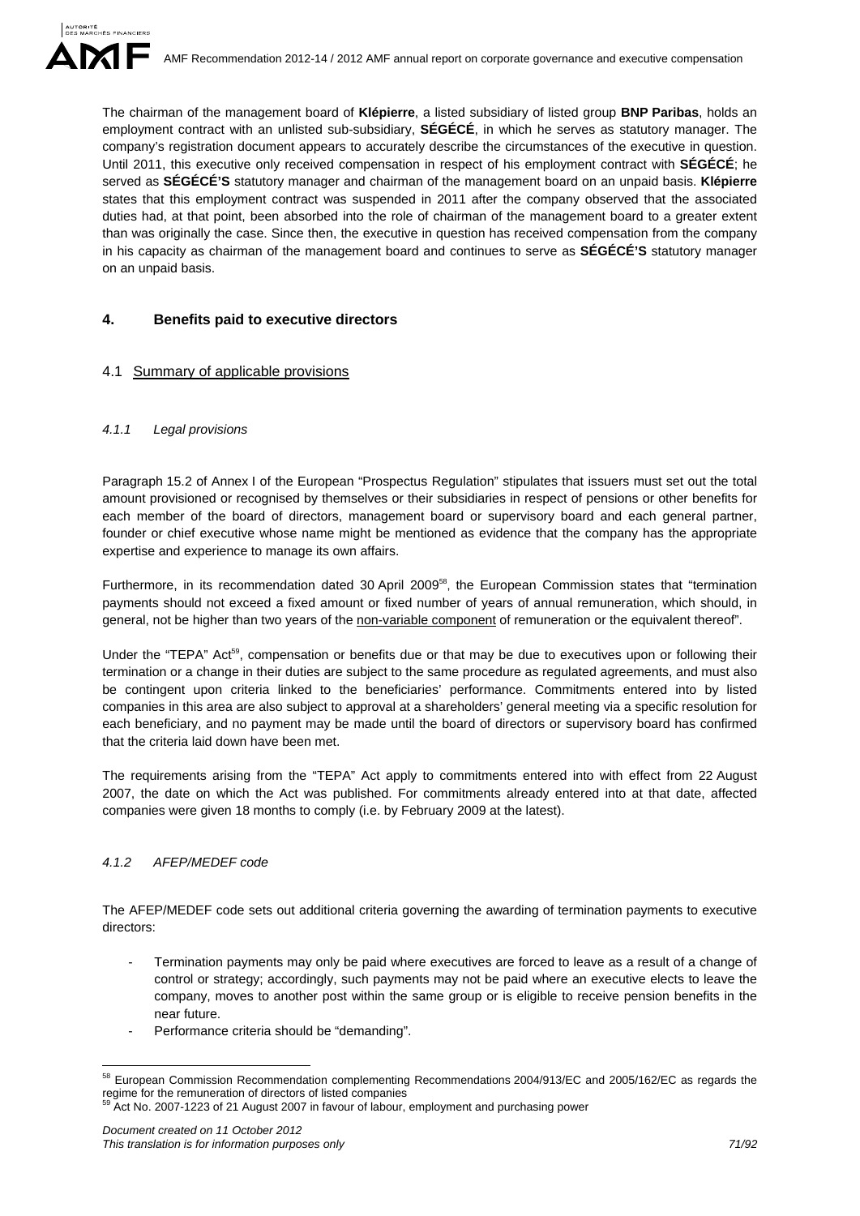The chairman of the management board of **Klépierre**, a listed subsidiary of listed group **BNP Paribas**, holds an employment contract with an unlisted sub-subsidiary, **SÉGÉCÉ**, in which he serves as statutory manager. The company's registration document appears to accurately describe the circumstances of the executive in question. Until 2011, this executive only received compensation in respect of his employment contract with **SÉGÉCÉ**; he served as **SÉGÉCÉ'S** statutory manager and chairman of the management board on an unpaid basis. **Klépierre** states that this employment contract was suspended in 2011 after the company observed that the associated duties had, at that point, been absorbed into the role of chairman of the management board to a greater extent than was originally the case. Since then, the executive in question has received compensation from the company in his capacity as chairman of the management board and continues to serve as **SÉGÉCÉ'S** statutory manager on an unpaid basis.

## 4. Benefits paid to executive directors

### 4.1 Summary of applicable provisions

#### *4.1.1 Legal provisions*

Paragraph 15.2 of Annex I of the European "Prospectus Regulation" stipulates that issuers must set out the total amount provisioned or recognised by themselves or their subsidiaries in respect of pensions or other benefits for each member of the board of directors, management board or supervisory board and each general partner, founder or chief executive whose name might be mentioned as evidence that the company has the appropriate expertise and experience to manage its own affairs.

Furthermore, in its recommendation dated 30 April 2009[58], the European Commission states that "termination payments should not exceed a fixed amount or fixed number of years of annual remuneration, which should, in general, not be higher than two years of the non-variable component of remuneration or the equivalent thereof".

Under the "TEPA" Act[59], compensation or benefits due or that may be due to executives upon or following their termination or a change in their duties are subject to the same procedure as regulated agreements, and must also be contingent upon criteria linked to the beneficiaries' performance. Commitments entered into by listed companies in this area are also subject to approval at a shareholders' general meeting via a specific resolution for each beneficiary, and no payment may be made until the board of directors or supervisory board has confirmed that the criteria laid down have been met.

The requirements arising from the "TEPA" Act apply to commitments entered into with effect from 22 August 2007, the date on which the Act was published. For commitments already entered into at that date, affected companies were given 18 months to comply (i.e. by February 2009 at the latest).

#### *4.1.2 AFEP/MEDEF code*

The AFEP/MEDEF code sets out additional criteria governing the awarding of termination payments to executive directors:

- Termination payments may only be paid where executives are forced to leave as a result of a change of control or strategy; accordingly, such payments may not be paid where an executive elects to leave the company, moves to another post within the same group or is eligible to receive pension benefits in the near future.
- Performance criteria should be "demanding".

---

[58] European Commission Recommendation complementing Recommendations 2004/913/EC and 2005/162/EC as regards the regime for the remuneration of directors of listed companies

[59] Act No. 2007-1223 of 21 August 2007 in favour of labour, employment and purchasing power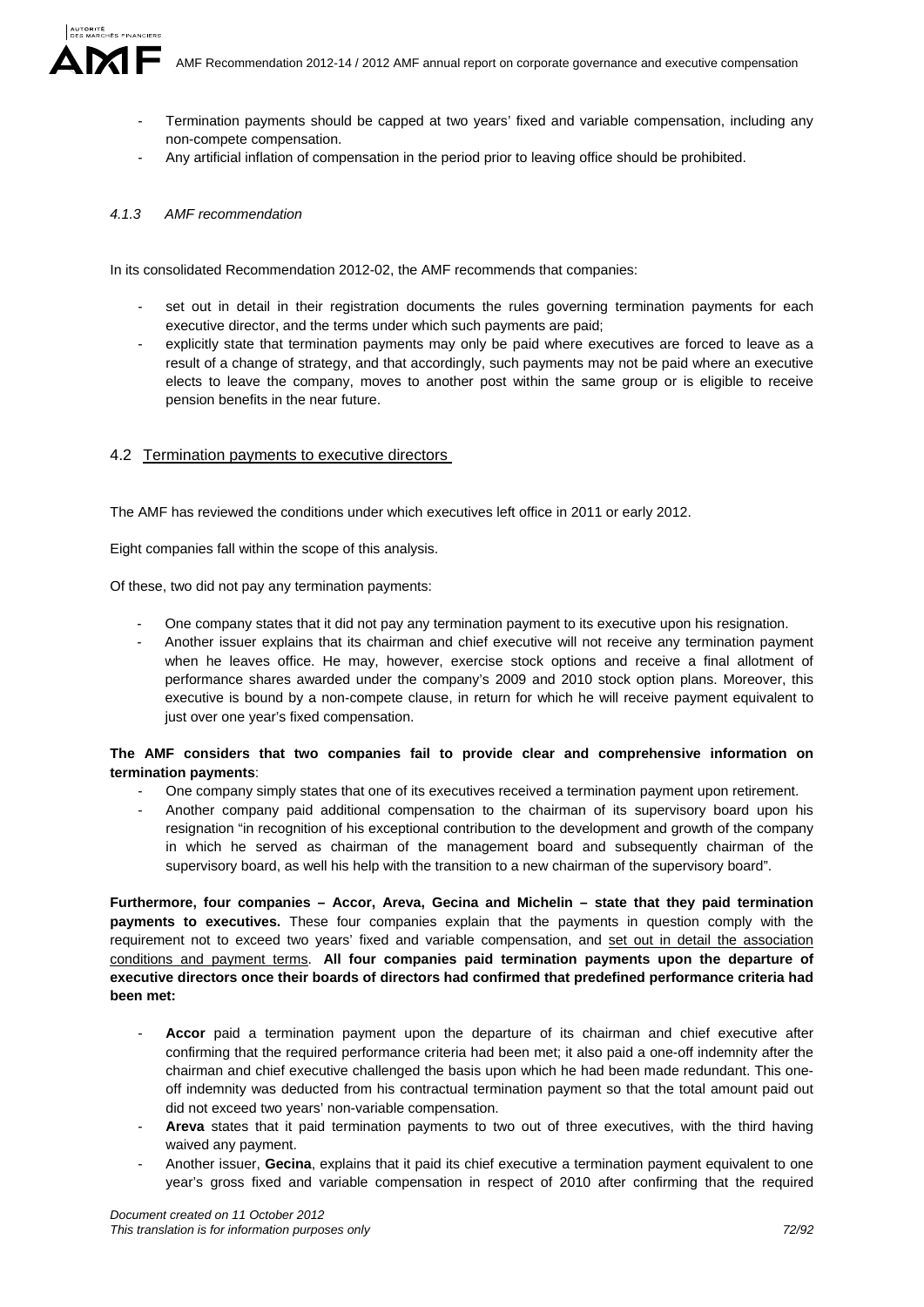- Termination payments should be capped at two years' fixed and variable compensation, including any non-compete compensation.
- Any artificial inflation of compensation in the period prior to leaving office should be prohibited.

#### *4.1.3 AMF recommendation*

In its consolidated Recommendation 2012-02, the AMF recommends that companies:

- set out in detail in their registration documents the rules governing termination payments for each executive director, and the terms under which such payments are paid;
- explicitly state that termination payments may only be paid where executives are forced to leave as a result of a change of strategy, and that accordingly, such payments may not be paid where an executive elects to leave the company, moves to another post within the same group or is eligible to receive pension benefits in the near future.

### 4.2 Termination payments to executive directors

The AMF has reviewed the conditions under which executives left office in 2011 or early 2012.

Eight companies fall within the scope of this analysis.

Of these, two did not pay any termination payments:

- One company states that it did not pay any termination payment to its executive upon his resignation.
- Another issuer explains that its chairman and chief executive will not receive any termination payment when he leaves office. He may, however, exercise stock options and receive a final allotment of performance shares awarded under the company's 2009 and 2010 stock option plans. Moreover, this executive is bound by a non-compete clause, in return for which he will receive payment equivalent to just over one year's fixed compensation.

**The AMF considers that two companies fail to provide clear and comprehensive information on termination payments**:

- One company simply states that one of its executives received a termination payment upon retirement.
- Another company paid additional compensation to the chairman of its supervisory board upon his resignation "in recognition of his exceptional contribution to the development and growth of the company in which he served as chairman of the management board and subsequently chairman of the supervisory board, as well his help with the transition to a new chairman of the supervisory board".

**Furthermore, four companies – Accor, Areva, Gecina and Michelin – state that they paid termination payments to executives.** These four companies explain that the payments in question comply with the requirement not to exceed two years' fixed and variable compensation, and set out in detail the association conditions and payment terms. **All four companies paid termination payments upon the departure of executive directors once their boards of directors had confirmed that predefined performance criteria had been met:**

- **Accor** paid a termination payment upon the departure of its chairman and chief executive after confirming that the required performance criteria had been met; it also paid a one-off indemnity after the chairman and chief executive challenged the basis upon which he had been made redundant. This one-off indemnity was deducted from his contractual termination payment so that the total amount paid out did not exceed two years' non-variable compensation.
- **Areva** states that it paid termination payments to two out of three executives, with the third having waived any payment.
- Another issuer, **Gecina**, explains that it paid its chief executive a termination payment equivalent to one year's gross fixed and variable compensation in respect of 2010 after confirming that the required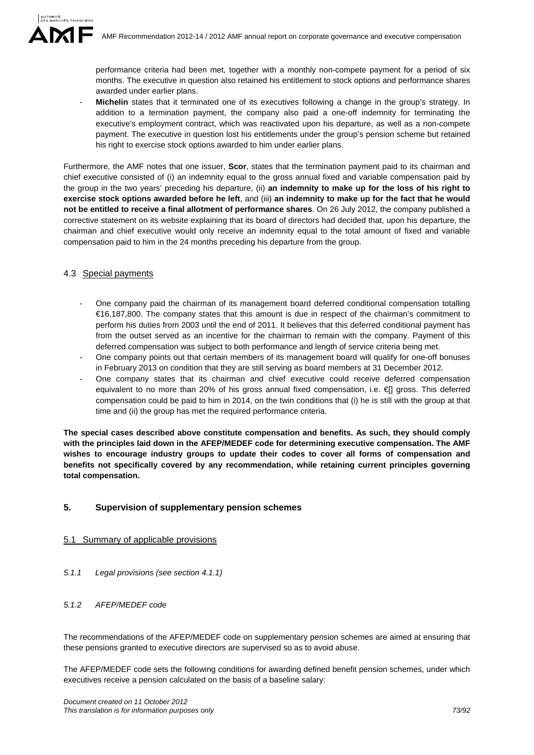performance criteria had been met, together with a monthly non-compete payment for a period of six months. The executive in question also retained his entitlement to stock options and performance shares awarded under earlier plans.

- **Michelin** states that it terminated one of its executives following a change in the group's strategy. In addition to a termination payment, the company also paid a one-off indemnity for terminating the executive's employment contract, which was reactivated upon his departure, as well as a non-compete payment. The executive in question lost his entitlements under the group's pension scheme but retained his right to exercise stock options awarded to him under earlier plans.

Furthermore, the AMF notes that one issuer, **Scor**, states that the termination payment paid to its chairman and chief executive consisted of (i) an indemnity equal to the gross annual fixed and variable compensation paid by the group in the two years' preceding his departure, (ii) **an indemnity to make up for the loss of his right to exercise stock options awarded before he left**, and (iii) **an indemnity to make up for the fact that he would not be entitled to receive a final allotment of performance shares**. On 26 July 2012, the company published a corrective statement on its website explaining that its board of directors had decided that, upon his departure, the chairman and chief executive would only receive an indemnity equal to the total amount of fixed and variable compensation paid to him in the 24 months preceding his departure from the group.

### 4.3 Special payments

- One company paid the chairman of its management board deferred conditional compensation totalling €16,187,800. The company states that this amount is due in respect of the chairman's commitment to perform his duties from 2003 until the end of 2011. It believes that this deferred conditional payment has from the outset served as an incentive for the chairman to remain with the company. Payment of this deferred compensation was subject to both performance and length of service criteria being met.
- One company points out that certain members of its management board will qualify for one-off bonuses in February 2013 on condition that they are still serving as board members at 31 December 2012.
- One company states that its chairman and chief executive could receive deferred compensation equivalent to no more than 20% of his gross annual fixed compensation, i.e. €[] gross. This deferred compensation could be paid to him in 2014, on the twin conditions that (i) he is still with the group at that time and (ii) the group has met the required performance criteria.

**The special cases described above constitute compensation and benefits. As such, they should comply with the principles laid down in the AFEP/MEDEF code for determining executive compensation. The AMF wishes to encourage industry groups to update their codes to cover all forms of compensation and benefits not specifically covered by any recommendation, while retaining current principles governing total compensation.**

## 5. Supervision of supplementary pension schemes

### 5.1 Summary of applicable provisions

#### *5.1.1 Legal provisions (see section 4.1.1)*

#### *5.1.2 AFEP/MEDEF code*

The recommendations of the AFEP/MEDEF code on supplementary pension schemes are aimed at ensuring that these pensions granted to executive directors are supervised so as to avoid abuse.

The AFEP/MEDEF code sets the following conditions for awarding defined benefit pension schemes, under which executives receive a pension calculated on the basis of a baseline salary: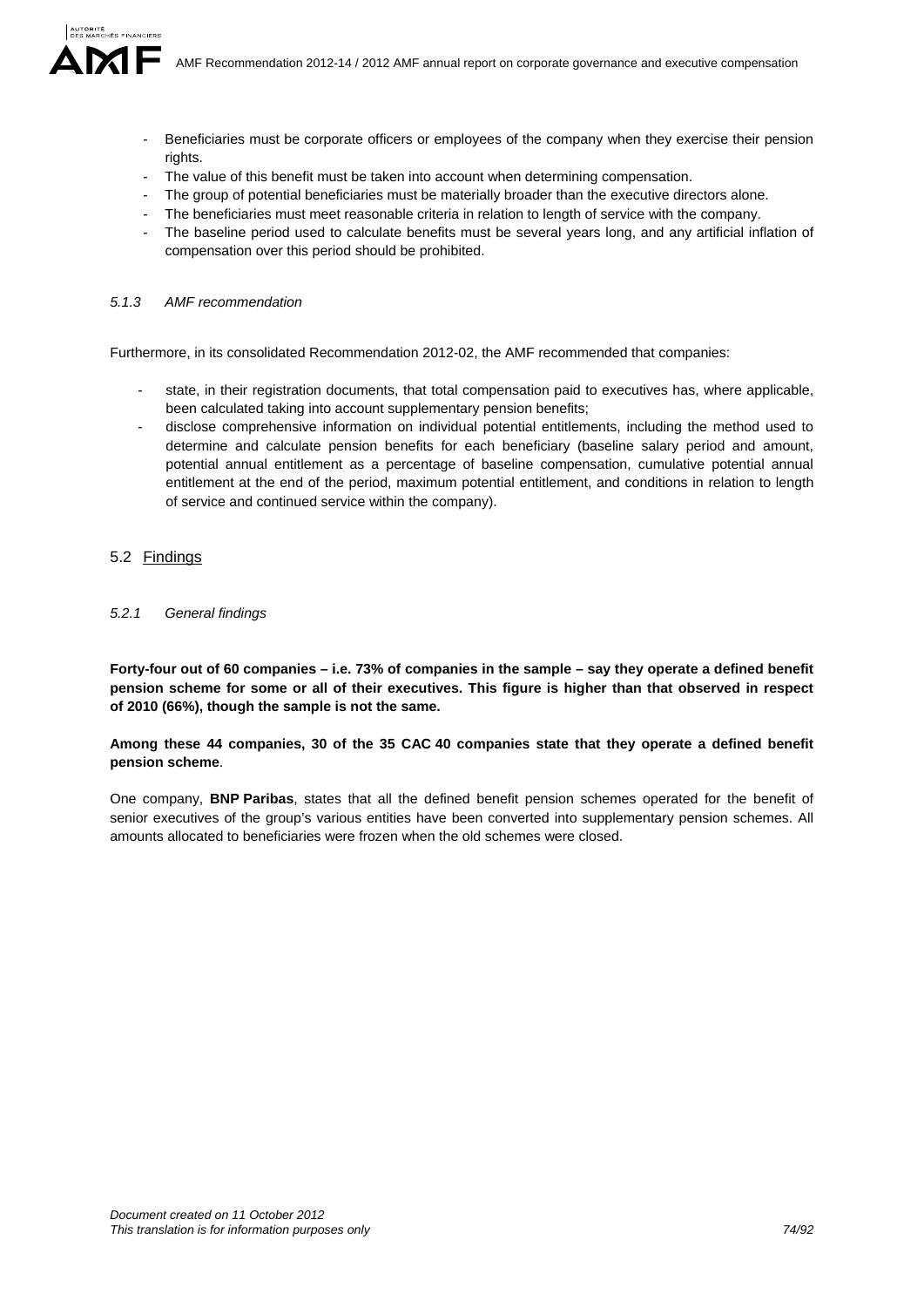- Beneficiaries must be corporate officers or employees of the company when they exercise their pension rights.
- The value of this benefit must be taken into account when determining compensation.
- The group of potential beneficiaries must be materially broader than the executive directors alone.
- The beneficiaries must meet reasonable criteria in relation to length of service with the company.
- The baseline period used to calculate benefits must be several years long, and any artificial inflation of compensation over this period should be prohibited.

#### *5.1.3 AMF recommendation*

Furthermore, in its consolidated Recommendation 2012-02, the AMF recommended that companies:

- state, in their registration documents, that total compensation paid to executives has, where applicable, been calculated taking into account supplementary pension benefits;
- disclose comprehensive information on individual potential entitlements, including the method used to determine and calculate pension benefits for each beneficiary (baseline salary period and amount, potential annual entitlement as a percentage of baseline compensation, cumulative potential annual entitlement at the end of the period, maximum potential entitlement, and conditions in relation to length of service and continued service within the company).

### 5.2 Findings

#### *5.2.1 General findings*

**Forty-four out of 60 companies – i.e. 73% of companies in the sample – say they operate a defined benefit pension scheme for some or all of their executives. This figure is higher than that observed in respect of 2010 (66%), though the sample is not the same.**

**Among these 44 companies, 30 of the 35 CAC 40 companies state that they operate a defined benefit pension scheme**.

One company, **BNP Paribas**, states that all the defined benefit pension schemes operated for the benefit of senior executives of the group's various entities have been converted into supplementary pension schemes. All amounts allocated to beneficiaries were frozen when the old schemes were closed.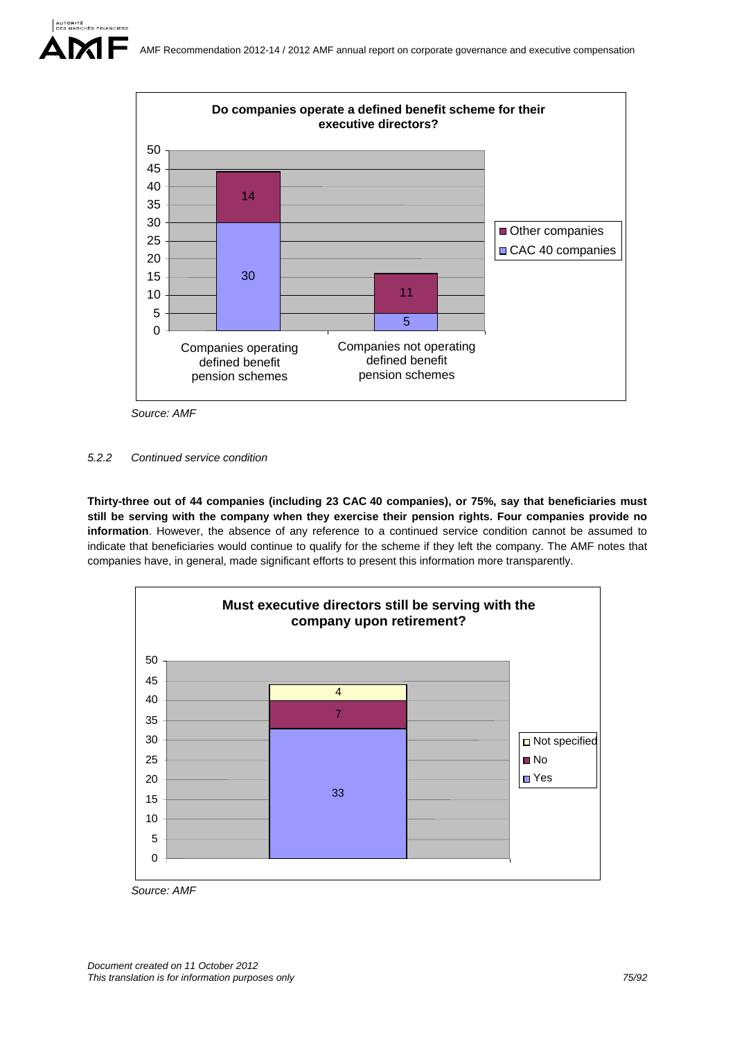**Do companies operate a defined benefit scheme for their executive directors?**

| | Companies operating defined benefit pension schemes | Companies not operating defined benefit pension schemes |
|---|---|---|
| Other companies | 14 | 11 |
| CAC 40 companies | 30 | 5 |

*Source: AMF*

### *5.2.2 Continued service condition*

**Thirty-three out of 44 companies (including 23 CAC 40 companies), or 75%, say that beneficiaries must still be serving with the company when they exercise their pension rights. Four companies provide no information**. However, the absence of any reference to a continued service condition cannot be assumed to indicate that beneficiaries would continue to qualify for the scheme if they left the company. The AMF notes that companies have, in general, made significant efforts to present this information more transparently.

**Must executive directors still be serving with the company upon retirement?**

| | Number of companies |
|---|---|
| Not specified | 4 |
| No | 7 |
| Yes | 33 |

*Source: AMF*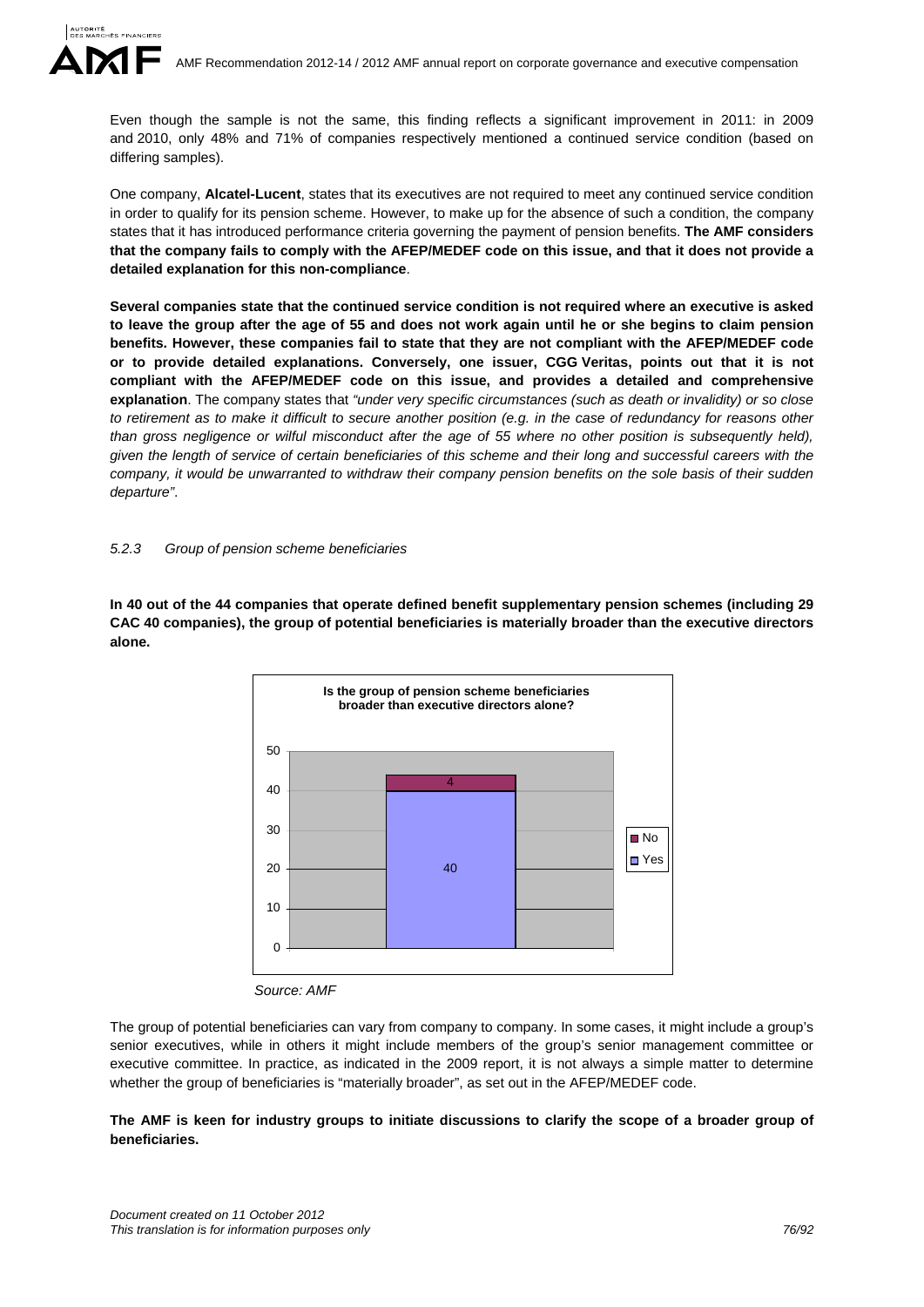Even though the sample is not the same, this finding reflects a significant improvement in 2011: in 2009 and 2010, only 48% and 71% of companies respectively mentioned a continued service condition (based on differing samples).

One company, **Alcatel-Lucent**, states that its executives are not required to meet any continued service condition in order to qualify for its pension scheme. However, to make up for the absence of such a condition, the company states that it has introduced performance criteria governing the payment of pension benefits. **The AMF considers that the company fails to comply with the AFEP/MEDEF code on this issue, and that it does not provide a detailed explanation for this non-compliance**.

**Several companies state that the continued service condition is not required where an executive is asked to leave the group after the age of 55 and does not work again until he or she begins to claim pension benefits. However, these companies fail to state that they are not compliant with the AFEP/MEDEF code or to provide detailed explanations. Conversely, one issuer, CGG Veritas, points out that it is not compliant with the AFEP/MEDEF code on this issue, and provides a detailed and comprehensive explanation**. The company states that *"under very specific circumstances (such as death or invalidity) or so close to retirement as to make it difficult to secure another position (e.g. in the case of redundancy for reasons other than gross negligence or wilful misconduct after the age of 55 where no other position is subsequently held), given the length of service of certain beneficiaries of this scheme and their long and successful careers with the company, it would be unwarranted to withdraw their company pension benefits on the sole basis of their sudden departure"*.

*5.2.3 Group of pension scheme beneficiaries*

**In 40 out of the 44 companies that operate defined benefit supplementary pension schemes (including 29 CAC 40 companies), the group of potential beneficiaries is materially broader than the executive directors alone.**

**Is the group of pension scheme beneficiaries broader than executive directors alone?**

| | Count |
|---|---|
| Yes | 40 |
| No | 4 |

*Source: AMF*

The group of potential beneficiaries can vary from company to company. In some cases, it might include a group's senior executives, while in others it might include members of the group's senior management committee or executive committee. In practice, as indicated in the 2009 report, it is not always a simple matter to determine whether the group of beneficiaries is "materially broader", as set out in the AFEP/MEDEF code.

**The AMF is keen for industry groups to initiate discussions to clarify the scope of a broader group of beneficiaries.**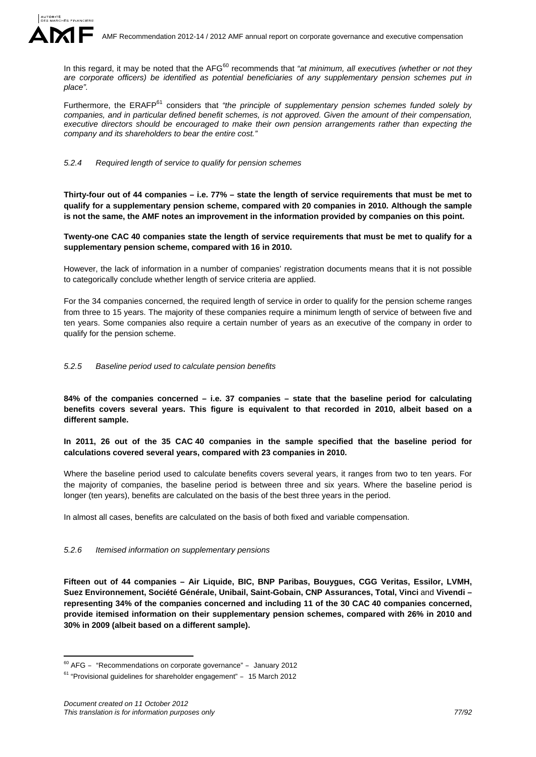In this regard, it may be noted that the AFG[60] recommends that *"at minimum, all executives (whether or not they are corporate officers) be identified as potential beneficiaries of any supplementary pension schemes put in place".*

Furthermore, the ERAFP[61] considers that *"the principle of supplementary pension schemes funded solely by companies, and in particular defined benefit schemes, is not approved. Given the amount of their compensation, executive directors should be encouraged to make their own pension arrangements rather than expecting the company and its shareholders to bear the entire cost."*

#### *5.2.4 Required length of service to qualify for pension schemes*

**Thirty-four out of 44 companies – i.e. 77% – state the length of service requirements that must be met to qualify for a supplementary pension scheme, compared with 20 companies in 2010. Although the sample is not the same, the AMF notes an improvement in the information provided by companies on this point.**

**Twenty-one CAC 40 companies state the length of service requirements that must be met to qualify for a supplementary pension scheme, compared with 16 in 2010.**

However, the lack of information in a number of companies' registration documents means that it is not possible to categorically conclude whether length of service criteria are applied.

For the 34 companies concerned, the required length of service in order to qualify for the pension scheme ranges from three to 15 years. The majority of these companies require a minimum length of service of between five and ten years. Some companies also require a certain number of years as an executive of the company in order to qualify for the pension scheme.

#### *5.2.5 Baseline period used to calculate pension benefits*

**84% of the companies concerned – i.e. 37 companies – state that the baseline period for calculating benefits covers several years. This figure is equivalent to that recorded in 2010, albeit based on a different sample.**

**In 2011, 26 out of the 35 CAC 40 companies in the sample specified that the baseline period for calculations covered several years, compared with 23 companies in 2010.**

Where the baseline period used to calculate benefits covers several years, it ranges from two to ten years. For the majority of companies, the baseline period is between three and six years. Where the baseline period is longer (ten years), benefits are calculated on the basis of the best three years in the period.

In almost all cases, benefits are calculated on the basis of both fixed and variable compensation.

#### *5.2.6 Itemised information on supplementary pensions*

**Fifteen out of 44 companies – Air Liquide, BIC, BNP Paribas, Bouygues, CGG Veritas, Essilor, LVMH, Suez Environnement, Société Générale, Unibail, Saint-Gobain, CNP Assurances, Total, Vinci and Vivendi – representing 34% of the companies concerned and including 11 of the 30 CAC 40 companies concerned, provide itemised information on their supplementary pension schemes, compared with 26% in 2010 and 30% in 2009 (albeit based on a different sample).**

---

[60] AFG – "Recommendations on corporate governance" – January 2012

[61] "Provisional guidelines for shareholder engagement" – 15 March 2012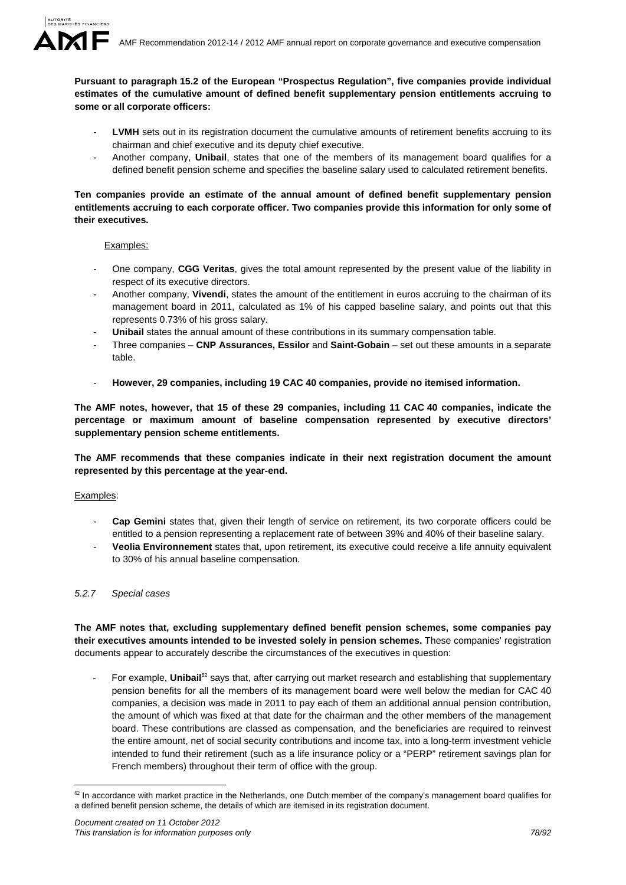**Pursuant to paragraph 15.2 of the European "Prospectus Regulation", five companies provide individual estimates of the cumulative amount of defined benefit supplementary pension entitlements accruing to some or all corporate officers:**

- **LVMH** sets out in its registration document the cumulative amounts of retirement benefits accruing to its chairman and chief executive and its deputy chief executive.
- Another company, **Unibail**, states that one of the members of its management board qualifies for a defined benefit pension scheme and specifies the baseline salary used to calculated retirement benefits.

**Ten companies provide an estimate of the annual amount of defined benefit supplementary pension entitlements accruing to each corporate officer. Two companies provide this information for only some of their executives.**

Examples:

- One company, **CGG Veritas**, gives the total amount represented by the present value of the liability in respect of its executive directors.
- Another company, **Vivendi**, states the amount of the entitlement in euros accruing to the chairman of its management board in 2011, calculated as 1% of his capped baseline salary, and points out that this represents 0.73% of his gross salary.
- **Unibail** states the annual amount of these contributions in its summary compensation table.
- Three companies – **CNP Assurances, Essilor** and **Saint-Gobain** – set out these amounts in a separate table.
- **However, 29 companies, including 19 CAC 40 companies, provide no itemised information.**

**The AMF notes, however, that 15 of these 29 companies, including 11 CAC 40 companies, indicate the percentage or maximum amount of baseline compensation represented by executive directors' supplementary pension scheme entitlements.**

**The AMF recommends that these companies indicate in their next registration document the amount represented by this percentage at the year-end.**

Examples:

- **Cap Gemini** states that, given their length of service on retirement, its two corporate officers could be entitled to a pension representing a replacement rate of between 39% and 40% of their baseline salary.
- **Veolia Environnement** states that, upon retirement, its executive could receive a life annuity equivalent to 30% of his annual baseline compensation.

### *5.2.7 Special cases*

**The AMF notes that, excluding supplementary defined benefit pension schemes, some companies pay their executives amounts intended to be invested solely in pension schemes.** These companies' registration documents appear to accurately describe the circumstances of the executives in question:

- For example, **Unibail**[62] says that, after carrying out market research and establishing that supplementary pension benefits for all the members of its management board were well below the median for CAC 40 companies, a decision was made in 2011 to pay each of them an additional annual pension contribution, the amount of which was fixed at that date for the chairman and the other members of the management board. These contributions are classed as compensation, and the beneficiaries are required to reinvest the entire amount, net of social security contributions and income tax, into a long-term investment vehicle intended to fund their retirement (such as a life insurance policy or a "PERP" retirement savings plan for French members) throughout their term of office with the group.

[62] In accordance with market practice in the Netherlands, one Dutch member of the company's management board qualifies for a defined benefit pension scheme, the details of which are itemised in its registration document.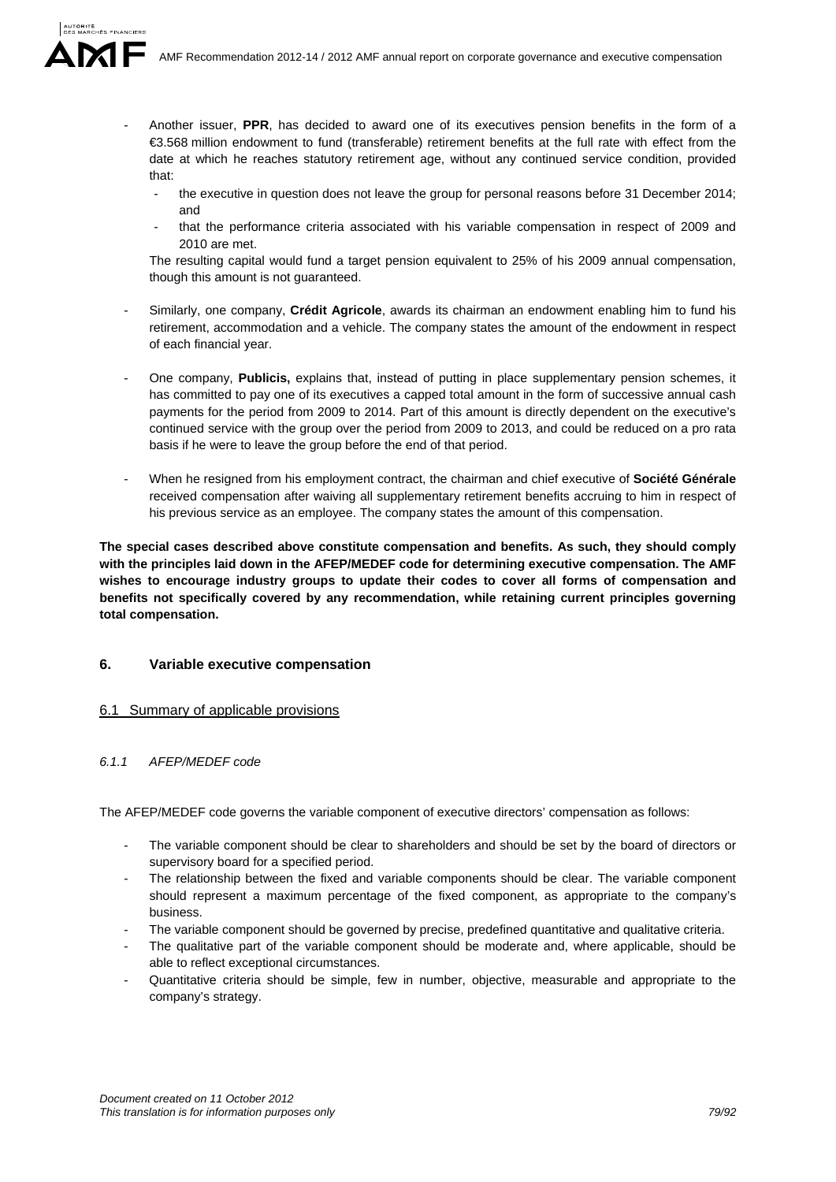- Another issuer, **PPR**, has decided to award one of its executives pension benefits in the form of a €3.568 million endowment to fund (transferable) retirement benefits at the full rate with effect from the date at which he reaches statutory retirement age, without any continued service condition, provided that:
  - the executive in question does not leave the group for personal reasons before 31 December 2014; and
  - that the performance criteria associated with his variable compensation in respect of 2009 and 2010 are met.

  The resulting capital would fund a target pension equivalent to 25% of his 2009 annual compensation, though this amount is not guaranteed.

- Similarly, one company, **Crédit Agricole**, awards its chairman an endowment enabling him to fund his retirement, accommodation and a vehicle. The company states the amount of the endowment in respect of each financial year.

- One company, **Publicis,** explains that, instead of putting in place supplementary pension schemes, it has committed to pay one of its executives a capped total amount in the form of successive annual cash payments for the period from 2009 to 2014. Part of this amount is directly dependent on the executive's continued service with the group over the period from 2009 to 2013, and could be reduced on a pro rata basis if he were to leave the group before the end of that period.

- When he resigned from his employment contract, the chairman and chief executive of **Société Générale** received compensation after waiving all supplementary retirement benefits accruing to him in respect of his previous service as an employee. The company states the amount of this compensation.

**The special cases described above constitute compensation and benefits. As such, they should comply with the principles laid down in the AFEP/MEDEF code for determining executive compensation. The AMF wishes to encourage industry groups to update their codes to cover all forms of compensation and benefits not specifically covered by any recommendation, while retaining current principles governing total compensation.**

## 6. Variable executive compensation

### 6.1 Summary of applicable provisions

#### *6.1.1 AFEP/MEDEF code*

The AFEP/MEDEF code governs the variable component of executive directors' compensation as follows:

- The variable component should be clear to shareholders and should be set by the board of directors or supervisory board for a specified period.
- The relationship between the fixed and variable components should be clear. The variable component should represent a maximum percentage of the fixed component, as appropriate to the company's business.
- The variable component should be governed by precise, predefined quantitative and qualitative criteria.
- The qualitative part of the variable component should be moderate and, where applicable, should be able to reflect exceptional circumstances.
- Quantitative criteria should be simple, few in number, objective, measurable and appropriate to the company's strategy.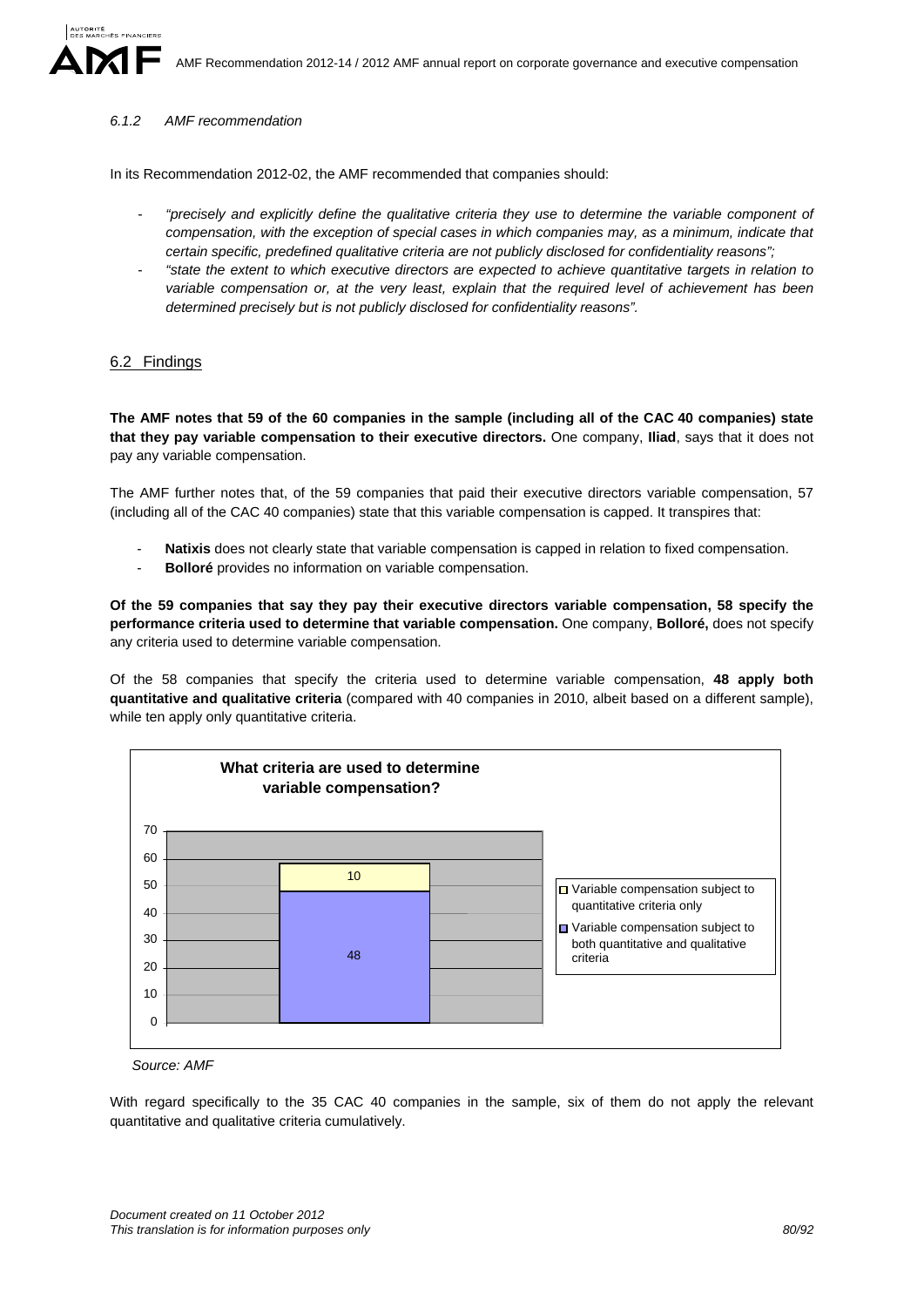### 6.1.2 AMF recommendation

In its Recommendation 2012-02, the AMF recommended that companies should:

- *"precisely and explicitly define the qualitative criteria they use to determine the variable component of compensation, with the exception of special cases in which companies may, as a minimum, indicate that certain specific, predefined qualitative criteria are not publicly disclosed for confidentiality reasons";*
- *"state the extent to which executive directors are expected to achieve quantitative targets in relation to variable compensation or, at the very least, explain that the required level of achievement has been determined precisely but is not publicly disclosed for confidentiality reasons".*

## 6.2 Findings

**The AMF notes that 59 of the 60 companies in the sample (including all of the CAC 40 companies) state that they pay variable compensation to their executive directors.** One company, **Iliad**, says that it does not pay any variable compensation.

The AMF further notes that, of the 59 companies that paid their executive directors variable compensation, 57 (including all of the CAC 40 companies) state that this variable compensation is capped. It transpires that:

- **Natixis** does not clearly state that variable compensation is capped in relation to fixed compensation.
- **Bolloré** provides no information on variable compensation.

**Of the 59 companies that say they pay their executive directors variable compensation, 58 specify the performance criteria used to determine that variable compensation.** One company, **Bolloré,** does not specify any criteria used to determine variable compensation.

Of the 58 companies that specify the criteria used to determine variable compensation, **48 apply both quantitative and qualitative criteria** (compared with 40 companies in 2010, albeit based on a different sample), while ten apply only quantitative criteria.

**What criteria are used to determine variable compensation?**

| Criteria | Number of companies |
|---|---|
| Variable compensation subject to quantitative criteria only | 10 |
| Variable compensation subject to both quantitative and qualitative criteria | 48 |

*Source: AMF*

With regard specifically to the 35 CAC 40 companies in the sample, six of them do not apply the relevant quantitative and qualitative criteria cumulatively.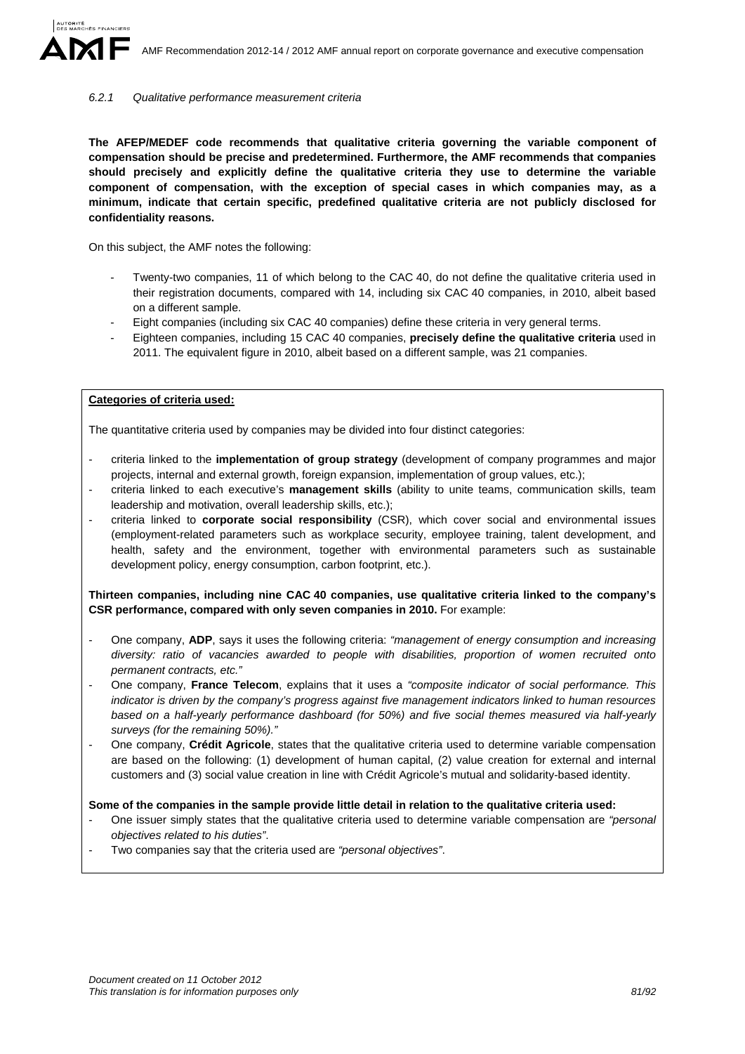### *6.2.1 Qualitative performance measurement criteria*

**The AFEP/MEDEF code recommends that qualitative criteria governing the variable component of compensation should be precise and predetermined. Furthermore, the AMF recommends that companies should precisely and explicitly define the qualitative criteria they use to determine the variable component of compensation, with the exception of special cases in which companies may, as a minimum, indicate that certain specific, predefined qualitative criteria are not publicly disclosed for confidentiality reasons.**

On this subject, the AMF notes the following:

- Twenty-two companies, 11 of which belong to the CAC 40, do not define the qualitative criteria used in their registration documents, compared with 14, including six CAC 40 companies, in 2010, albeit based on a different sample.
- Eight companies (including six CAC 40 companies) define these criteria in very general terms.
- Eighteen companies, including 15 CAC 40 companies, **precisely define the qualitative criteria** used in 2011. The equivalent figure in 2010, albeit based on a different sample, was 21 companies.

**Categories of criteria used:**

The quantitative criteria used by companies may be divided into four distinct categories:

- criteria linked to the **implementation of group strategy** (development of company programmes and major projects, internal and external growth, foreign expansion, implementation of group values, etc.);
- criteria linked to each executive's **management skills** (ability to unite teams, communication skills, team leadership and motivation, overall leadership skills, etc.);
- criteria linked to **corporate social responsibility** (CSR), which cover social and environmental issues (employment-related parameters such as workplace security, employee training, talent development, and health, safety and the environment, together with environmental parameters such as sustainable development policy, energy consumption, carbon footprint, etc.).

**Thirteen companies, including nine CAC 40 companies, use qualitative criteria linked to the company's CSR performance, compared with only seven companies in 2010.** For example:

- One company, **ADP**, says it uses the following criteria: *"management of energy consumption and increasing diversity: ratio of vacancies awarded to people with disabilities, proportion of women recruited onto permanent contracts, etc."*
- One company, **France Telecom**, explains that it uses a *"composite indicator of social performance. This indicator is driven by the company's progress against five management indicators linked to human resources based on a half-yearly performance dashboard (for 50%) and five social themes measured via half-yearly surveys (for the remaining 50%)."*
- One company, **Crédit Agricole**, states that the qualitative criteria used to determine variable compensation are based on the following: (1) development of human capital, (2) value creation for external and internal customers and (3) social value creation in line with Crédit Agricole's mutual and solidarity-based identity.

**Some of the companies in the sample provide little detail in relation to the qualitative criteria used:**

- One issuer simply states that the qualitative criteria used to determine variable compensation are *"personal objectives related to his duties"*.
- Two companies say that the criteria used are *"personal objectives"*.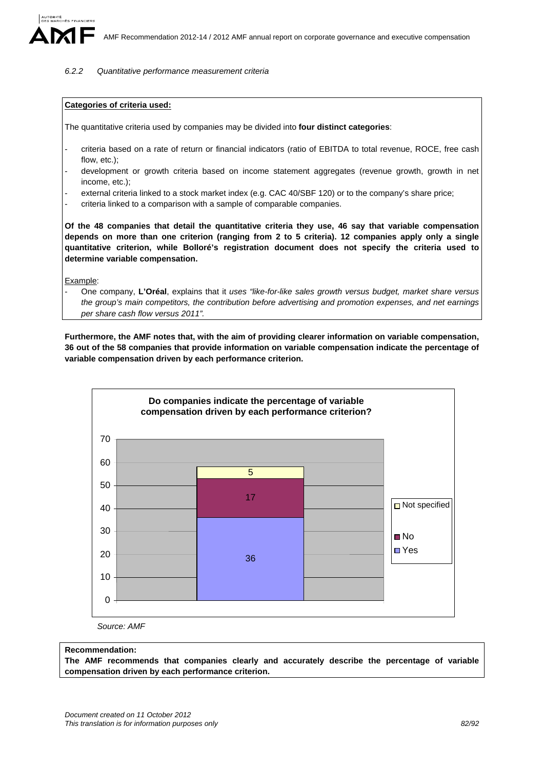### 6.2.2 Quantitative performance measurement criteria

**Categories of criteria used:**

The quantitative criteria used by companies may be divided into **four distinct categories**:

- criteria based on a rate of return or financial indicators (ratio of EBITDA to total revenue, ROCE, free cash flow, etc.);
- development or growth criteria based on income statement aggregates (revenue growth, growth in net income, etc.);
- external criteria linked to a stock market index (e.g. CAC 40/SBF 120) or to the company's share price;
- criteria linked to a comparison with a sample of comparable companies.

**Of the 48 companies that detail the quantitative criteria they use, 46 say that variable compensation depends on more than one criterion (ranging from 2 to 5 criteria). 12 companies apply only a single quantitative criterion, while Bolloré's registration document does not specify the criteria used to determine variable compensation.**

Example:

- One company, **L'Oréal**, explains that it *uses "like-for-like sales growth versus budget, market share versus the group's main competitors, the contribution before advertising and promotion expenses, and net earnings per share cash flow versus 2011".*

**Furthermore, the AMF notes that, with the aim of providing clearer information on variable compensation, 36 out of the 58 companies that provide information on variable compensation indicate the percentage of variable compensation driven by each performance criterion.**

**Do companies indicate the percentage of variable compensation driven by each performance criterion?**

| Response | Number of companies |
|---|---|
| Yes | 36 |
| No | 17 |
| Not specified | 5 |

*Source: AMF*

**Recommendation:**
**The AMF recommends that companies clearly and accurately describe the percentage of variable compensation driven by each performance criterion.**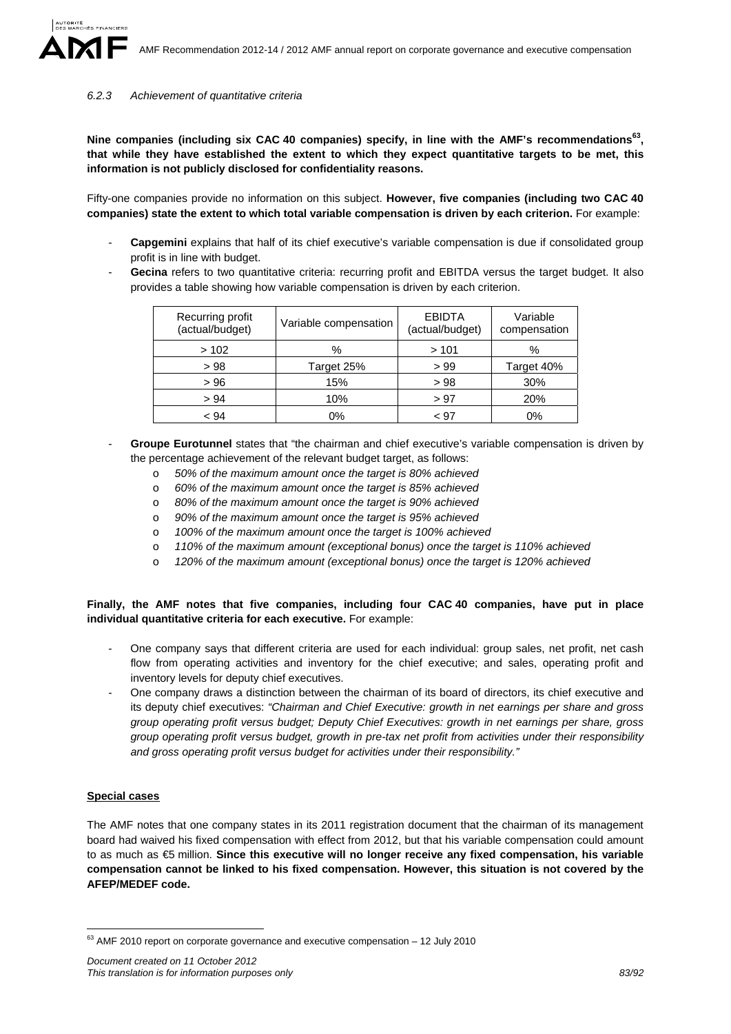#### 6.2.3 *Achievement of quantitative criteria*

**Nine companies (including six CAC 40 companies) specify, in line with the AMF's recommendations[63], that while they have established the extent to which they expect quantitative targets to be met, this information is not publicly disclosed for confidentiality reasons.**

Fifty-one companies provide no information on this subject. **However, five companies (including two CAC 40 companies) state the extent to which total variable compensation is driven by each criterion.** For example:

- **Capgemini** explains that half of its chief executive's variable compensation is due if consolidated group profit is in line with budget.
- **Gecina** refers to two quantitative criteria: recurring profit and EBITDA versus the target budget. It also provides a table showing how variable compensation is driven by each criterion.

| Recurring profit (actual/budget) | Variable compensation | EBIDTA (actual/budget) | Variable compensation |
|---|---|---|---|
| > 102 | % | > 101 | % |
| > 98 | Target 25% | > 99 | Target 40% |
| > 96 | 15% | > 98 | 30% |
| > 94 | 10% | > 97 | 20% |
| < 94 | 0% | < 97 | 0% |

- **Groupe Eurotunnel** states that "the chairman and chief executive's variable compensation is driven by the percentage achievement of the relevant budget target, as follows:
  - *50% of the maximum amount once the target is 80% achieved*
  - *60% of the maximum amount once the target is 85% achieved*
  - *80% of the maximum amount once the target is 90% achieved*
  - *90% of the maximum amount once the target is 95% achieved*
  - *100% of the maximum amount once the target is 100% achieved*
  - *110% of the maximum amount (exceptional bonus) once the target is 110% achieved*
  - *120% of the maximum amount (exceptional bonus) once the target is 120% achieved*

**Finally, the AMF notes that five companies, including four CAC 40 companies, have put in place individual quantitative criteria for each executive.** For example:

- One company says that different criteria are used for each individual: group sales, net profit, net cash flow from operating activities and inventory for the chief executive; and sales, operating profit and inventory levels for deputy chief executives.
- One company draws a distinction between the chairman of its board of directors, its chief executive and its deputy chief executives: *"Chairman and Chief Executive: growth in net earnings per share and gross group operating profit versus budget; Deputy Chief Executives: growth in net earnings per share, gross group operating profit versus budget, growth in pre-tax net profit from activities under their responsibility and gross operating profit versus budget for activities under their responsibility."*

**Special cases**

The AMF notes that one company states in its 2011 registration document that the chairman of its management board had waived his fixed compensation with effect from 2012, but that his variable compensation could amount to as much as €5 million. **Since this executive will no longer receive any fixed compensation, his variable compensation cannot be linked to his fixed compensation. However, this situation is not covered by the AFEP/MEDEF code.**

---

[63] AMF 2010 report on corporate governance and executive compensation – 12 July 2010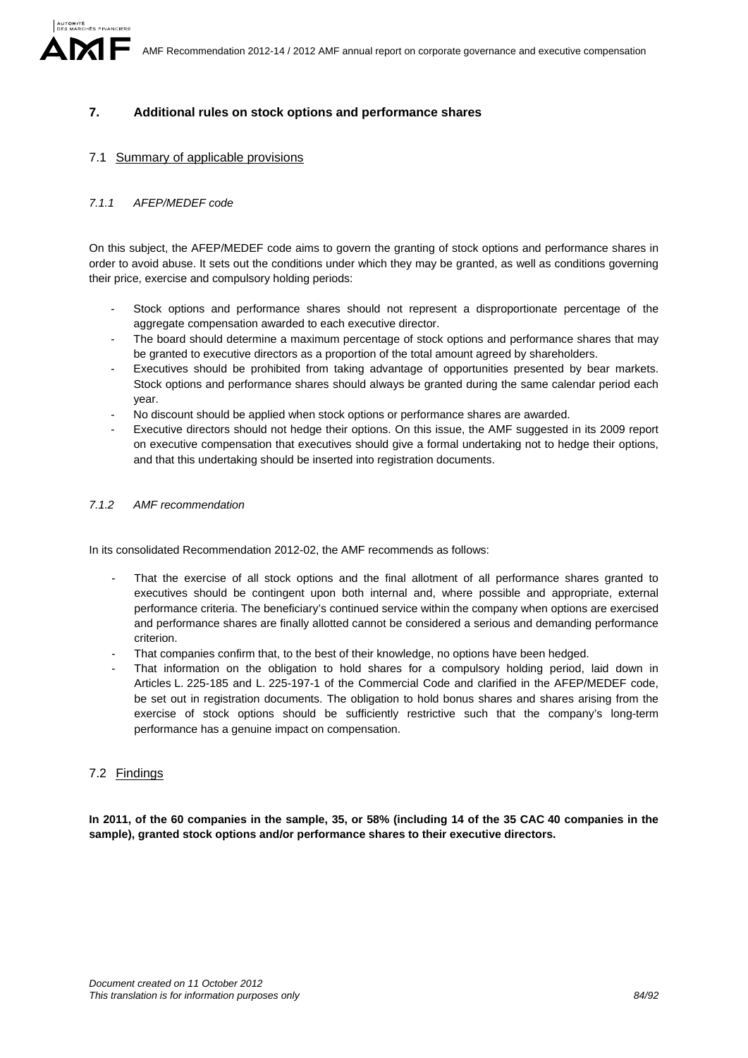## 7. Additional rules on stock options and performance shares

### 7.1 Summary of applicable provisions

#### *7.1.1 AFEP/MEDEF code*

On this subject, the AFEP/MEDEF code aims to govern the granting of stock options and performance shares in order to avoid abuse. It sets out the conditions under which they may be granted, as well as conditions governing their price, exercise and compulsory holding periods:

- Stock options and performance shares should not represent a disproportionate percentage of the aggregate compensation awarded to each executive director.
- The board should determine a maximum percentage of stock options and performance shares that may be granted to executive directors as a proportion of the total amount agreed by shareholders.
- Executives should be prohibited from taking advantage of opportunities presented by bear markets. Stock options and performance shares should always be granted during the same calendar period each year.
- No discount should be applied when stock options or performance shares are awarded.
- Executive directors should not hedge their options. On this issue, the AMF suggested in its 2009 report on executive compensation that executives should give a formal undertaking not to hedge their options, and that this undertaking should be inserted into registration documents.

#### *7.1.2 AMF recommendation*

In its consolidated Recommendation 2012-02, the AMF recommends as follows:

- That the exercise of all stock options and the final allotment of all performance shares granted to executives should be contingent upon both internal and, where possible and appropriate, external performance criteria. The beneficiary's continued service within the company when options are exercised and performance shares are finally allotted cannot be considered a serious and demanding performance criterion.
- That companies confirm that, to the best of their knowledge, no options have been hedged.
- That information on the obligation to hold shares for a compulsory holding period, laid down in Articles L. 225-185 and L. 225-197-1 of the Commercial Code and clarified in the AFEP/MEDEF code, be set out in registration documents. The obligation to hold bonus shares and shares arising from the exercise of stock options should be sufficiently restrictive such that the company's long-term performance has a genuine impact on compensation.

### 7.2 Findings

**In 2011, of the 60 companies in the sample, 35, or 58% (including 14 of the 35 CAC 40 companies in the sample), granted stock options and/or performance shares to their executive directors.**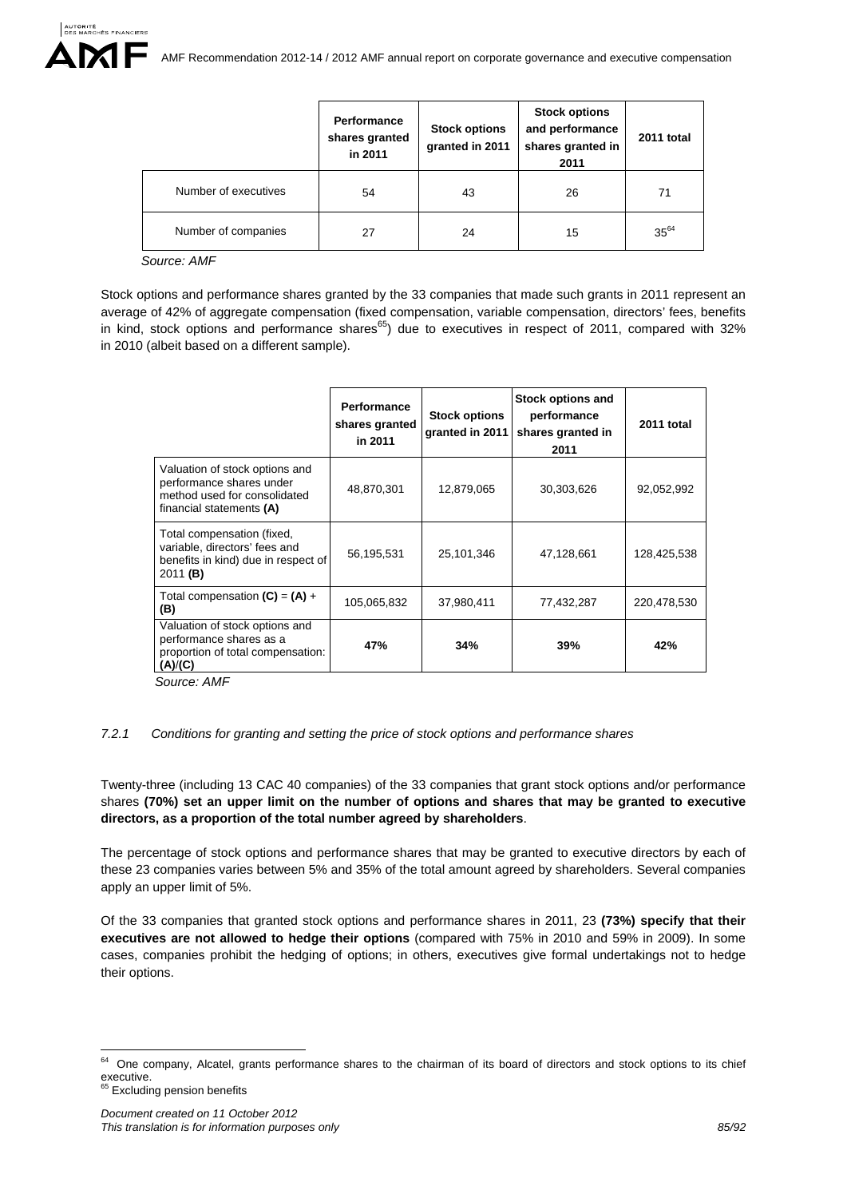| | Performance shares granted in 2011 | Stock options granted in 2011 | Stock options and performance shares granted in 2011 | 2011 total |
|---|---|---|---|---|
| Number of executives | 54 | 43 | 26 | 71 |
| Number of companies | 27 | 24 | 15 | 35[64] |

*Source: AMF*

Stock options and performance shares granted by the 33 companies that made such grants in 2011 represent an average of 42% of aggregate compensation (fixed compensation, variable compensation, directors' fees, benefits in kind, stock options and performance shares[65]) due to executives in respect of 2011, compared with 32% in 2010 (albeit based on a different sample).

| | Performance shares granted in 2011 | Stock options granted in 2011 | Stock options and performance shares granted in 2011 | 2011 total |
|---|---|---|---|---|
| Valuation of stock options and performance shares under method used for consolidated financial statements **(A)** | 48,870,301 | 12,879,065 | 30,303,626 | 92,052,992 |
| Total compensation (fixed, variable, directors' fees and benefits in kind) due in respect of 2011 **(B)** | 56,195,531 | 25,101,346 | 47,128,661 | 128,425,538 |
| Total compensation **(C)** = **(A)** + **(B)** | 105,065,832 | 37,980,411 | 77,432,287 | 220,478,530 |
| Valuation of stock options and performance shares as a proportion of total compensation: **(A)**/**(C)** | **47%** | **34%** | **39%** | **42%** |

*Source: AMF*

*7.2.1 Conditions for granting and setting the price of stock options and performance shares*

Twenty-three (including 13 CAC 40 companies) of the 33 companies that grant stock options and/or performance shares **(70%) set an upper limit on the number of options and shares that may be granted to executive directors, as a proportion of the total number agreed by shareholders**.

The percentage of stock options and performance shares that may be granted to executive directors by each of these 23 companies varies between 5% and 35% of the total amount agreed by shareholders. Several companies apply an upper limit of 5%.

Of the 33 companies that granted stock options and performance shares in 2011, 23 **(73%) specify that their executives are not allowed to hedge their options** (compared with 75% in 2010 and 59% in 2009). In some cases, companies prohibit the hedging of options; in others, executives give formal undertakings not to hedge their options.

---

[64] One company, Alcatel, grants performance shares to the chairman of its board of directors and stock options to its chief executive.

[65] Excluding pension benefits

*Document created on 11 October 2012*
*This translation is for information purposes only*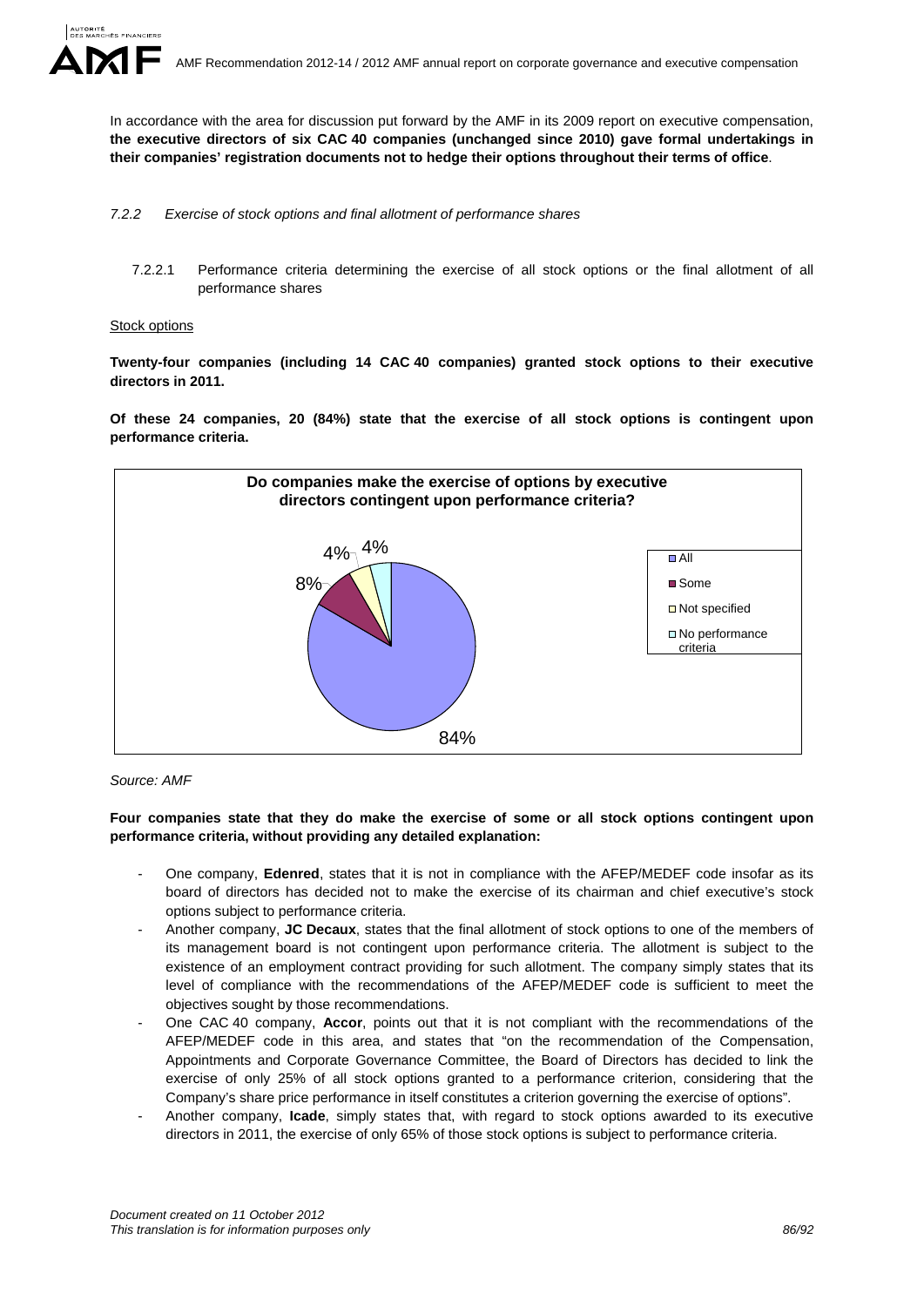In accordance with the area for discussion put forward by the AMF in its 2009 report on executive compensation, **the executive directors of six CAC 40 companies (unchanged since 2010) gave formal undertakings in their companies' registration documents not to hedge their options throughout their terms of office**.

*7.2.2 Exercise of stock options and final allotment of performance shares*

7.2.2.1 Performance criteria determining the exercise of all stock options or the final allotment of all performance shares

Stock options

**Twenty-four companies (including 14 CAC 40 companies) granted stock options to their executive directors in 2011.**

**Of these 24 companies, 20 (84%) state that the exercise of all stock options is contingent upon performance criteria.**

**Do companies make the exercise of options by executive directors contingent upon performance criteria?**

| Response | Share |
|---|---|
| All | 84% |
| Some | 8% |
| Not specified | 4% |
| No performance criteria | 4% |

*Source: AMF*

**Four companies state that they do make the exercise of some or all stock options contingent upon performance criteria, without providing any detailed explanation:**

- One company, **Edenred**, states that it is not in compliance with the AFEP/MEDEF code insofar as its board of directors has decided not to make the exercise of its chairman and chief executive's stock options subject to performance criteria.
- Another company, **JC Decaux**, states that the final allotment of stock options to one of the members of its management board is not contingent upon performance criteria. The allotment is subject to the existence of an employment contract providing for such allotment. The company simply states that its level of compliance with the recommendations of the AFEP/MEDEF code is sufficient to meet the objectives sought by those recommendations.
- One CAC 40 company, **Accor**, points out that it is not compliant with the recommendations of the AFEP/MEDEF code in this area, and states that "on the recommendation of the Compensation, Appointments and Corporate Governance Committee, the Board of Directors has decided to link the exercise of only 25% of all stock options granted to a performance criterion, considering that the Company's share price performance in itself constitutes a criterion governing the exercise of options".
- Another company, **Icade**, simply states that, with regard to stock options awarded to its executive directors in 2011, the exercise of only 65% of those stock options is subject to performance criteria.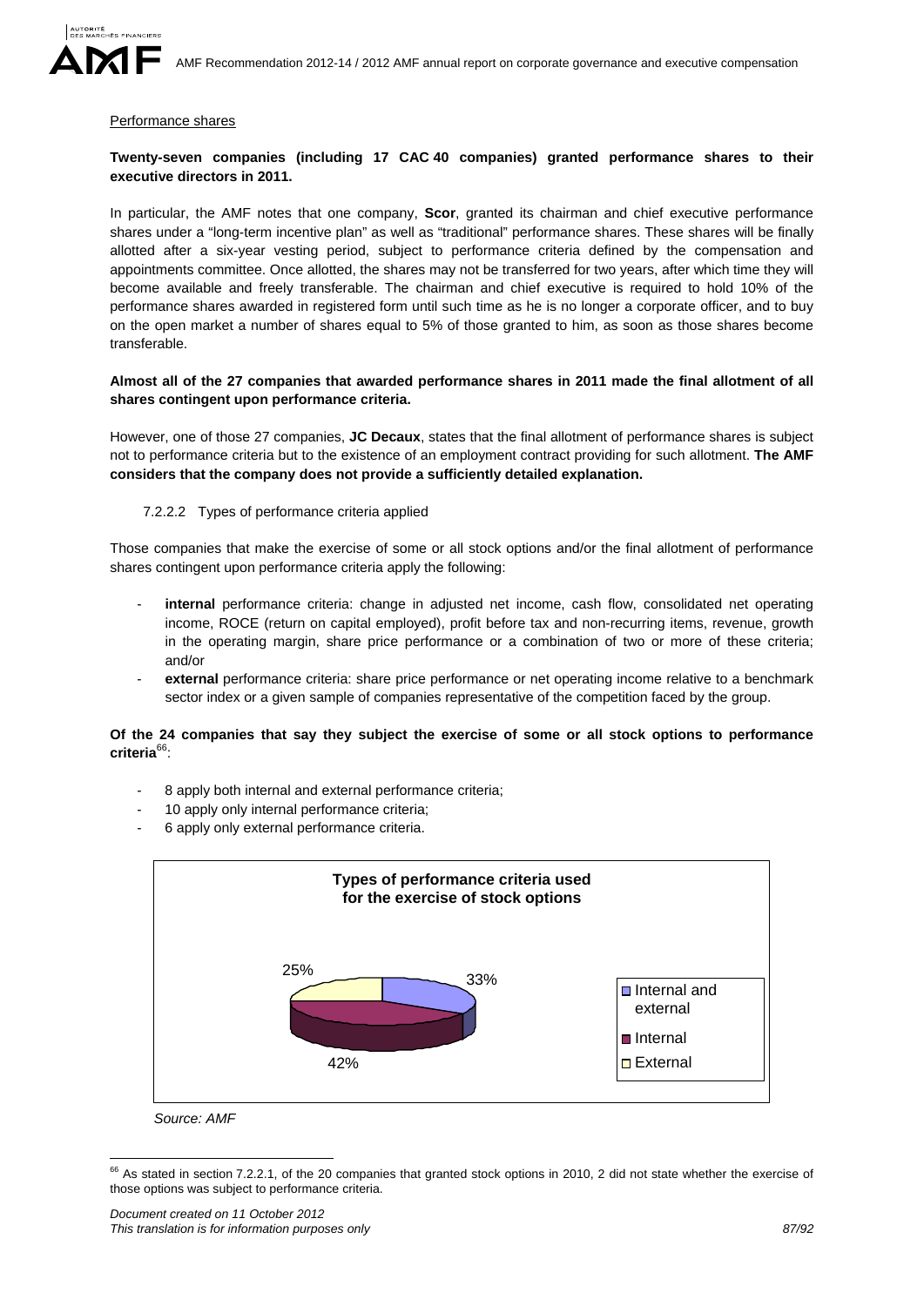Performance shares

**Twenty-seven companies (including 17 CAC 40 companies) granted performance shares to their executive directors in 2011.**

In particular, the AMF notes that one company, **Scor**, granted its chairman and chief executive performance shares under a "long-term incentive plan" as well as "traditional" performance shares. These shares will be finally allotted after a six-year vesting period, subject to performance criteria defined by the compensation and appointments committee. Once allotted, the shares may not be transferred for two years, after which time they will become available and freely transferable. The chairman and chief executive is required to hold 10% of the performance shares awarded in registered form until such time as he is no longer a corporate officer, and to buy on the open market a number of shares equal to 5% of those granted to him, as soon as those shares become transferable.

**Almost all of the 27 companies that awarded performance shares in 2011 made the final allotment of all shares contingent upon performance criteria.**

However, one of those 27 companies, **JC Decaux**, states that the final allotment of performance shares is subject not to performance criteria but to the existence of an employment contract providing for such allotment. **The AMF considers that the company does not provide a sufficiently detailed explanation.**

#### 7.2.2.2 Types of performance criteria applied

Those companies that make the exercise of some or all stock options and/or the final allotment of performance shares contingent upon performance criteria apply the following:

- **internal** performance criteria: change in adjusted net income, cash flow, consolidated net operating income, ROCE (return on capital employed), profit before tax and non-recurring items, revenue, growth in the operating margin, share price performance or a combination of two or more of these criteria; and/or
- **external** performance criteria: share price performance or net operating income relative to a benchmark sector index or a given sample of companies representative of the competition faced by the group.

**Of the 24 companies that say they subject the exercise of some or all stock options to performance criteria**[66]:

- 8 apply both internal and external performance criteria;
- 10 apply only internal performance criteria;
- 6 apply only external performance criteria.

**Types of performance criteria used for the exercise of stock options**

| Type | Share |
|---|---|
| Internal and external | 33% |
| Internal | 42% |
| External | 25% |

*Source: AMF*

[66] As stated in section 7.2.2.1, of the 20 companies that granted stock options in 2010, 2 did not state whether the exercise of those options was subject to performance criteria.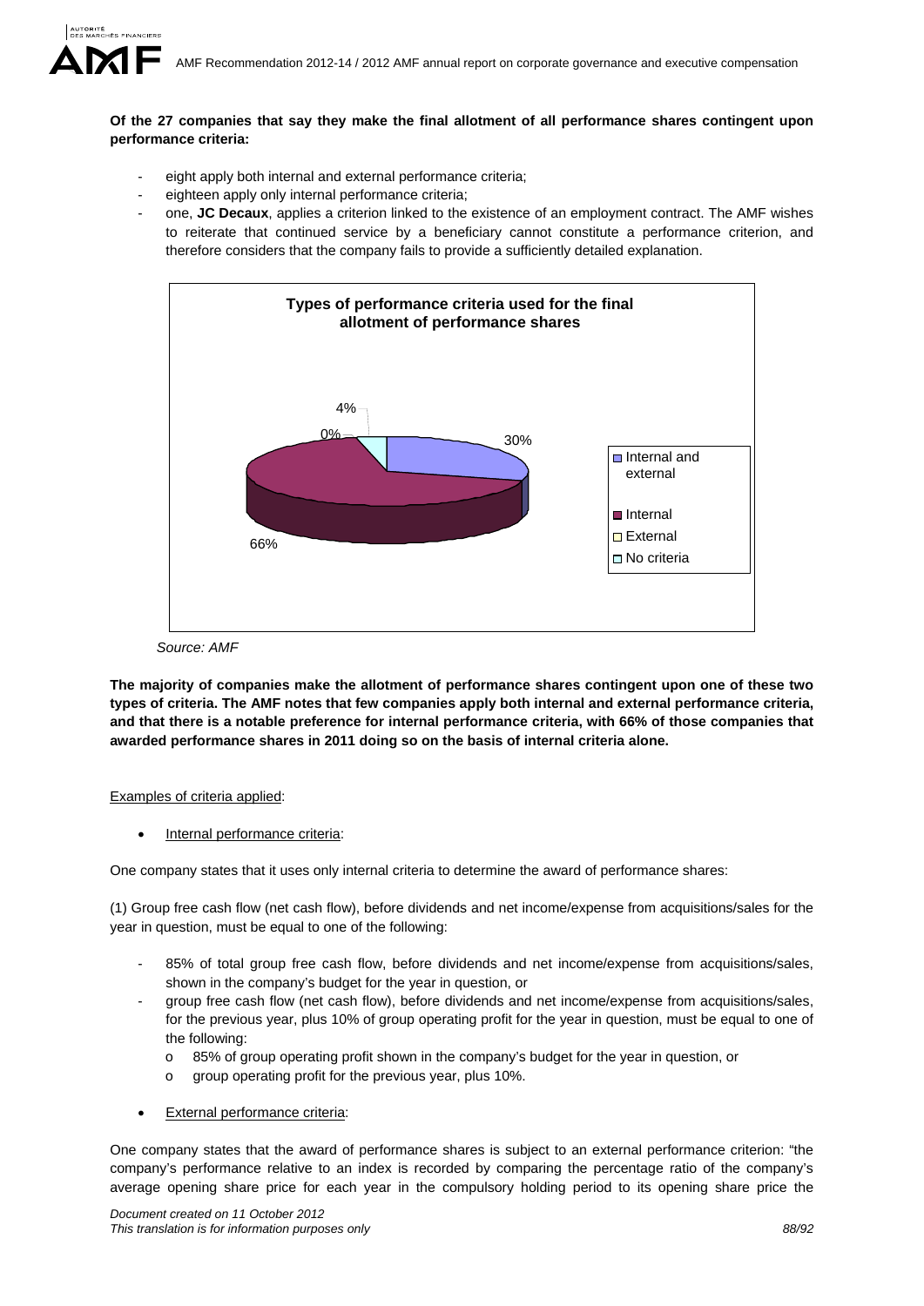**Of the 27 companies that say they make the final allotment of all performance shares contingent upon performance criteria:**

- eight apply both internal and external performance criteria;
- eighteen apply only internal performance criteria;
- one, **JC Decaux**, applies a criterion linked to the existence of an employment contract. The AMF wishes to reiterate that continued service by a beneficiary cannot constitute a performance criterion, and therefore considers that the company fails to provide a sufficiently detailed explanation.

**Types of performance criteria used for the final allotment of performance shares**

| Type | % |
| --- | --- |
| Internal and external | 30% |
| Internal | 66% |
| External | 0% |
| No criteria | 4% |

*Source: AMF*

**The majority of companies make the allotment of performance shares contingent upon one of these two types of criteria. The AMF notes that few companies apply both internal and external performance criteria, and that there is a notable preference for internal performance criteria, with 66% of those companies that awarded performance shares in 2011 doing so on the basis of internal criteria alone.**

Examples of criteria applied:

- Internal performance criteria:

One company states that it uses only internal criteria to determine the award of performance shares:

(1) Group free cash flow (net cash flow), before dividends and net income/expense from acquisitions/sales for the year in question, must be equal to one of the following:

- 85% of total group free cash flow, before dividends and net income/expense from acquisitions/sales, shown in the company's budget for the year in question, or
- group free cash flow (net cash flow), before dividends and net income/expense from acquisitions/sales, for the previous year, plus 10% of group operating profit for the year in question, must be equal to one of the following:
    - 85% of group operating profit shown in the company's budget for the year in question, or
    - group operating profit for the previous year, plus 10%.

- External performance criteria:

One company states that the award of performance shares is subject to an external performance criterion: "the company's performance relative to an index is recorded by comparing the percentage ratio of the company's average opening share price for each year in the compulsory holding period to its opening share price the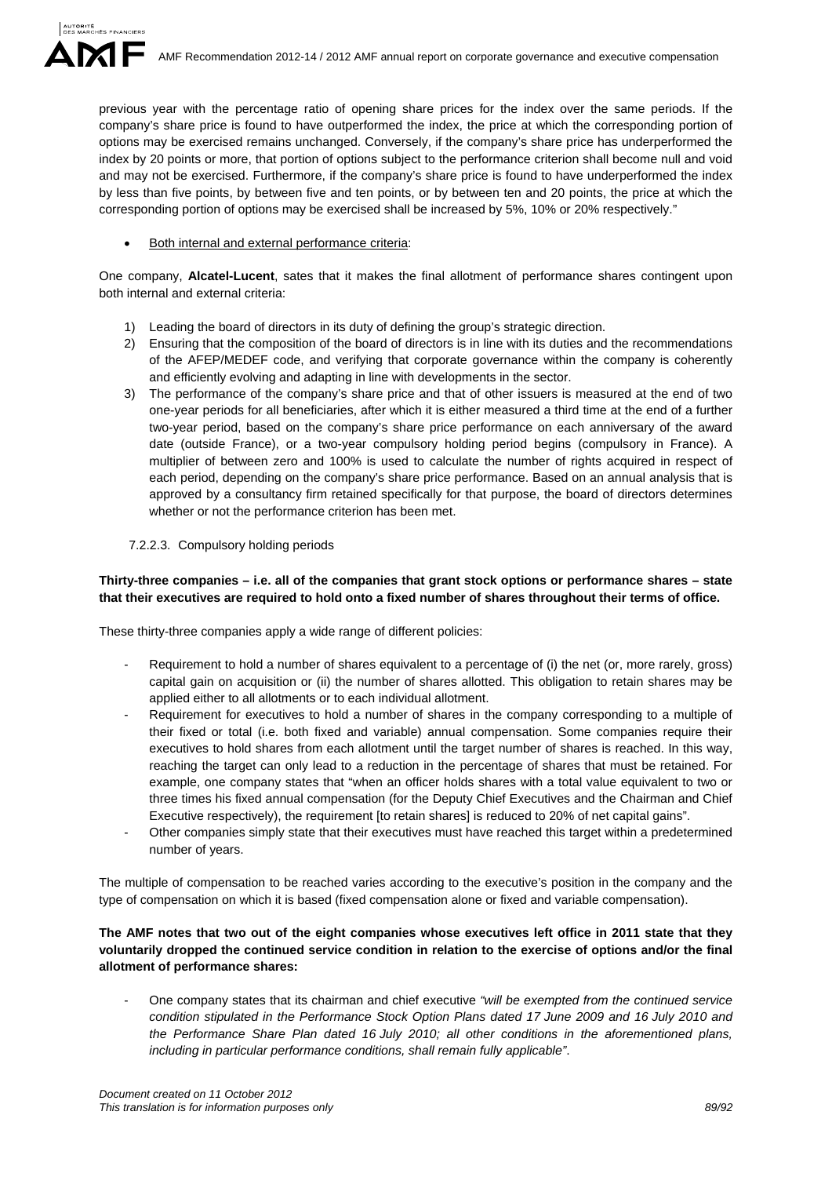previous year with the percentage ratio of opening share prices for the index over the same periods. If the company's share price is found to have outperformed the index, the price at which the corresponding portion of options may be exercised remains unchanged. Conversely, if the company's share price has underperformed the index by 20 points or more, that portion of options subject to the performance criterion shall become null and void and may not be exercised. Furthermore, if the company's share price is found to have underperformed the index by less than five points, by between five and ten points, or by between ten and 20 points, the price at which the corresponding portion of options may be exercised shall be increased by 5%, 10% or 20% respectively."

- Both internal and external performance criteria:

One company, **Alcatel-Lucent**, sates that it makes the final allotment of performance shares contingent upon both internal and external criteria:

1) Leading the board of directors in its duty of defining the group's strategic direction.
2) Ensuring that the composition of the board of directors is in line with its duties and the recommendations of the AFEP/MEDEF code, and verifying that corporate governance within the company is coherently and efficiently evolving and adapting in line with developments in the sector.
3) The performance of the company's share price and that of other issuers is measured at the end of two one-year periods for all beneficiaries, after which it is either measured a third time at the end of a further two-year period, based on the company's share price performance on each anniversary of the award date (outside France), or a two-year compulsory holding period begins (compulsory in France). A multiplier of between zero and 100% is used to calculate the number of rights acquired in respect of each period, depending on the company's share price performance. Based on an annual analysis that is approved by a consultancy firm retained specifically for that purpose, the board of directors determines whether or not the performance criterion has been met.

#### 7.2.2.3. Compulsory holding periods

**Thirty-three companies – i.e. all of the companies that grant stock options or performance shares – state that their executives are required to hold onto a fixed number of shares throughout their terms of office.**

These thirty-three companies apply a wide range of different policies:

- Requirement to hold a number of shares equivalent to a percentage of (i) the net (or, more rarely, gross) capital gain on acquisition or (ii) the number of shares allotted. This obligation to retain shares may be applied either to all allotments or to each individual allotment.
- Requirement for executives to hold a number of shares in the company corresponding to a multiple of their fixed or total (i.e. both fixed and variable) annual compensation. Some companies require their executives to hold shares from each allotment until the target number of shares is reached. In this way, reaching the target can only lead to a reduction in the percentage of shares that must be retained. For example, one company states that "when an officer holds shares with a total value equivalent to two or three times his fixed annual compensation (for the Deputy Chief Executives and the Chairman and Chief Executive respectively), the requirement [to retain shares] is reduced to 20% of net capital gains".
- Other companies simply state that their executives must have reached this target within a predetermined number of years.

The multiple of compensation to be reached varies according to the executive's position in the company and the type of compensation on which it is based (fixed compensation alone or fixed and variable compensation).

**The AMF notes that two out of the eight companies whose executives left office in 2011 state that they voluntarily dropped the continued service condition in relation to the exercise of options and/or the final allotment of performance shares:**

- One company states that its chairman and chief executive *"will be exempted from the continued service condition stipulated in the Performance Stock Option Plans dated 17 June 2009 and 16 July 2010 and the Performance Share Plan dated 16 July 2010; all other conditions in the aforementioned plans, including in particular performance conditions, shall remain fully applicable"*.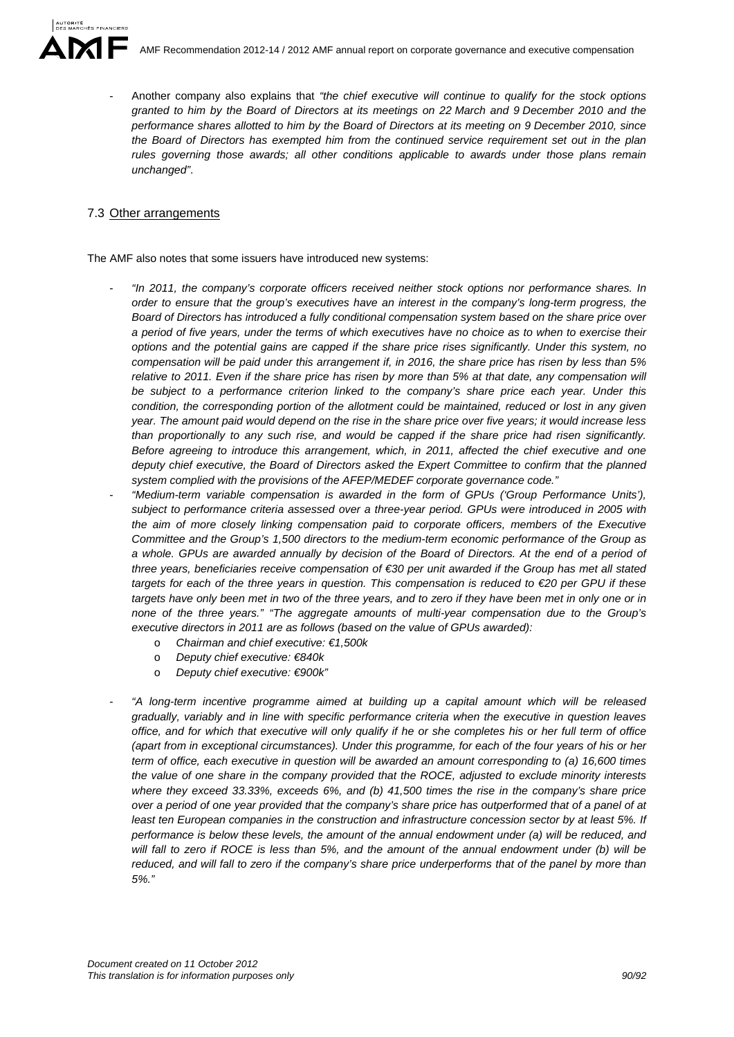- Another company also explains that *"the chief executive will continue to qualify for the stock options granted to him by the Board of Directors at its meetings on 22 March and 9 December 2010 and the performance shares allotted to him by the Board of Directors at its meeting on 9 December 2010, since the Board of Directors has exempted him from the continued service requirement set out in the plan rules governing those awards; all other conditions applicable to awards under those plans remain unchanged"*.

### 7.3 Other arrangements

The AMF also notes that some issuers have introduced new systems:

- *"In 2011, the company's corporate officers received neither stock options nor performance shares. In order to ensure that the group's executives have an interest in the company's long-term progress, the Board of Directors has introduced a fully conditional compensation system based on the share price over a period of five years, under the terms of which executives have no choice as to when to exercise their options and the potential gains are capped if the share price rises significantly. Under this system, no compensation will be paid under this arrangement if, in 2016, the share price has risen by less than 5% relative to 2011. Even if the share price has risen by more than 5% at that date, any compensation will be subject to a performance criterion linked to the company's share price each year. Under this condition, the corresponding portion of the allotment could be maintained, reduced or lost in any given year. The amount paid would depend on the rise in the share price over five years; it would increase less than proportionally to any such rise, and would be capped if the share price had risen significantly. Before agreeing to introduce this arrangement, which, in 2011, affected the chief executive and one deputy chief executive, the Board of Directors asked the Expert Committee to confirm that the planned system complied with the provisions of the AFEP/MEDEF corporate governance code."*
- *"Medium-term variable compensation is awarded in the form of GPUs ('Group Performance Units'), subject to performance criteria assessed over a three-year period. GPUs were introduced in 2005 with the aim of more closely linking compensation paid to corporate officers, members of the Executive Committee and the Group's 1,500 directors to the medium-term economic performance of the Group as a whole. GPUs are awarded annually by decision of the Board of Directors. At the end of a period of three years, beneficiaries receive compensation of €30 per unit awarded if the Group has met all stated targets for each of the three years in question. This compensation is reduced to €20 per GPU if these targets have only been met in two of the three years, and to zero if they have been met in only one or in none of the three years." "The aggregate amounts of multi-year compensation due to the Group's executive directors in 2011 are as follows (based on the value of GPUs awarded):*
  - *Chairman and chief executive: €1,500k*
  - *Deputy chief executive: €840k*
  - *Deputy chief executive: €900k"*
- *"A long-term incentive programme aimed at building up a capital amount which will be released gradually, variably and in line with specific performance criteria when the executive in question leaves office, and for which that executive will only qualify if he or she completes his or her full term of office (apart from in exceptional circumstances). Under this programme, for each of the four years of his or her term of office, each executive in question will be awarded an amount corresponding to (a) 16,600 times the value of one share in the company provided that the ROCE, adjusted to exclude minority interests where they exceed 33.33%, exceeds 6%, and (b) 41,500 times the rise in the company's share price over a period of one year provided that the company's share price has outperformed that of a panel of at least ten European companies in the construction and infrastructure concession sector by at least 5%. If performance is below these levels, the amount of the annual endowment under (a) will be reduced, and will fall to zero if ROCE is less than 5%, and the amount of the annual endowment under (b) will be reduced, and will fall to zero if the company's share price underperforms that of the panel by more than 5%."*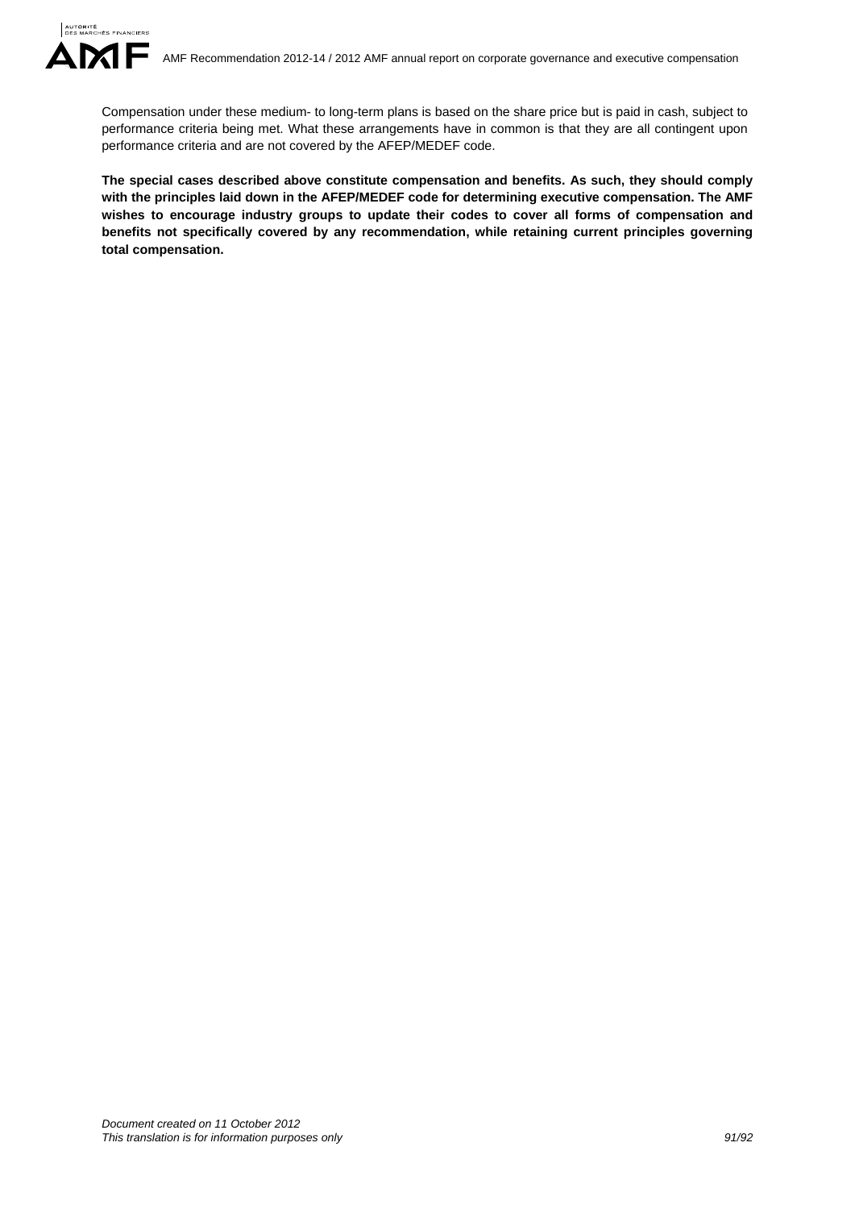Compensation under these medium- to long-term plans is based on the share price but is paid in cash, subject to performance criteria being met. What these arrangements have in common is that they are all contingent upon performance criteria and are not covered by the AFEP/MEDEF code.

**The special cases described above constitute compensation and benefits. As such, they should comply with the principles laid down in the AFEP/MEDEF code for determining executive compensation. The AMF wishes to encourage industry groups to update their codes to cover all forms of compensation and benefits not specifically covered by any recommendation, while retaining current principles governing total compensation.**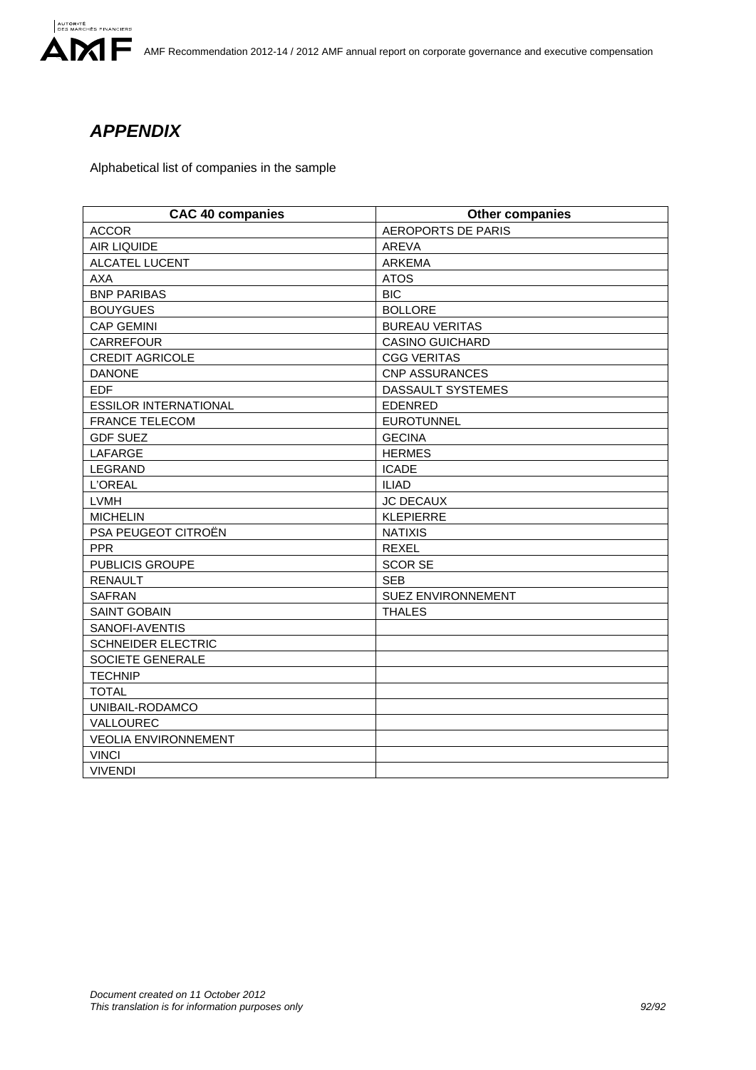## *APPENDIX*

Alphabetical list of companies in the sample

| CAC 40 companies | Other companies |
|---|---|
| ACCOR | AEROPORTS DE PARIS |
| AIR LIQUIDE | AREVA |
| ALCATEL LUCENT | ARKEMA |
| AXA | ATOS |
| BNP PARIBAS | BIC |
| BOUYGUES | BOLLORE |
| CAP GEMINI | BUREAU VERITAS |
| CARREFOUR | CASINO GUICHARD |
| CREDIT AGRICOLE | CGG VERITAS |
| DANONE | CNP ASSURANCES |
| EDF | DASSAULT SYSTEMES |
| ESSILOR INTERNATIONAL | EDENRED |
| FRANCE TELECOM | EUROTUNNEL |
| GDF SUEZ | GECINA |
| LAFARGE | HERMES |
| LEGRAND | ICADE |
| L'OREAL | ILIAD |
| LVMH | JC DECAUX |
| MICHELIN | KLEPIERRE |
| PSA PEUGEOT CITROËN | NATIXIS |
| PPR | REXEL |
| PUBLICIS GROUPE | SCOR SE |
| RENAULT | SEB |
| SAFRAN | SUEZ ENVIRONNEMENT |
| SAINT GOBAIN | THALES |
| SANOFI-AVENTIS | |
| SCHNEIDER ELECTRIC | |
| SOCIETE GENERALE | |
| TECHNIP | |
| TOTAL | |
| UNIBAIL-RODAMCO | |
| VALLOUREC | |
| VEOLIA ENVIRONNEMENT | |
| VINCI | |
| VIVENDI | |

*Document created on 11 October 2012*
*This translation is for information purposes only*